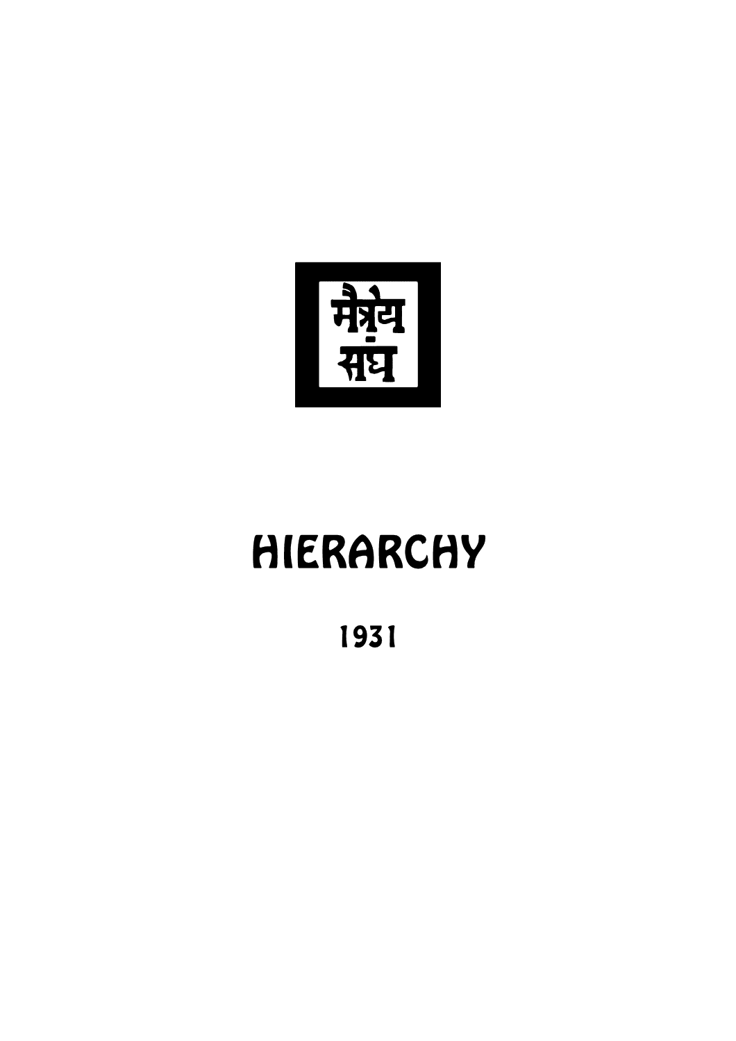मैत्रेय संघ

# HIERARCHY

1931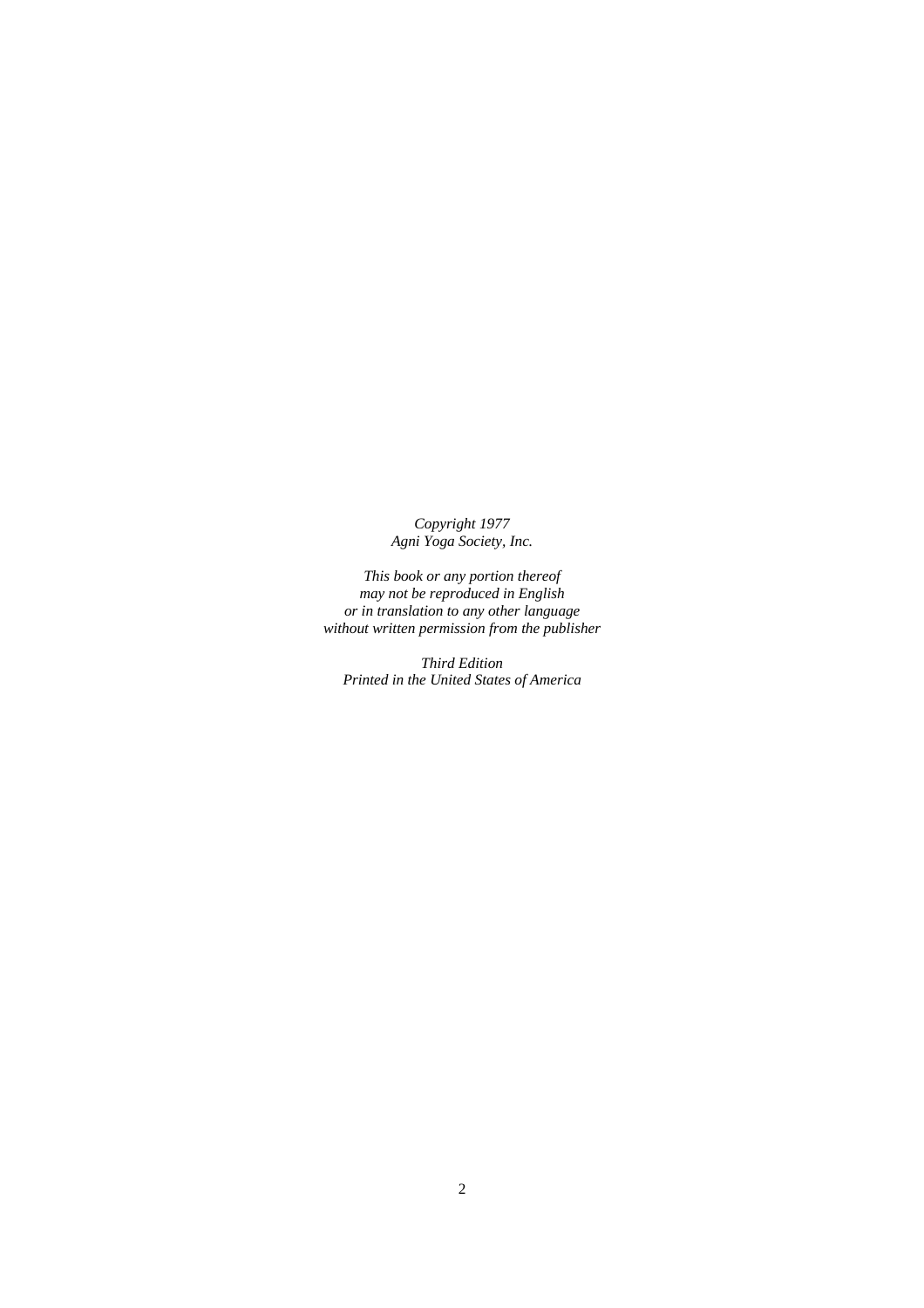*Copyright 1977*
*Agni Yoga Society, Inc.*

*This book or any portion thereof*
*may not be reproduced in English*
*or in translation to any other language*
*without written permission from the publisher*

*Third Edition*
*Printed in the United States of America*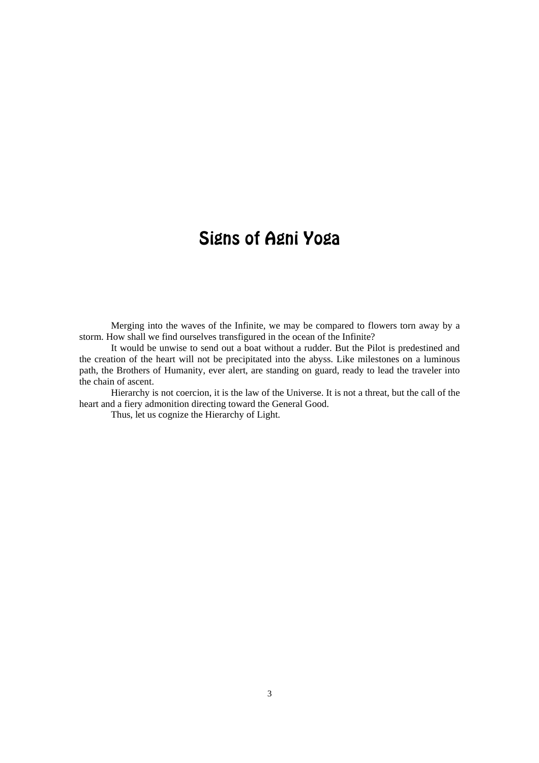# Signs of Agni Yoga

Merging into the waves of the Infinite, we may be compared to flowers torn away by a storm. How shall we find ourselves transfigured in the ocean of the Infinite?

It would be unwise to send out a boat without a rudder. But the Pilot is predestined and the creation of the heart will not be precipitated into the abyss. Like milestones on a luminous path, the Brothers of Humanity, ever alert, are standing on guard, ready to lead the traveler into the chain of ascent.

Hierarchy is not coercion, it is the law of the Universe. It is not a threat, but the call of the heart and a fiery admonition directing toward the General Good.

Thus, let us cognize the Hierarchy of Light.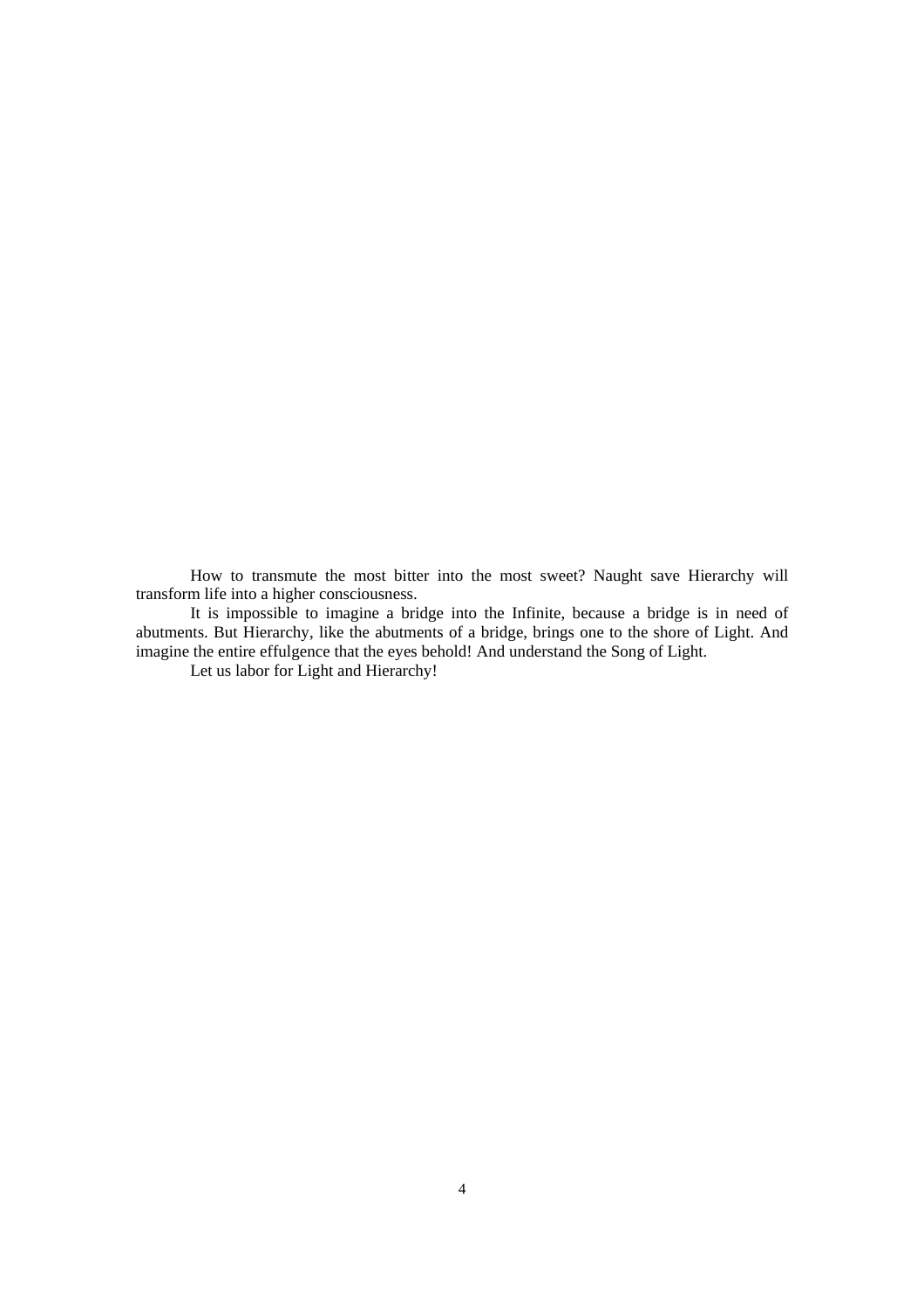How to transmute the most bitter into the most sweet? Naught save Hierarchy will transform life into a higher consciousness.

It is impossible to imagine a bridge into the Infinite, because a bridge is in need of abutments. But Hierarchy, like the abutments of a bridge, brings one to the shore of Light. And imagine the entire effulgence that the eyes behold! And understand the Song of Light.

Let us labor for Light and Hierarchy!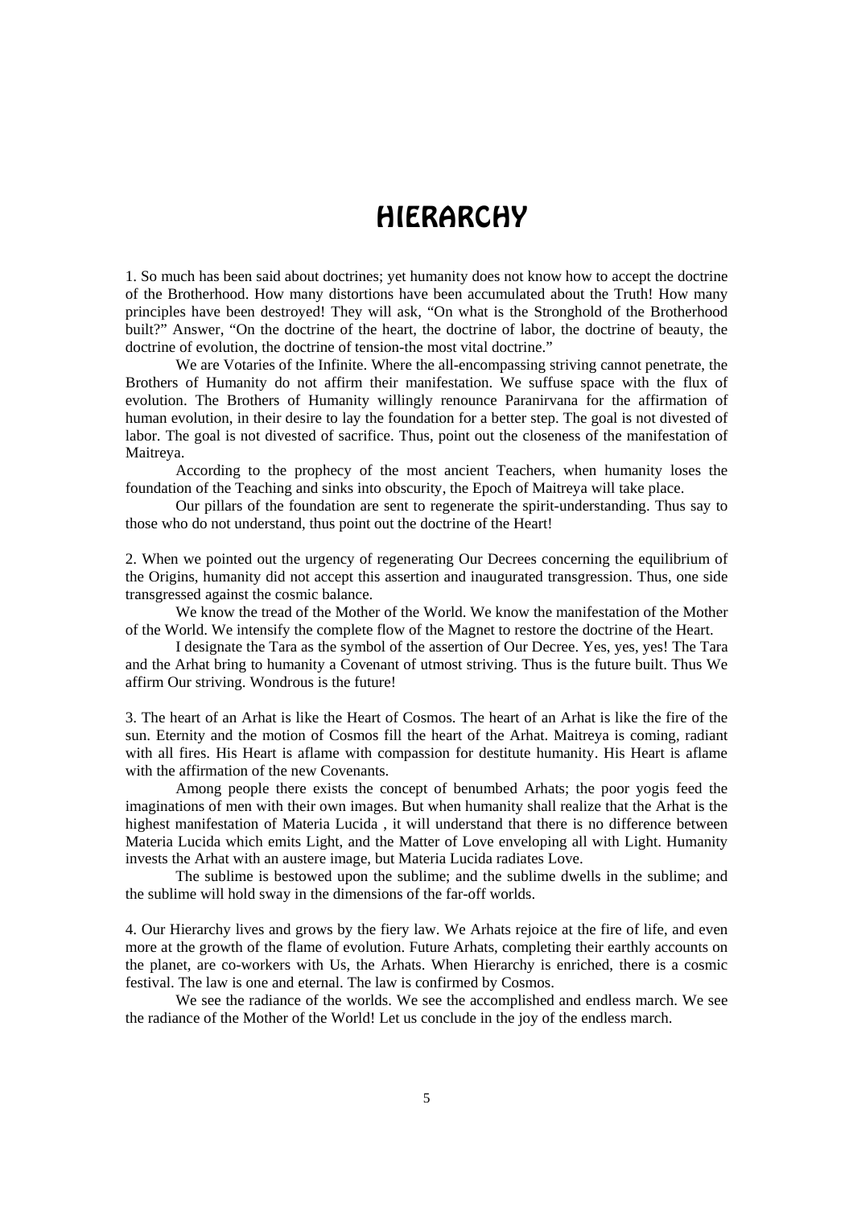# HIERARCHY

1. So much has been said about doctrines; yet humanity does not know how to accept the doctrine of the Brotherhood. How many distortions have been accumulated about the Truth! How many principles have been destroyed! They will ask, "On what is the Stronghold of the Brotherhood built?" Answer, "On the doctrine of the heart, the doctrine of labor, the doctrine of beauty, the doctrine of evolution, the doctrine of tension-the most vital doctrine."

We are Votaries of the Infinite. Where the all-encompassing striving cannot penetrate, the Brothers of Humanity do not affirm their manifestation. We suffuse space with the flux of evolution. The Brothers of Humanity willingly renounce Paranirvana for the affirmation of human evolution, in their desire to lay the foundation for a better step. The goal is not divested of labor. The goal is not divested of sacrifice. Thus, point out the closeness of the manifestation of Maitreya.

According to the prophecy of the most ancient Teachers, when humanity loses the foundation of the Teaching and sinks into obscurity, the Epoch of Maitreya will take place.

Our pillars of the foundation are sent to regenerate the spirit-understanding. Thus say to those who do not understand, thus point out the doctrine of the Heart!

2. When we pointed out the urgency of regenerating Our Decrees concerning the equilibrium of the Origins, humanity did not accept this assertion and inaugurated transgression. Thus, one side transgressed against the cosmic balance.

We know the tread of the Mother of the World. We know the manifestation of the Mother of the World. We intensify the complete flow of the Magnet to restore the doctrine of the Heart.

I designate the Tara as the symbol of the assertion of Our Decree. Yes, yes, yes! The Tara and the Arhat bring to humanity a Covenant of utmost striving. Thus is the future built. Thus We affirm Our striving. Wondrous is the future!

3. The heart of an Arhat is like the Heart of Cosmos. The heart of an Arhat is like the fire of the sun. Eternity and the motion of Cosmos fill the heart of the Arhat. Maitreya is coming, radiant with all fires. His Heart is aflame with compassion for destitute humanity. His Heart is aflame with the affirmation of the new Covenants.

Among people there exists the concept of benumbed Arhats; the poor yogis feed the imaginations of men with their own images. But when humanity shall realize that the Arhat is the highest manifestation of Materia Lucida , it will understand that there is no difference between Materia Lucida which emits Light, and the Matter of Love enveloping all with Light. Humanity invests the Arhat with an austere image, but Materia Lucida radiates Love.

The sublime is bestowed upon the sublime; and the sublime dwells in the sublime; and the sublime will hold sway in the dimensions of the far-off worlds.

4. Our Hierarchy lives and grows by the fiery law. We Arhats rejoice at the fire of life, and even more at the growth of the flame of evolution. Future Arhats, completing their earthly accounts on the planet, are co-workers with Us, the Arhats. When Hierarchy is enriched, there is a cosmic festival. The law is one and eternal. The law is confirmed by Cosmos.

We see the radiance of the worlds. We see the accomplished and endless march. We see the radiance of the Mother of the World! Let us conclude in the joy of the endless march.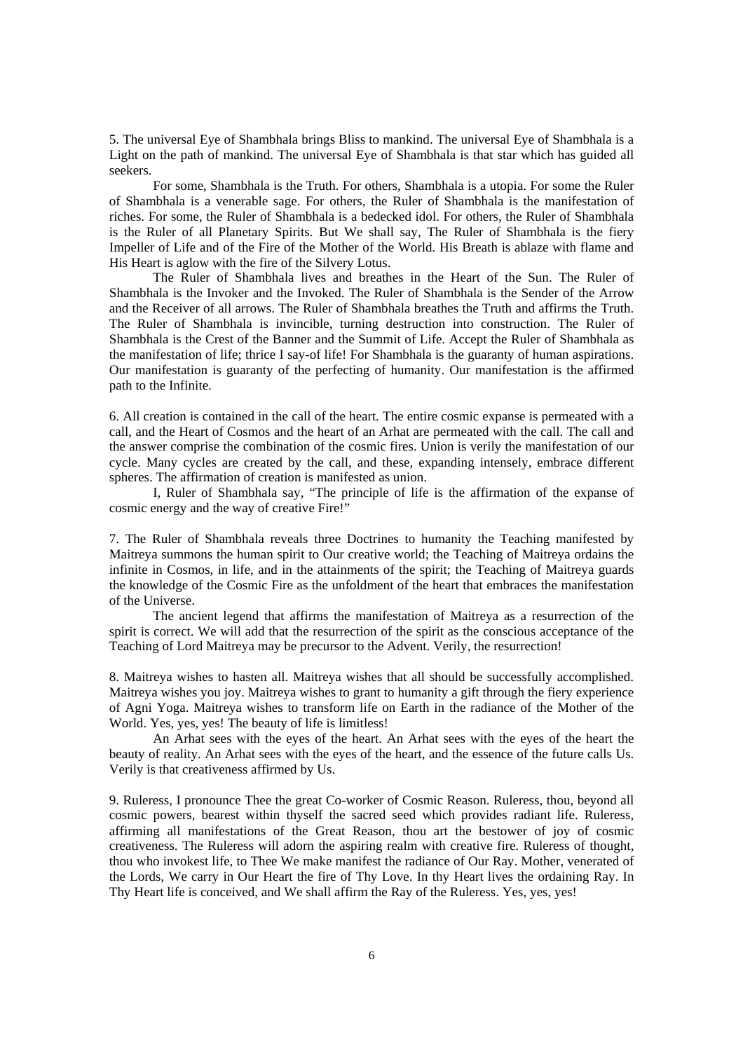5. The universal Eye of Shambhala brings Bliss to mankind. The universal Eye of Shambhala is a Light on the path of mankind. The universal Eye of Shambhala is that star which has guided all seekers.

For some, Shambhala is the Truth. For others, Shambhala is a utopia. For some the Ruler of Shambhala is a venerable sage. For others, the Ruler of Shambhala is the manifestation of riches. For some, the Ruler of Shambhala is a bedecked idol. For others, the Ruler of Shambhala is the Ruler of all Planetary Spirits. But We shall say, The Ruler of Shambhala is the fiery Impeller of Life and of the Fire of the Mother of the World. His Breath is ablaze with flame and His Heart is aglow with the fire of the Silvery Lotus.

The Ruler of Shambhala lives and breathes in the Heart of the Sun. The Ruler of Shambhala is the Invoker and the Invoked. The Ruler of Shambhala is the Sender of the Arrow and the Receiver of all arrows. The Ruler of Shambhala breathes the Truth and affirms the Truth. The Ruler of Shambhala is invincible, turning destruction into construction. The Ruler of Shambhala is the Crest of the Banner and the Summit of Life. Accept the Ruler of Shambhala as the manifestation of life; thrice I say-of life! For Shambhala is the guaranty of human aspirations. Our manifestation is guaranty of the perfecting of humanity. Our manifestation is the affirmed path to the Infinite.

6. All creation is contained in the call of the heart. The entire cosmic expanse is permeated with a call, and the Heart of Cosmos and the heart of an Arhat are permeated with the call. The call and the answer comprise the combination of the cosmic fires. Union is verily the manifestation of our cycle. Many cycles are created by the call, and these, expanding intensely, embrace different spheres. The affirmation of creation is manifested as union.

I, Ruler of Shambhala say, "The principle of life is the affirmation of the expanse of cosmic energy and the way of creative Fire!"

7. The Ruler of Shambhala reveals three Doctrines to humanity the Teaching manifested by Maitreya summons the human spirit to Our creative world; the Teaching of Maitreya ordains the infinite in Cosmos, in life, and in the attainments of the spirit; the Teaching of Maitreya guards the knowledge of the Cosmic Fire as the unfoldment of the heart that embraces the manifestation of the Universe.

The ancient legend that affirms the manifestation of Maitreya as a resurrection of the spirit is correct. We will add that the resurrection of the spirit as the conscious acceptance of the Teaching of Lord Maitreya may be precursor to the Advent. Verily, the resurrection!

8. Maitreya wishes to hasten all. Maitreya wishes that all should be successfully accomplished. Maitreya wishes you joy. Maitreya wishes to grant to humanity a gift through the fiery experience of Agni Yoga. Maitreya wishes to transform life on Earth in the radiance of the Mother of the World. Yes, yes, yes! The beauty of life is limitless!

An Arhat sees with the eyes of the heart. An Arhat sees with the eyes of the heart the beauty of reality. An Arhat sees with the eyes of the heart, and the essence of the future calls Us. Verily is that creativeness affirmed by Us.

9. Ruleress, I pronounce Thee the great Co-worker of Cosmic Reason. Ruleress, thou, beyond all cosmic powers, bearest within thyself the sacred seed which provides radiant life. Ruleress, affirming all manifestations of the Great Reason, thou art the bestower of joy of cosmic creativeness. The Ruleress will adorn the aspiring realm with creative fire. Ruleress of thought, thou who invokest life, to Thee We make manifest the radiance of Our Ray. Mother, venerated of the Lords, We carry in Our Heart the fire of Thy Love. In thy Heart lives the ordaining Ray. In Thy Heart life is conceived, and We shall affirm the Ray of the Ruleress. Yes, yes, yes!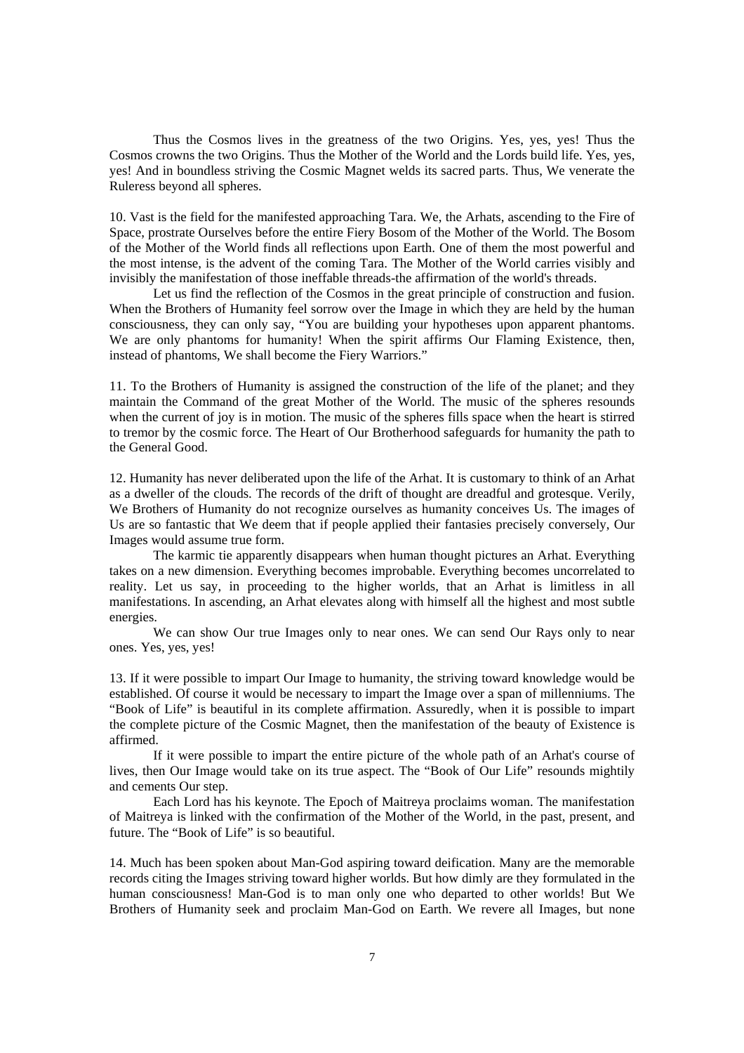Thus the Cosmos lives in the greatness of the two Origins. Yes, yes, yes! Thus the Cosmos crowns the two Origins. Thus the Mother of the World and the Lords build life. Yes, yes, yes! And in boundless striving the Cosmic Magnet welds its sacred parts. Thus, We venerate the Ruleress beyond all spheres.

10. Vast is the field for the manifested approaching Tara. We, the Arhats, ascending to the Fire of Space, prostrate Ourselves before the entire Fiery Bosom of the Mother of the World. The Bosom of the Mother of the World finds all reflections upon Earth. One of them the most powerful and the most intense, is the advent of the coming Tara. The Mother of the World carries visibly and invisibly the manifestation of those ineffable threads-the affirmation of the world's threads.

Let us find the reflection of the Cosmos in the great principle of construction and fusion. When the Brothers of Humanity feel sorrow over the Image in which they are held by the human consciousness, they can only say, "You are building your hypotheses upon apparent phantoms. We are only phantoms for humanity! When the spirit affirms Our Flaming Existence, then, instead of phantoms, We shall become the Fiery Warriors."

11. To the Brothers of Humanity is assigned the construction of the life of the planet; and they maintain the Command of the great Mother of the World. The music of the spheres resounds when the current of joy is in motion. The music of the spheres fills space when the heart is stirred to tremor by the cosmic force. The Heart of Our Brotherhood safeguards for humanity the path to the General Good.

12. Humanity has never deliberated upon the life of the Arhat. It is customary to think of an Arhat as a dweller of the clouds. The records of the drift of thought are dreadful and grotesque. Verily, We Brothers of Humanity do not recognize ourselves as humanity conceives Us. The images of Us are so fantastic that We deem that if people applied their fantasies precisely conversely, Our Images would assume true form.

The karmic tie apparently disappears when human thought pictures an Arhat. Everything takes on a new dimension. Everything becomes improbable. Everything becomes uncorrelated to reality. Let us say, in proceeding to the higher worlds, that an Arhat is limitless in all manifestations. In ascending, an Arhat elevates along with himself all the highest and most subtle energies.

We can show Our true Images only to near ones. We can send Our Rays only to near ones. Yes, yes, yes!

13. If it were possible to impart Our Image to humanity, the striving toward knowledge would be established. Of course it would be necessary to impart the Image over a span of millenniums. The "Book of Life" is beautiful in its complete affirmation. Assuredly, when it is possible to impart the complete picture of the Cosmic Magnet, then the manifestation of the beauty of Existence is affirmed.

If it were possible to impart the entire picture of the whole path of an Arhat's course of lives, then Our Image would take on its true aspect. The "Book of Our Life" resounds mightily and cements Our step.

Each Lord has his keynote. The Epoch of Maitreya proclaims woman. The manifestation of Maitreya is linked with the confirmation of the Mother of the World, in the past, present, and future. The "Book of Life" is so beautiful.

14. Much has been spoken about Man-God aspiring toward deification. Many are the memorable records citing the Images striving toward higher worlds. But how dimly are they formulated in the human consciousness! Man-God is to man only one who departed to other worlds! But We Brothers of Humanity seek and proclaim Man-God on Earth. We revere all Images, but none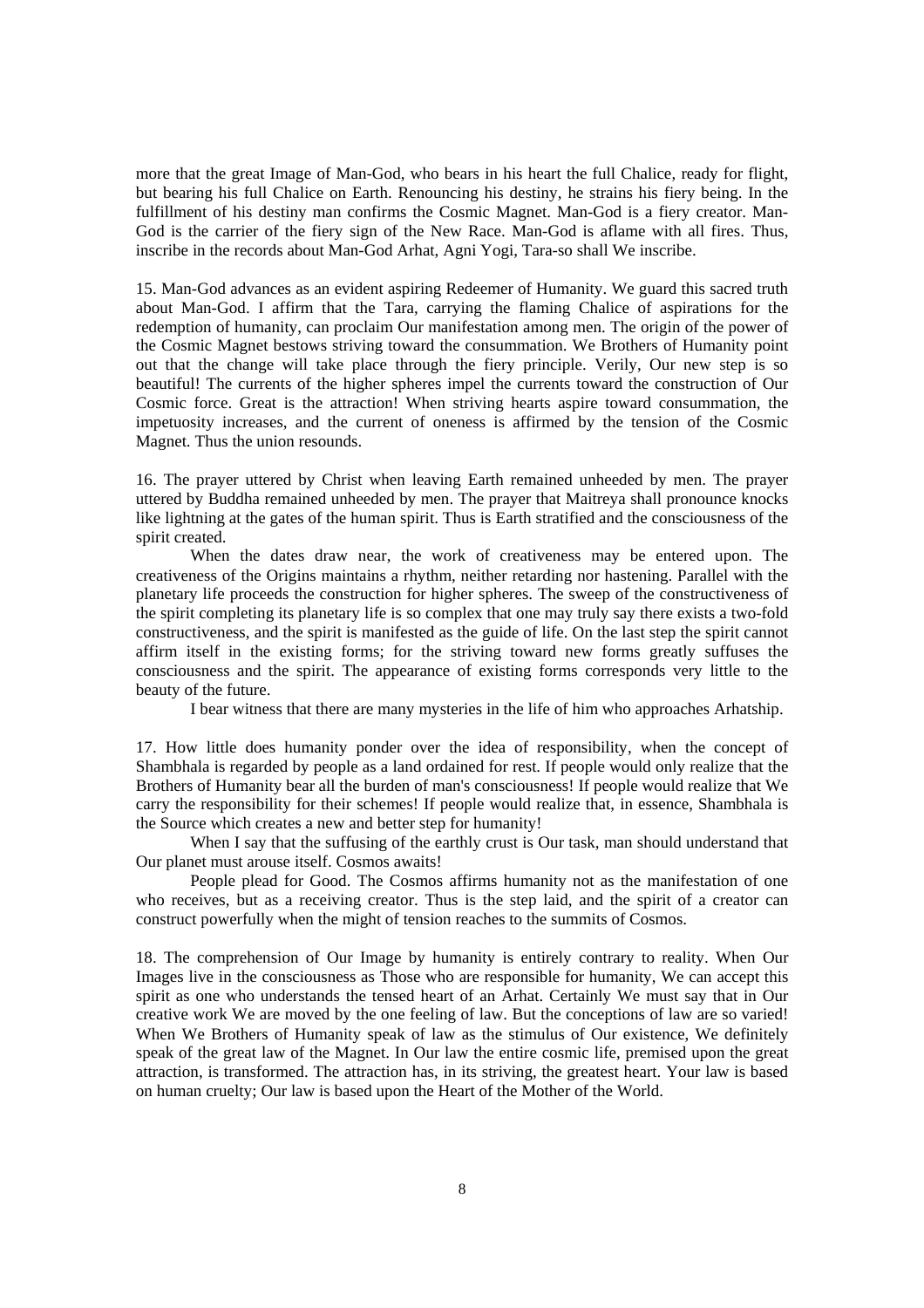more that the great Image of Man-God, who bears in his heart the full Chalice, ready for flight, but bearing his full Chalice on Earth. Renouncing his destiny, he strains his fiery being. In the fulfillment of his destiny man confirms the Cosmic Magnet. Man-God is a fiery creator. Man-God is the carrier of the fiery sign of the New Race. Man-God is aflame with all fires. Thus, inscribe in the records about Man-God Arhat, Agni Yogi, Tara-so shall We inscribe.

15. Man-God advances as an evident aspiring Redeemer of Humanity. We guard this sacred truth about Man-God. I affirm that the Tara, carrying the flaming Chalice of aspirations for the redemption of humanity, can proclaim Our manifestation among men. The origin of the power of the Cosmic Magnet bestows striving toward the consummation. We Brothers of Humanity point out that the change will take place through the fiery principle. Verily, Our new step is so beautiful! The currents of the higher spheres impel the currents toward the construction of Our Cosmic force. Great is the attraction! When striving hearts aspire toward consummation, the impetuosity increases, and the current of oneness is affirmed by the tension of the Cosmic Magnet. Thus the union resounds.

16. The prayer uttered by Christ when leaving Earth remained unheeded by men. The prayer uttered by Buddha remained unheeded by men. The prayer that Maitreya shall pronounce knocks like lightning at the gates of the human spirit. Thus is Earth stratified and the consciousness of the spirit created.

When the dates draw near, the work of creativeness may be entered upon. The creativeness of the Origins maintains a rhythm, neither retarding nor hastening. Parallel with the planetary life proceeds the construction for higher spheres. The sweep of the constructiveness of the spirit completing its planetary life is so complex that one may truly say there exists a two-fold constructiveness, and the spirit is manifested as the guide of life. On the last step the spirit cannot affirm itself in the existing forms; for the striving toward new forms greatly suffuses the consciousness and the spirit. The appearance of existing forms corresponds very little to the beauty of the future.

I bear witness that there are many mysteries in the life of him who approaches Arhatship.

17. How little does humanity ponder over the idea of responsibility, when the concept of Shambhala is regarded by people as a land ordained for rest. If people would only realize that the Brothers of Humanity bear all the burden of man's consciousness! If people would realize that We carry the responsibility for their schemes! If people would realize that, in essence, Shambhala is the Source which creates a new and better step for humanity!

When I say that the suffusing of the earthly crust is Our task, man should understand that Our planet must arouse itself. Cosmos awaits!

People plead for Good. The Cosmos affirms humanity not as the manifestation of one who receives, but as a receiving creator. Thus is the step laid, and the spirit of a creator can construct powerfully when the might of tension reaches to the summits of Cosmos.

18. The comprehension of Our Image by humanity is entirely contrary to reality. When Our Images live in the consciousness as Those who are responsible for humanity, We can accept this spirit as one who understands the tensed heart of an Arhat. Certainly We must say that in Our creative work We are moved by the one feeling of law. But the conceptions of law are so varied! When We Brothers of Humanity speak of law as the stimulus of Our existence, We definitely speak of the great law of the Magnet. In Our law the entire cosmic life, premised upon the great attraction, is transformed. The attraction has, in its striving, the greatest heart. Your law is based on human cruelty; Our law is based upon the Heart of the Mother of the World.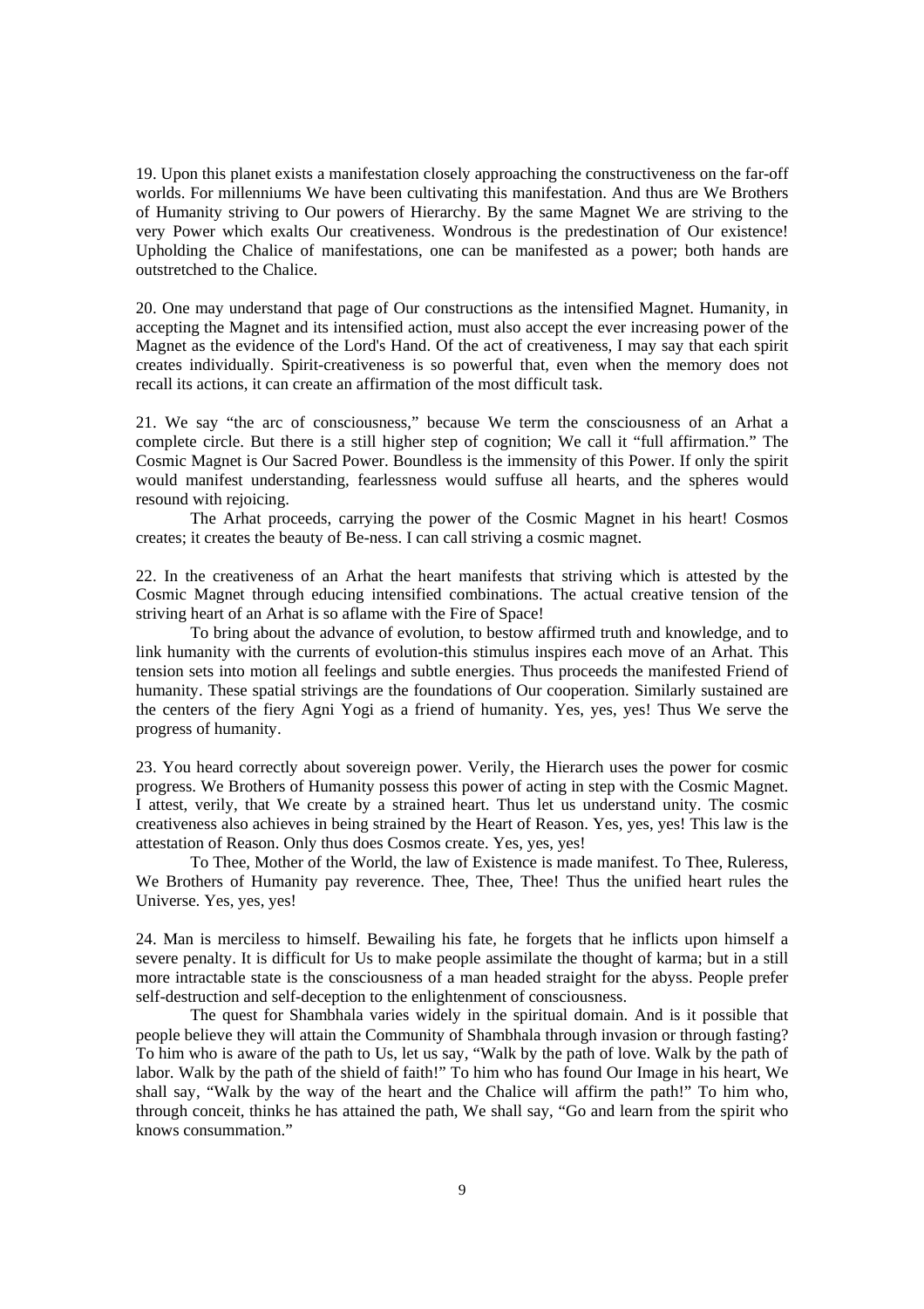19. Upon this planet exists a manifestation closely approaching the constructiveness on the far-off worlds. For millenniums We have been cultivating this manifestation. And thus are We Brothers of Humanity striving to Our powers of Hierarchy. By the same Magnet We are striving to the very Power which exalts Our creativeness. Wondrous is the predestination of Our existence! Upholding the Chalice of manifestations, one can be manifested as a power; both hands are outstretched to the Chalice.

20. One may understand that page of Our constructions as the intensified Magnet. Humanity, in accepting the Magnet and its intensified action, must also accept the ever increasing power of the Magnet as the evidence of the Lord's Hand. Of the act of creativeness, I may say that each spirit creates individually. Spirit-creativeness is so powerful that, even when the memory does not recall its actions, it can create an affirmation of the most difficult task.

21. We say "the arc of consciousness," because We term the consciousness of an Arhat a complete circle. But there is a still higher step of cognition; We call it "full affirmation." The Cosmic Magnet is Our Sacred Power. Boundless is the immensity of this Power. If only the spirit would manifest understanding, fearlessness would suffuse all hearts, and the spheres would resound with rejoicing.

The Arhat proceeds, carrying the power of the Cosmic Magnet in his heart! Cosmos creates; it creates the beauty of Be-ness. I can call striving a cosmic magnet.

22. In the creativeness of an Arhat the heart manifests that striving which is attested by the Cosmic Magnet through educing intensified combinations. The actual creative tension of the striving heart of an Arhat is so aflame with the Fire of Space!

To bring about the advance of evolution, to bestow affirmed truth and knowledge, and to link humanity with the currents of evolution-this stimulus inspires each move of an Arhat. This tension sets into motion all feelings and subtle energies. Thus proceeds the manifested Friend of humanity. These spatial strivings are the foundations of Our cooperation. Similarly sustained are the centers of the fiery Agni Yogi as a friend of humanity. Yes, yes, yes! Thus We serve the progress of humanity.

23. You heard correctly about sovereign power. Verily, the Hierarch uses the power for cosmic progress. We Brothers of Humanity possess this power of acting in step with the Cosmic Magnet. I attest, verily, that We create by a strained heart. Thus let us understand unity. The cosmic creativeness also achieves in being strained by the Heart of Reason. Yes, yes, yes! This law is the attestation of Reason. Only thus does Cosmos create. Yes, yes, yes!

To Thee, Mother of the World, the law of Existence is made manifest. To Thee, Ruleress, We Brothers of Humanity pay reverence. Thee, Thee, Thee! Thus the unified heart rules the Universe. Yes, yes, yes!

24. Man is merciless to himself. Bewailing his fate, he forgets that he inflicts upon himself a severe penalty. It is difficult for Us to make people assimilate the thought of karma; but in a still more intractable state is the consciousness of a man headed straight for the abyss. People prefer self-destruction and self-deception to the enlightenment of consciousness.

The quest for Shambhala varies widely in the spiritual domain. And is it possible that people believe they will attain the Community of Shambhala through invasion or through fasting? To him who is aware of the path to Us, let us say, "Walk by the path of love. Walk by the path of labor. Walk by the path of the shield of faith!" To him who has found Our Image in his heart, We shall say, "Walk by the way of the heart and the Chalice will affirm the path!" To him who, through conceit, thinks he has attained the path, We shall say, "Go and learn from the spirit who knows consummation."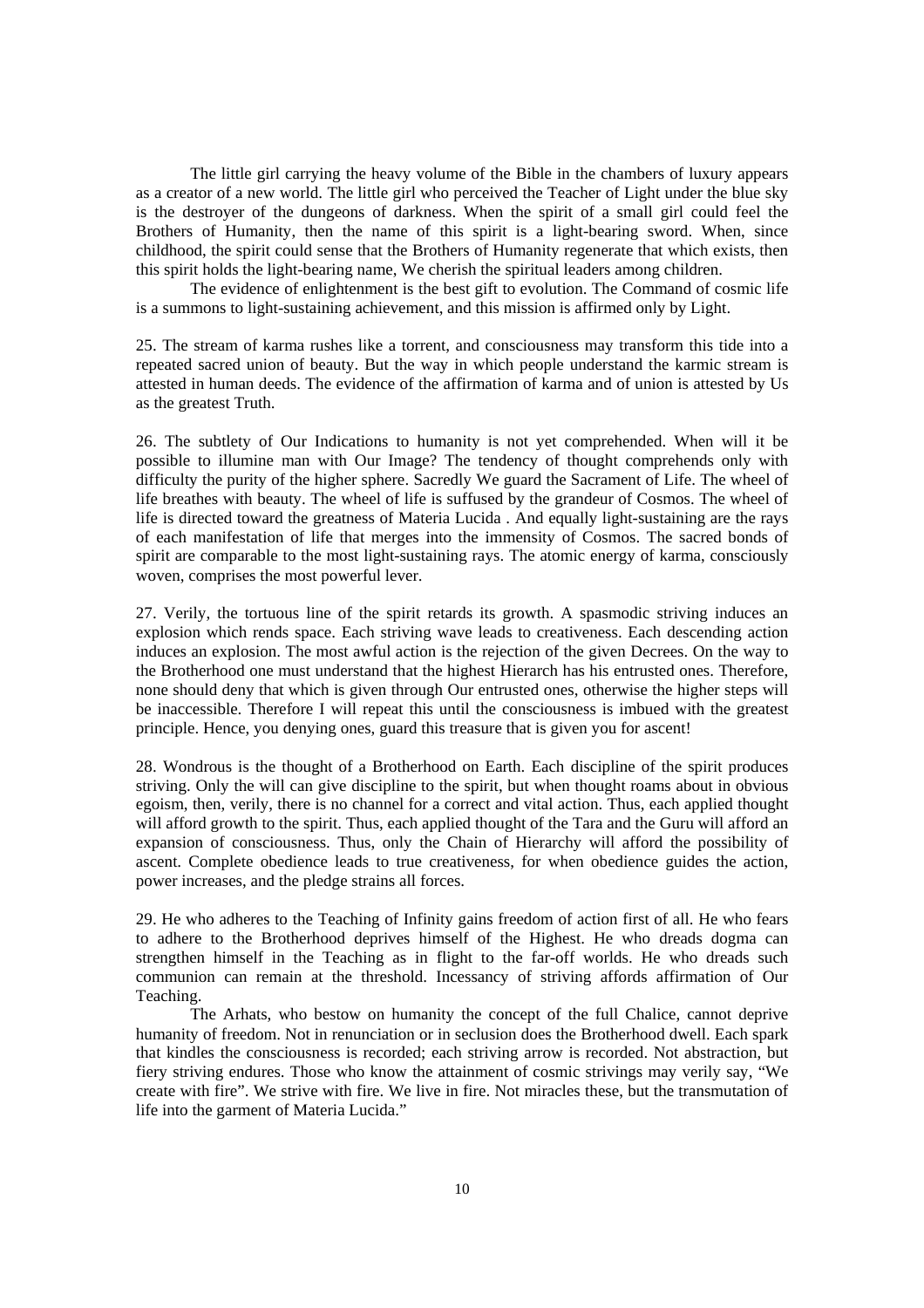The little girl carrying the heavy volume of the Bible in the chambers of luxury appears as a creator of a new world. The little girl who perceived the Teacher of Light under the blue sky is the destroyer of the dungeons of darkness. When the spirit of a small girl could feel the Brothers of Humanity, then the name of this spirit is a light-bearing sword. When, since childhood, the spirit could sense that the Brothers of Humanity regenerate that which exists, then this spirit holds the light-bearing name, We cherish the spiritual leaders among children.

The evidence of enlightenment is the best gift to evolution. The Command of cosmic life is a summons to light-sustaining achievement, and this mission is affirmed only by Light.

25. The stream of karma rushes like a torrent, and consciousness may transform this tide into a repeated sacred union of beauty. But the way in which people understand the karmic stream is attested in human deeds. The evidence of the affirmation of karma and of union is attested by Us as the greatest Truth.

26. The subtlety of Our Indications to humanity is not yet comprehended. When will it be possible to illumine man with Our Image? The tendency of thought comprehends only with difficulty the purity of the higher sphere. Sacredly We guard the Sacrament of Life. The wheel of life breathes with beauty. The wheel of life is suffused by the grandeur of Cosmos. The wheel of life is directed toward the greatness of Materia Lucida . And equally light-sustaining are the rays of each manifestation of life that merges into the immensity of Cosmos. The sacred bonds of spirit are comparable to the most light-sustaining rays. The atomic energy of karma, consciously woven, comprises the most powerful lever.

27. Verily, the tortuous line of the spirit retards its growth. A spasmodic striving induces an explosion which rends space. Each striving wave leads to creativeness. Each descending action induces an explosion. The most awful action is the rejection of the given Decrees. On the way to the Brotherhood one must understand that the highest Hierarch has his entrusted ones. Therefore, none should deny that which is given through Our entrusted ones, otherwise the higher steps will be inaccessible. Therefore I will repeat this until the consciousness is imbued with the greatest principle. Hence, you denying ones, guard this treasure that is given you for ascent!

28. Wondrous is the thought of a Brotherhood on Earth. Each discipline of the spirit produces striving. Only the will can give discipline to the spirit, but when thought roams about in obvious egoism, then, verily, there is no channel for a correct and vital action. Thus, each applied thought will afford growth to the spirit. Thus, each applied thought of the Tara and the Guru will afford an expansion of consciousness. Thus, only the Chain of Hierarchy will afford the possibility of ascent. Complete obedience leads to true creativeness, for when obedience guides the action, power increases, and the pledge strains all forces.

29. He who adheres to the Teaching of Infinity gains freedom of action first of all. He who fears to adhere to the Brotherhood deprives himself of the Highest. He who dreads dogma can strengthen himself in the Teaching as in flight to the far-off worlds. He who dreads such communion can remain at the threshold. Incessancy of striving affords affirmation of Our Teaching.

The Arhats, who bestow on humanity the concept of the full Chalice, cannot deprive humanity of freedom. Not in renunciation or in seclusion does the Brotherhood dwell. Each spark that kindles the consciousness is recorded; each striving arrow is recorded. Not abstraction, but fiery striving endures. Those who know the attainment of cosmic strivings may verily say, "We create with fire". We strive with fire. We live in fire. Not miracles these, but the transmutation of life into the garment of Materia Lucida."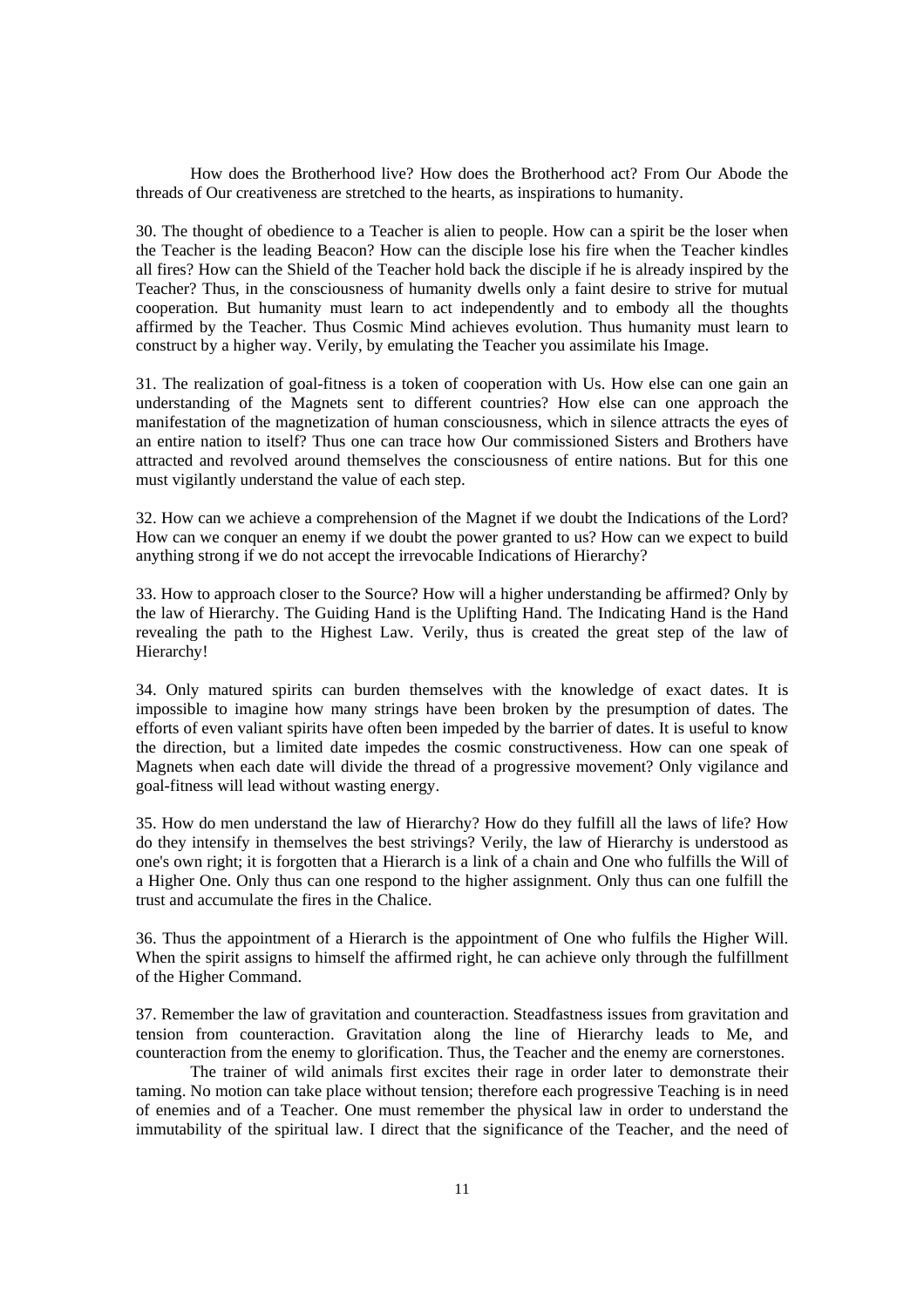How does the Brotherhood live? How does the Brotherhood act? From Our Abode the threads of Our creativeness are stretched to the hearts, as inspirations to humanity.

30. The thought of obedience to a Teacher is alien to people. How can a spirit be the loser when the Teacher is the leading Beacon? How can the disciple lose his fire when the Teacher kindles all fires? How can the Shield of the Teacher hold back the disciple if he is already inspired by the Teacher? Thus, in the consciousness of humanity dwells only a faint desire to strive for mutual cooperation. But humanity must learn to act independently and to embody all the thoughts affirmed by the Teacher. Thus Cosmic Mind achieves evolution. Thus humanity must learn to construct by a higher way. Verily, by emulating the Teacher you assimilate his Image.

31. The realization of goal-fitness is a token of cooperation with Us. How else can one gain an understanding of the Magnets sent to different countries? How else can one approach the manifestation of the magnetization of human consciousness, which in silence attracts the eyes of an entire nation to itself? Thus one can trace how Our commissioned Sisters and Brothers have attracted and revolved around themselves the consciousness of entire nations. But for this one must vigilantly understand the value of each step.

32. How can we achieve a comprehension of the Magnet if we doubt the Indications of the Lord? How can we conquer an enemy if we doubt the power granted to us? How can we expect to build anything strong if we do not accept the irrevocable Indications of Hierarchy?

33. How to approach closer to the Source? How will a higher understanding be affirmed? Only by the law of Hierarchy. The Guiding Hand is the Uplifting Hand. The Indicating Hand is the Hand revealing the path to the Highest Law. Verily, thus is created the great step of the law of Hierarchy!

34. Only matured spirits can burden themselves with the knowledge of exact dates. It is impossible to imagine how many strings have been broken by the presumption of dates. The efforts of even valiant spirits have often been impeded by the barrier of dates. It is useful to know the direction, but a limited date impedes the cosmic constructiveness. How can one speak of Magnets when each date will divide the thread of a progressive movement? Only vigilance and goal-fitness will lead without wasting energy.

35. How do men understand the law of Hierarchy? How do they fulfill all the laws of life? How do they intensify in themselves the best strivings? Verily, the law of Hierarchy is understood as one's own right; it is forgotten that a Hierarch is a link of a chain and One who fulfills the Will of a Higher One. Only thus can one respond to the higher assignment. Only thus can one fulfill the trust and accumulate the fires in the Chalice.

36. Thus the appointment of a Hierarch is the appointment of One who fulfils the Higher Will. When the spirit assigns to himself the affirmed right, he can achieve only through the fulfillment of the Higher Command.

37. Remember the law of gravitation and counteraction. Steadfastness issues from gravitation and tension from counteraction. Gravitation along the line of Hierarchy leads to Me, and counteraction from the enemy to glorification. Thus, the Teacher and the enemy are cornerstones.

The trainer of wild animals first excites their rage in order later to demonstrate their taming. No motion can take place without tension; therefore each progressive Teaching is in need of enemies and of a Teacher. One must remember the physical law in order to understand the immutability of the spiritual law. I direct that the significance of the Teacher, and the need of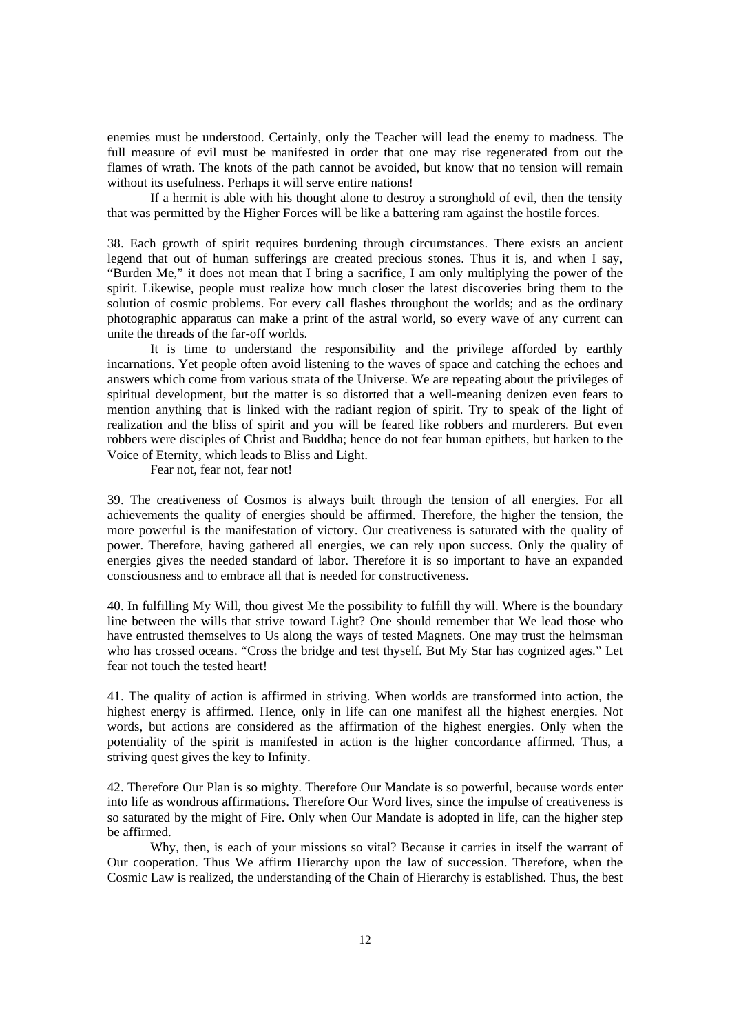enemies must be understood. Certainly, only the Teacher will lead the enemy to madness. The full measure of evil must be manifested in order that one may rise regenerated from out the flames of wrath. The knots of the path cannot be avoided, but know that no tension will remain without its usefulness. Perhaps it will serve entire nations!

If a hermit is able with his thought alone to destroy a stronghold of evil, then the tensity that was permitted by the Higher Forces will be like a battering ram against the hostile forces.

38. Each growth of spirit requires burdening through circumstances. There exists an ancient legend that out of human sufferings are created precious stones. Thus it is, and when I say, "Burden Me," it does not mean that I bring a sacrifice, I am only multiplying the power of the spirit. Likewise, people must realize how much closer the latest discoveries bring them to the solution of cosmic problems. For every call flashes throughout the worlds; and as the ordinary photographic apparatus can make a print of the astral world, so every wave of any current can unite the threads of the far-off worlds.

It is time to understand the responsibility and the privilege afforded by earthly incarnations. Yet people often avoid listening to the waves of space and catching the echoes and answers which come from various strata of the Universe. We are repeating about the privileges of spiritual development, but the matter is so distorted that a well-meaning denizen even fears to mention anything that is linked with the radiant region of spirit. Try to speak of the light of realization and the bliss of spirit and you will be feared like robbers and murderers. But even robbers were disciples of Christ and Buddha; hence do not fear human epithets, but harken to the Voice of Eternity, which leads to Bliss and Light.

Fear not, fear not, fear not!

39. The creativeness of Cosmos is always built through the tension of all energies. For all achievements the quality of energies should be affirmed. Therefore, the higher the tension, the more powerful is the manifestation of victory. Our creativeness is saturated with the quality of power. Therefore, having gathered all energies, we can rely upon success. Only the quality of energies gives the needed standard of labor. Therefore it is so important to have an expanded consciousness and to embrace all that is needed for constructiveness.

40. In fulfilling My Will, thou givest Me the possibility to fulfill thy will. Where is the boundary line between the wills that strive toward Light? One should remember that We lead those who have entrusted themselves to Us along the ways of tested Magnets. One may trust the helmsman who has crossed oceans. "Cross the bridge and test thyself. But My Star has cognized ages." Let fear not touch the tested heart!

41. The quality of action is affirmed in striving. When worlds are transformed into action, the highest energy is affirmed. Hence, only in life can one manifest all the highest energies. Not words, but actions are considered as the affirmation of the highest energies. Only when the potentiality of the spirit is manifested in action is the higher concordance affirmed. Thus, a striving quest gives the key to Infinity.

42. Therefore Our Plan is so mighty. Therefore Our Mandate is so powerful, because words enter into life as wondrous affirmations. Therefore Our Word lives, since the impulse of creativeness is so saturated by the might of Fire. Only when Our Mandate is adopted in life, can the higher step be affirmed.

Why, then, is each of your missions so vital? Because it carries in itself the warrant of Our cooperation. Thus We affirm Hierarchy upon the law of succession. Therefore, when the Cosmic Law is realized, the understanding of the Chain of Hierarchy is established. Thus, the best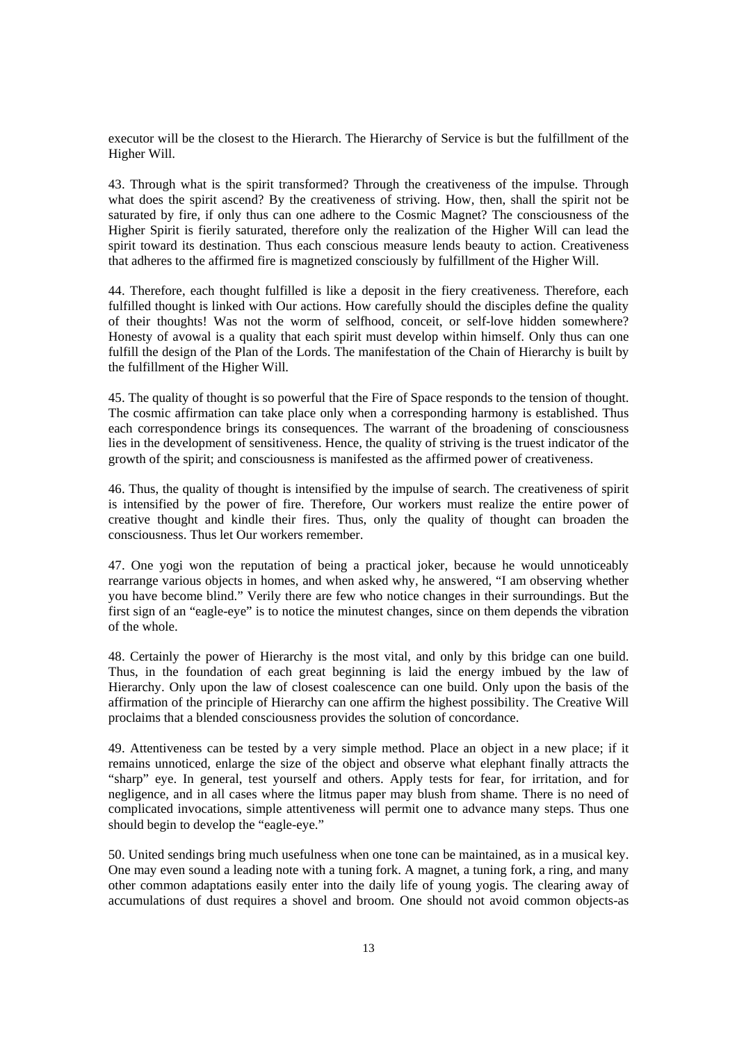executor will be the closest to the Hierarch. The Hierarchy of Service is but the fulfillment of the Higher Will.

43. Through what is the spirit transformed? Through the creativeness of the impulse. Through what does the spirit ascend? By the creativeness of striving. How, then, shall the spirit not be saturated by fire, if only thus can one adhere to the Cosmic Magnet? The consciousness of the Higher Spirit is fierily saturated, therefore only the realization of the Higher Will can lead the spirit toward its destination. Thus each conscious measure lends beauty to action. Creativeness that adheres to the affirmed fire is magnetized consciously by fulfillment of the Higher Will.

44. Therefore, each thought fulfilled is like a deposit in the fiery creativeness. Therefore, each fulfilled thought is linked with Our actions. How carefully should the disciples define the quality of their thoughts! Was not the worm of selfhood, conceit, or self-love hidden somewhere? Honesty of avowal is a quality that each spirit must develop within himself. Only thus can one fulfill the design of the Plan of the Lords. The manifestation of the Chain of Hierarchy is built by the fulfillment of the Higher Will.

45. The quality of thought is so powerful that the Fire of Space responds to the tension of thought. The cosmic affirmation can take place only when a corresponding harmony is established. Thus each correspondence brings its consequences. The warrant of the broadening of consciousness lies in the development of sensitiveness. Hence, the quality of striving is the truest indicator of the growth of the spirit; and consciousness is manifested as the affirmed power of creativeness.

46. Thus, the quality of thought is intensified by the impulse of search. The creativeness of spirit is intensified by the power of fire. Therefore, Our workers must realize the entire power of creative thought and kindle their fires. Thus, only the quality of thought can broaden the consciousness. Thus let Our workers remember.

47. One yogi won the reputation of being a practical joker, because he would unnoticeably rearrange various objects in homes, and when asked why, he answered, "I am observing whether you have become blind." Verily there are few who notice changes in their surroundings. But the first sign of an "eagle-eye" is to notice the minutest changes, since on them depends the vibration of the whole.

48. Certainly the power of Hierarchy is the most vital, and only by this bridge can one build. Thus, in the foundation of each great beginning is laid the energy imbued by the law of Hierarchy. Only upon the law of closest coalescence can one build. Only upon the basis of the affirmation of the principle of Hierarchy can one affirm the highest possibility. The Creative Will proclaims that a blended consciousness provides the solution of concordance.

49. Attentiveness can be tested by a very simple method. Place an object in a new place; if it remains unnoticed, enlarge the size of the object and observe what elephant finally attracts the "sharp" eye. In general, test yourself and others. Apply tests for fear, for irritation, and for negligence, and in all cases where the litmus paper may blush from shame. There is no need of complicated invocations, simple attentiveness will permit one to advance many steps. Thus one should begin to develop the "eagle-eye."

50. United sendings bring much usefulness when one tone can be maintained, as in a musical key. One may even sound a leading note with a tuning fork. A magnet, a tuning fork, a ring, and many other common adaptations easily enter into the daily life of young yogis. The clearing away of accumulations of dust requires a shovel and broom. One should not avoid common objects-as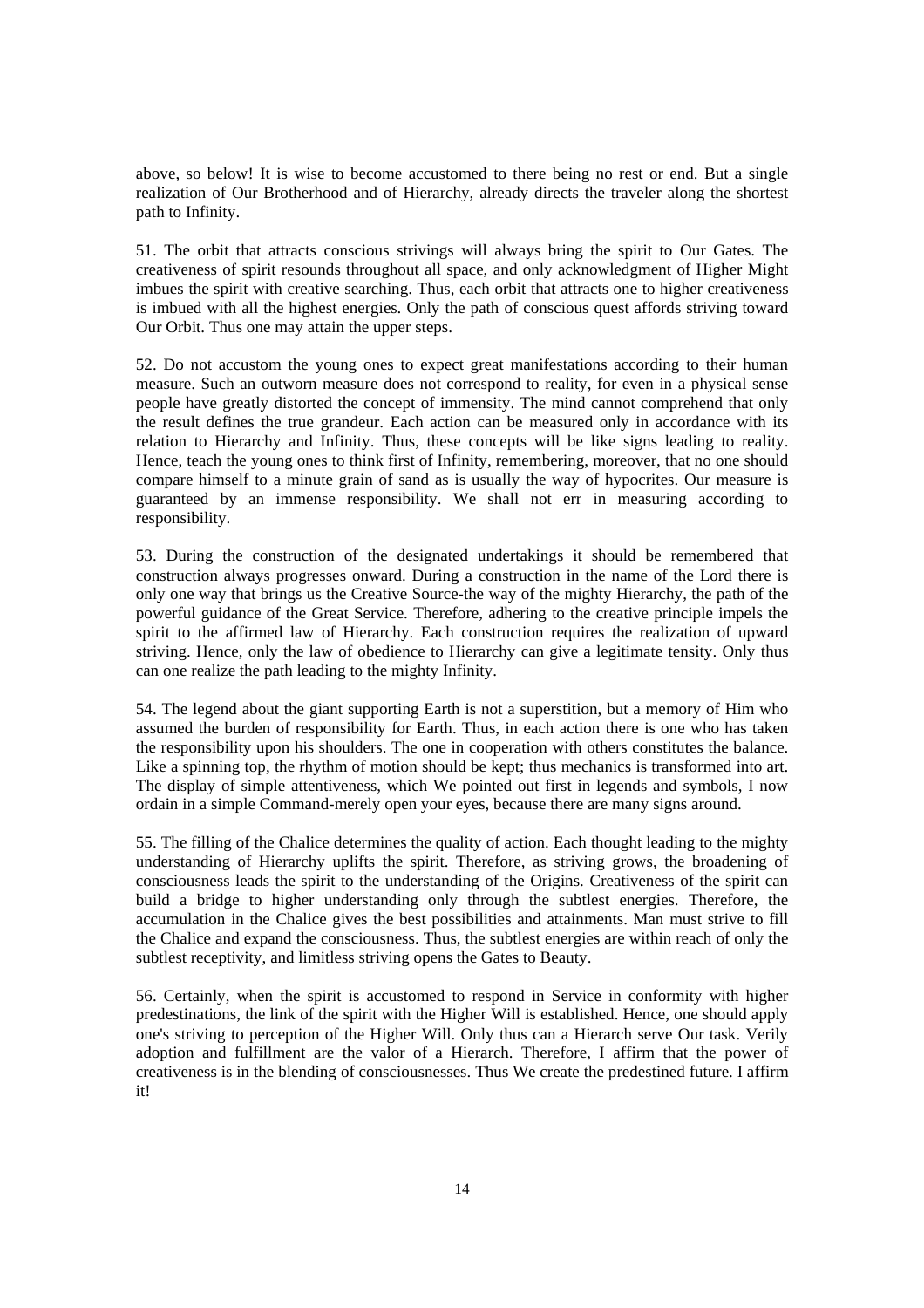above, so below! It is wise to become accustomed to there being no rest or end. But a single realization of Our Brotherhood and of Hierarchy, already directs the traveler along the shortest path to Infinity.

51. The orbit that attracts conscious strivings will always bring the spirit to Our Gates. The creativeness of spirit resounds throughout all space, and only acknowledgment of Higher Might imbues the spirit with creative searching. Thus, each orbit that attracts one to higher creativeness is imbued with all the highest energies. Only the path of conscious quest affords striving toward Our Orbit. Thus one may attain the upper steps.

52. Do not accustom the young ones to expect great manifestations according to their human measure. Such an outworn measure does not correspond to reality, for even in a physical sense people have greatly distorted the concept of immensity. The mind cannot comprehend that only the result defines the true grandeur. Each action can be measured only in accordance with its relation to Hierarchy and Infinity. Thus, these concepts will be like signs leading to reality. Hence, teach the young ones to think first of Infinity, remembering, moreover, that no one should compare himself to a minute grain of sand as is usually the way of hypocrites. Our measure is guaranteed by an immense responsibility. We shall not err in measuring according to responsibility.

53. During the construction of the designated undertakings it should be remembered that construction always progresses onward. During a construction in the name of the Lord there is only one way that brings us the Creative Source-the way of the mighty Hierarchy, the path of the powerful guidance of the Great Service. Therefore, adhering to the creative principle impels the spirit to the affirmed law of Hierarchy. Each construction requires the realization of upward striving. Hence, only the law of obedience to Hierarchy can give a legitimate tensity. Only thus can one realize the path leading to the mighty Infinity.

54. The legend about the giant supporting Earth is not a superstition, but a memory of Him who assumed the burden of responsibility for Earth. Thus, in each action there is one who has taken the responsibility upon his shoulders. The one in cooperation with others constitutes the balance. Like a spinning top, the rhythm of motion should be kept; thus mechanics is transformed into art. The display of simple attentiveness, which We pointed out first in legends and symbols, I now ordain in a simple Command-merely open your eyes, because there are many signs around.

55. The filling of the Chalice determines the quality of action. Each thought leading to the mighty understanding of Hierarchy uplifts the spirit. Therefore, as striving grows, the broadening of consciousness leads the spirit to the understanding of the Origins. Creativeness of the spirit can build a bridge to higher understanding only through the subtlest energies. Therefore, the accumulation in the Chalice gives the best possibilities and attainments. Man must strive to fill the Chalice and expand the consciousness. Thus, the subtlest energies are within reach of only the subtlest receptivity, and limitless striving opens the Gates to Beauty.

56. Certainly, when the spirit is accustomed to respond in Service in conformity with higher predestinations, the link of the spirit with the Higher Will is established. Hence, one should apply one's striving to perception of the Higher Will. Only thus can a Hierarch serve Our task. Verily adoption and fulfillment are the valor of a Hierarch. Therefore, I affirm that the power of creativeness is in the blending of consciousnesses. Thus We create the predestined future. I affirm it!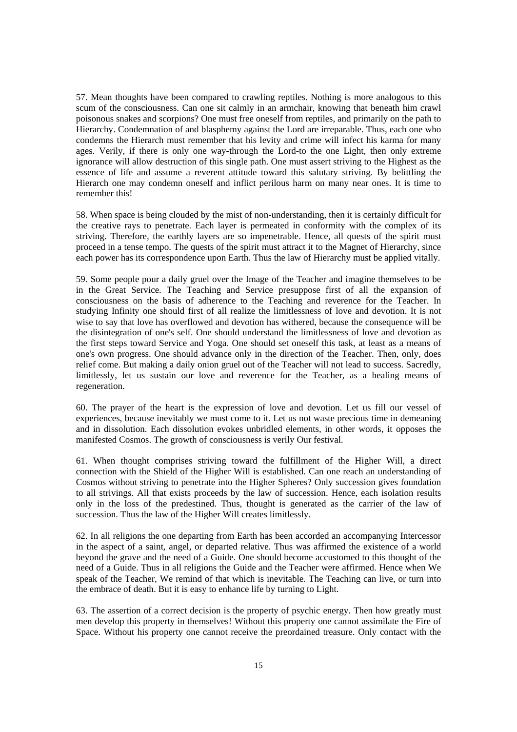57. Mean thoughts have been compared to crawling reptiles. Nothing is more analogous to this scum of the consciousness. Can one sit calmly in an armchair, knowing that beneath him crawl poisonous snakes and scorpions? One must free oneself from reptiles, and primarily on the path to Hierarchy. Condemnation of and blasphemy against the Lord are irreparable. Thus, each one who condemns the Hierarch must remember that his levity and crime will infect his karma for many ages. Verily, if there is only one way-through the Lord-to the one Light, then only extreme ignorance will allow destruction of this single path. One must assert striving to the Highest as the essence of life and assume a reverent attitude toward this salutary striving. By belittling the Hierarch one may condemn oneself and inflict perilous harm on many near ones. It is time to remember this!

58. When space is being clouded by the mist of non-understanding, then it is certainly difficult for the creative rays to penetrate. Each layer is permeated in conformity with the complex of its striving. Therefore, the earthly layers are so impenetrable. Hence, all quests of the spirit must proceed in a tense tempo. The quests of the spirit must attract it to the Magnet of Hierarchy, since each power has its correspondence upon Earth. Thus the law of Hierarchy must be applied vitally.

59. Some people pour a daily gruel over the Image of the Teacher and imagine themselves to be in the Great Service. The Teaching and Service presuppose first of all the expansion of consciousness on the basis of adherence to the Teaching and reverence for the Teacher. In studying Infinity one should first of all realize the limitlessness of love and devotion. It is not wise to say that love has overflowed and devotion has withered, because the consequence will be the disintegration of one's self. One should understand the limitlessness of love and devotion as the first steps toward Service and Yoga. One should set oneself this task, at least as a means of one's own progress. One should advance only in the direction of the Teacher. Then, only, does relief come. But making a daily onion gruel out of the Teacher will not lead to success. Sacredly, limitlessly, let us sustain our love and reverence for the Teacher, as a healing means of regeneration.

60. The prayer of the heart is the expression of love and devotion. Let us fill our vessel of experiences, because inevitably we must come to it. Let us not waste precious time in demeaning and in dissolution. Each dissolution evokes unbridled elements, in other words, it opposes the manifested Cosmos. The growth of consciousness is verily Our festival.

61. When thought comprises striving toward the fulfillment of the Higher Will, a direct connection with the Shield of the Higher Will is established. Can one reach an understanding of Cosmos without striving to penetrate into the Higher Spheres? Only succession gives foundation to all strivings. All that exists proceeds by the law of succession. Hence, each isolation results only in the loss of the predestined. Thus, thought is generated as the carrier of the law of succession. Thus the law of the Higher Will creates limitlessly.

62. In all religions the one departing from Earth has been accorded an accompanying Intercessor in the aspect of a saint, angel, or departed relative. Thus was affirmed the existence of a world beyond the grave and the need of a Guide. One should become accustomed to this thought of the need of a Guide. Thus in all religions the Guide and the Teacher were affirmed. Hence when We speak of the Teacher, We remind of that which is inevitable. The Teaching can live, or turn into the embrace of death. But it is easy to enhance life by turning to Light.

63. The assertion of a correct decision is the property of psychic energy. Then how greatly must men develop this property in themselves! Without this property one cannot assimilate the Fire of Space. Without his property one cannot receive the preordained treasure. Only contact with the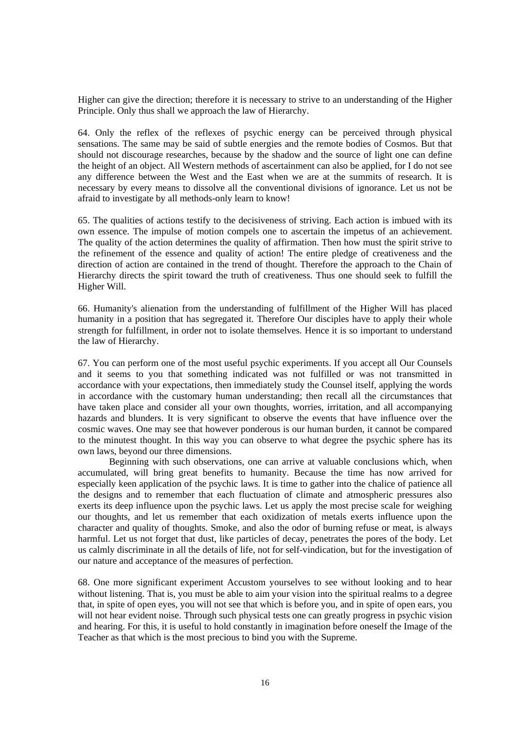Higher can give the direction; therefore it is necessary to strive to an understanding of the Higher Principle. Only thus shall we approach the law of Hierarchy.

64. Only the reflex of the reflexes of psychic energy can be perceived through physical sensations. The same may be said of subtle energies and the remote bodies of Cosmos. But that should not discourage researches, because by the shadow and the source of light one can define the height of an object. All Western methods of ascertainment can also be applied, for I do not see any difference between the West and the East when we are at the summits of research. It is necessary by every means to dissolve all the conventional divisions of ignorance. Let us not be afraid to investigate by all methods-only learn to know!

65. The qualities of actions testify to the decisiveness of striving. Each action is imbued with its own essence. The impulse of motion compels one to ascertain the impetus of an achievement. The quality of the action determines the quality of affirmation. Then how must the spirit strive to the refinement of the essence and quality of action! The entire pledge of creativeness and the direction of action are contained in the trend of thought. Therefore the approach to the Chain of Hierarchy directs the spirit toward the truth of creativeness. Thus one should seek to fulfill the Higher Will.

66. Humanity's alienation from the understanding of fulfillment of the Higher Will has placed humanity in a position that has segregated it. Therefore Our disciples have to apply their whole strength for fulfillment, in order not to isolate themselves. Hence it is so important to understand the law of Hierarchy.

67. You can perform one of the most useful psychic experiments. If you accept all Our Counsels and it seems to you that something indicated was not fulfilled or was not transmitted in accordance with your expectations, then immediately study the Counsel itself, applying the words in accordance with the customary human understanding; then recall all the circumstances that have taken place and consider all your own thoughts, worries, irritation, and all accompanying hazards and blunders. It is very significant to observe the events that have influence over the cosmic waves. One may see that however ponderous is our human burden, it cannot be compared to the minutest thought. In this way you can observe to what degree the psychic sphere has its own laws, beyond our three dimensions.

Beginning with such observations, one can arrive at valuable conclusions which, when accumulated, will bring great benefits to humanity. Because the time has now arrived for especially keen application of the psychic laws. It is time to gather into the chalice of patience all the designs and to remember that each fluctuation of climate and atmospheric pressures also exerts its deep influence upon the psychic laws. Let us apply the most precise scale for weighing our thoughts, and let us remember that each oxidization of metals exerts influence upon the character and quality of thoughts. Smoke, and also the odor of burning refuse or meat, is always harmful. Let us not forget that dust, like particles of decay, penetrates the pores of the body. Let us calmly discriminate in all the details of life, not for self-vindication, but for the investigation of our nature and acceptance of the measures of perfection.

68. One more significant experiment Accustom yourselves to see without looking and to hear without listening. That is, you must be able to aim your vision into the spiritual realms to a degree that, in spite of open eyes, you will not see that which is before you, and in spite of open ears, you will not hear evident noise. Through such physical tests one can greatly progress in psychic vision and hearing. For this, it is useful to hold constantly in imagination before oneself the Image of the Teacher as that which is the most precious to bind you with the Supreme.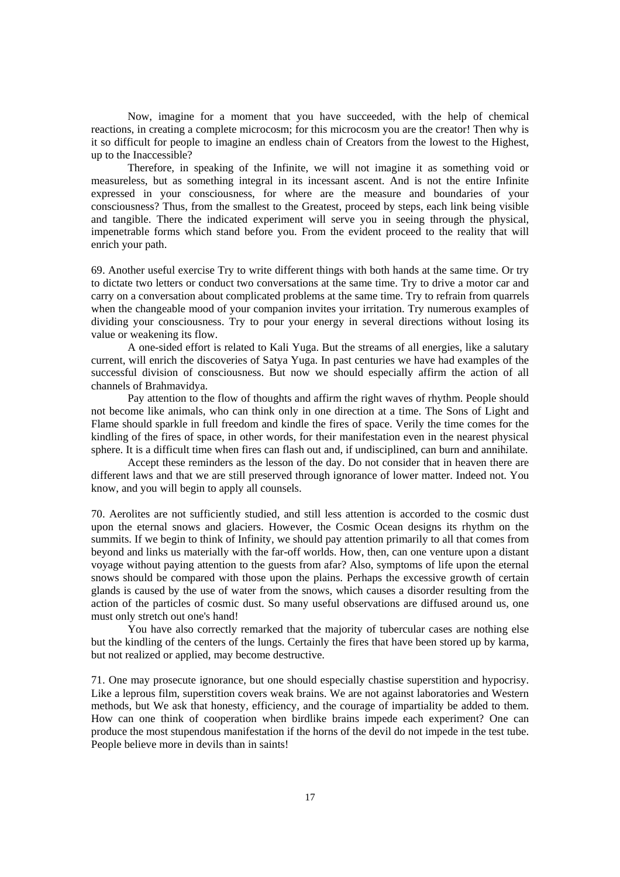Now, imagine for a moment that you have succeeded, with the help of chemical reactions, in creating a complete microcosm; for this microcosm you are the creator! Then why is it so difficult for people to imagine an endless chain of Creators from the lowest to the Highest, up to the Inaccessible?

Therefore, in speaking of the Infinite, we will not imagine it as something void or measureless, but as something integral in its incessant ascent. And is not the entire Infinite expressed in your consciousness, for where are the measure and boundaries of your consciousness? Thus, from the smallest to the Greatest, proceed by steps, each link being visible and tangible. There the indicated experiment will serve you in seeing through the physical, impenetrable forms which stand before you. From the evident proceed to the reality that will enrich your path.

69. Another useful exercise Try to write different things with both hands at the same time. Or try to dictate two letters or conduct two conversations at the same time. Try to drive a motor car and carry on a conversation about complicated problems at the same time. Try to refrain from quarrels when the changeable mood of your companion invites your irritation. Try numerous examples of dividing your consciousness. Try to pour your energy in several directions without losing its value or weakening its flow.

A one-sided effort is related to Kali Yuga. But the streams of all energies, like a salutary current, will enrich the discoveries of Satya Yuga. In past centuries we have had examples of the successful division of consciousness. But now we should especially affirm the action of all channels of Brahmavidya.

Pay attention to the flow of thoughts and affirm the right waves of rhythm. People should not become like animals, who can think only in one direction at a time. The Sons of Light and Flame should sparkle in full freedom and kindle the fires of space. Verily the time comes for the kindling of the fires of space, in other words, for their manifestation even in the nearest physical sphere. It is a difficult time when fires can flash out and, if undisciplined, can burn and annihilate.

Accept these reminders as the lesson of the day. Do not consider that in heaven there are different laws and that we are still preserved through ignorance of lower matter. Indeed not. You know, and you will begin to apply all counsels.

70. Aerolites are not sufficiently studied, and still less attention is accorded to the cosmic dust upon the eternal snows and glaciers. However, the Cosmic Ocean designs its rhythm on the summits. If we begin to think of Infinity, we should pay attention primarily to all that comes from beyond and links us materially with the far-off worlds. How, then, can one venture upon a distant voyage without paying attention to the guests from afar? Also, symptoms of life upon the eternal snows should be compared with those upon the plains. Perhaps the excessive growth of certain glands is caused by the use of water from the snows, which causes a disorder resulting from the action of the particles of cosmic dust. So many useful observations are diffused around us, one must only stretch out one's hand!

You have also correctly remarked that the majority of tubercular cases are nothing else but the kindling of the centers of the lungs. Certainly the fires that have been stored up by karma, but not realized or applied, may become destructive.

71. One may prosecute ignorance, but one should especially chastise superstition and hypocrisy. Like a leprous film, superstition covers weak brains. We are not against laboratories and Western methods, but We ask that honesty, efficiency, and the courage of impartiality be added to them. How can one think of cooperation when birdlike brains impede each experiment? One can produce the most stupendous manifestation if the horns of the devil do not impede in the test tube. People believe more in devils than in saints!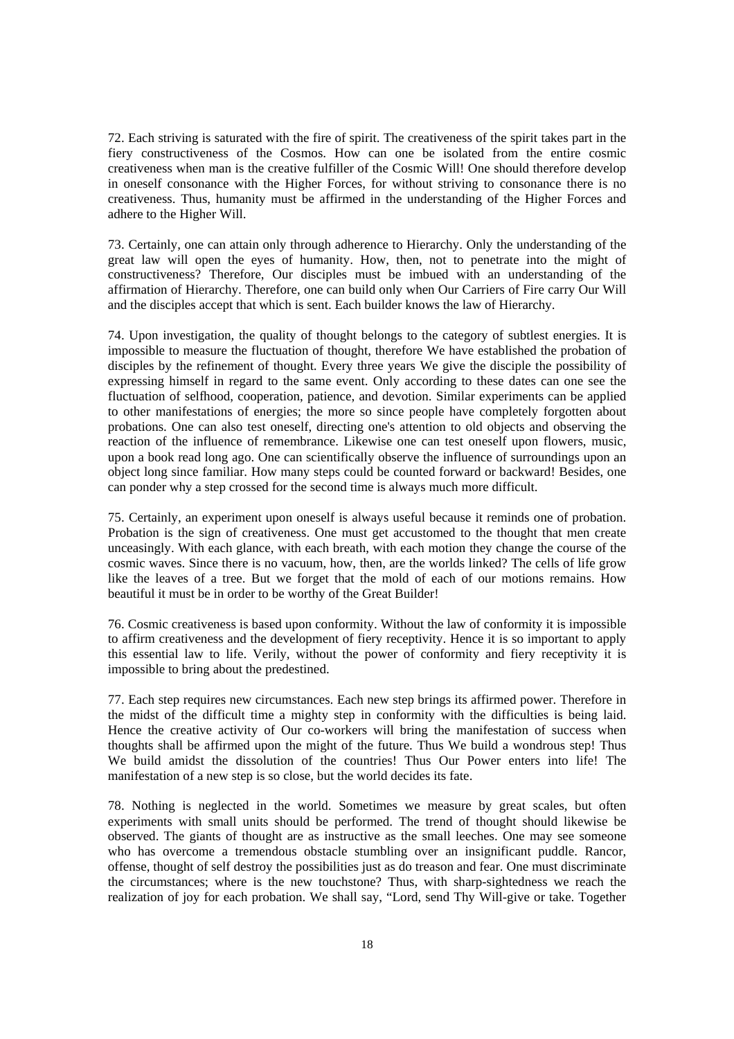72. Each striving is saturated with the fire of spirit. The creativeness of the spirit takes part in the fiery constructiveness of the Cosmos. How can one be isolated from the entire cosmic creativeness when man is the creative fulfiller of the Cosmic Will! One should therefore develop in oneself consonance with the Higher Forces, for without striving to consonance there is no creativeness. Thus, humanity must be affirmed in the understanding of the Higher Forces and adhere to the Higher Will.

73. Certainly, one can attain only through adherence to Hierarchy. Only the understanding of the great law will open the eyes of humanity. How, then, not to penetrate into the might of constructiveness? Therefore, Our disciples must be imbued with an understanding of the affirmation of Hierarchy. Therefore, one can build only when Our Carriers of Fire carry Our Will and the disciples accept that which is sent. Each builder knows the law of Hierarchy.

74. Upon investigation, the quality of thought belongs to the category of subtlest energies. It is impossible to measure the fluctuation of thought, therefore We have established the probation of disciples by the refinement of thought. Every three years We give the disciple the possibility of expressing himself in regard to the same event. Only according to these dates can one see the fluctuation of selfhood, cooperation, patience, and devotion. Similar experiments can be applied to other manifestations of energies; the more so since people have completely forgotten about probations. One can also test oneself, directing one's attention to old objects and observing the reaction of the influence of remembrance. Likewise one can test oneself upon flowers, music, upon a book read long ago. One can scientifically observe the influence of surroundings upon an object long since familiar. How many steps could be counted forward or backward! Besides, one can ponder why a step crossed for the second time is always much more difficult.

75. Certainly, an experiment upon oneself is always useful because it reminds one of probation. Probation is the sign of creativeness. One must get accustomed to the thought that men create unceasingly. With each glance, with each breath, with each motion they change the course of the cosmic waves. Since there is no vacuum, how, then, are the worlds linked? The cells of life grow like the leaves of a tree. But we forget that the mold of each of our motions remains. How beautiful it must be in order to be worthy of the Great Builder!

76. Cosmic creativeness is based upon conformity. Without the law of conformity it is impossible to affirm creativeness and the development of fiery receptivity. Hence it is so important to apply this essential law to life. Verily, without the power of conformity and fiery receptivity it is impossible to bring about the predestined.

77. Each step requires new circumstances. Each new step brings its affirmed power. Therefore in the midst of the difficult time a mighty step in conformity with the difficulties is being laid. Hence the creative activity of Our co-workers will bring the manifestation of success when thoughts shall be affirmed upon the might of the future. Thus We build a wondrous step! Thus We build amidst the dissolution of the countries! Thus Our Power enters into life! The manifestation of a new step is so close, but the world decides its fate.

78. Nothing is neglected in the world. Sometimes we measure by great scales, but often experiments with small units should be performed. The trend of thought should likewise be observed. The giants of thought are as instructive as the small leeches. One may see someone who has overcome a tremendous obstacle stumbling over an insignificant puddle. Rancor, offense, thought of self destroy the possibilities just as do treason and fear. One must discriminate the circumstances; where is the new touchstone? Thus, with sharp-sightedness we reach the realization of joy for each probation. We shall say, "Lord, send Thy Will-give or take. Together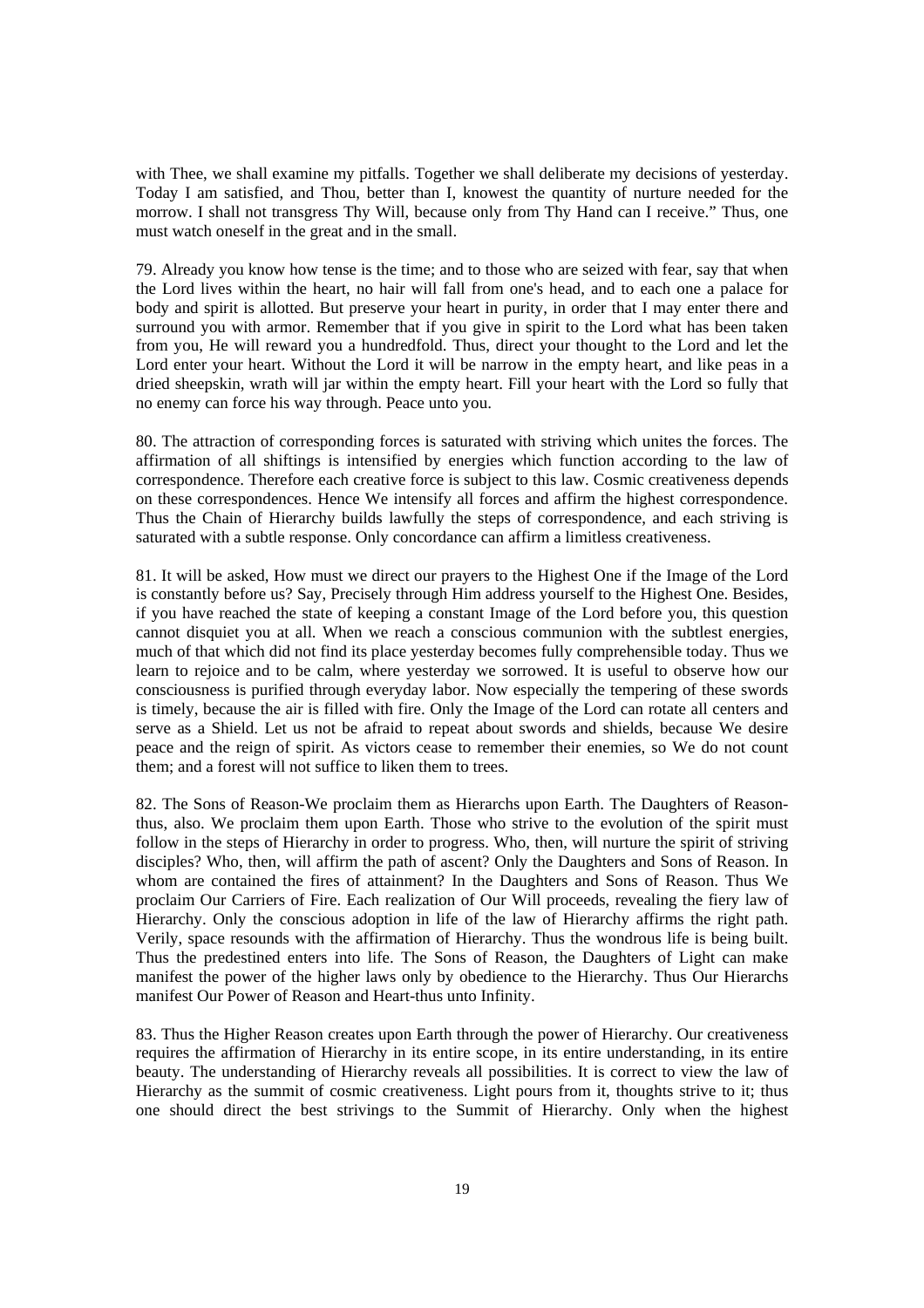with Thee, we shall examine my pitfalls. Together we shall deliberate my decisions of yesterday. Today I am satisfied, and Thou, better than I, knowest the quantity of nurture needed for the morrow. I shall not transgress Thy Will, because only from Thy Hand can I receive." Thus, one must watch oneself in the great and in the small.

79. Already you know how tense is the time; and to those who are seized with fear, say that when the Lord lives within the heart, no hair will fall from one's head, and to each one a palace for body and spirit is allotted. But preserve your heart in purity, in order that I may enter there and surround you with armor. Remember that if you give in spirit to the Lord what has been taken from you, He will reward you a hundredfold. Thus, direct your thought to the Lord and let the Lord enter your heart. Without the Lord it will be narrow in the empty heart, and like peas in a dried sheepskin, wrath will jar within the empty heart. Fill your heart with the Lord so fully that no enemy can force his way through. Peace unto you.

80. The attraction of corresponding forces is saturated with striving which unites the forces. The affirmation of all shiftings is intensified by energies which function according to the law of correspondence. Therefore each creative force is subject to this law. Cosmic creativeness depends on these correspondences. Hence We intensify all forces and affirm the highest correspondence. Thus the Chain of Hierarchy builds lawfully the steps of correspondence, and each striving is saturated with a subtle response. Only concordance can affirm a limitless creativeness.

81. It will be asked, How must we direct our prayers to the Highest One if the Image of the Lord is constantly before us? Say, Precisely through Him address yourself to the Highest One. Besides, if you have reached the state of keeping a constant Image of the Lord before you, this question cannot disquiet you at all. When we reach a conscious communion with the subtlest energies, much of that which did not find its place yesterday becomes fully comprehensible today. Thus we learn to rejoice and to be calm, where yesterday we sorrowed. It is useful to observe how our consciousness is purified through everyday labor. Now especially the tempering of these swords is timely, because the air is filled with fire. Only the Image of the Lord can rotate all centers and serve as a Shield. Let us not be afraid to repeat about swords and shields, because We desire peace and the reign of spirit. As victors cease to remember their enemies, so We do not count them; and a forest will not suffice to liken them to trees.

82. The Sons of Reason-We proclaim them as Hierarchs upon Earth. The Daughters of Reason-thus, also. We proclaim them upon Earth. Those who strive to the evolution of the spirit must follow in the steps of Hierarchy in order to progress. Who, then, will nurture the spirit of striving disciples? Who, then, will affirm the path of ascent? Only the Daughters and Sons of Reason. In whom are contained the fires of attainment? In the Daughters and Sons of Reason. Thus We proclaim Our Carriers of Fire. Each realization of Our Will proceeds, revealing the fiery law of Hierarchy. Only the conscious adoption in life of the law of Hierarchy affirms the right path. Verily, space resounds with the affirmation of Hierarchy. Thus the wondrous life is being built. Thus the predestined enters into life. The Sons of Reason, the Daughters of Light can make manifest the power of the higher laws only by obedience to the Hierarchy. Thus Our Hierarchs manifest Our Power of Reason and Heart-thus unto Infinity.

83. Thus the Higher Reason creates upon Earth through the power of Hierarchy. Our creativeness requires the affirmation of Hierarchy in its entire scope, in its entire understanding, in its entire beauty. The understanding of Hierarchy reveals all possibilities. It is correct to view the law of Hierarchy as the summit of cosmic creativeness. Light pours from it, thoughts strive to it; thus one should direct the best strivings to the Summit of Hierarchy. Only when the highest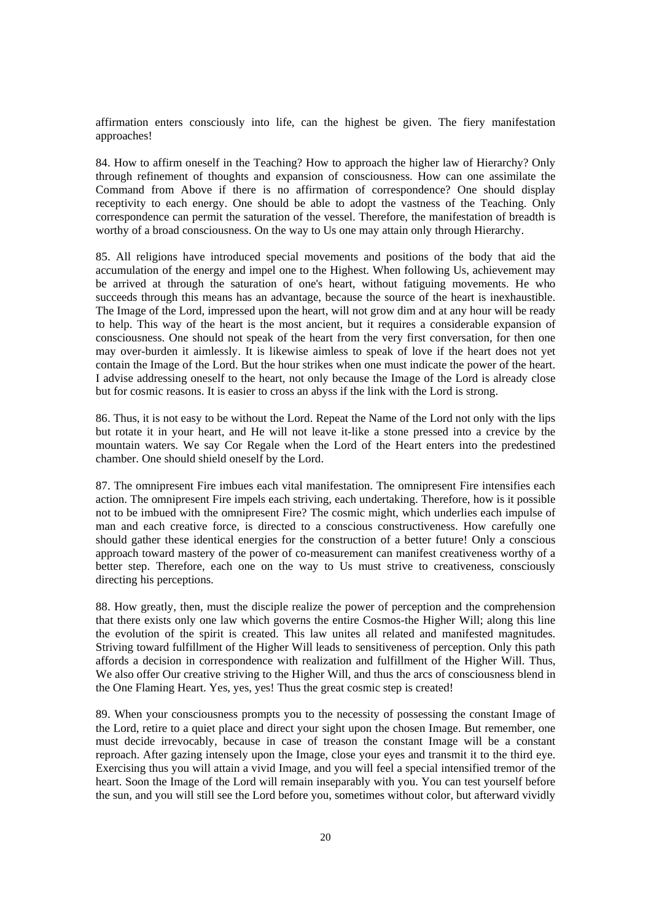affirmation enters consciously into life, can the highest be given. The fiery manifestation approaches!

84. How to affirm oneself in the Teaching? How to approach the higher law of Hierarchy? Only through refinement of thoughts and expansion of consciousness. How can one assimilate the Command from Above if there is no affirmation of correspondence? One should display receptivity to each energy. One should be able to adopt the vastness of the Teaching. Only correspondence can permit the saturation of the vessel. Therefore, the manifestation of breadth is worthy of a broad consciousness. On the way to Us one may attain only through Hierarchy.

85. All religions have introduced special movements and positions of the body that aid the accumulation of the energy and impel one to the Highest. When following Us, achievement may be arrived at through the saturation of one's heart, without fatiguing movements. He who succeeds through this means has an advantage, because the source of the heart is inexhaustible. The Image of the Lord, impressed upon the heart, will not grow dim and at any hour will be ready to help. This way of the heart is the most ancient, but it requires a considerable expansion of consciousness. One should not speak of the heart from the very first conversation, for then one may over-burden it aimlessly. It is likewise aimless to speak of love if the heart does not yet contain the Image of the Lord. But the hour strikes when one must indicate the power of the heart. I advise addressing oneself to the heart, not only because the Image of the Lord is already close but for cosmic reasons. It is easier to cross an abyss if the link with the Lord is strong.

86. Thus, it is not easy to be without the Lord. Repeat the Name of the Lord not only with the lips but rotate it in your heart, and He will not leave it-like a stone pressed into a crevice by the mountain waters. We say Cor Regale when the Lord of the Heart enters into the predestined chamber. One should shield oneself by the Lord.

87. The omnipresent Fire imbues each vital manifestation. The omnipresent Fire intensifies each action. The omnipresent Fire impels each striving, each undertaking. Therefore, how is it possible not to be imbued with the omnipresent Fire? The cosmic might, which underlies each impulse of man and each creative force, is directed to a conscious constructiveness. How carefully one should gather these identical energies for the construction of a better future! Only a conscious approach toward mastery of the power of co-measurement can manifest creativeness worthy of a better step. Therefore, each one on the way to Us must strive to creativeness, consciously directing his perceptions.

88. How greatly, then, must the disciple realize the power of perception and the comprehension that there exists only one law which governs the entire Cosmos-the Higher Will; along this line the evolution of the spirit is created. This law unites all related and manifested magnitudes. Striving toward fulfillment of the Higher Will leads to sensitiveness of perception. Only this path affords a decision in correspondence with realization and fulfillment of the Higher Will. Thus, We also offer Our creative striving to the Higher Will, and thus the arcs of consciousness blend in the One Flaming Heart. Yes, yes, yes! Thus the great cosmic step is created!

89. When your consciousness prompts you to the necessity of possessing the constant Image of the Lord, retire to a quiet place and direct your sight upon the chosen Image. But remember, one must decide irrevocably, because in case of treason the constant Image will be a constant reproach. After gazing intensely upon the Image, close your eyes and transmit it to the third eye. Exercising thus you will attain a vivid Image, and you will feel a special intensified tremor of the heart. Soon the Image of the Lord will remain inseparably with you. You can test yourself before the sun, and you will still see the Lord before you, sometimes without color, but afterward vividly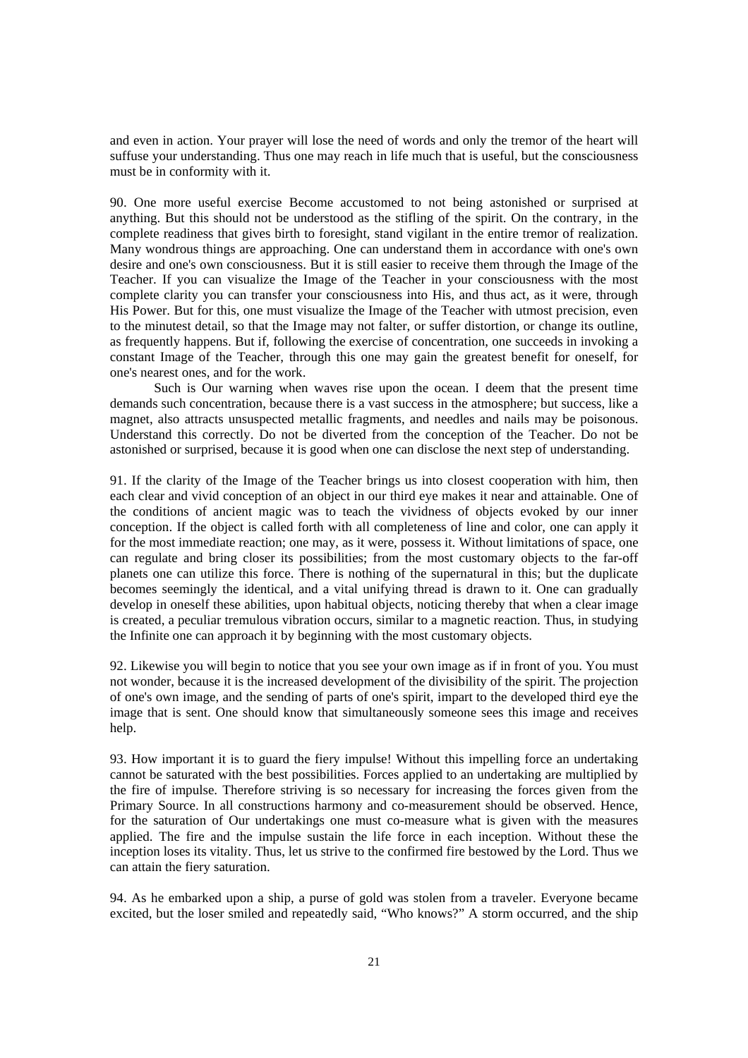and even in action. Your prayer will lose the need of words and only the tremor of the heart will suffuse your understanding. Thus one may reach in life much that is useful, but the consciousness must be in conformity with it.

90. One more useful exercise Become accustomed to not being astonished or surprised at anything. But this should not be understood as the stifling of the spirit. On the contrary, in the complete readiness that gives birth to foresight, stand vigilant in the entire tremor of realization. Many wondrous things are approaching. One can understand them in accordance with one's own desire and one's own consciousness. But it is still easier to receive them through the Image of the Teacher. If you can visualize the Image of the Teacher in your consciousness with the most complete clarity you can transfer your consciousness into His, and thus act, as it were, through His Power. But for this, one must visualize the Image of the Teacher with utmost precision, even to the minutest detail, so that the Image may not falter, or suffer distortion, or change its outline, as frequently happens. But if, following the exercise of concentration, one succeeds in invoking a constant Image of the Teacher, through this one may gain the greatest benefit for oneself, for one's nearest ones, and for the work.

Such is Our warning when waves rise upon the ocean. I deem that the present time demands such concentration, because there is a vast success in the atmosphere; but success, like a magnet, also attracts unsuspected metallic fragments, and needles and nails may be poisonous. Understand this correctly. Do not be diverted from the conception of the Teacher. Do not be astonished or surprised, because it is good when one can disclose the next step of understanding.

91. If the clarity of the Image of the Teacher brings us into closest cooperation with him, then each clear and vivid conception of an object in our third eye makes it near and attainable. One of the conditions of ancient magic was to teach the vividness of objects evoked by our inner conception. If the object is called forth with all completeness of line and color, one can apply it for the most immediate reaction; one may, as it were, possess it. Without limitations of space, one can regulate and bring closer its possibilities; from the most customary objects to the far-off planets one can utilize this force. There is nothing of the supernatural in this; but the duplicate becomes seemingly the identical, and a vital unifying thread is drawn to it. One can gradually develop in oneself these abilities, upon habitual objects, noticing thereby that when a clear image is created, a peculiar tremulous vibration occurs, similar to a magnetic reaction. Thus, in studying the Infinite one can approach it by beginning with the most customary objects.

92. Likewise you will begin to notice that you see your own image as if in front of you. You must not wonder, because it is the increased development of the divisibility of the spirit. The projection of one's own image, and the sending of parts of one's spirit, impart to the developed third eye the image that is sent. One should know that simultaneously someone sees this image and receives help.

93. How important it is to guard the fiery impulse! Without this impelling force an undertaking cannot be saturated with the best possibilities. Forces applied to an undertaking are multiplied by the fire of impulse. Therefore striving is so necessary for increasing the forces given from the Primary Source. In all constructions harmony and co-measurement should be observed. Hence, for the saturation of Our undertakings one must co-measure what is given with the measures applied. The fire and the impulse sustain the life force in each inception. Without these the inception loses its vitality. Thus, let us strive to the confirmed fire bestowed by the Lord. Thus we can attain the fiery saturation.

94. As he embarked upon a ship, a purse of gold was stolen from a traveler. Everyone became excited, but the loser smiled and repeatedly said, "Who knows?" A storm occurred, and the ship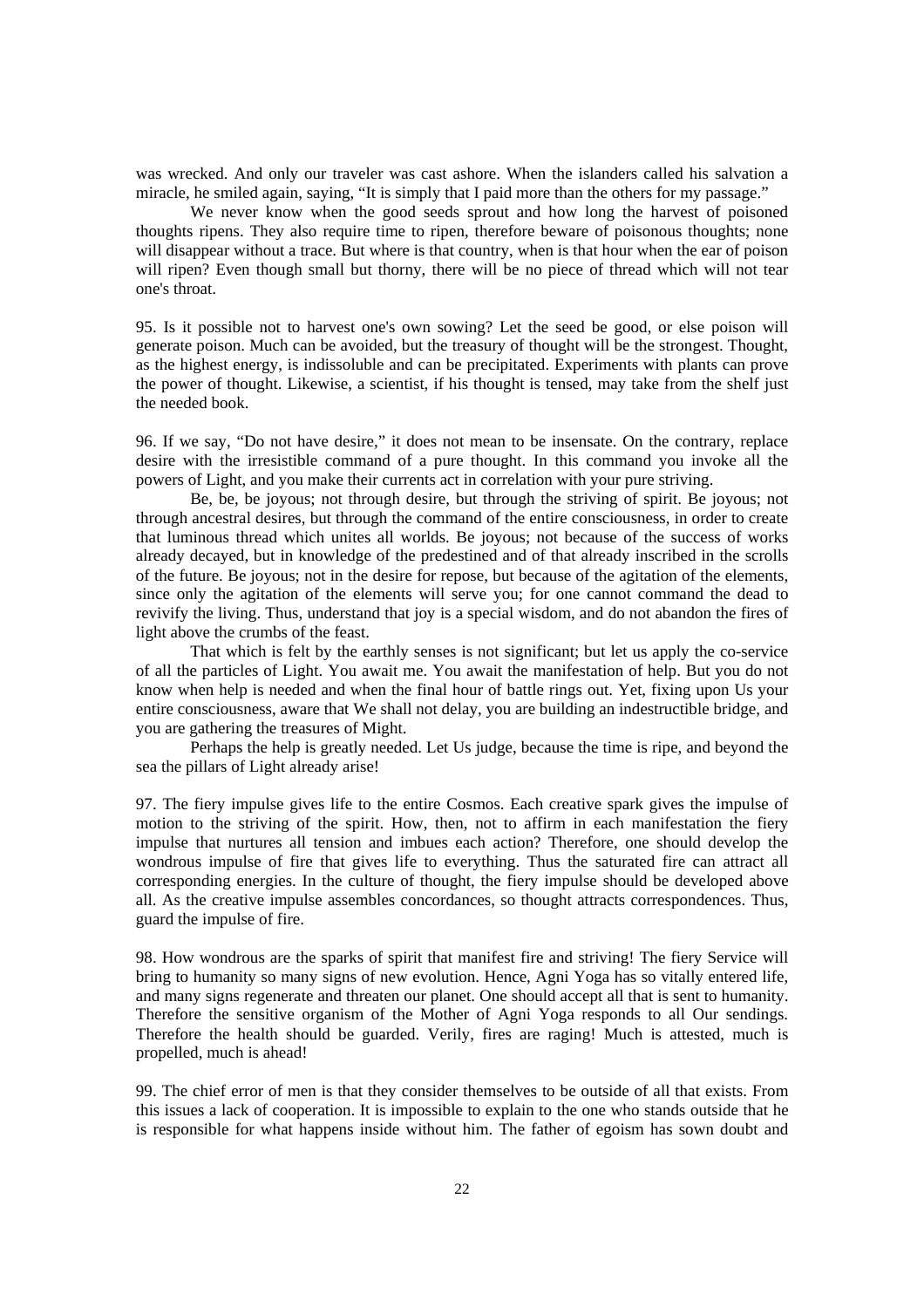was wrecked. And only our traveler was cast ashore. When the islanders called his salvation a miracle, he smiled again, saying, "It is simply that I paid more than the others for my passage."

We never know when the good seeds sprout and how long the harvest of poisoned thoughts ripens. They also require time to ripen, therefore beware of poisonous thoughts; none will disappear without a trace. But where is that country, when is that hour when the ear of poison will ripen? Even though small but thorny, there will be no piece of thread which will not tear one's throat.

95. Is it possible not to harvest one's own sowing? Let the seed be good, or else poison will generate poison. Much can be avoided, but the treasury of thought will be the strongest. Thought, as the highest energy, is indissoluble and can be precipitated. Experiments with plants can prove the power of thought. Likewise, a scientist, if his thought is tensed, may take from the shelf just the needed book.

96. If we say, "Do not have desire," it does not mean to be insensate. On the contrary, replace desire with the irresistible command of a pure thought. In this command you invoke all the powers of Light, and you make their currents act in correlation with your pure striving.

Be, be, be joyous; not through desire, but through the striving of spirit. Be joyous; not through ancestral desires, but through the command of the entire consciousness, in order to create that luminous thread which unites all worlds. Be joyous; not because of the success of works already decayed, but in knowledge of the predestined and of that already inscribed in the scrolls of the future. Be joyous; not in the desire for repose, but because of the agitation of the elements, since only the agitation of the elements will serve you; for one cannot command the dead to revivify the living. Thus, understand that joy is a special wisdom, and do not abandon the fires of light above the crumbs of the feast.

That which is felt by the earthly senses is not significant; but let us apply the co-service of all the particles of Light. You await me. You await the manifestation of help. But you do not know when help is needed and when the final hour of battle rings out. Yet, fixing upon Us your entire consciousness, aware that We shall not delay, you are building an indestructible bridge, and you are gathering the treasures of Might.

Perhaps the help is greatly needed. Let Us judge, because the time is ripe, and beyond the sea the pillars of Light already arise!

97. The fiery impulse gives life to the entire Cosmos. Each creative spark gives the impulse of motion to the striving of the spirit. How, then, not to affirm in each manifestation the fiery impulse that nurtures all tension and imbues each action? Therefore, one should develop the wondrous impulse of fire that gives life to everything. Thus the saturated fire can attract all corresponding energies. In the culture of thought, the fiery impulse should be developed above all. As the creative impulse assembles concordances, so thought attracts correspondences. Thus, guard the impulse of fire.

98. How wondrous are the sparks of spirit that manifest fire and striving! The fiery Service will bring to humanity so many signs of new evolution. Hence, Agni Yoga has so vitally entered life, and many signs regenerate and threaten our planet. One should accept all that is sent to humanity. Therefore the sensitive organism of the Mother of Agni Yoga responds to all Our sendings. Therefore the health should be guarded. Verily, fires are raging! Much is attested, much is propelled, much is ahead!

99. The chief error of men is that they consider themselves to be outside of all that exists. From this issues a lack of cooperation. It is impossible to explain to the one who stands outside that he is responsible for what happens inside without him. The father of egoism has sown doubt and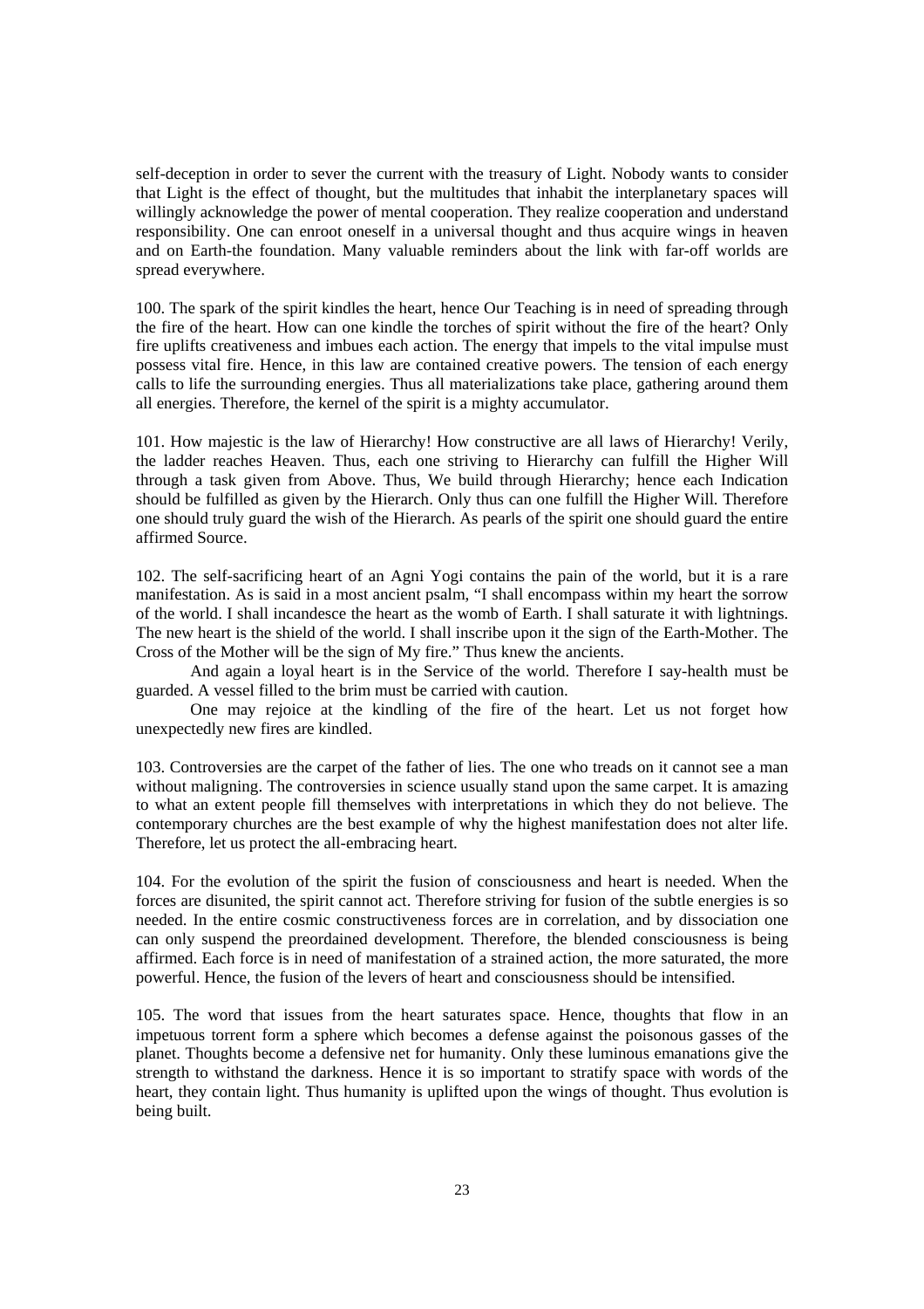self-deception in order to sever the current with the treasury of Light. Nobody wants to consider that Light is the effect of thought, but the multitudes that inhabit the interplanetary spaces will willingly acknowledge the power of mental cooperation. They realize cooperation and understand responsibility. One can enroot oneself in a universal thought and thus acquire wings in heaven and on Earth-the foundation. Many valuable reminders about the link with far-off worlds are spread everywhere.

100. The spark of the spirit kindles the heart, hence Our Teaching is in need of spreading through the fire of the heart. How can one kindle the torches of spirit without the fire of the heart? Only fire uplifts creativeness and imbues each action. The energy that impels to the vital impulse must possess vital fire. Hence, in this law are contained creative powers. The tension of each energy calls to life the surrounding energies. Thus all materializations take place, gathering around them all energies. Therefore, the kernel of the spirit is a mighty accumulator.

101. How majestic is the law of Hierarchy! How constructive are all laws of Hierarchy! Verily, the ladder reaches Heaven. Thus, each one striving to Hierarchy can fulfill the Higher Will through a task given from Above. Thus, We build through Hierarchy; hence each Indication should be fulfilled as given by the Hierarch. Only thus can one fulfill the Higher Will. Therefore one should truly guard the wish of the Hierarch. As pearls of the spirit one should guard the entire affirmed Source.

102. The self-sacrificing heart of an Agni Yogi contains the pain of the world, but it is a rare manifestation. As is said in a most ancient psalm, "I shall encompass within my heart the sorrow of the world. I shall incandesce the heart as the womb of Earth. I shall saturate it with lightnings. The new heart is the shield of the world. I shall inscribe upon it the sign of the Earth-Mother. The Cross of the Mother will be the sign of My fire." Thus knew the ancients.

And again a loyal heart is in the Service of the world. Therefore I say-health must be guarded. A vessel filled to the brim must be carried with caution.

One may rejoice at the kindling of the fire of the heart. Let us not forget how unexpectedly new fires are kindled.

103. Controversies are the carpet of the father of lies. The one who treads on it cannot see a man without maligning. The controversies in science usually stand upon the same carpet. It is amazing to what an extent people fill themselves with interpretations in which they do not believe. The contemporary churches are the best example of why the highest manifestation does not alter life. Therefore, let us protect the all-embracing heart.

104. For the evolution of the spirit the fusion of consciousness and heart is needed. When the forces are disunited, the spirit cannot act. Therefore striving for fusion of the subtle energies is so needed. In the entire cosmic constructiveness forces are in correlation, and by dissociation one can only suspend the preordained development. Therefore, the blended consciousness is being affirmed. Each force is in need of manifestation of a strained action, the more saturated, the more powerful. Hence, the fusion of the levers of heart and consciousness should be intensified.

105. The word that issues from the heart saturates space. Hence, thoughts that flow in an impetuous torrent form a sphere which becomes a defense against the poisonous gasses of the planet. Thoughts become a defensive net for humanity. Only these luminous emanations give the strength to withstand the darkness. Hence it is so important to stratify space with words of the heart, they contain light. Thus humanity is uplifted upon the wings of thought. Thus evolution is being built.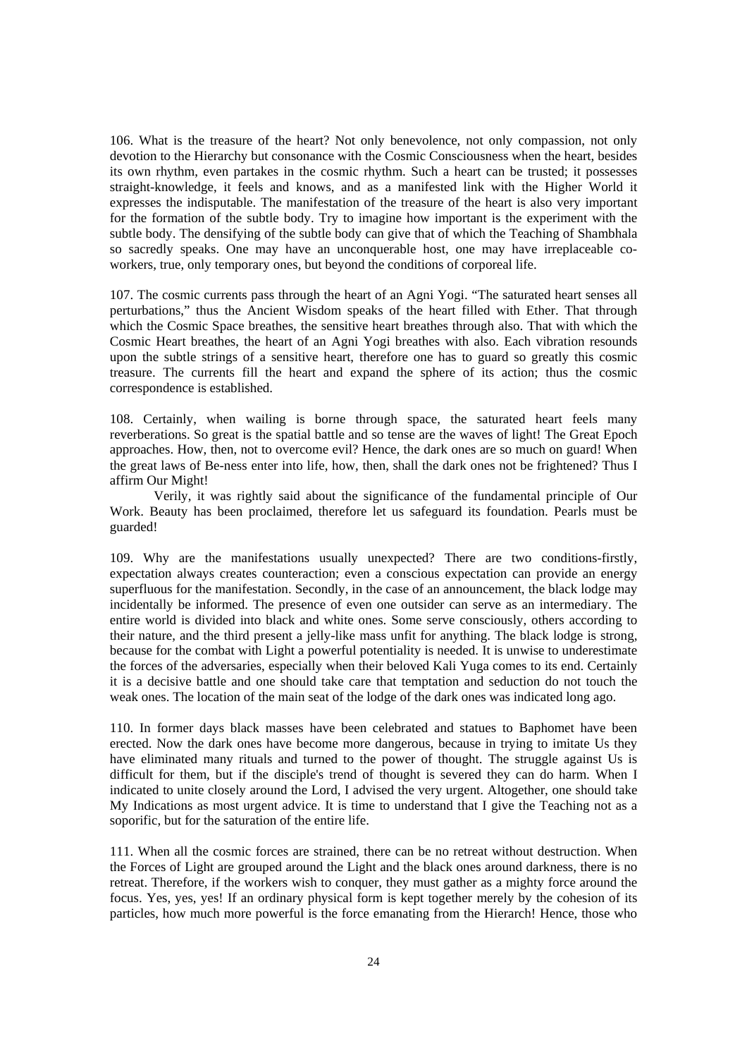106. What is the treasure of the heart? Not only benevolence, not only compassion, not only devotion to the Hierarchy but consonance with the Cosmic Consciousness when the heart, besides its own rhythm, even partakes in the cosmic rhythm. Such a heart can be trusted; it possesses straight-knowledge, it feels and knows, and as a manifested link with the Higher World it expresses the indisputable. The manifestation of the treasure of the heart is also very important for the formation of the subtle body. Try to imagine how important is the experiment with the subtle body. The densifying of the subtle body can give that of which the Teaching of Shambhala so sacredly speaks. One may have an unconquerable host, one may have irreplaceable co-workers, true, only temporary ones, but beyond the conditions of corporeal life.

107. The cosmic currents pass through the heart of an Agni Yogi. "The saturated heart senses all perturbations," thus the Ancient Wisdom speaks of the heart filled with Ether. That through which the Cosmic Space breathes, the sensitive heart breathes through also. That with which the Cosmic Heart breathes, the heart of an Agni Yogi breathes with also. Each vibration resounds upon the subtle strings of a sensitive heart, therefore one has to guard so greatly this cosmic treasure. The currents fill the heart and expand the sphere of its action; thus the cosmic correspondence is established.

108. Certainly, when wailing is borne through space, the saturated heart feels many reverberations. So great is the spatial battle and so tense are the waves of light! The Great Epoch approaches. How, then, not to overcome evil? Hence, the dark ones are so much on guard! When the great laws of Be-ness enter into life, how, then, shall the dark ones not be frightened? Thus I affirm Our Might!

Verily, it was rightly said about the significance of the fundamental principle of Our Work. Beauty has been proclaimed, therefore let us safeguard its foundation. Pearls must be guarded!

109. Why are the manifestations usually unexpected? There are two conditions-firstly, expectation always creates counteraction; even a conscious expectation can provide an energy superfluous for the manifestation. Secondly, in the case of an announcement, the black lodge may incidentally be informed. The presence of even one outsider can serve as an intermediary. The entire world is divided into black and white ones. Some serve consciously, others according to their nature, and the third present a jelly-like mass unfit for anything. The black lodge is strong, because for the combat with Light a powerful potentiality is needed. It is unwise to underestimate the forces of the adversaries, especially when their beloved Kali Yuga comes to its end. Certainly it is a decisive battle and one should take care that temptation and seduction do not touch the weak ones. The location of the main seat of the lodge of the dark ones was indicated long ago.

110. In former days black masses have been celebrated and statues to Baphomet have been erected. Now the dark ones have become more dangerous, because in trying to imitate Us they have eliminated many rituals and turned to the power of thought. The struggle against Us is difficult for them, but if the disciple's trend of thought is severed they can do harm. When I indicated to unite closely around the Lord, I advised the very urgent. Altogether, one should take My Indications as most urgent advice. It is time to understand that I give the Teaching not as a soporific, but for the saturation of the entire life.

111. When all the cosmic forces are strained, there can be no retreat without destruction. When the Forces of Light are grouped around the Light and the black ones around darkness, there is no retreat. Therefore, if the workers wish to conquer, they must gather as a mighty force around the focus. Yes, yes, yes! If an ordinary physical form is kept together merely by the cohesion of its particles, how much more powerful is the force emanating from the Hierarch! Hence, those who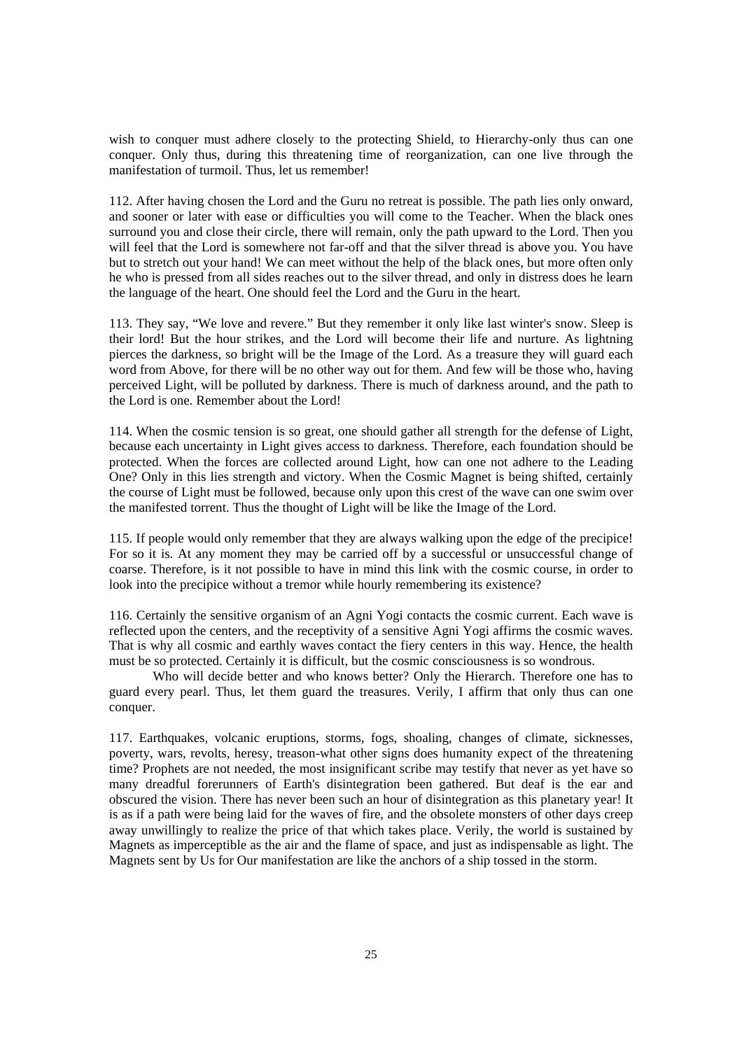wish to conquer must adhere closely to the protecting Shield, to Hierarchy-only thus can one conquer. Only thus, during this threatening time of reorganization, can one live through the manifestation of turmoil. Thus, let us remember!

112. After having chosen the Lord and the Guru no retreat is possible. The path lies only onward, and sooner or later with ease or difficulties you will come to the Teacher. When the black ones surround you and close their circle, there will remain, only the path upward to the Lord. Then you will feel that the Lord is somewhere not far-off and that the silver thread is above you. You have but to stretch out your hand! We can meet without the help of the black ones, but more often only he who is pressed from all sides reaches out to the silver thread, and only in distress does he learn the language of the heart. One should feel the Lord and the Guru in the heart.

113. They say, "We love and revere." But they remember it only like last winter's snow. Sleep is their lord! But the hour strikes, and the Lord will become their life and nurture. As lightning pierces the darkness, so bright will be the Image of the Lord. As a treasure they will guard each word from Above, for there will be no other way out for them. And few will be those who, having perceived Light, will be polluted by darkness. There is much of darkness around, and the path to the Lord is one. Remember about the Lord!

114. When the cosmic tension is so great, one should gather all strength for the defense of Light, because each uncertainty in Light gives access to darkness. Therefore, each foundation should be protected. When the forces are collected around Light, how can one not adhere to the Leading One? Only in this lies strength and victory. When the Cosmic Magnet is being shifted, certainly the course of Light must be followed, because only upon this crest of the wave can one swim over the manifested torrent. Thus the thought of Light will be like the Image of the Lord.

115. If people would only remember that they are always walking upon the edge of the precipice! For so it is. At any moment they may be carried off by a successful or unsuccessful change of coarse. Therefore, is it not possible to have in mind this link with the cosmic course, in order to look into the precipice without a tremor while hourly remembering its existence?

116. Certainly the sensitive organism of an Agni Yogi contacts the cosmic current. Each wave is reflected upon the centers, and the receptivity of a sensitive Agni Yogi affirms the cosmic waves. That is why all cosmic and earthly waves contact the fiery centers in this way. Hence, the health must be so protected. Certainly it is difficult, but the cosmic consciousness is so wondrous.

Who will decide better and who knows better? Only the Hierarch. Therefore one has to guard every pearl. Thus, let them guard the treasures. Verily, I affirm that only thus can one conquer.

117. Earthquakes, volcanic eruptions, storms, fogs, shoaling, changes of climate, sicknesses, poverty, wars, revolts, heresy, treason-what other signs does humanity expect of the threatening time? Prophets are not needed, the most insignificant scribe may testify that never as yet have so many dreadful forerunners of Earth's disintegration been gathered. But deaf is the ear and obscured the vision. There has never been such an hour of disintegration as this planetary year! It is as if a path were being laid for the waves of fire, and the obsolete monsters of other days creep away unwillingly to realize the price of that which takes place. Verily, the world is sustained by Magnets as imperceptible as the air and the flame of space, and just as indispensable as light. The Magnets sent by Us for Our manifestation are like the anchors of a ship tossed in the storm.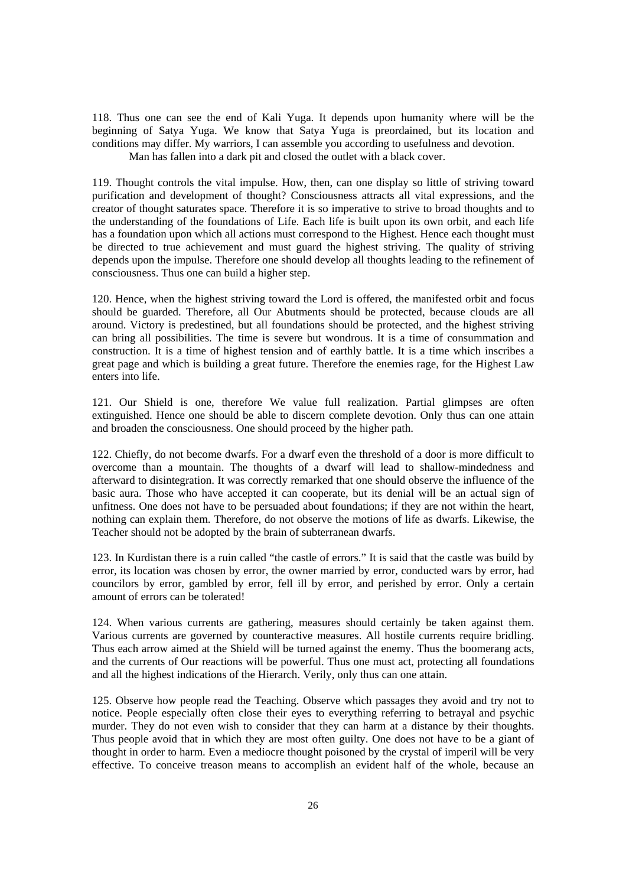118. Thus one can see the end of Kali Yuga. It depends upon humanity where will be the beginning of Satya Yuga. We know that Satya Yuga is preordained, but its location and conditions may differ. My warriors, I can assemble you according to usefulness and devotion.

Man has fallen into a dark pit and closed the outlet with a black cover.

119. Thought controls the vital impulse. How, then, can one display so little of striving toward purification and development of thought? Consciousness attracts all vital expressions, and the creator of thought saturates space. Therefore it is so imperative to strive to broad thoughts and to the understanding of the foundations of Life. Each life is built upon its own orbit, and each life has a foundation upon which all actions must correspond to the Highest. Hence each thought must be directed to true achievement and must guard the highest striving. The quality of striving depends upon the impulse. Therefore one should develop all thoughts leading to the refinement of consciousness. Thus one can build a higher step.

120. Hence, when the highest striving toward the Lord is offered, the manifested orbit and focus should be guarded. Therefore, all Our Abutments should be protected, because clouds are all around. Victory is predestined, but all foundations should be protected, and the highest striving can bring all possibilities. The time is severe but wondrous. It is a time of consummation and construction. It is a time of highest tension and of earthly battle. It is a time which inscribes a great page and which is building a great future. Therefore the enemies rage, for the Highest Law enters into life.

121. Our Shield is one, therefore We value full realization. Partial glimpses are often extinguished. Hence one should be able to discern complete devotion. Only thus can one attain and broaden the consciousness. One should proceed by the higher path.

122. Chiefly, do not become dwarfs. For a dwarf even the threshold of a door is more difficult to overcome than a mountain. The thoughts of a dwarf will lead to shallow-mindedness and afterward to disintegration. It was correctly remarked that one should observe the influence of the basic aura. Those who have accepted it can cooperate, but its denial will be an actual sign of unfitness. One does not have to be persuaded about foundations; if they are not within the heart, nothing can explain them. Therefore, do not observe the motions of life as dwarfs. Likewise, the Teacher should not be adopted by the brain of subterranean dwarfs.

123. In Kurdistan there is a ruin called "the castle of errors." It is said that the castle was build by error, its location was chosen by error, the owner married by error, conducted wars by error, had councilors by error, gambled by error, fell ill by error, and perished by error. Only a certain amount of errors can be tolerated!

124. When various currents are gathering, measures should certainly be taken against them. Various currents are governed by counteractive measures. All hostile currents require bridling. Thus each arrow aimed at the Shield will be turned against the enemy. Thus the boomerang acts, and the currents of Our reactions will be powerful. Thus one must act, protecting all foundations and all the highest indications of the Hierarch. Verily, only thus can one attain.

125. Observe how people read the Teaching. Observe which passages they avoid and try not to notice. People especially often close their eyes to everything referring to betrayal and psychic murder. They do not even wish to consider that they can harm at a distance by their thoughts. Thus people avoid that in which they are most often guilty. One does not have to be a giant of thought in order to harm. Even a mediocre thought poisoned by the crystal of imperil will be very effective. To conceive treason means to accomplish an evident half of the whole, because an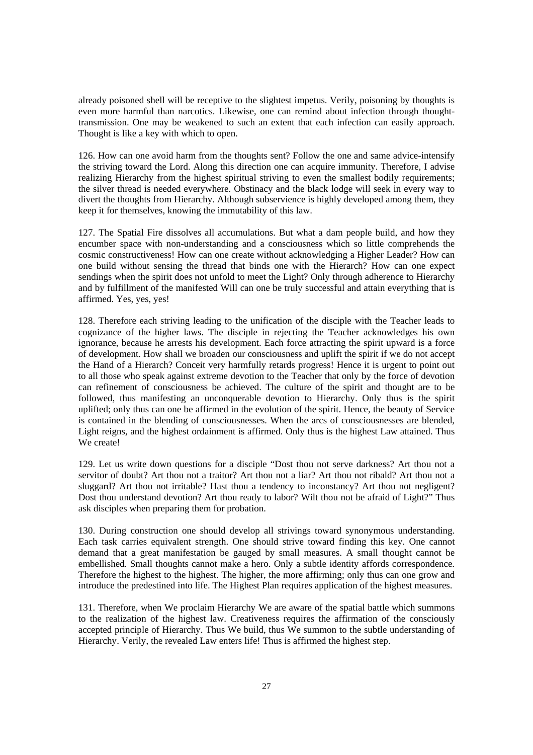already poisoned shell will be receptive to the slightest impetus. Verily, poisoning by thoughts is even more harmful than narcotics. Likewise, one can remind about infection through thought-transmission. One may be weakened to such an extent that each infection can easily approach. Thought is like a key with which to open.

126. How can one avoid harm from the thoughts sent? Follow the one and same advice-intensify the striving toward the Lord. Along this direction one can acquire immunity. Therefore, I advise realizing Hierarchy from the highest spiritual striving to even the smallest bodily requirements; the silver thread is needed everywhere. Obstinacy and the black lodge will seek in every way to divert the thoughts from Hierarchy. Although subservience is highly developed among them, they keep it for themselves, knowing the immutability of this law.

127. The Spatial Fire dissolves all accumulations. But what a dam people build, and how they encumber space with non-understanding and a consciousness which so little comprehends the cosmic constructiveness! How can one create without acknowledging a Higher Leader? How can one build without sensing the thread that binds one with the Hierarch? How can one expect sendings when the spirit does not unfold to meet the Light? Only through adherence to Hierarchy and by fulfillment of the manifested Will can one be truly successful and attain everything that is affirmed. Yes, yes, yes!

128. Therefore each striving leading to the unification of the disciple with the Teacher leads to cognizance of the higher laws. The disciple in rejecting the Teacher acknowledges his own ignorance, because he arrests his development. Each force attracting the spirit upward is a force of development. How shall we broaden our consciousness and uplift the spirit if we do not accept the Hand of a Hierarch? Conceit very harmfully retards progress! Hence it is urgent to point out to all those who speak against extreme devotion to the Teacher that only by the force of devotion can refinement of consciousness be achieved. The culture of the spirit and thought are to be followed, thus manifesting an unconquerable devotion to Hierarchy. Only thus is the spirit uplifted; only thus can one be affirmed in the evolution of the spirit. Hence, the beauty of Service is contained in the blending of consciousnesses. When the arcs of consciousnesses are blended, Light reigns, and the highest ordainment is affirmed. Only thus is the highest Law attained. Thus We create!

129. Let us write down questions for a disciple "Dost thou not serve darkness? Art thou not a servitor of doubt? Art thou not a traitor? Art thou not a liar? Art thou not ribald? Art thou not a sluggard? Art thou not irritable? Hast thou a tendency to inconstancy? Art thou not negligent? Dost thou understand devotion? Art thou ready to labor? Wilt thou not be afraid of Light?" Thus ask disciples when preparing them for probation.

130. During construction one should develop all strivings toward synonymous understanding. Each task carries equivalent strength. One should strive toward finding this key. One cannot demand that a great manifestation be gauged by small measures. A small thought cannot be embellished. Small thoughts cannot make a hero. Only a subtle identity affords correspondence. Therefore the highest to the highest. The higher, the more affirming; only thus can one grow and introduce the predestined into life. The Highest Plan requires application of the highest measures.

131. Therefore, when We proclaim Hierarchy We are aware of the spatial battle which summons to the realization of the highest law. Creativeness requires the affirmation of the consciously accepted principle of Hierarchy. Thus We build, thus We summon to the subtle understanding of Hierarchy. Verily, the revealed Law enters life! Thus is affirmed the highest step.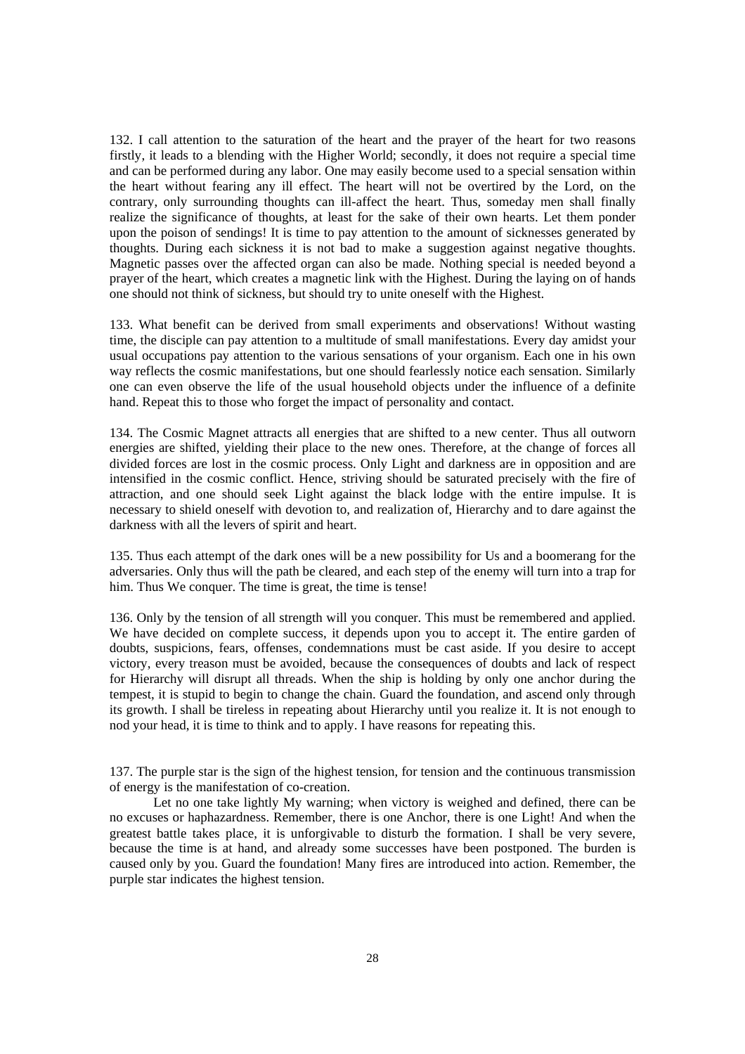132. I call attention to the saturation of the heart and the prayer of the heart for two reasons firstly, it leads to a blending with the Higher World; secondly, it does not require a special time and can be performed during any labor. One may easily become used to a special sensation within the heart without fearing any ill effect. The heart will not be overtired by the Lord, on the contrary, only surrounding thoughts can ill-affect the heart. Thus, someday men shall finally realize the significance of thoughts, at least for the sake of their own hearts. Let them ponder upon the poison of sendings! It is time to pay attention to the amount of sicknesses generated by thoughts. During each sickness it is not bad to make a suggestion against negative thoughts. Magnetic passes over the affected organ can also be made. Nothing special is needed beyond a prayer of the heart, which creates a magnetic link with the Highest. During the laying on of hands one should not think of sickness, but should try to unite oneself with the Highest.

133. What benefit can be derived from small experiments and observations! Without wasting time, the disciple can pay attention to a multitude of small manifestations. Every day amidst your usual occupations pay attention to the various sensations of your organism. Each one in his own way reflects the cosmic manifestations, but one should fearlessly notice each sensation. Similarly one can even observe the life of the usual household objects under the influence of a definite hand. Repeat this to those who forget the impact of personality and contact.

134. The Cosmic Magnet attracts all energies that are shifted to a new center. Thus all outworn energies are shifted, yielding their place to the new ones. Therefore, at the change of forces all divided forces are lost in the cosmic process. Only Light and darkness are in opposition and are intensified in the cosmic conflict. Hence, striving should be saturated precisely with the fire of attraction, and one should seek Light against the black lodge with the entire impulse. It is necessary to shield oneself with devotion to, and realization of, Hierarchy and to dare against the darkness with all the levers of spirit and heart.

135. Thus each attempt of the dark ones will be a new possibility for Us and a boomerang for the adversaries. Only thus will the path be cleared, and each step of the enemy will turn into a trap for him. Thus We conquer. The time is great, the time is tense!

136. Only by the tension of all strength will you conquer. This must be remembered and applied. We have decided on complete success, it depends upon you to accept it. The entire garden of doubts, suspicions, fears, offenses, condemnations must be cast aside. If you desire to accept victory, every treason must be avoided, because the consequences of doubts and lack of respect for Hierarchy will disrupt all threads. When the ship is holding by only one anchor during the tempest, it is stupid to begin to change the chain. Guard the foundation, and ascend only through its growth. I shall be tireless in repeating about Hierarchy until you realize it. It is not enough to nod your head, it is time to think and to apply. I have reasons for repeating this.

137. The purple star is the sign of the highest tension, for tension and the continuous transmission of energy is the manifestation of co-creation.

Let no one take lightly My warning; when victory is weighed and defined, there can be no excuses or haphazardness. Remember, there is one Anchor, there is one Light! And when the greatest battle takes place, it is unforgivable to disturb the formation. I shall be very severe, because the time is at hand, and already some successes have been postponed. The burden is caused only by you. Guard the foundation! Many fires are introduced into action. Remember, the purple star indicates the highest tension.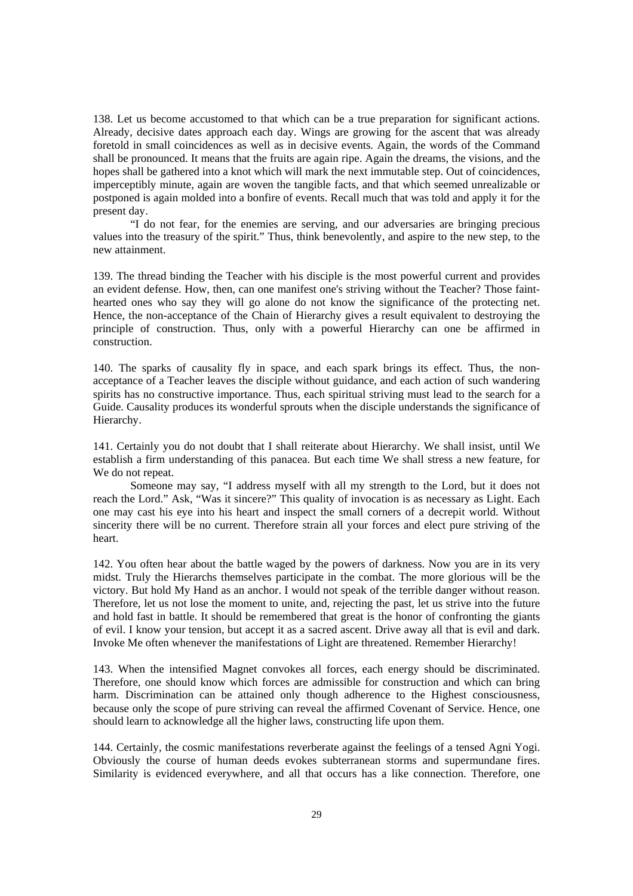138. Let us become accustomed to that which can be a true preparation for significant actions. Already, decisive dates approach each day. Wings are growing for the ascent that was already foretold in small coincidences as well as in decisive events. Again, the words of the Command shall be pronounced. It means that the fruits are again ripe. Again the dreams, the visions, and the hopes shall be gathered into a knot which will mark the next immutable step. Out of coincidences, imperceptibly minute, again are woven the tangible facts, and that which seemed unrealizable or postponed is again molded into a bonfire of events. Recall much that was told and apply it for the present day.

"I do not fear, for the enemies are serving, and our adversaries are bringing precious values into the treasury of the spirit." Thus, think benevolently, and aspire to the new step, to the new attainment.

139. The thread binding the Teacher with his disciple is the most powerful current and provides an evident defense. How, then, can one manifest one's striving without the Teacher? Those faint-hearted ones who say they will go alone do not know the significance of the protecting net. Hence, the non-acceptance of the Chain of Hierarchy gives a result equivalent to destroying the principle of construction. Thus, only with a powerful Hierarchy can one be affirmed in construction.

140. The sparks of causality fly in space, and each spark brings its effect. Thus, the non-acceptance of a Teacher leaves the disciple without guidance, and each action of such wandering spirits has no constructive importance. Thus, each spiritual striving must lead to the search for a Guide. Causality produces its wonderful sprouts when the disciple understands the significance of Hierarchy.

141. Certainly you do not doubt that I shall reiterate about Hierarchy. We shall insist, until We establish a firm understanding of this panacea. But each time We shall stress a new feature, for We do not repeat.

Someone may say, "I address myself with all my strength to the Lord, but it does not reach the Lord." Ask, "Was it sincere?" This quality of invocation is as necessary as Light. Each one may cast his eye into his heart and inspect the small corners of a decrepit world. Without sincerity there will be no current. Therefore strain all your forces and elect pure striving of the heart.

142. You often hear about the battle waged by the powers of darkness. Now you are in its very midst. Truly the Hierarchs themselves participate in the combat. The more glorious will be the victory. But hold My Hand as an anchor. I would not speak of the terrible danger without reason. Therefore, let us not lose the moment to unite, and, rejecting the past, let us strive into the future and hold fast in battle. It should be remembered that great is the honor of confronting the giants of evil. I know your tension, but accept it as a sacred ascent. Drive away all that is evil and dark. Invoke Me often whenever the manifestations of Light are threatened. Remember Hierarchy!

143. When the intensified Magnet convokes all forces, each energy should be discriminated. Therefore, one should know which forces are admissible for construction and which can bring harm. Discrimination can be attained only though adherence to the Highest consciousness, because only the scope of pure striving can reveal the affirmed Covenant of Service. Hence, one should learn to acknowledge all the higher laws, constructing life upon them.

144. Certainly, the cosmic manifestations reverberate against the feelings of a tensed Agni Yogi. Obviously the course of human deeds evokes subterranean storms and supermundane fires. Similarity is evidenced everywhere, and all that occurs has a like connection. Therefore, one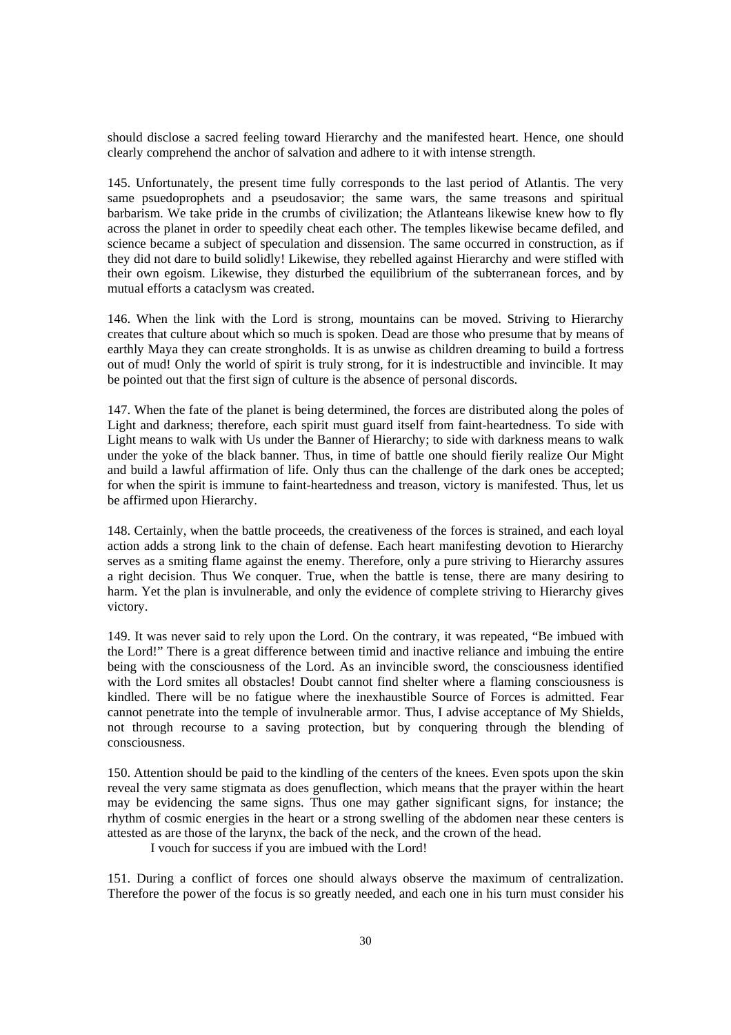should disclose a sacred feeling toward Hierarchy and the manifested heart. Hence, one should clearly comprehend the anchor of salvation and adhere to it with intense strength.

145. Unfortunately, the present time fully corresponds to the last period of Atlantis. The very same psuedoprophets and a pseudosavior; the same wars, the same treasons and spiritual barbarism. We take pride in the crumbs of civilization; the Atlanteans likewise knew how to fly across the planet in order to speedily cheat each other. The temples likewise became defiled, and science became a subject of speculation and dissension. The same occurred in construction, as if they did not dare to build solidly! Likewise, they rebelled against Hierarchy and were stifled with their own egoism. Likewise, they disturbed the equilibrium of the subterranean forces, and by mutual efforts a cataclysm was created.

146. When the link with the Lord is strong, mountains can be moved. Striving to Hierarchy creates that culture about which so much is spoken. Dead are those who presume that by means of earthly Maya they can create strongholds. It is as unwise as children dreaming to build a fortress out of mud! Only the world of spirit is truly strong, for it is indestructible and invincible. It may be pointed out that the first sign of culture is the absence of personal discords.

147. When the fate of the planet is being determined, the forces are distributed along the poles of Light and darkness; therefore, each spirit must guard itself from faint-heartedness. To side with Light means to walk with Us under the Banner of Hierarchy; to side with darkness means to walk under the yoke of the black banner. Thus, in time of battle one should fierily realize Our Might and build a lawful affirmation of life. Only thus can the challenge of the dark ones be accepted; for when the spirit is immune to faint-heartedness and treason, victory is manifested. Thus, let us be affirmed upon Hierarchy.

148. Certainly, when the battle proceeds, the creativeness of the forces is strained, and each loyal action adds a strong link to the chain of defense. Each heart manifesting devotion to Hierarchy serves as a smiting flame against the enemy. Therefore, only a pure striving to Hierarchy assures a right decision. Thus We conquer. True, when the battle is tense, there are many desiring to harm. Yet the plan is invulnerable, and only the evidence of complete striving to Hierarchy gives victory.

149. It was never said to rely upon the Lord. On the contrary, it was repeated, "Be imbued with the Lord!" There is a great difference between timid and inactive reliance and imbuing the entire being with the consciousness of the Lord. As an invincible sword, the consciousness identified with the Lord smites all obstacles! Doubt cannot find shelter where a flaming consciousness is kindled. There will be no fatigue where the inexhaustible Source of Forces is admitted. Fear cannot penetrate into the temple of invulnerable armor. Thus, I advise acceptance of My Shields, not through recourse to a saving protection, but by conquering through the blending of consciousness.

150. Attention should be paid to the kindling of the centers of the knees. Even spots upon the skin reveal the very same stigmata as does genuflection, which means that the prayer within the heart may be evidencing the same signs. Thus one may gather significant signs, for instance; the rhythm of cosmic energies in the heart or a strong swelling of the abdomen near these centers is attested as are those of the larynx, the back of the neck, and the crown of the head.

I vouch for success if you are imbued with the Lord!

151. During a conflict of forces one should always observe the maximum of centralization. Therefore the power of the focus is so greatly needed, and each one in his turn must consider his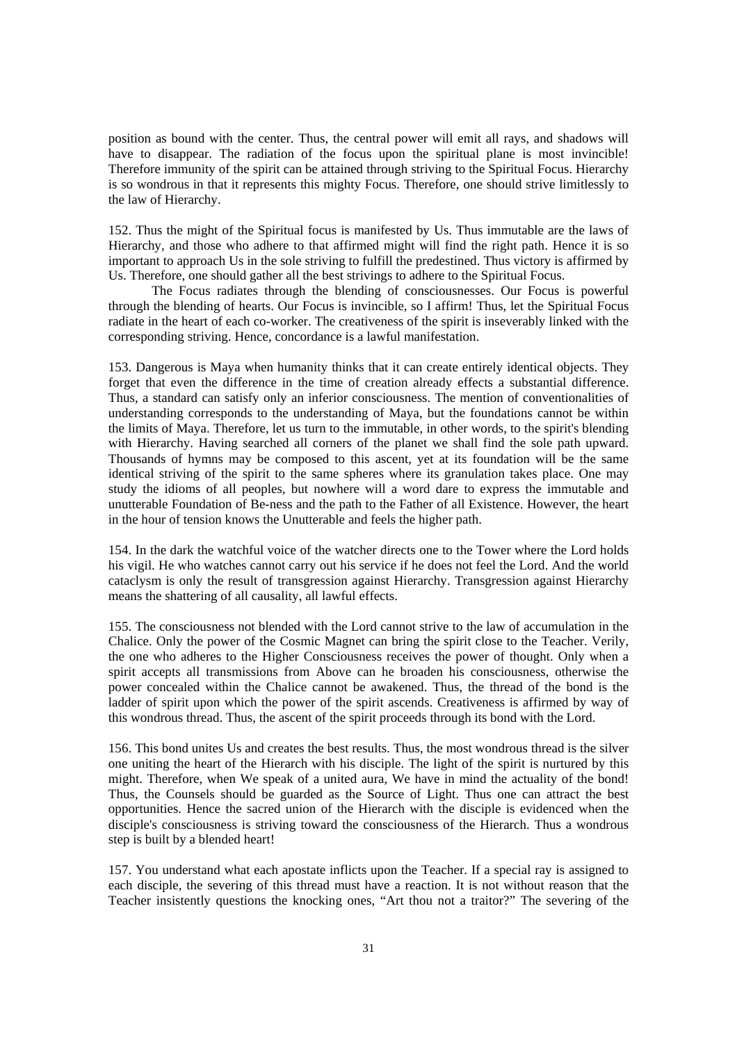position as bound with the center. Thus, the central power will emit all rays, and shadows will have to disappear. The radiation of the focus upon the spiritual plane is most invincible! Therefore immunity of the spirit can be attained through striving to the Spiritual Focus. Hierarchy is so wondrous in that it represents this mighty Focus. Therefore, one should strive limitlessly to the law of Hierarchy.

152. Thus the might of the Spiritual focus is manifested by Us. Thus immutable are the laws of Hierarchy, and those who adhere to that affirmed might will find the right path. Hence it is so important to approach Us in the sole striving to fulfill the predestined. Thus victory is affirmed by Us. Therefore, one should gather all the best strivings to adhere to the Spiritual Focus.

The Focus radiates through the blending of consciousnesses. Our Focus is powerful through the blending of hearts. Our Focus is invincible, so I affirm! Thus, let the Spiritual Focus radiate in the heart of each co-worker. The creativeness of the spirit is inseverably linked with the corresponding striving. Hence, concordance is a lawful manifestation.

153. Dangerous is Maya when humanity thinks that it can create entirely identical objects. They forget that even the difference in the time of creation already effects a substantial difference. Thus, a standard can satisfy only an inferior consciousness. The mention of conventionalities of understanding corresponds to the understanding of Maya, but the foundations cannot be within the limits of Maya. Therefore, let us turn to the immutable, in other words, to the spirit's blending with Hierarchy. Having searched all corners of the planet we shall find the sole path upward. Thousands of hymns may be composed to this ascent, yet at its foundation will be the same identical striving of the spirit to the same spheres where its granulation takes place. One may study the idioms of all peoples, but nowhere will a word dare to express the immutable and unutterable Foundation of Be-ness and the path to the Father of all Existence. However, the heart in the hour of tension knows the Unutterable and feels the higher path.

154. In the dark the watchful voice of the watcher directs one to the Tower where the Lord holds his vigil. He who watches cannot carry out his service if he does not feel the Lord. And the world cataclysm is only the result of transgression against Hierarchy. Transgression against Hierarchy means the shattering of all causality, all lawful effects.

155. The consciousness not blended with the Lord cannot strive to the law of accumulation in the Chalice. Only the power of the Cosmic Magnet can bring the spirit close to the Teacher. Verily, the one who adheres to the Higher Consciousness receives the power of thought. Only when a spirit accepts all transmissions from Above can he broaden his consciousness, otherwise the power concealed within the Chalice cannot be awakened. Thus, the thread of the bond is the ladder of spirit upon which the power of the spirit ascends. Creativeness is affirmed by way of this wondrous thread. Thus, the ascent of the spirit proceeds through its bond with the Lord.

156. This bond unites Us and creates the best results. Thus, the most wondrous thread is the silver one uniting the heart of the Hierarch with his disciple. The light of the spirit is nurtured by this might. Therefore, when We speak of a united aura, We have in mind the actuality of the bond! Thus, the Counsels should be guarded as the Source of Light. Thus one can attract the best opportunities. Hence the sacred union of the Hierarch with the disciple is evidenced when the disciple's consciousness is striving toward the consciousness of the Hierarch. Thus a wondrous step is built by a blended heart!

157. You understand what each apostate inflicts upon the Teacher. If a special ray is assigned to each disciple, the severing of this thread must have a reaction. It is not without reason that the Teacher insistently questions the knocking ones, "Art thou not a traitor?" The severing of the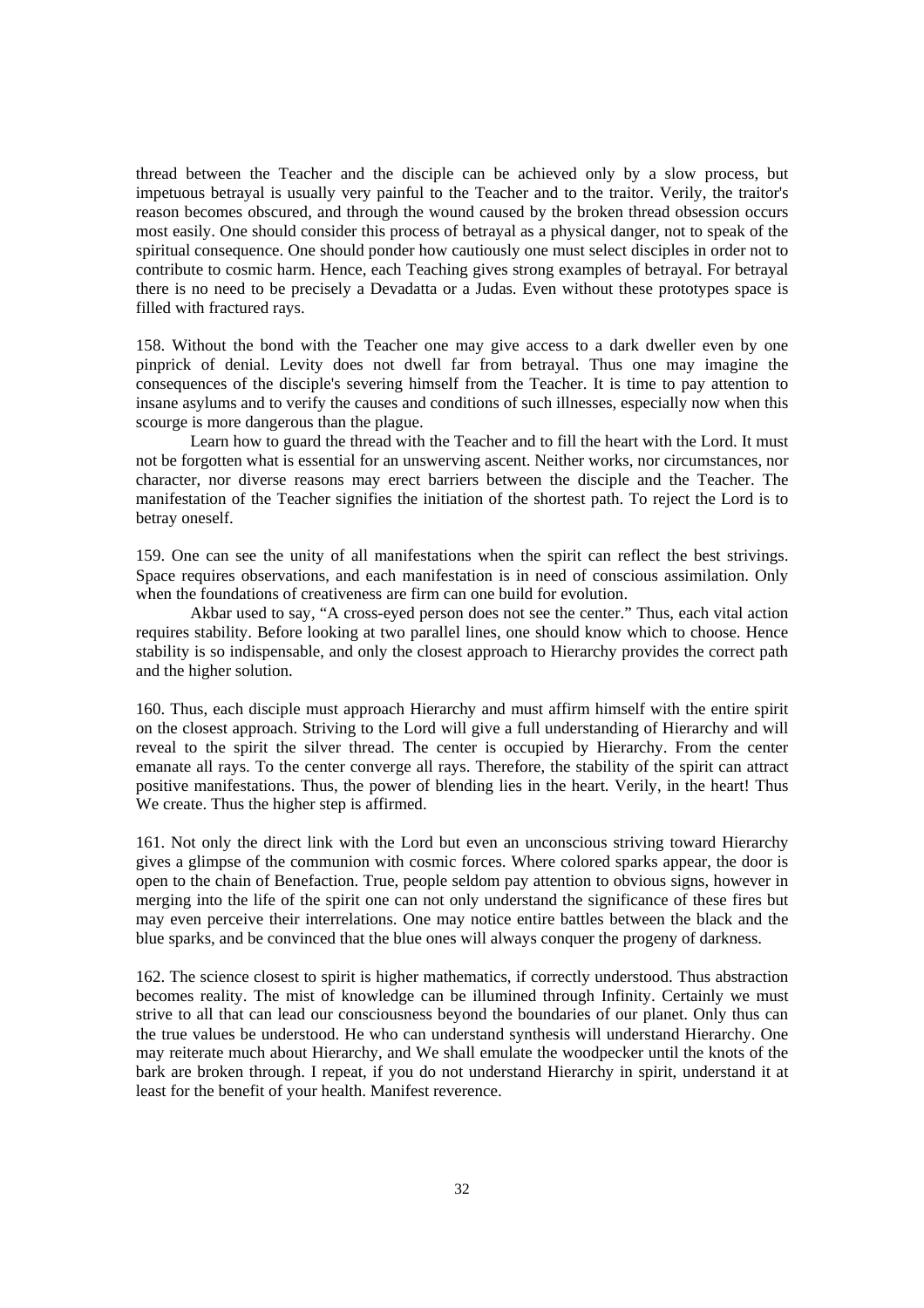thread between the Teacher and the disciple can be achieved only by a slow process, but impetuous betrayal is usually very painful to the Teacher and to the traitor. Verily, the traitor's reason becomes obscured, and through the wound caused by the broken thread obsession occurs most easily. One should consider this process of betrayal as a physical danger, not to speak of the spiritual consequence. One should ponder how cautiously one must select disciples in order not to contribute to cosmic harm. Hence, each Teaching gives strong examples of betrayal. For betrayal there is no need to be precisely a Devadatta or a Judas. Even without these prototypes space is filled with fractured rays.

158. Without the bond with the Teacher one may give access to a dark dweller even by one pinprick of denial. Levity does not dwell far from betrayal. Thus one may imagine the consequences of the disciple's severing himself from the Teacher. It is time to pay attention to insane asylums and to verify the causes and conditions of such illnesses, especially now when this scourge is more dangerous than the plague.

Learn how to guard the thread with the Teacher and to fill the heart with the Lord. It must not be forgotten what is essential for an unswerving ascent. Neither works, nor circumstances, nor character, nor diverse reasons may erect barriers between the disciple and the Teacher. The manifestation of the Teacher signifies the initiation of the shortest path. To reject the Lord is to betray oneself.

159. One can see the unity of all manifestations when the spirit can reflect the best strivings. Space requires observations, and each manifestation is in need of conscious assimilation. Only when the foundations of creativeness are firm can one build for evolution.

Akbar used to say, "A cross-eyed person does not see the center." Thus, each vital action requires stability. Before looking at two parallel lines, one should know which to choose. Hence stability is so indispensable, and only the closest approach to Hierarchy provides the correct path and the higher solution.

160. Thus, each disciple must approach Hierarchy and must affirm himself with the entire spirit on the closest approach. Striving to the Lord will give a full understanding of Hierarchy and will reveal to the spirit the silver thread. The center is occupied by Hierarchy. From the center emanate all rays. To the center converge all rays. Therefore, the stability of the spirit can attract positive manifestations. Thus, the power of blending lies in the heart. Verily, in the heart! Thus We create. Thus the higher step is affirmed.

161. Not only the direct link with the Lord but even an unconscious striving toward Hierarchy gives a glimpse of the communion with cosmic forces. Where colored sparks appear, the door is open to the chain of Benefaction. True, people seldom pay attention to obvious signs, however in merging into the life of the spirit one can not only understand the significance of these fires but may even perceive their interrelations. One may notice entire battles between the black and the blue sparks, and be convinced that the blue ones will always conquer the progeny of darkness.

162. The science closest to spirit is higher mathematics, if correctly understood. Thus abstraction becomes reality. The mist of knowledge can be illumined through Infinity. Certainly we must strive to all that can lead our consciousness beyond the boundaries of our planet. Only thus can the true values be understood. He who can understand synthesis will understand Hierarchy. One may reiterate much about Hierarchy, and We shall emulate the woodpecker until the knots of the bark are broken through. I repeat, if you do not understand Hierarchy in spirit, understand it at least for the benefit of your health. Manifest reverence.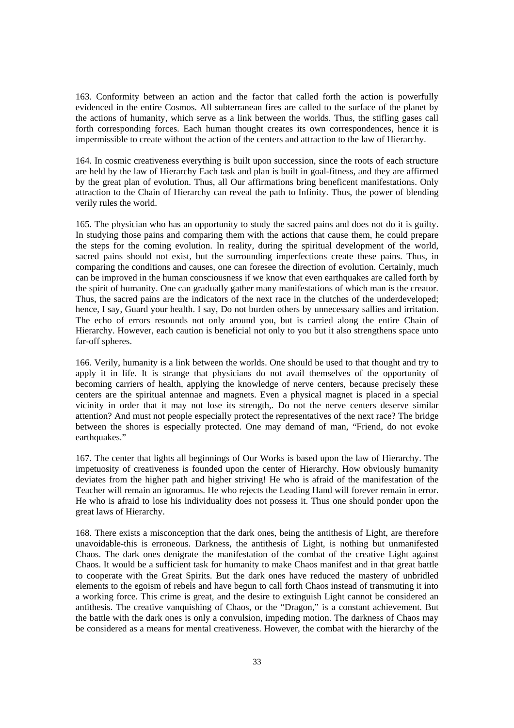163. Conformity between an action and the factor that called forth the action is powerfully evidenced in the entire Cosmos. All subterranean fires are called to the surface of the planet by the actions of humanity, which serve as a link between the worlds. Thus, the stifling gases call forth corresponding forces. Each human thought creates its own correspondences, hence it is impermissible to create without the action of the centers and attraction to the law of Hierarchy.

164. In cosmic creativeness everything is built upon succession, since the roots of each structure are held by the law of Hierarchy Each task and plan is built in goal-fitness, and they are affirmed by the great plan of evolution. Thus, all Our affirmations bring beneficent manifestations. Only attraction to the Chain of Hierarchy can reveal the path to Infinity. Thus, the power of blending verily rules the world.

165. The physician who has an opportunity to study the sacred pains and does not do it is guilty. In studying those pains and comparing them with the actions that cause them, he could prepare the steps for the coming evolution. In reality, during the spiritual development of the world, sacred pains should not exist, but the surrounding imperfections create these pains. Thus, in comparing the conditions and causes, one can foresee the direction of evolution. Certainly, much can be improved in the human consciousness if we know that even earthquakes are called forth by the spirit of humanity. One can gradually gather many manifestations of which man is the creator. Thus, the sacred pains are the indicators of the next race in the clutches of the underdeveloped; hence, I say, Guard your health. I say, Do not burden others by unnecessary sallies and irritation. The echo of errors resounds not only around you, but is carried along the entire Chain of Hierarchy. However, each caution is beneficial not only to you but it also strengthens space unto far-off spheres.

166. Verily, humanity is a link between the worlds. One should be used to that thought and try to apply it in life. It is strange that physicians do not avail themselves of the opportunity of becoming carriers of health, applying the knowledge of nerve centers, because precisely these centers are the spiritual antennae and magnets. Even a physical magnet is placed in a special vicinity in order that it may not lose its strength,. Do not the nerve centers deserve similar attention? And must not people especially protect the representatives of the next race? The bridge between the shores is especially protected. One may demand of man, "Friend, do not evoke earthquakes."

167. The center that lights all beginnings of Our Works is based upon the law of Hierarchy. The impetuosity of creativeness is founded upon the center of Hierarchy. How obviously humanity deviates from the higher path and higher striving! He who is afraid of the manifestation of the Teacher will remain an ignoramus. He who rejects the Leading Hand will forever remain in error. He who is afraid to lose his individuality does not possess it. Thus one should ponder upon the great laws of Hierarchy.

168. There exists a misconception that the dark ones, being the antithesis of Light, are therefore unavoidable-this is erroneous. Darkness, the antithesis of Light, is nothing but unmanifested Chaos. The dark ones denigrate the manifestation of the combat of the creative Light against Chaos. It would be a sufficient task for humanity to make Chaos manifest and in that great battle to cooperate with the Great Spirits. But the dark ones have reduced the mastery of unbridled elements to the egoism of rebels and have begun to call forth Chaos instead of transmuting it into a working force. This crime is great, and the desire to extinguish Light cannot be considered an antithesis. The creative vanquishing of Chaos, or the "Dragon," is a constant achievement. But the battle with the dark ones is only a convulsion, impeding motion. The darkness of Chaos may be considered as a means for mental creativeness. However, the combat with the hierarchy of the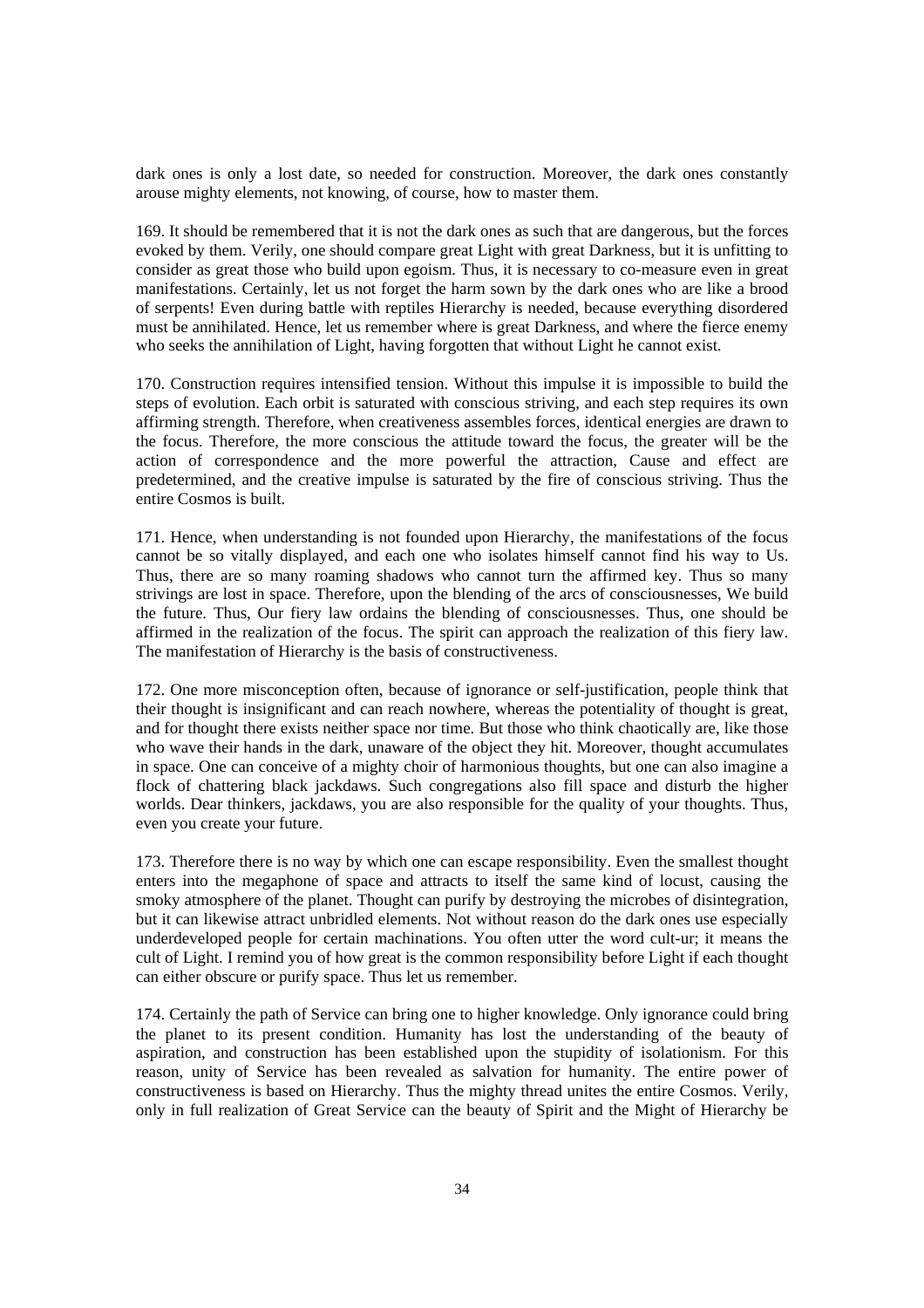dark ones is only a lost date, so needed for construction. Moreover, the dark ones constantly arouse mighty elements, not knowing, of course, how to master them.

169. It should be remembered that it is not the dark ones as such that are dangerous, but the forces evoked by them. Verily, one should compare great Light with great Darkness, but it is unfitting to consider as great those who build upon egoism. Thus, it is necessary to co-measure even in great manifestations. Certainly, let us not forget the harm sown by the dark ones who are like a brood of serpents! Even during battle with reptiles Hierarchy is needed, because everything disordered must be annihilated. Hence, let us remember where is great Darkness, and where the fierce enemy who seeks the annihilation of Light, having forgotten that without Light he cannot exist.

170. Construction requires intensified tension. Without this impulse it is impossible to build the steps of evolution. Each orbit is saturated with conscious striving, and each step requires its own affirming strength. Therefore, when creativeness assembles forces, identical energies are drawn to the focus. Therefore, the more conscious the attitude toward the focus, the greater will be the action of correspondence and the more powerful the attraction, Cause and effect are predetermined, and the creative impulse is saturated by the fire of conscious striving. Thus the entire Cosmos is built.

171. Hence, when understanding is not founded upon Hierarchy, the manifestations of the focus cannot be so vitally displayed, and each one who isolates himself cannot find his way to Us. Thus, there are so many roaming shadows who cannot turn the affirmed key. Thus so many strivings are lost in space. Therefore, upon the blending of the arcs of consciousnesses, We build the future. Thus, Our fiery law ordains the blending of consciousnesses. Thus, one should be affirmed in the realization of the focus. The spirit can approach the realization of this fiery law. The manifestation of Hierarchy is the basis of constructiveness.

172. One more misconception often, because of ignorance or self-justification, people think that their thought is insignificant and can reach nowhere, whereas the potentiality of thought is great, and for thought there exists neither space nor time. But those who think chaotically are, like those who wave their hands in the dark, unaware of the object they hit. Moreover, thought accumulates in space. One can conceive of a mighty choir of harmonious thoughts, but one can also imagine a flock of chattering black jackdaws. Such congregations also fill space and disturb the higher worlds. Dear thinkers, jackdaws, you are also responsible for the quality of your thoughts. Thus, even you create your future.

173. Therefore there is no way by which one can escape responsibility. Even the smallest thought enters into the megaphone of space and attracts to itself the same kind of locust, causing the smoky atmosphere of the planet. Thought can purify by destroying the microbes of disintegration, but it can likewise attract unbridled elements. Not without reason do the dark ones use especially underdeveloped people for certain machinations. You often utter the word cult-ur; it means the cult of Light. I remind you of how great is the common responsibility before Light if each thought can either obscure or purify space. Thus let us remember.

174. Certainly the path of Service can bring one to higher knowledge. Only ignorance could bring the planet to its present condition. Humanity has lost the understanding of the beauty of aspiration, and construction has been established upon the stupidity of isolationism. For this reason, unity of Service has been revealed as salvation for humanity. The entire power of constructiveness is based on Hierarchy. Thus the mighty thread unites the entire Cosmos. Verily, only in full realization of Great Service can the beauty of Spirit and the Might of Hierarchy be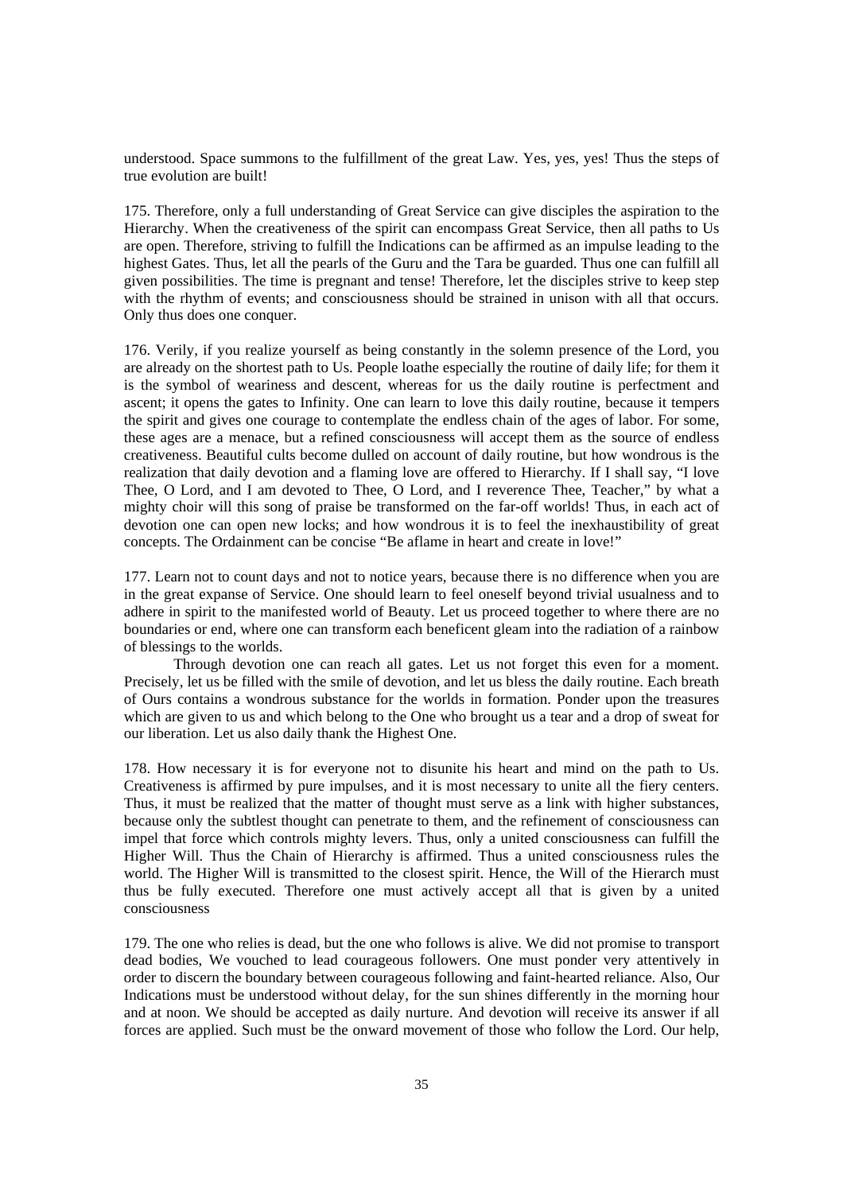understood. Space summons to the fulfillment of the great Law. Yes, yes, yes! Thus the steps of true evolution are built!

175. Therefore, only a full understanding of Great Service can give disciples the aspiration to the Hierarchy. When the creativeness of the spirit can encompass Great Service, then all paths to Us are open. Therefore, striving to fulfill the Indications can be affirmed as an impulse leading to the highest Gates. Thus, let all the pearls of the Guru and the Tara be guarded. Thus one can fulfill all given possibilities. The time is pregnant and tense! Therefore, let the disciples strive to keep step with the rhythm of events; and consciousness should be strained in unison with all that occurs. Only thus does one conquer.

176. Verily, if you realize yourself as being constantly in the solemn presence of the Lord, you are already on the shortest path to Us. People loathe especially the routine of daily life; for them it is the symbol of weariness and descent, whereas for us the daily routine is perfectment and ascent; it opens the gates to Infinity. One can learn to love this daily routine, because it tempers the spirit and gives one courage to contemplate the endless chain of the ages of labor. For some, these ages are a menace, but a refined consciousness will accept them as the source of endless creativeness. Beautiful cults become dulled on account of daily routine, but how wondrous is the realization that daily devotion and a flaming love are offered to Hierarchy. If I shall say, "I love Thee, O Lord, and I am devoted to Thee, O Lord, and I reverence Thee, Teacher," by what a mighty choir will this song of praise be transformed on the far-off worlds! Thus, in each act of devotion one can open new locks; and how wondrous it is to feel the inexhaustibility of great concepts. The Ordainment can be concise "Be aflame in heart and create in love!"

177. Learn not to count days and not to notice years, because there is no difference when you are in the great expanse of Service. One should learn to feel oneself beyond trivial usualness and to adhere in spirit to the manifested world of Beauty. Let us proceed together to where there are no boundaries or end, where one can transform each beneficent gleam into the radiation of a rainbow of blessings to the worlds.

Through devotion one can reach all gates. Let us not forget this even for a moment. Precisely, let us be filled with the smile of devotion, and let us bless the daily routine. Each breath of Ours contains a wondrous substance for the worlds in formation. Ponder upon the treasures which are given to us and which belong to the One who brought us a tear and a drop of sweat for our liberation. Let us also daily thank the Highest One.

178. How necessary it is for everyone not to disunite his heart and mind on the path to Us. Creativeness is affirmed by pure impulses, and it is most necessary to unite all the fiery centers. Thus, it must be realized that the matter of thought must serve as a link with higher substances, because only the subtlest thought can penetrate to them, and the refinement of consciousness can impel that force which controls mighty levers. Thus, only a united consciousness can fulfill the Higher Will. Thus the Chain of Hierarchy is affirmed. Thus a united consciousness rules the world. The Higher Will is transmitted to the closest spirit. Hence, the Will of the Hierarch must thus be fully executed. Therefore one must actively accept all that is given by a united consciousness

179. The one who relies is dead, but the one who follows is alive. We did not promise to transport dead bodies, We vouched to lead courageous followers. One must ponder very attentively in order to discern the boundary between courageous following and faint-hearted reliance. Also, Our Indications must be understood without delay, for the sun shines differently in the morning hour and at noon. We should be accepted as daily nurture. And devotion will receive its answer if all forces are applied. Such must be the onward movement of those who follow the Lord. Our help,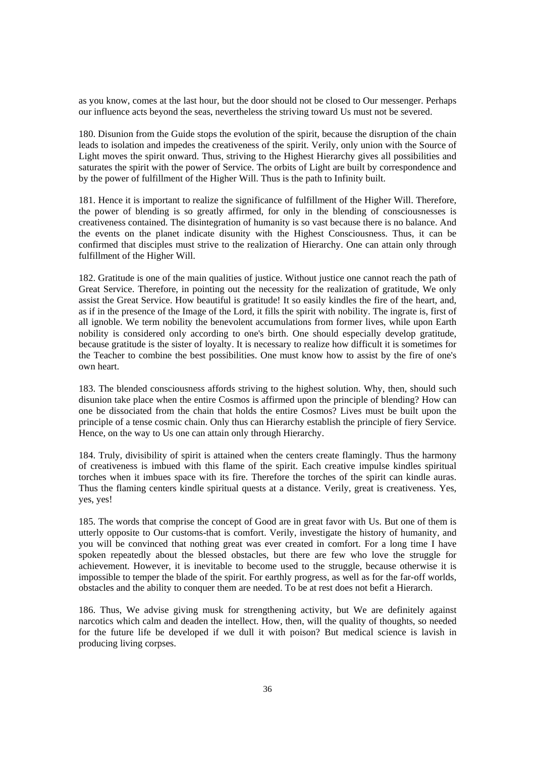as you know, comes at the last hour, but the door should not be closed to Our messenger. Perhaps our influence acts beyond the seas, nevertheless the striving toward Us must not be severed.

180. Disunion from the Guide stops the evolution of the spirit, because the disruption of the chain leads to isolation and impedes the creativeness of the spirit. Verily, only union with the Source of Light moves the spirit onward. Thus, striving to the Highest Hierarchy gives all possibilities and saturates the spirit with the power of Service. The orbits of Light are built by correspondence and by the power of fulfillment of the Higher Will. Thus is the path to Infinity built.

181. Hence it is important to realize the significance of fulfillment of the Higher Will. Therefore, the power of blending is so greatly affirmed, for only in the blending of consciousnesses is creativeness contained. The disintegration of humanity is so vast because there is no balance. And the events on the planet indicate disunity with the Highest Consciousness. Thus, it can be confirmed that disciples must strive to the realization of Hierarchy. One can attain only through fulfillment of the Higher Will.

182. Gratitude is one of the main qualities of justice. Without justice one cannot reach the path of Great Service. Therefore, in pointing out the necessity for the realization of gratitude, We only assist the Great Service. How beautiful is gratitude! It so easily kindles the fire of the heart, and, as if in the presence of the Image of the Lord, it fills the spirit with nobility. The ingrate is, first of all ignoble. We term nobility the benevolent accumulations from former lives, while upon Earth nobility is considered only according to one's birth. One should especially develop gratitude, because gratitude is the sister of loyalty. It is necessary to realize how difficult it is sometimes for the Teacher to combine the best possibilities. One must know how to assist by the fire of one's own heart.

183. The blended consciousness affords striving to the highest solution. Why, then, should such disunion take place when the entire Cosmos is affirmed upon the principle of blending? How can one be dissociated from the chain that holds the entire Cosmos? Lives must be built upon the principle of a tense cosmic chain. Only thus can Hierarchy establish the principle of fiery Service. Hence, on the way to Us one can attain only through Hierarchy.

184. Truly, divisibility of spirit is attained when the centers create flamingly. Thus the harmony of creativeness is imbued with this flame of the spirit. Each creative impulse kindles spiritual torches when it imbues space with its fire. Therefore the torches of the spirit can kindle auras. Thus the flaming centers kindle spiritual quests at a distance. Verily, great is creativeness. Yes, yes, yes!

185. The words that comprise the concept of Good are in great favor with Us. But one of them is utterly opposite to Our customs-that is comfort. Verily, investigate the history of humanity, and you will be convinced that nothing great was ever created in comfort. For a long time I have spoken repeatedly about the blessed obstacles, but there are few who love the struggle for achievement. However, it is inevitable to become used to the struggle, because otherwise it is impossible to temper the blade of the spirit. For earthly progress, as well as for the far-off worlds, obstacles and the ability to conquer them are needed. To be at rest does not befit a Hierarch.

186. Thus, We advise giving musk for strengthening activity, but We are definitely against narcotics which calm and deaden the intellect. How, then, will the quality of thoughts, so needed for the future life be developed if we dull it with poison? But medical science is lavish in producing living corpses.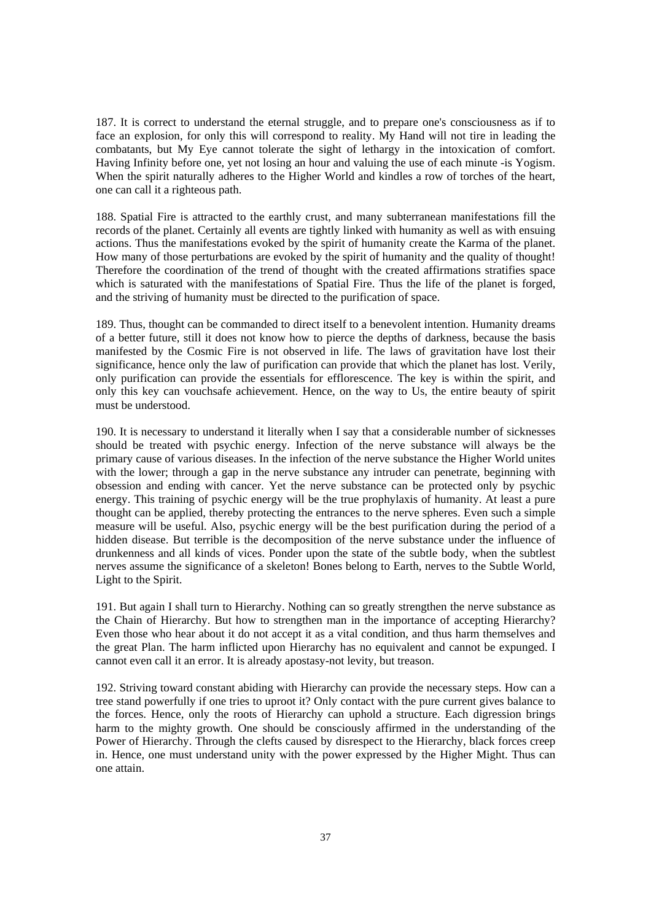187. It is correct to understand the eternal struggle, and to prepare one's consciousness as if to face an explosion, for only this will correspond to reality. My Hand will not tire in leading the combatants, but My Eye cannot tolerate the sight of lethargy in the intoxication of comfort. Having Infinity before one, yet not losing an hour and valuing the use of each minute -is Yogism. When the spirit naturally adheres to the Higher World and kindles a row of torches of the heart, one can call it a righteous path.

188. Spatial Fire is attracted to the earthly crust, and many subterranean manifestations fill the records of the planet. Certainly all events are tightly linked with humanity as well as with ensuing actions. Thus the manifestations evoked by the spirit of humanity create the Karma of the planet. How many of those perturbations are evoked by the spirit of humanity and the quality of thought! Therefore the coordination of the trend of thought with the created affirmations stratifies space which is saturated with the manifestations of Spatial Fire. Thus the life of the planet is forged, and the striving of humanity must be directed to the purification of space.

189. Thus, thought can be commanded to direct itself to a benevolent intention. Humanity dreams of a better future, still it does not know how to pierce the depths of darkness, because the basis manifested by the Cosmic Fire is not observed in life. The laws of gravitation have lost their significance, hence only the law of purification can provide that which the planet has lost. Verily, only purification can provide the essentials for efflorescence. The key is within the spirit, and only this key can vouchsafe achievement. Hence, on the way to Us, the entire beauty of spirit must be understood.

190. It is necessary to understand it literally when I say that a considerable number of sicknesses should be treated with psychic energy. Infection of the nerve substance will always be the primary cause of various diseases. In the infection of the nerve substance the Higher World unites with the lower; through a gap in the nerve substance any intruder can penetrate, beginning with obsession and ending with cancer. Yet the nerve substance can be protected only by psychic energy. This training of psychic energy will be the true prophylaxis of humanity. At least a pure thought can be applied, thereby protecting the entrances to the nerve spheres. Even such a simple measure will be useful. Also, psychic energy will be the best purification during the period of a hidden disease. But terrible is the decomposition of the nerve substance under the influence of drunkenness and all kinds of vices. Ponder upon the state of the subtle body, when the subtlest nerves assume the significance of a skeleton! Bones belong to Earth, nerves to the Subtle World, Light to the Spirit.

191. But again I shall turn to Hierarchy. Nothing can so greatly strengthen the nerve substance as the Chain of Hierarchy. But how to strengthen man in the importance of accepting Hierarchy? Even those who hear about it do not accept it as a vital condition, and thus harm themselves and the great Plan. The harm inflicted upon Hierarchy has no equivalent and cannot be expunged. I cannot even call it an error. It is already apostasy-not levity, but treason.

192. Striving toward constant abiding with Hierarchy can provide the necessary steps. How can a tree stand powerfully if one tries to uproot it? Only contact with the pure current gives balance to the forces. Hence, only the roots of Hierarchy can uphold a structure. Each digression brings harm to the mighty growth. One should be consciously affirmed in the understanding of the Power of Hierarchy. Through the clefts caused by disrespect to the Hierarchy, black forces creep in. Hence, one must understand unity with the power expressed by the Higher Might. Thus can one attain.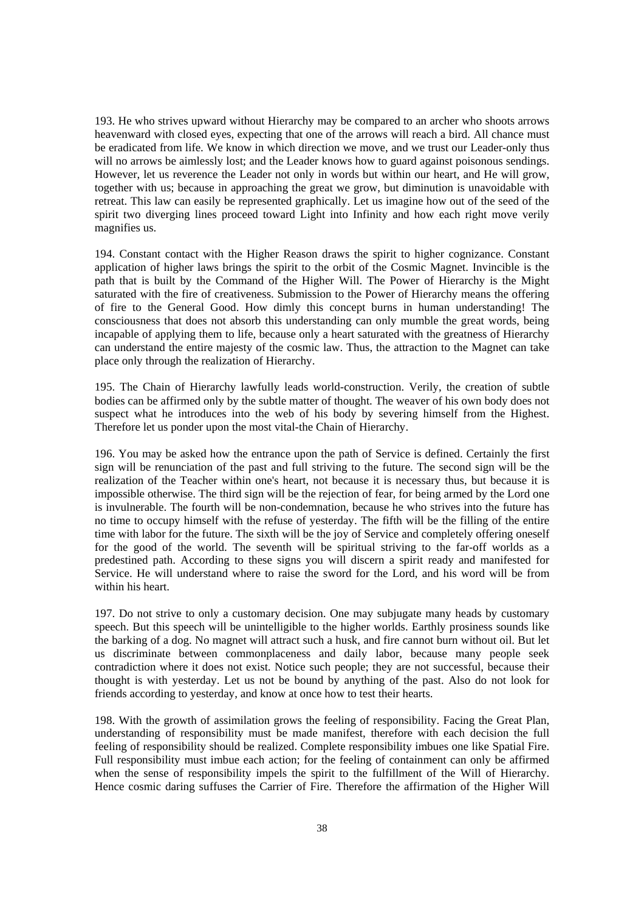193. He who strives upward without Hierarchy may be compared to an archer who shoots arrows heavenward with closed eyes, expecting that one of the arrows will reach a bird. All chance must be eradicated from life. We know in which direction we move, and we trust our Leader-only thus will no arrows be aimlessly lost; and the Leader knows how to guard against poisonous sendings. However, let us reverence the Leader not only in words but within our heart, and He will grow, together with us; because in approaching the great we grow, but diminution is unavoidable with retreat. This law can easily be represented graphically. Let us imagine how out of the seed of the spirit two diverging lines proceed toward Light into Infinity and how each right move verily magnifies us.

194. Constant contact with the Higher Reason draws the spirit to higher cognizance. Constant application of higher laws brings the spirit to the orbit of the Cosmic Magnet. Invincible is the path that is built by the Command of the Higher Will. The Power of Hierarchy is the Might saturated with the fire of creativeness. Submission to the Power of Hierarchy means the offering of fire to the General Good. How dimly this concept burns in human understanding! The consciousness that does not absorb this understanding can only mumble the great words, being incapable of applying them to life, because only a heart saturated with the greatness of Hierarchy can understand the entire majesty of the cosmic law. Thus, the attraction to the Magnet can take place only through the realization of Hierarchy.

195. The Chain of Hierarchy lawfully leads world-construction. Verily, the creation of subtle bodies can be affirmed only by the subtle matter of thought. The weaver of his own body does not suspect what he introduces into the web of his body by severing himself from the Highest. Therefore let us ponder upon the most vital-the Chain of Hierarchy.

196. You may be asked how the entrance upon the path of Service is defined. Certainly the first sign will be renunciation of the past and full striving to the future. The second sign will be the realization of the Teacher within one's heart, not because it is necessary thus, but because it is impossible otherwise. The third sign will be the rejection of fear, for being armed by the Lord one is invulnerable. The fourth will be non-condemnation, because he who strives into the future has no time to occupy himself with the refuse of yesterday. The fifth will be the filling of the entire time with labor for the future. The sixth will be the joy of Service and completely offering oneself for the good of the world. The seventh will be spiritual striving to the far-off worlds as a predestined path. According to these signs you will discern a spirit ready and manifested for Service. He will understand where to raise the sword for the Lord, and his word will be from within his heart.

197. Do not strive to only a customary decision. One may subjugate many heads by customary speech. But this speech will be unintelligible to the higher worlds. Earthly prosiness sounds like the barking of a dog. No magnet will attract such a husk, and fire cannot burn without oil. But let us discriminate between commonplaceness and daily labor, because many people seek contradiction where it does not exist. Notice such people; they are not successful, because their thought is with yesterday. Let us not be bound by anything of the past. Also do not look for friends according to yesterday, and know at once how to test their hearts.

198. With the growth of assimilation grows the feeling of responsibility. Facing the Great Plan, understanding of responsibility must be made manifest, therefore with each decision the full feeling of responsibility should be realized. Complete responsibility imbues one like Spatial Fire. Full responsibility must imbue each action; for the feeling of containment can only be affirmed when the sense of responsibility impels the spirit to the fulfillment of the Will of Hierarchy. Hence cosmic daring suffuses the Carrier of Fire. Therefore the affirmation of the Higher Will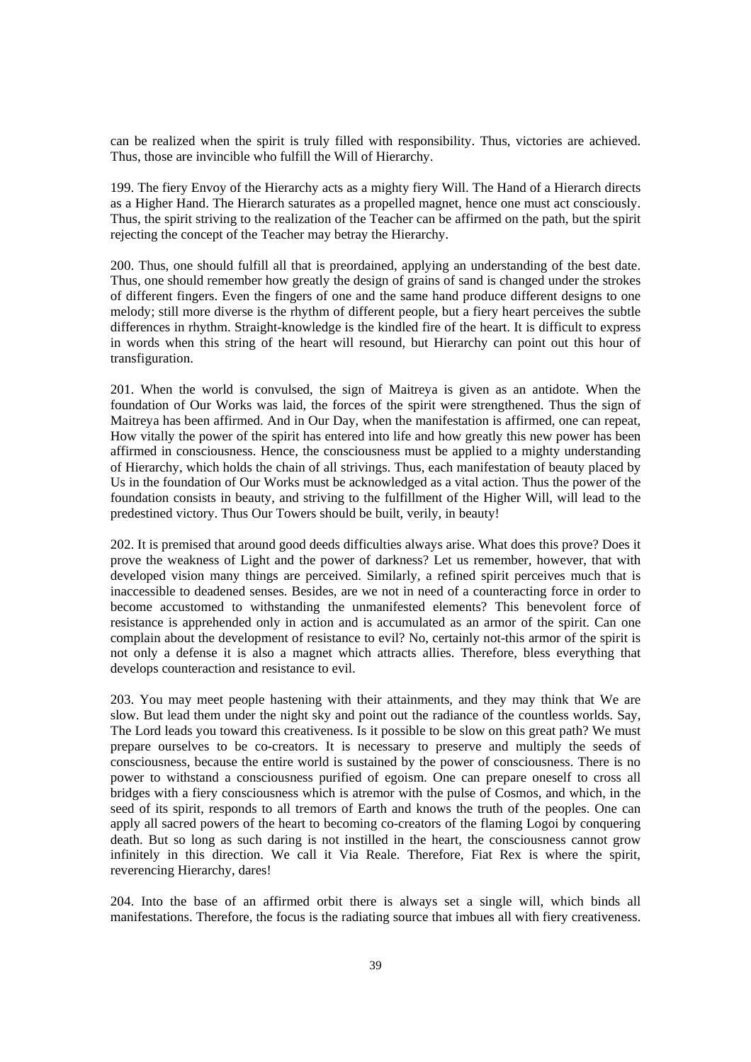can be realized when the spirit is truly filled with responsibility. Thus, victories are achieved. Thus, those are invincible who fulfill the Will of Hierarchy.

199. The fiery Envoy of the Hierarchy acts as a mighty fiery Will. The Hand of a Hierarch directs as a Higher Hand. The Hierarch saturates as a propelled magnet, hence one must act consciously. Thus, the spirit striving to the realization of the Teacher can be affirmed on the path, but the spirit rejecting the concept of the Teacher may betray the Hierarchy.

200. Thus, one should fulfill all that is preordained, applying an understanding of the best date. Thus, one should remember how greatly the design of grains of sand is changed under the strokes of different fingers. Even the fingers of one and the same hand produce different designs to one melody; still more diverse is the rhythm of different people, but a fiery heart perceives the subtle differences in rhythm. Straight-knowledge is the kindled fire of the heart. It is difficult to express in words when this string of the heart will resound, but Hierarchy can point out this hour of transfiguration.

201. When the world is convulsed, the sign of Maitreya is given as an antidote. When the foundation of Our Works was laid, the forces of the spirit were strengthened. Thus the sign of Maitreya has been affirmed. And in Our Day, when the manifestation is affirmed, one can repeat, How vitally the power of the spirit has entered into life and how greatly this new power has been affirmed in consciousness. Hence, the consciousness must be applied to a mighty understanding of Hierarchy, which holds the chain of all strivings. Thus, each manifestation of beauty placed by Us in the foundation of Our Works must be acknowledged as a vital action. Thus the power of the foundation consists in beauty, and striving to the fulfillment of the Higher Will, will lead to the predestined victory. Thus Our Towers should be built, verily, in beauty!

202. It is premised that around good deeds difficulties always arise. What does this prove? Does it prove the weakness of Light and the power of darkness? Let us remember, however, that with developed vision many things are perceived. Similarly, a refined spirit perceives much that is inaccessible to deadened senses. Besides, are we not in need of a counteracting force in order to become accustomed to withstanding the unmanifested elements? This benevolent force of resistance is apprehended only in action and is accumulated as an armor of the spirit. Can one complain about the development of resistance to evil? No, certainly not-this armor of the spirit is not only a defense it is also a magnet which attracts allies. Therefore, bless everything that develops counteraction and resistance to evil.

203. You may meet people hastening with their attainments, and they may think that We are slow. But lead them under the night sky and point out the radiance of the countless worlds. Say, The Lord leads you toward this creativeness. Is it possible to be slow on this great path? We must prepare ourselves to be co-creators. It is necessary to preserve and multiply the seeds of consciousness, because the entire world is sustained by the power of consciousness. There is no power to withstand a consciousness purified of egoism. One can prepare oneself to cross all bridges with a fiery consciousness which is atremor with the pulse of Cosmos, and which, in the seed of its spirit, responds to all tremors of Earth and knows the truth of the peoples. One can apply all sacred powers of the heart to becoming co-creators of the flaming Logoi by conquering death. But so long as such daring is not instilled in the heart, the consciousness cannot grow infinitely in this direction. We call it Via Reale. Therefore, Fiat Rex is where the spirit, reverencing Hierarchy, dares!

204. Into the base of an affirmed orbit there is always set a single will, which binds all manifestations. Therefore, the focus is the radiating source that imbues all with fiery creativeness.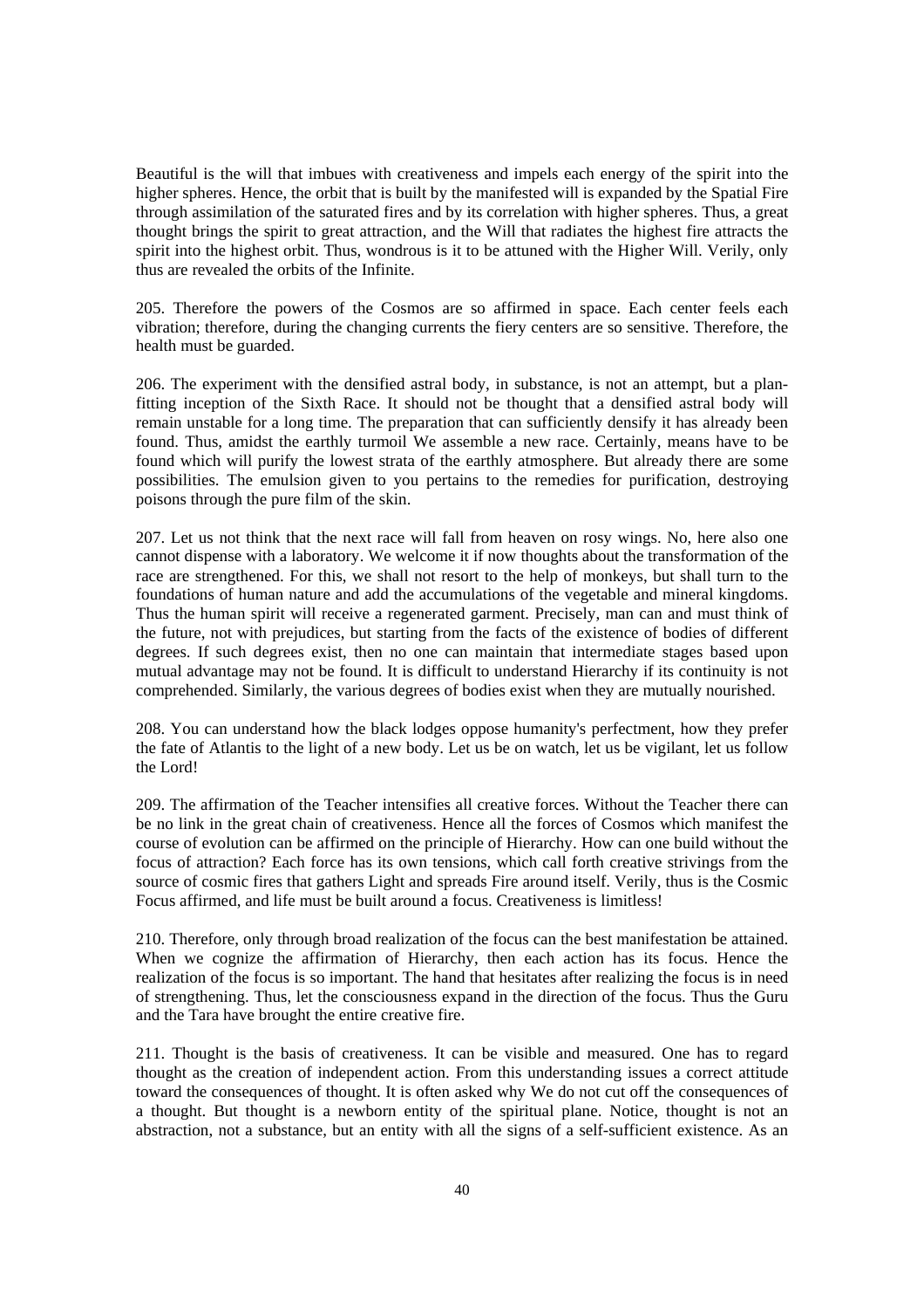Beautiful is the will that imbues with creativeness and impels each energy of the spirit into the higher spheres. Hence, the orbit that is built by the manifested will is expanded by the Spatial Fire through assimilation of the saturated fires and by its correlation with higher spheres. Thus, a great thought brings the spirit to great attraction, and the Will that radiates the highest fire attracts the spirit into the highest orbit. Thus, wondrous is it to be attuned with the Higher Will. Verily, only thus are revealed the orbits of the Infinite.

205. Therefore the powers of the Cosmos are so affirmed in space. Each center feels each vibration; therefore, during the changing currents the fiery centers are so sensitive. Therefore, the health must be guarded.

206. The experiment with the densified astral body, in substance, is not an attempt, but a plan-fitting inception of the Sixth Race. It should not be thought that a densified astral body will remain unstable for a long time. The preparation that can sufficiently densify it has already been found. Thus, amidst the earthly turmoil We assemble a new race. Certainly, means have to be found which will purify the lowest strata of the earthly atmosphere. But already there are some possibilities. The emulsion given to you pertains to the remedies for purification, destroying poisons through the pure film of the skin.

207. Let us not think that the next race will fall from heaven on rosy wings. No, here also one cannot dispense with a laboratory. We welcome it if now thoughts about the transformation of the race are strengthened. For this, we shall not resort to the help of monkeys, but shall turn to the foundations of human nature and add the accumulations of the vegetable and mineral kingdoms. Thus the human spirit will receive a regenerated garment. Precisely, man can and must think of the future, not with prejudices, but starting from the facts of the existence of bodies of different degrees. If such degrees exist, then no one can maintain that intermediate stages based upon mutual advantage may not be found. It is difficult to understand Hierarchy if its continuity is not comprehended. Similarly, the various degrees of bodies exist when they are mutually nourished.

208. You can understand how the black lodges oppose humanity's perfectment, how they prefer the fate of Atlantis to the light of a new body. Let us be on watch, let us be vigilant, let us follow the Lord!

209. The affirmation of the Teacher intensifies all creative forces. Without the Teacher there can be no link in the great chain of creativeness. Hence all the forces of Cosmos which manifest the course of evolution can be affirmed on the principle of Hierarchy. How can one build without the focus of attraction? Each force has its own tensions, which call forth creative strivings from the source of cosmic fires that gathers Light and spreads Fire around itself. Verily, thus is the Cosmic Focus affirmed, and life must be built around a focus. Creativeness is limitless!

210. Therefore, only through broad realization of the focus can the best manifestation be attained. When we cognize the affirmation of Hierarchy, then each action has its focus. Hence the realization of the focus is so important. The hand that hesitates after realizing the focus is in need of strengthening. Thus, let the consciousness expand in the direction of the focus. Thus the Guru and the Tara have brought the entire creative fire.

211. Thought is the basis of creativeness. It can be visible and measured. One has to regard thought as the creation of independent action. From this understanding issues a correct attitude toward the consequences of thought. It is often asked why We do not cut off the consequences of a thought. But thought is a newborn entity of the spiritual plane. Notice, thought is not an abstraction, not a substance, but an entity with all the signs of a self-sufficient existence. As an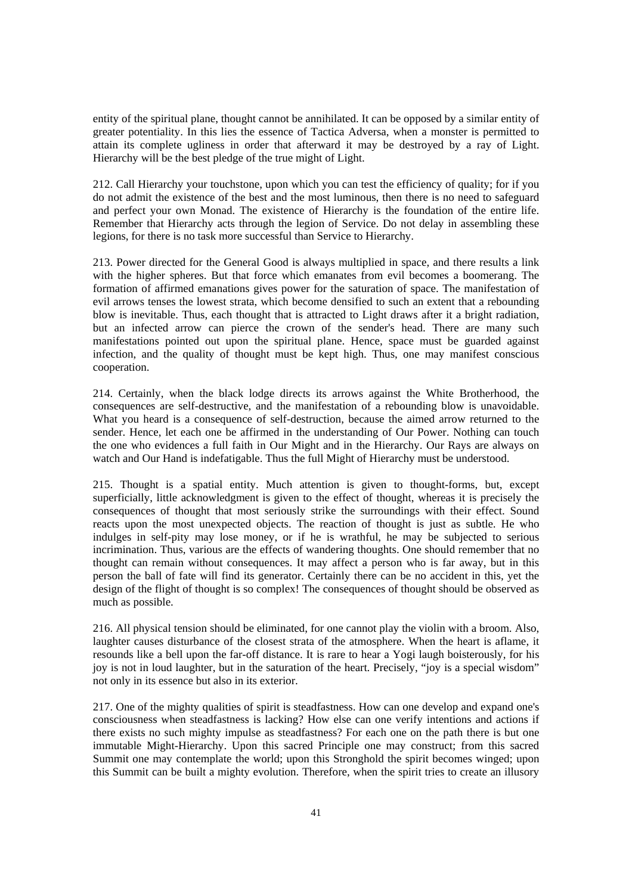entity of the spiritual plane, thought cannot be annihilated. It can be opposed by a similar entity of greater potentiality. In this lies the essence of Tactica Adversa, when a monster is permitted to attain its complete ugliness in order that afterward it may be destroyed by a ray of Light. Hierarchy will be the best pledge of the true might of Light.

212. Call Hierarchy your touchstone, upon which you can test the efficiency of quality; for if you do not admit the existence of the best and the most luminous, then there is no need to safeguard and perfect your own Monad. The existence of Hierarchy is the foundation of the entire life. Remember that Hierarchy acts through the legion of Service. Do not delay in assembling these legions, for there is no task more successful than Service to Hierarchy.

213. Power directed for the General Good is always multiplied in space, and there results a link with the higher spheres. But that force which emanates from evil becomes a boomerang. The formation of affirmed emanations gives power for the saturation of space. The manifestation of evil arrows tenses the lowest strata, which become densified to such an extent that a rebounding blow is inevitable. Thus, each thought that is attracted to Light draws after it a bright radiation, but an infected arrow can pierce the crown of the sender's head. There are many such manifestations pointed out upon the spiritual plane. Hence, space must be guarded against infection, and the quality of thought must be kept high. Thus, one may manifest conscious cooperation.

214. Certainly, when the black lodge directs its arrows against the White Brotherhood, the consequences are self-destructive, and the manifestation of a rebounding blow is unavoidable. What you heard is a consequence of self-destruction, because the aimed arrow returned to the sender. Hence, let each one be affirmed in the understanding of Our Power. Nothing can touch the one who evidences a full faith in Our Might and in the Hierarchy. Our Rays are always on watch and Our Hand is indefatigable. Thus the full Might of Hierarchy must be understood.

215. Thought is a spatial entity. Much attention is given to thought-forms, but, except superficially, little acknowledgment is given to the effect of thought, whereas it is precisely the consequences of thought that most seriously strike the surroundings with their effect. Sound reacts upon the most unexpected objects. The reaction of thought is just as subtle. He who indulges in self-pity may lose money, or if he is wrathful, he may be subjected to serious incrimination. Thus, various are the effects of wandering thoughts. One should remember that no thought can remain without consequences. It may affect a person who is far away, but in this person the ball of fate will find its generator. Certainly there can be no accident in this, yet the design of the flight of thought is so complex! The consequences of thought should be observed as much as possible.

216. All physical tension should be eliminated, for one cannot play the violin with a broom. Also, laughter causes disturbance of the closest strata of the atmosphere. When the heart is aflame, it resounds like a bell upon the far-off distance. It is rare to hear a Yogi laugh boisterously, for his joy is not in loud laughter, but in the saturation of the heart. Precisely, "joy is a special wisdom" not only in its essence but also in its exterior.

217. One of the mighty qualities of spirit is steadfastness. How can one develop and expand one's consciousness when steadfastness is lacking? How else can one verify intentions and actions if there exists no such mighty impulse as steadfastness? For each one on the path there is but one immutable Might-Hierarchy. Upon this sacred Principle one may construct; from this sacred Summit one may contemplate the world; upon this Stronghold the spirit becomes winged; upon this Summit can be built a mighty evolution. Therefore, when the spirit tries to create an illusory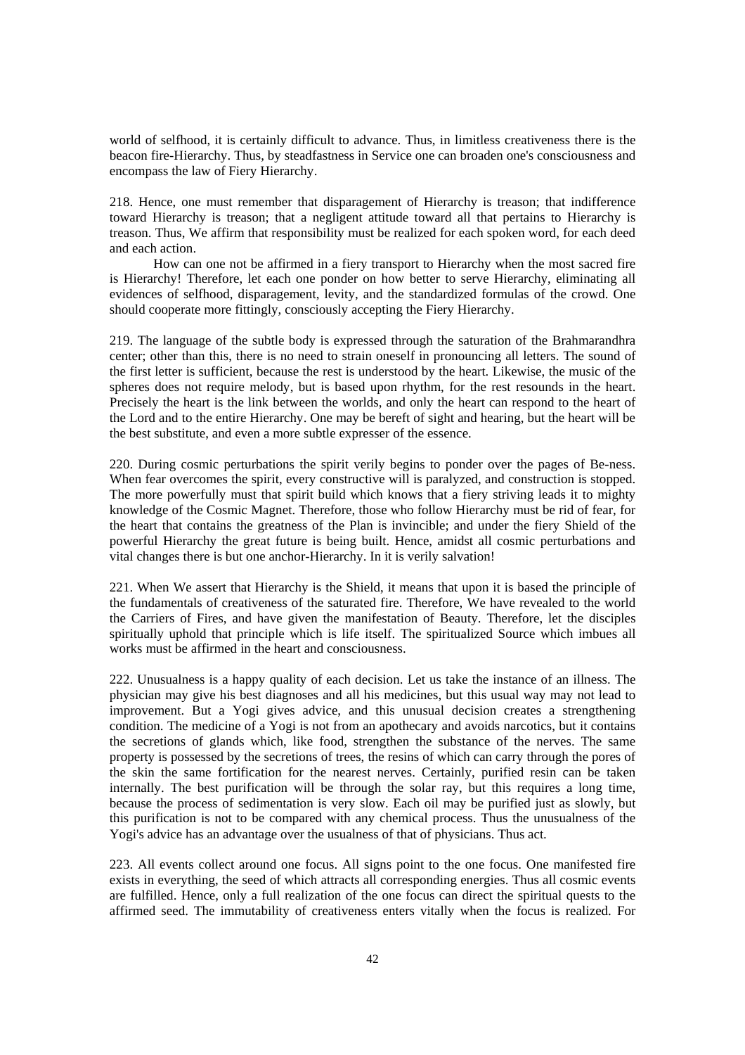world of selfhood, it is certainly difficult to advance. Thus, in limitless creativeness there is the beacon fire-Hierarchy. Thus, by steadfastness in Service one can broaden one's consciousness and encompass the law of Fiery Hierarchy.

218. Hence, one must remember that disparagement of Hierarchy is treason; that indifference toward Hierarchy is treason; that a negligent attitude toward all that pertains to Hierarchy is treason. Thus, We affirm that responsibility must be realized for each spoken word, for each deed and each action.

How can one not be affirmed in a fiery transport to Hierarchy when the most sacred fire is Hierarchy! Therefore, let each one ponder on how better to serve Hierarchy, eliminating all evidences of selfhood, disparagement, levity, and the standardized formulas of the crowd. One should cooperate more fittingly, consciously accepting the Fiery Hierarchy.

219. The language of the subtle body is expressed through the saturation of the Brahmarandhra center; other than this, there is no need to strain oneself in pronouncing all letters. The sound of the first letter is sufficient, because the rest is understood by the heart. Likewise, the music of the spheres does not require melody, but is based upon rhythm, for the rest resounds in the heart. Precisely the heart is the link between the worlds, and only the heart can respond to the heart of the Lord and to the entire Hierarchy. One may be bereft of sight and hearing, but the heart will be the best substitute, and even a more subtle expresser of the essence.

220. During cosmic perturbations the spirit verily begins to ponder over the pages of Be-ness. When fear overcomes the spirit, every constructive will is paralyzed, and construction is stopped. The more powerfully must that spirit build which knows that a fiery striving leads it to mighty knowledge of the Cosmic Magnet. Therefore, those who follow Hierarchy must be rid of fear, for the heart that contains the greatness of the Plan is invincible; and under the fiery Shield of the powerful Hierarchy the great future is being built. Hence, amidst all cosmic perturbations and vital changes there is but one anchor-Hierarchy. In it is verily salvation!

221. When We assert that Hierarchy is the Shield, it means that upon it is based the principle of the fundamentals of creativeness of the saturated fire. Therefore, We have revealed to the world the Carriers of Fires, and have given the manifestation of Beauty. Therefore, let the disciples spiritually uphold that principle which is life itself. The spiritualized Source which imbues all works must be affirmed in the heart and consciousness.

222. Unusualness is a happy quality of each decision. Let us take the instance of an illness. The physician may give his best diagnoses and all his medicines, but this usual way may not lead to improvement. But a Yogi gives advice, and this unusual decision creates a strengthening condition. The medicine of a Yogi is not from an apothecary and avoids narcotics, but it contains the secretions of glands which, like food, strengthen the substance of the nerves. The same property is possessed by the secretions of trees, the resins of which can carry through the pores of the skin the same fortification for the nearest nerves. Certainly, purified resin can be taken internally. The best purification will be through the solar ray, but this requires a long time, because the process of sedimentation is very slow. Each oil may be purified just as slowly, but this purification is not to be compared with any chemical process. Thus the unusualness of the Yogi's advice has an advantage over the usualness of that of physicians. Thus act.

223. All events collect around one focus. All signs point to the one focus. One manifested fire exists in everything, the seed of which attracts all corresponding energies. Thus all cosmic events are fulfilled. Hence, only a full realization of the one focus can direct the spiritual quests to the affirmed seed. The immutability of creativeness enters vitally when the focus is realized. For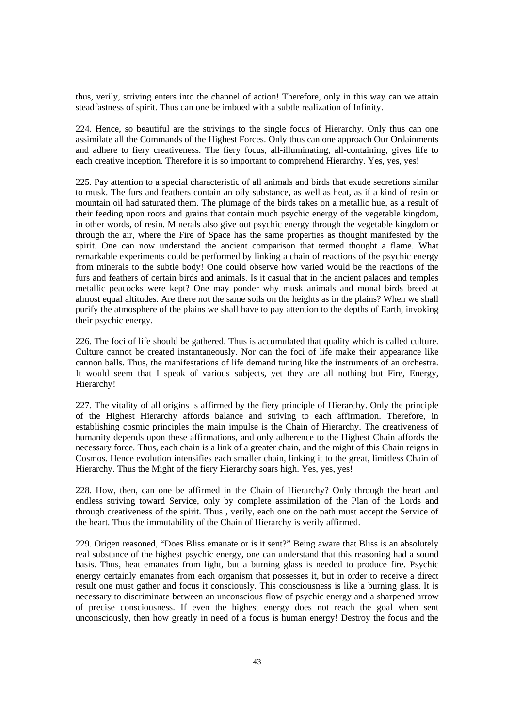thus, verily, striving enters into the channel of action! Therefore, only in this way can we attain steadfastness of spirit. Thus can one be imbued with a subtle realization of Infinity.

224. Hence, so beautiful are the strivings to the single focus of Hierarchy. Only thus can one assimilate all the Commands of the Highest Forces. Only thus can one approach Our Ordainments and adhere to fiery creativeness. The fiery focus, all-illuminating, all-containing, gives life to each creative inception. Therefore it is so important to comprehend Hierarchy. Yes, yes, yes!

225. Pay attention to a special characteristic of all animals and birds that exude secretions similar to musk. The furs and feathers contain an oily substance, as well as heat, as if a kind of resin or mountain oil had saturated them. The plumage of the birds takes on a metallic hue, as a result of their feeding upon roots and grains that contain much psychic energy of the vegetable kingdom, in other words, of resin. Minerals also give out psychic energy through the vegetable kingdom or through the air, where the Fire of Space has the same properties as thought manifested by the spirit. One can now understand the ancient comparison that termed thought a flame. What remarkable experiments could be performed by linking a chain of reactions of the psychic energy from minerals to the subtle body! One could observe how varied would be the reactions of the furs and feathers of certain birds and animals. Is it casual that in the ancient palaces and temples metallic peacocks were kept? One may ponder why musk animals and monal birds breed at almost equal altitudes. Are there not the same soils on the heights as in the plains? When we shall purify the atmosphere of the plains we shall have to pay attention to the depths of Earth, invoking their psychic energy.

226. The foci of life should be gathered. Thus is accumulated that quality which is called culture. Culture cannot be created instantaneously. Nor can the foci of life make their appearance like cannon balls. Thus, the manifestations of life demand tuning like the instruments of an orchestra. It would seem that I speak of various subjects, yet they are all nothing but Fire, Energy, Hierarchy!

227. The vitality of all origins is affirmed by the fiery principle of Hierarchy. Only the principle of the Highest Hierarchy affords balance and striving to each affirmation. Therefore, in establishing cosmic principles the main impulse is the Chain of Hierarchy. The creativeness of humanity depends upon these affirmations, and only adherence to the Highest Chain affords the necessary force. Thus, each chain is a link of a greater chain, and the might of this Chain reigns in Cosmos. Hence evolution intensifies each smaller chain, linking it to the great, limitless Chain of Hierarchy. Thus the Might of the fiery Hierarchy soars high. Yes, yes, yes!

228. How, then, can one be affirmed in the Chain of Hierarchy? Only through the heart and endless striving toward Service, only by complete assimilation of the Plan of the Lords and through creativeness of the spirit. Thus , verily, each one on the path must accept the Service of the heart. Thus the immutability of the Chain of Hierarchy is verily affirmed.

229. Origen reasoned, "Does Bliss emanate or is it sent?" Being aware that Bliss is an absolutely real substance of the highest psychic energy, one can understand that this reasoning had a sound basis. Thus, heat emanates from light, but a burning glass is needed to produce fire. Psychic energy certainly emanates from each organism that possesses it, but in order to receive a direct result one must gather and focus it consciously. This consciousness is like a burning glass. It is necessary to discriminate between an unconscious flow of psychic energy and a sharpened arrow of precise consciousness. If even the highest energy does not reach the goal when sent unconsciously, then how greatly in need of a focus is human energy! Destroy the focus and the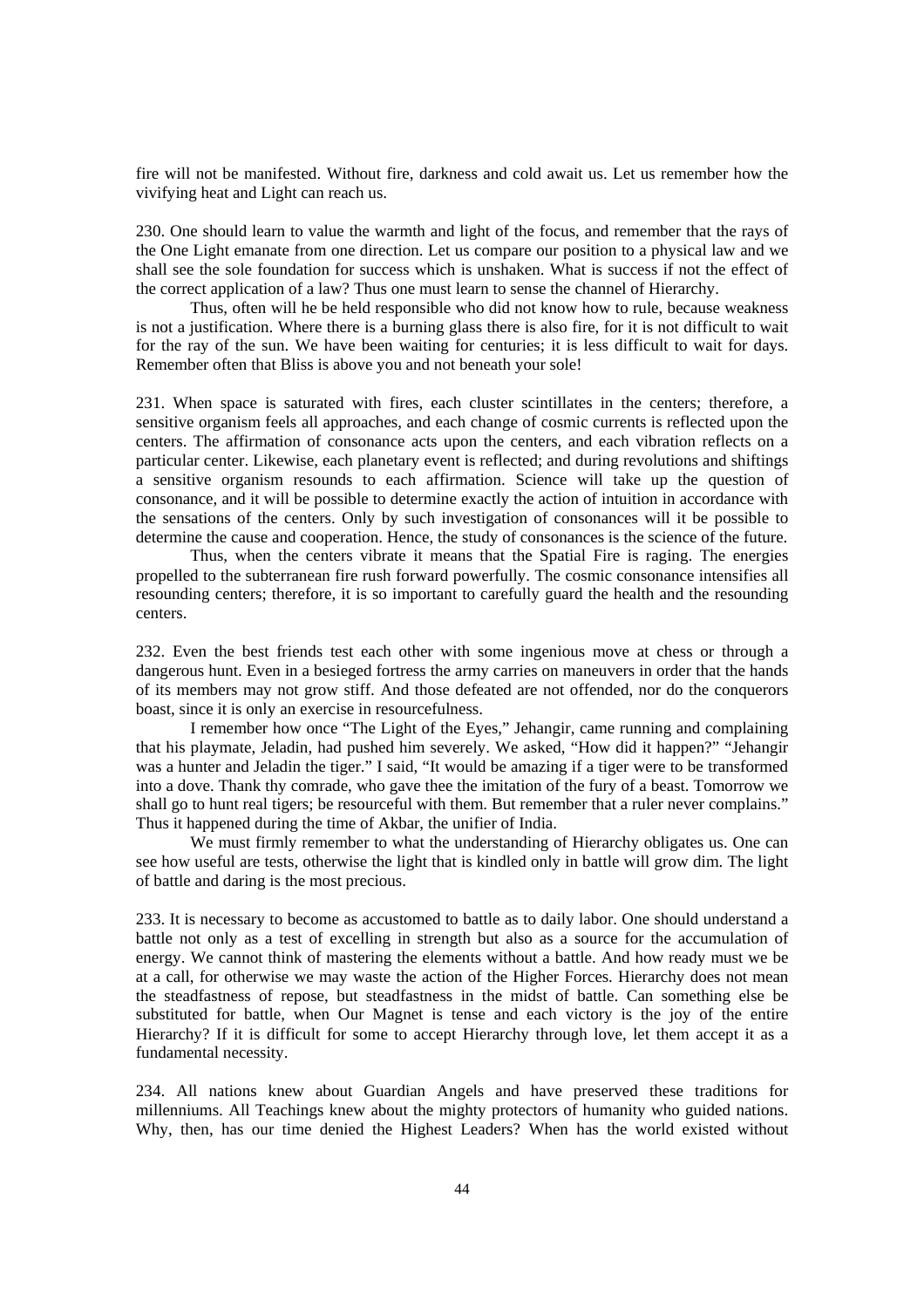fire will not be manifested. Without fire, darkness and cold await us. Let us remember how the vivifying heat and Light can reach us.

230. One should learn to value the warmth and light of the focus, and remember that the rays of the One Light emanate from one direction. Let us compare our position to a physical law and we shall see the sole foundation for success which is unshaken. What is success if not the effect of the correct application of a law? Thus one must learn to sense the channel of Hierarchy.

Thus, often will he be held responsible who did not know how to rule, because weakness is not a justification. Where there is a burning glass there is also fire, for it is not difficult to wait for the ray of the sun. We have been waiting for centuries; it is less difficult to wait for days. Remember often that Bliss is above you and not beneath your sole!

231. When space is saturated with fires, each cluster scintillates in the centers; therefore, a sensitive organism feels all approaches, and each change of cosmic currents is reflected upon the centers. The affirmation of consonance acts upon the centers, and each vibration reflects on a particular center. Likewise, each planetary event is reflected; and during revolutions and shiftings a sensitive organism resounds to each affirmation. Science will take up the question of consonance, and it will be possible to determine exactly the action of intuition in accordance with the sensations of the centers. Only by such investigation of consonances will it be possible to determine the cause and cooperation. Hence, the study of consonances is the science of the future.

Thus, when the centers vibrate it means that the Spatial Fire is raging. The energies propelled to the subterranean fire rush forward powerfully. The cosmic consonance intensifies all resounding centers; therefore, it is so important to carefully guard the health and the resounding centers.

232. Even the best friends test each other with some ingenious move at chess or through a dangerous hunt. Even in a besieged fortress the army carries on maneuvers in order that the hands of its members may not grow stiff. And those defeated are not offended, nor do the conquerors boast, since it is only an exercise in resourcefulness.

I remember how once "The Light of the Eyes," Jehangir, came running and complaining that his playmate, Jeladin, had pushed him severely. We asked, "How did it happen?" "Jehangir was a hunter and Jeladin the tiger." I said, "It would be amazing if a tiger were to be transformed into a dove. Thank thy comrade, who gave thee the imitation of the fury of a beast. Tomorrow we shall go to hunt real tigers; be resourceful with them. But remember that a ruler never complains." Thus it happened during the time of Akbar, the unifier of India.

We must firmly remember to what the understanding of Hierarchy obligates us. One can see how useful are tests, otherwise the light that is kindled only in battle will grow dim. The light of battle and daring is the most precious.

233. It is necessary to become as accustomed to battle as to daily labor. One should understand a battle not only as a test of excelling in strength but also as a source for the accumulation of energy. We cannot think of mastering the elements without a battle. And how ready must we be at a call, for otherwise we may waste the action of the Higher Forces. Hierarchy does not mean the steadfastness of repose, but steadfastness in the midst of battle. Can something else be substituted for battle, when Our Magnet is tense and each victory is the joy of the entire Hierarchy? If it is difficult for some to accept Hierarchy through love, let them accept it as a fundamental necessity.

234. All nations knew about Guardian Angels and have preserved these traditions for millenniums. All Teachings knew about the mighty protectors of humanity who guided nations. Why, then, has our time denied the Highest Leaders? When has the world existed without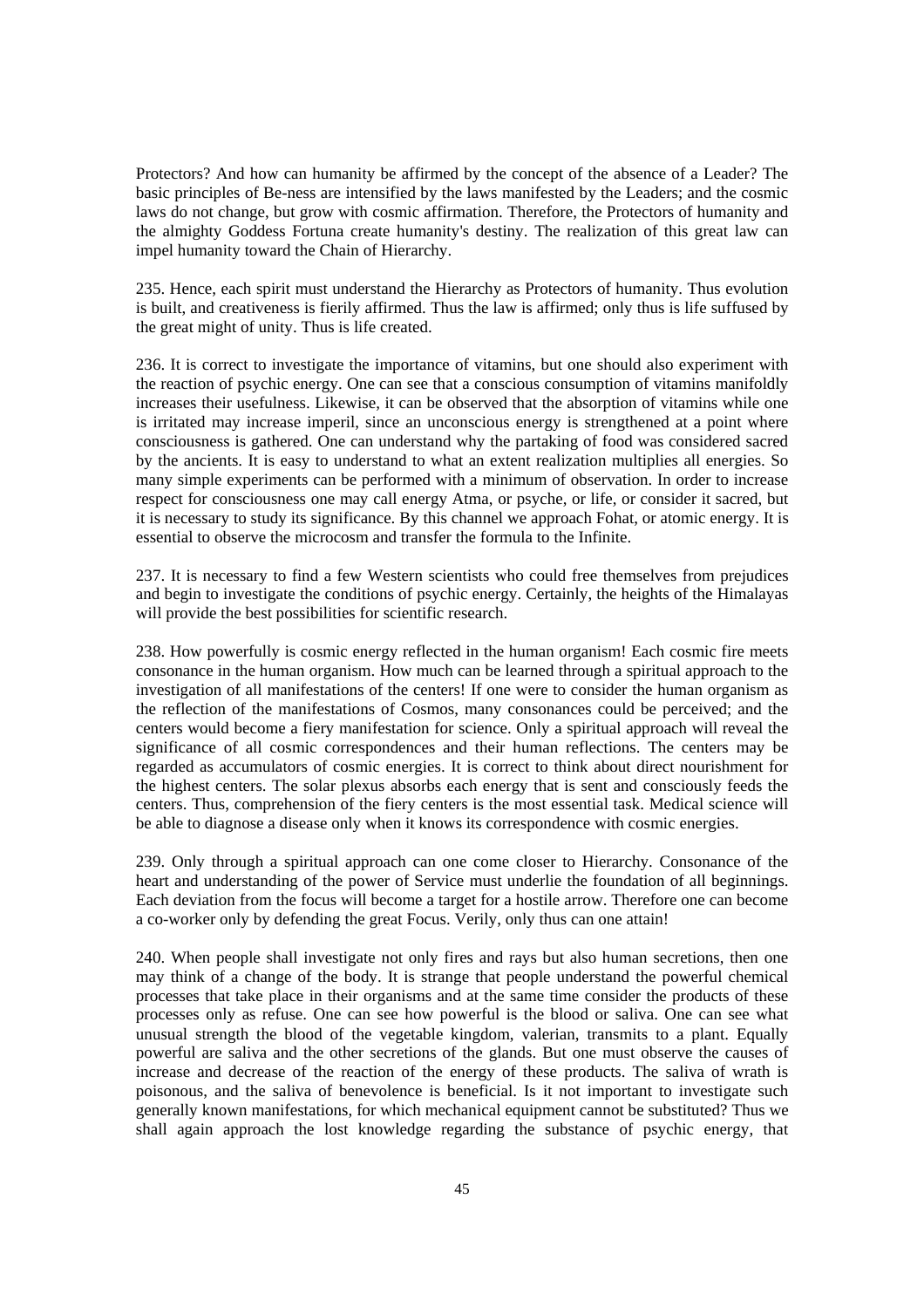Protectors? And how can humanity be affirmed by the concept of the absence of a Leader? The basic principles of Be-ness are intensified by the laws manifested by the Leaders; and the cosmic laws do not change, but grow with cosmic affirmation. Therefore, the Protectors of humanity and the almighty Goddess Fortuna create humanity's destiny. The realization of this great law can impel humanity toward the Chain of Hierarchy.

235. Hence, each spirit must understand the Hierarchy as Protectors of humanity. Thus evolution is built, and creativeness is fierily affirmed. Thus the law is affirmed; only thus is life suffused by the great might of unity. Thus is life created.

236. It is correct to investigate the importance of vitamins, but one should also experiment with the reaction of psychic energy. One can see that a conscious consumption of vitamins manifoldly increases their usefulness. Likewise, it can be observed that the absorption of vitamins while one is irritated may increase imperil, since an unconscious energy is strengthened at a point where consciousness is gathered. One can understand why the partaking of food was considered sacred by the ancients. It is easy to understand to what an extent realization multiplies all energies. So many simple experiments can be performed with a minimum of observation. In order to increase respect for consciousness one may call energy Atma, or psyche, or life, or consider it sacred, but it is necessary to study its significance. By this channel we approach Fohat, or atomic energy. It is essential to observe the microcosm and transfer the formula to the Infinite.

237. It is necessary to find a few Western scientists who could free themselves from prejudices and begin to investigate the conditions of psychic energy. Certainly, the heights of the Himalayas will provide the best possibilities for scientific research.

238. How powerfully is cosmic energy reflected in the human organism! Each cosmic fire meets consonance in the human organism. How much can be learned through a spiritual approach to the investigation of all manifestations of the centers! If one were to consider the human organism as the reflection of the manifestations of Cosmos, many consonances could be perceived; and the centers would become a fiery manifestation for science. Only a spiritual approach will reveal the significance of all cosmic correspondences and their human reflections. The centers may be regarded as accumulators of cosmic energies. It is correct to think about direct nourishment for the highest centers. The solar plexus absorbs each energy that is sent and consciously feeds the centers. Thus, comprehension of the fiery centers is the most essential task. Medical science will be able to diagnose a disease only when it knows its correspondence with cosmic energies.

239. Only through a spiritual approach can one come closer to Hierarchy. Consonance of the heart and understanding of the power of Service must underlie the foundation of all beginnings. Each deviation from the focus will become a target for a hostile arrow. Therefore one can become a co-worker only by defending the great Focus. Verily, only thus can one attain!

240. When people shall investigate not only fires and rays but also human secretions, then one may think of a change of the body. It is strange that people understand the powerful chemical processes that take place in their organisms and at the same time consider the products of these processes only as refuse. One can see how powerful is the blood or saliva. One can see what unusual strength the blood of the vegetable kingdom, valerian, transmits to a plant. Equally powerful are saliva and the other secretions of the glands. But one must observe the causes of increase and decrease of the reaction of the energy of these products. The saliva of wrath is poisonous, and the saliva of benevolence is beneficial. Is it not important to investigate such generally known manifestations, for which mechanical equipment cannot be substituted? Thus we shall again approach the lost knowledge regarding the substance of psychic energy, that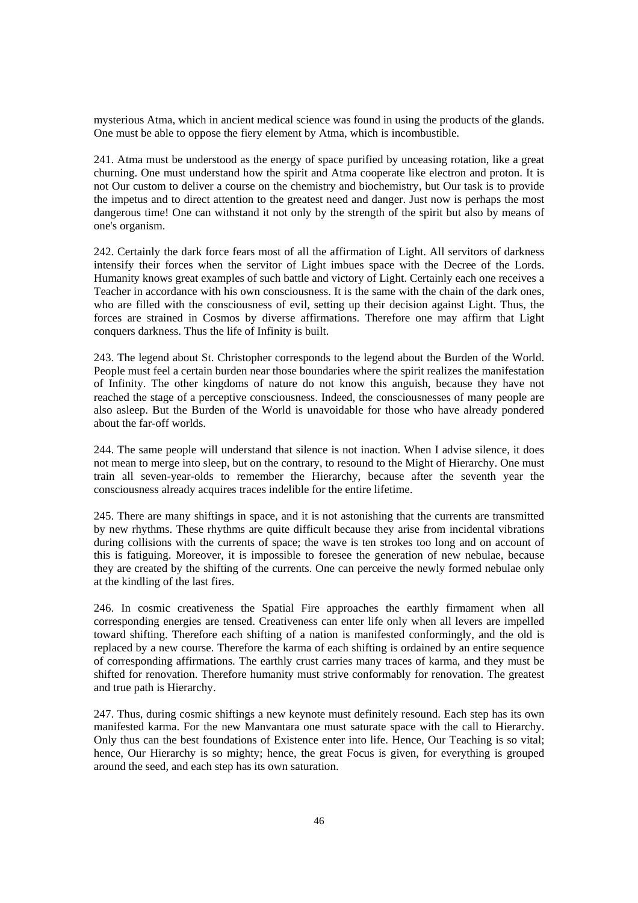mysterious Atma, which in ancient medical science was found in using the products of the glands. One must be able to oppose the fiery element by Atma, which is incombustible.

241. Atma must be understood as the energy of space purified by unceasing rotation, like a great churning. One must understand how the spirit and Atma cooperate like electron and proton. It is not Our custom to deliver a course on the chemistry and biochemistry, but Our task is to provide the impetus and to direct attention to the greatest need and danger. Just now is perhaps the most dangerous time! One can withstand it not only by the strength of the spirit but also by means of one's organism.

242. Certainly the dark force fears most of all the affirmation of Light. All servitors of darkness intensify their forces when the servitor of Light imbues space with the Decree of the Lords. Humanity knows great examples of such battle and victory of Light. Certainly each one receives a Teacher in accordance with his own consciousness. It is the same with the chain of the dark ones, who are filled with the consciousness of evil, setting up their decision against Light. Thus, the forces are strained in Cosmos by diverse affirmations. Therefore one may affirm that Light conquers darkness. Thus the life of Infinity is built.

243. The legend about St. Christopher corresponds to the legend about the Burden of the World. People must feel a certain burden near those boundaries where the spirit realizes the manifestation of Infinity. The other kingdoms of nature do not know this anguish, because they have not reached the stage of a perceptive consciousness. Indeed, the consciousnesses of many people are also asleep. But the Burden of the World is unavoidable for those who have already pondered about the far-off worlds.

244. The same people will understand that silence is not inaction. When I advise silence, it does not mean to merge into sleep, but on the contrary, to resound to the Might of Hierarchy. One must train all seven-year-olds to remember the Hierarchy, because after the seventh year the consciousness already acquires traces indelible for the entire lifetime.

245. There are many shiftings in space, and it is not astonishing that the currents are transmitted by new rhythms. These rhythms are quite difficult because they arise from incidental vibrations during collisions with the currents of space; the wave is ten strokes too long and on account of this is fatiguing. Moreover, it is impossible to foresee the generation of new nebulae, because they are created by the shifting of the currents. One can perceive the newly formed nebulae only at the kindling of the last fires.

246. In cosmic creativeness the Spatial Fire approaches the earthly firmament when all corresponding energies are tensed. Creativeness can enter life only when all levers are impelled toward shifting. Therefore each shifting of a nation is manifested conformingly, and the old is replaced by a new course. Therefore the karma of each shifting is ordained by an entire sequence of corresponding affirmations. The earthly crust carries many traces of karma, and they must be shifted for renovation. Therefore humanity must strive conformably for renovation. The greatest and true path is Hierarchy.

247. Thus, during cosmic shiftings a new keynote must definitely resound. Each step has its own manifested karma. For the new Manvantara one must saturate space with the call to Hierarchy. Only thus can the best foundations of Existence enter into life. Hence, Our Teaching is so vital; hence, Our Hierarchy is so mighty; hence, the great Focus is given, for everything is grouped around the seed, and each step has its own saturation.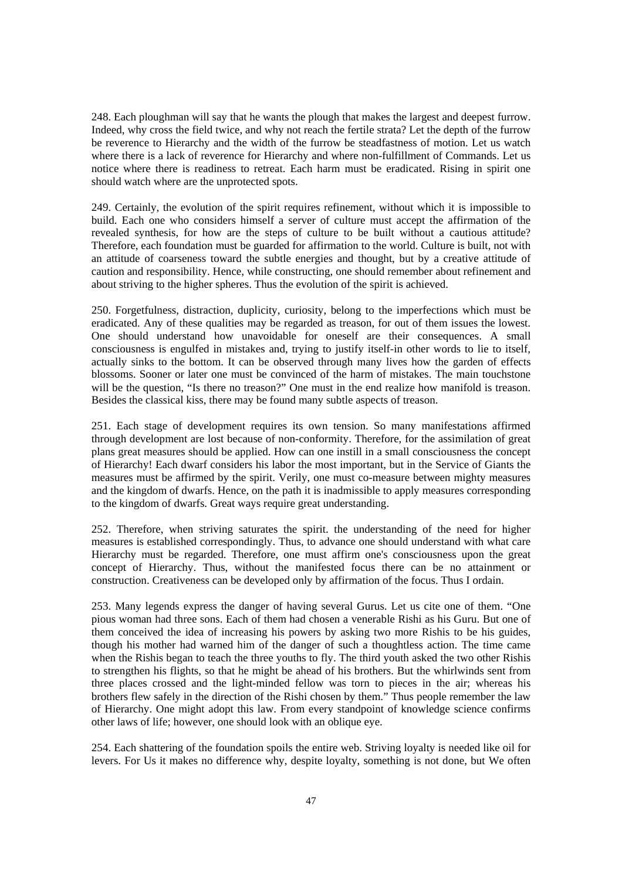248. Each ploughman will say that he wants the plough that makes the largest and deepest furrow. Indeed, why cross the field twice, and why not reach the fertile strata? Let the depth of the furrow be reverence to Hierarchy and the width of the furrow be steadfastness of motion. Let us watch where there is a lack of reverence for Hierarchy and where non-fulfillment of Commands. Let us notice where there is readiness to retreat. Each harm must be eradicated. Rising in spirit one should watch where are the unprotected spots.

249. Certainly, the evolution of the spirit requires refinement, without which it is impossible to build. Each one who considers himself a server of culture must accept the affirmation of the revealed synthesis, for how are the steps of culture to be built without a cautious attitude? Therefore, each foundation must be guarded for affirmation to the world. Culture is built, not with an attitude of coarseness toward the subtle energies and thought, but by a creative attitude of caution and responsibility. Hence, while constructing, one should remember about refinement and about striving to the higher spheres. Thus the evolution of the spirit is achieved.

250. Forgetfulness, distraction, duplicity, curiosity, belong to the imperfections which must be eradicated. Any of these qualities may be regarded as treason, for out of them issues the lowest. One should understand how unavoidable for oneself are their consequences. A small consciousness is engulfed in mistakes and, trying to justify itself-in other words to lie to itself, actually sinks to the bottom. It can be observed through many lives how the garden of effects blossoms. Sooner or later one must be convinced of the harm of mistakes. The main touchstone will be the question, "Is there no treason?" One must in the end realize how manifold is treason. Besides the classical kiss, there may be found many subtle aspects of treason.

251. Each stage of development requires its own tension. So many manifestations affirmed through development are lost because of non-conformity. Therefore, for the assimilation of great plans great measures should be applied. How can one instill in a small consciousness the concept of Hierarchy! Each dwarf considers his labor the most important, but in the Service of Giants the measures must be affirmed by the spirit. Verily, one must co-measure between mighty measures and the kingdom of dwarfs. Hence, on the path it is inadmissible to apply measures corresponding to the kingdom of dwarfs. Great ways require great understanding.

252. Therefore, when striving saturates the spirit. the understanding of the need for higher measures is established correspondingly. Thus, to advance one should understand with what care Hierarchy must be regarded. Therefore, one must affirm one's consciousness upon the great concept of Hierarchy. Thus, without the manifested focus there can be no attainment or construction. Creativeness can be developed only by affirmation of the focus. Thus I ordain.

253. Many legends express the danger of having several Gurus. Let us cite one of them. "One pious woman had three sons. Each of them had chosen a venerable Rishi as his Guru. But one of them conceived the idea of increasing his powers by asking two more Rishis to be his guides, though his mother had warned him of the danger of such a thoughtless action. The time came when the Rishis began to teach the three youths to fly. The third youth asked the two other Rishis to strengthen his flights, so that he might be ahead of his brothers. But the whirlwinds sent from three places crossed and the light-minded fellow was torn to pieces in the air; whereas his brothers flew safely in the direction of the Rishi chosen by them." Thus people remember the law of Hierarchy. One might adopt this law. From every standpoint of knowledge science confirms other laws of life; however, one should look with an oblique eye.

254. Each shattering of the foundation spoils the entire web. Striving loyalty is needed like oil for levers. For Us it makes no difference why, despite loyalty, something is not done, but We often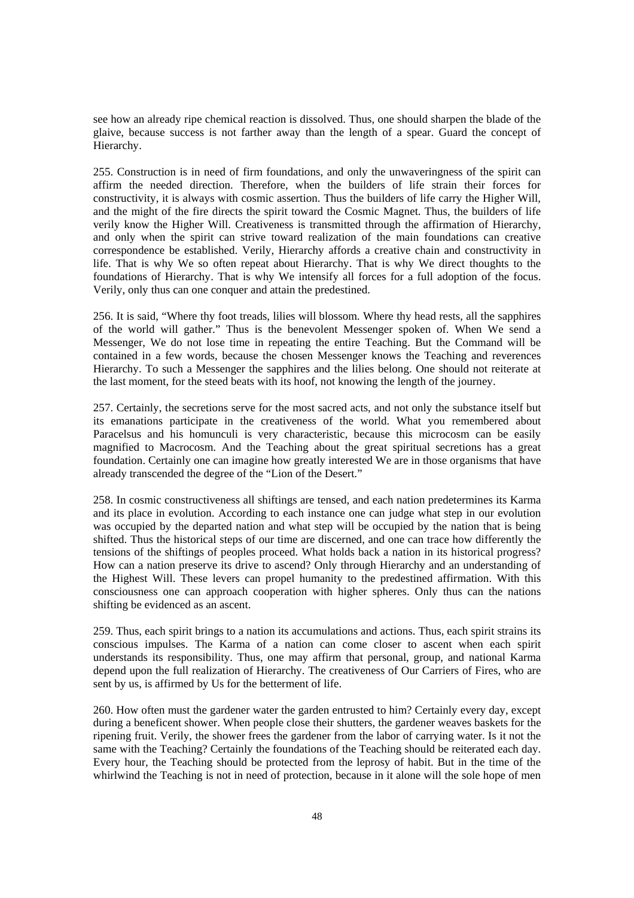see how an already ripe chemical reaction is dissolved. Thus, one should sharpen the blade of the glaive, because success is not farther away than the length of a spear. Guard the concept of Hierarchy.

255. Construction is in need of firm foundations, and only the unwaveringness of the spirit can affirm the needed direction. Therefore, when the builders of life strain their forces for constructivity, it is always with cosmic assertion. Thus the builders of life carry the Higher Will, and the might of the fire directs the spirit toward the Cosmic Magnet. Thus, the builders of life verily know the Higher Will. Creativeness is transmitted through the affirmation of Hierarchy, and only when the spirit can strive toward realization of the main foundations can creative correspondence be established. Verily, Hierarchy affords a creative chain and constructivity in life. That is why We so often repeat about Hierarchy. That is why We direct thoughts to the foundations of Hierarchy. That is why We intensify all forces for a full adoption of the focus. Verily, only thus can one conquer and attain the predestined.

256. It is said, "Where thy foot treads, lilies will blossom. Where thy head rests, all the sapphires of the world will gather." Thus is the benevolent Messenger spoken of. When We send a Messenger, We do not lose time in repeating the entire Teaching. But the Command will be contained in a few words, because the chosen Messenger knows the Teaching and reverences Hierarchy. To such a Messenger the sapphires and the lilies belong. One should not reiterate at the last moment, for the steed beats with its hoof, not knowing the length of the journey.

257. Certainly, the secretions serve for the most sacred acts, and not only the substance itself but its emanations participate in the creativeness of the world. What you remembered about Paracelsus and his homunculi is very characteristic, because this microcosm can be easily magnified to Macrocosm. And the Teaching about the great spiritual secretions has a great foundation. Certainly one can imagine how greatly interested We are in those organisms that have already transcended the degree of the "Lion of the Desert."

258. In cosmic constructiveness all shiftings are tensed, and each nation predetermines its Karma and its place in evolution. According to each instance one can judge what step in our evolution was occupied by the departed nation and what step will be occupied by the nation that is being shifted. Thus the historical steps of our time are discerned, and one can trace how differently the tensions of the shiftings of peoples proceed. What holds back a nation in its historical progress? How can a nation preserve its drive to ascend? Only through Hierarchy and an understanding of the Highest Will. These levers can propel humanity to the predestined affirmation. With this consciousness one can approach cooperation with higher spheres. Only thus can the nations shifting be evidenced as an ascent.

259. Thus, each spirit brings to a nation its accumulations and actions. Thus, each spirit strains its conscious impulses. The Karma of a nation can come closer to ascent when each spirit understands its responsibility. Thus, one may affirm that personal, group, and national Karma depend upon the full realization of Hierarchy. The creativeness of Our Carriers of Fires, who are sent by us, is affirmed by Us for the betterment of life.

260. How often must the gardener water the garden entrusted to him? Certainly every day, except during a beneficent shower. When people close their shutters, the gardener weaves baskets for the ripening fruit. Verily, the shower frees the gardener from the labor of carrying water. Is it not the same with the Teaching? Certainly the foundations of the Teaching should be reiterated each day. Every hour, the Teaching should be protected from the leprosy of habit. But in the time of the whirlwind the Teaching is not in need of protection, because in it alone will the sole hope of men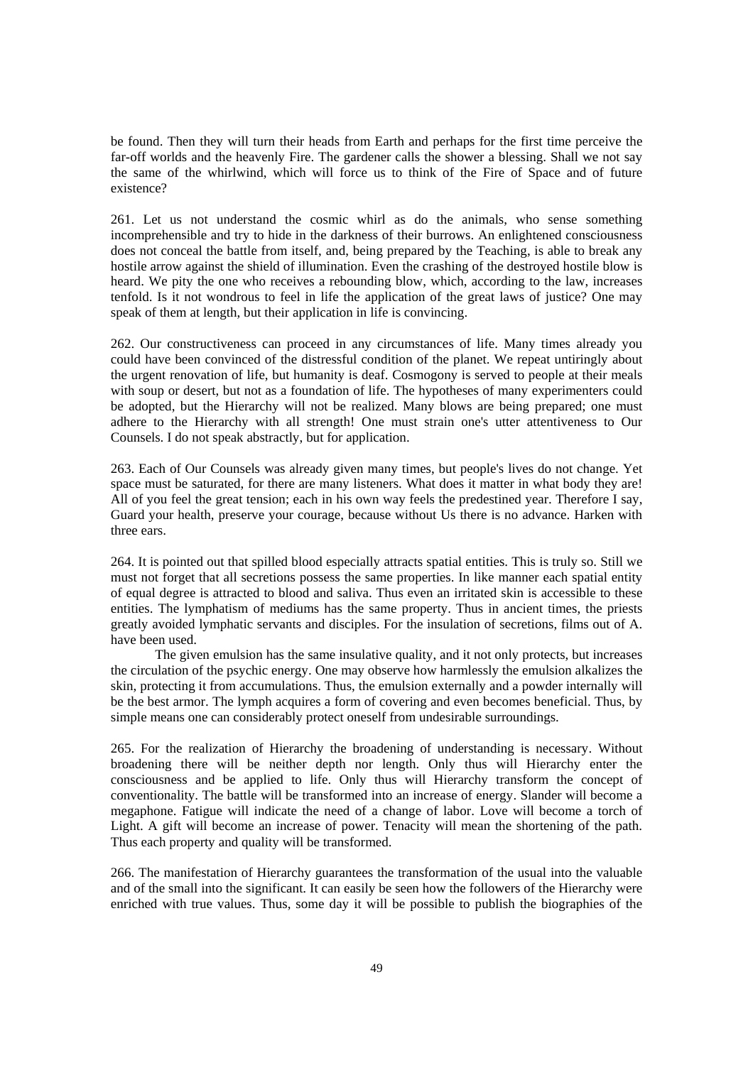be found. Then they will turn their heads from Earth and perhaps for the first time perceive the far-off worlds and the heavenly Fire. The gardener calls the shower a blessing. Shall we not say the same of the whirlwind, which will force us to think of the Fire of Space and of future existence?

261. Let us not understand the cosmic whirl as do the animals, who sense something incomprehensible and try to hide in the darkness of their burrows. An enlightened consciousness does not conceal the battle from itself, and, being prepared by the Teaching, is able to break any hostile arrow against the shield of illumination. Even the crashing of the destroyed hostile blow is heard. We pity the one who receives a rebounding blow, which, according to the law, increases tenfold. Is it not wondrous to feel in life the application of the great laws of justice? One may speak of them at length, but their application in life is convincing.

262. Our constructiveness can proceed in any circumstances of life. Many times already you could have been convinced of the distressful condition of the planet. We repeat untiringly about the urgent renovation of life, but humanity is deaf. Cosmogony is served to people at their meals with soup or desert, but not as a foundation of life. The hypotheses of many experimenters could be adopted, but the Hierarchy will not be realized. Many blows are being prepared; one must adhere to the Hierarchy with all strength! One must strain one's utter attentiveness to Our Counsels. I do not speak abstractly, but for application.

263. Each of Our Counsels was already given many times, but people's lives do not change. Yet space must be saturated, for there are many listeners. What does it matter in what body they are! All of you feel the great tension; each in his own way feels the predestined year. Therefore I say, Guard your health, preserve your courage, because without Us there is no advance. Harken with three ears.

264. It is pointed out that spilled blood especially attracts spatial entities. This is truly so. Still we must not forget that all secretions possess the same properties. In like manner each spatial entity of equal degree is attracted to blood and saliva. Thus even an irritated skin is accessible to these entities. The lymphatism of mediums has the same property. Thus in ancient times, the priests greatly avoided lymphatic servants and disciples. For the insulation of secretions, films out of A. have been used.

The given emulsion has the same insulative quality, and it not only protects, but increases the circulation of the psychic energy. One may observe how harmlessly the emulsion alkalizes the skin, protecting it from accumulations. Thus, the emulsion externally and a powder internally will be the best armor. The lymph acquires a form of covering and even becomes beneficial. Thus, by simple means one can considerably protect oneself from undesirable surroundings.

265. For the realization of Hierarchy the broadening of understanding is necessary. Without broadening there will be neither depth nor length. Only thus will Hierarchy enter the consciousness and be applied to life. Only thus will Hierarchy transform the concept of conventionality. The battle will be transformed into an increase of energy. Slander will become a megaphone. Fatigue will indicate the need of a change of labor. Love will become a torch of Light. A gift will become an increase of power. Tenacity will mean the shortening of the path. Thus each property and quality will be transformed.

266. The manifestation of Hierarchy guarantees the transformation of the usual into the valuable and of the small into the significant. It can easily be seen how the followers of the Hierarchy were enriched with true values. Thus, some day it will be possible to publish the biographies of the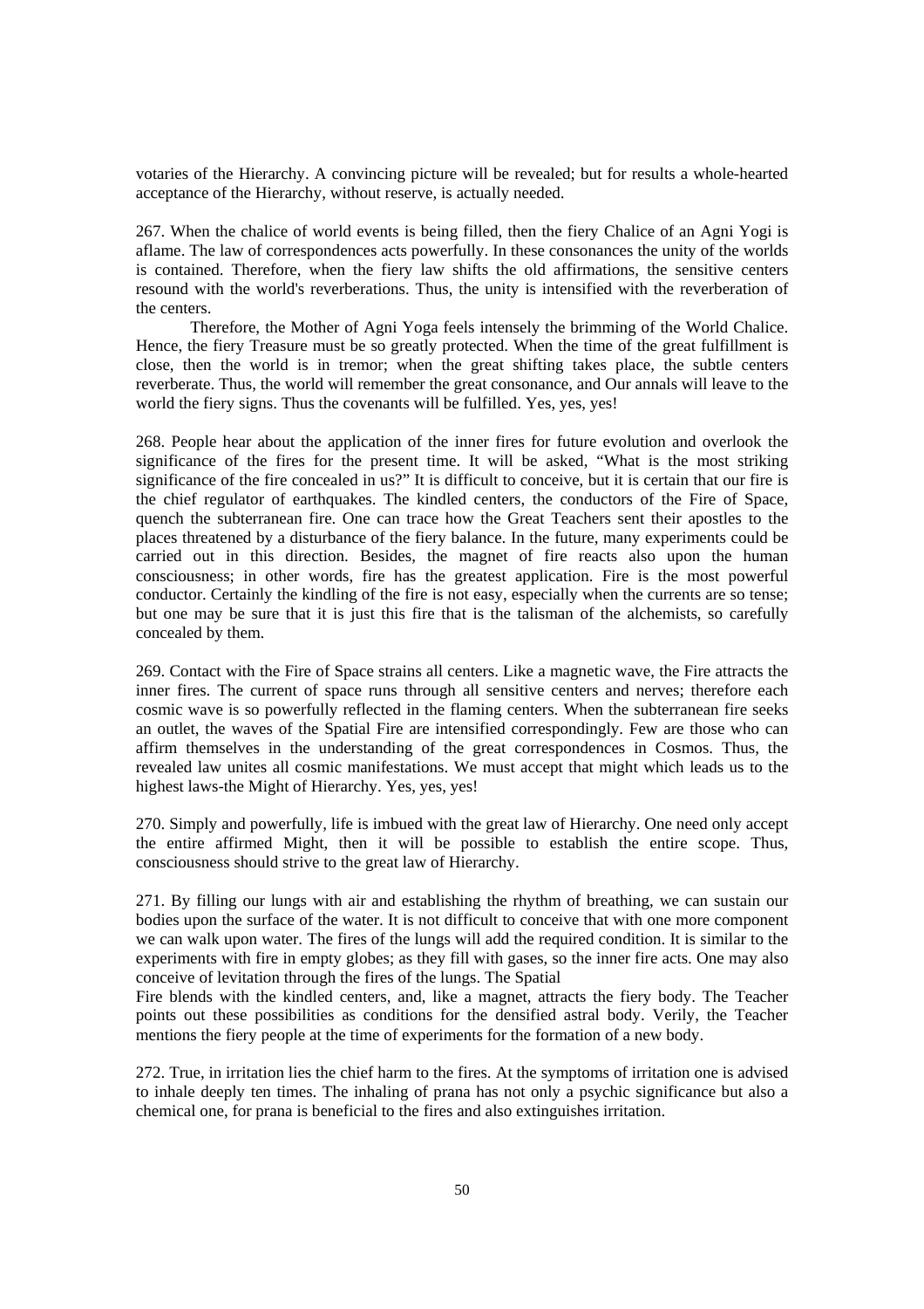votaries of the Hierarchy. A convincing picture will be revealed; but for results a whole-hearted acceptance of the Hierarchy, without reserve, is actually needed.

267. When the chalice of world events is being filled, then the fiery Chalice of an Agni Yogi is aflame. The law of correspondences acts powerfully. In these consonances the unity of the worlds is contained. Therefore, when the fiery law shifts the old affirmations, the sensitive centers resound with the world's reverberations. Thus, the unity is intensified with the reverberation of the centers.

Therefore, the Mother of Agni Yoga feels intensely the brimming of the World Chalice. Hence, the fiery Treasure must be so greatly protected. When the time of the great fulfillment is close, then the world is in tremor; when the great shifting takes place, the subtle centers reverberate. Thus, the world will remember the great consonance, and Our annals will leave to the world the fiery signs. Thus the covenants will be fulfilled. Yes, yes, yes!

268. People hear about the application of the inner fires for future evolution and overlook the significance of the fires for the present time. It will be asked, "What is the most striking significance of the fire concealed in us?" It is difficult to conceive, but it is certain that our fire is the chief regulator of earthquakes. The kindled centers, the conductors of the Fire of Space, quench the subterranean fire. One can trace how the Great Teachers sent their apostles to the places threatened by a disturbance of the fiery balance. In the future, many experiments could be carried out in this direction. Besides, the magnet of fire reacts also upon the human consciousness; in other words, fire has the greatest application. Fire is the most powerful conductor. Certainly the kindling of the fire is not easy, especially when the currents are so tense; but one may be sure that it is just this fire that is the talisman of the alchemists, so carefully concealed by them.

269. Contact with the Fire of Space strains all centers. Like a magnetic wave, the Fire attracts the inner fires. The current of space runs through all sensitive centers and nerves; therefore each cosmic wave is so powerfully reflected in the flaming centers. When the subterranean fire seeks an outlet, the waves of the Spatial Fire are intensified correspondingly. Few are those who can affirm themselves in the understanding of the great correspondences in Cosmos. Thus, the revealed law unites all cosmic manifestations. We must accept that might which leads us to the highest laws-the Might of Hierarchy. Yes, yes, yes!

270. Simply and powerfully, life is imbued with the great law of Hierarchy. One need only accept the entire affirmed Might, then it will be possible to establish the entire scope. Thus, consciousness should strive to the great law of Hierarchy.

271. By filling our lungs with air and establishing the rhythm of breathing, we can sustain our bodies upon the surface of the water. It is not difficult to conceive that with one more component we can walk upon water. The fires of the lungs will add the required condition. It is similar to the experiments with fire in empty globes; as they fill with gases, so the inner fire acts. One may also conceive of levitation through the fires of the lungs. The Spatial Fire blends with the kindled centers, and, like a magnet, attracts the fiery body. The Teacher points out these possibilities as conditions for the densified astral body. Verily, the Teacher mentions the fiery people at the time of experiments for the formation of a new body.

272. True, in irritation lies the chief harm to the fires. At the symptoms of irritation one is advised to inhale deeply ten times. The inhaling of prana has not only a psychic significance but also a chemical one, for prana is beneficial to the fires and also extinguishes irritation.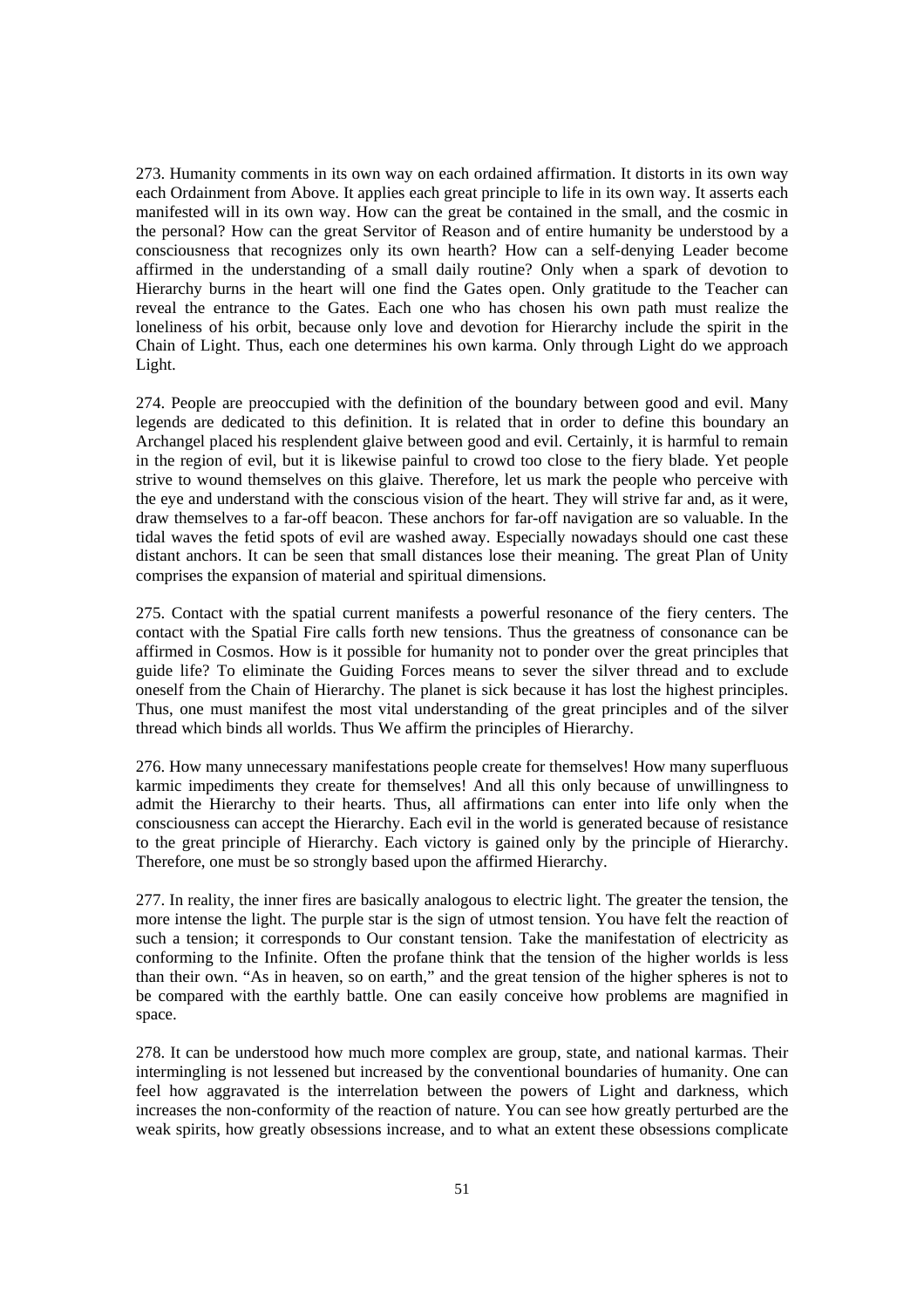273. Humanity comments in its own way on each ordained affirmation. It distorts in its own way each Ordainment from Above. It applies each great principle to life in its own way. It asserts each manifested will in its own way. How can the great be contained in the small, and the cosmic in the personal? How can the great Servitor of Reason and of entire humanity be understood by a consciousness that recognizes only its own hearth? How can a self-denying Leader become affirmed in the understanding of a small daily routine? Only when a spark of devotion to Hierarchy burns in the heart will one find the Gates open. Only gratitude to the Teacher can reveal the entrance to the Gates. Each one who has chosen his own path must realize the loneliness of his orbit, because only love and devotion for Hierarchy include the spirit in the Chain of Light. Thus, each one determines his own karma. Only through Light do we approach Light.

274. People are preoccupied with the definition of the boundary between good and evil. Many legends are dedicated to this definition. It is related that in order to define this boundary an Archangel placed his resplendent glaive between good and evil. Certainly, it is harmful to remain in the region of evil, but it is likewise painful to crowd too close to the fiery blade. Yet people strive to wound themselves on this glaive. Therefore, let us mark the people who perceive with the eye and understand with the conscious vision of the heart. They will strive far and, as it were, draw themselves to a far-off beacon. These anchors for far-off navigation are so valuable. In the tidal waves the fetid spots of evil are washed away. Especially nowadays should one cast these distant anchors. It can be seen that small distances lose their meaning. The great Plan of Unity comprises the expansion of material and spiritual dimensions.

275. Contact with the spatial current manifests a powerful resonance of the fiery centers. The contact with the Spatial Fire calls forth new tensions. Thus the greatness of consonance can be affirmed in Cosmos. How is it possible for humanity not to ponder over the great principles that guide life? To eliminate the Guiding Forces means to sever the silver thread and to exclude oneself from the Chain of Hierarchy. The planet is sick because it has lost the highest principles. Thus, one must manifest the most vital understanding of the great principles and of the silver thread which binds all worlds. Thus We affirm the principles of Hierarchy.

276. How many unnecessary manifestations people create for themselves! How many superfluous karmic impediments they create for themselves! And all this only because of unwillingness to admit the Hierarchy to their hearts. Thus, all affirmations can enter into life only when the consciousness can accept the Hierarchy. Each evil in the world is generated because of resistance to the great principle of Hierarchy. Each victory is gained only by the principle of Hierarchy. Therefore, one must be so strongly based upon the affirmed Hierarchy.

277. In reality, the inner fires are basically analogous to electric light. The greater the tension, the more intense the light. The purple star is the sign of utmost tension. You have felt the reaction of such a tension; it corresponds to Our constant tension. Take the manifestation of electricity as conforming to the Infinite. Often the profane think that the tension of the higher worlds is less than their own. "As in heaven, so on earth," and the great tension of the higher spheres is not to be compared with the earthly battle. One can easily conceive how problems are magnified in space.

278. It can be understood how much more complex are group, state, and national karmas. Their intermingling is not lessened but increased by the conventional boundaries of humanity. One can feel how aggravated is the interrelation between the powers of Light and darkness, which increases the non-conformity of the reaction of nature. You can see how greatly perturbed are the weak spirits, how greatly obsessions increase, and to what an extent these obsessions complicate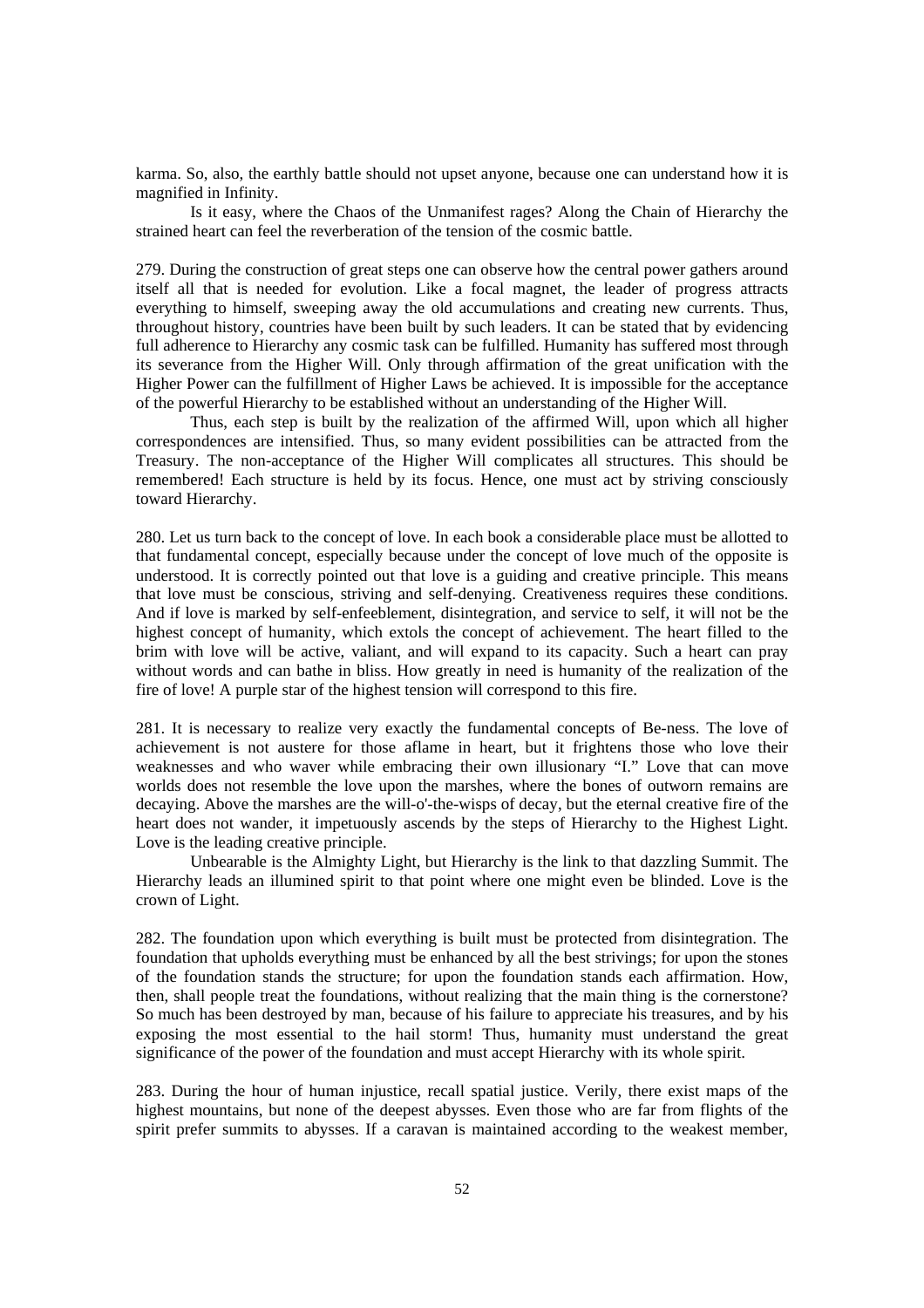karma. So, also, the earthly battle should not upset anyone, because one can understand how it is magnified in Infinity.

Is it easy, where the Chaos of the Unmanifest rages? Along the Chain of Hierarchy the strained heart can feel the reverberation of the tension of the cosmic battle.

279. During the construction of great steps one can observe how the central power gathers around itself all that is needed for evolution. Like a focal magnet, the leader of progress attracts everything to himself, sweeping away the old accumulations and creating new currents. Thus, throughout history, countries have been built by such leaders. It can be stated that by evidencing full adherence to Hierarchy any cosmic task can be fulfilled. Humanity has suffered most through its severance from the Higher Will. Only through affirmation of the great unification with the Higher Power can the fulfillment of Higher Laws be achieved. It is impossible for the acceptance of the powerful Hierarchy to be established without an understanding of the Higher Will.

Thus, each step is built by the realization of the affirmed Will, upon which all higher correspondences are intensified. Thus, so many evident possibilities can be attracted from the Treasury. The non-acceptance of the Higher Will complicates all structures. This should be remembered! Each structure is held by its focus. Hence, one must act by striving consciously toward Hierarchy.

280. Let us turn back to the concept of love. In each book a considerable place must be allotted to that fundamental concept, especially because under the concept of love much of the opposite is understood. It is correctly pointed out that love is a guiding and creative principle. This means that love must be conscious, striving and self-denying. Creativeness requires these conditions. And if love is marked by self-enfeeblement, disintegration, and service to self, it will not be the highest concept of humanity, which extols the concept of achievement. The heart filled to the brim with love will be active, valiant, and will expand to its capacity. Such a heart can pray without words and can bathe in bliss. How greatly in need is humanity of the realization of the fire of love! A purple star of the highest tension will correspond to this fire.

281. It is necessary to realize very exactly the fundamental concepts of Be-ness. The love of achievement is not austere for those aflame in heart, but it frightens those who love their weaknesses and who waver while embracing their own illusionary "I." Love that can move worlds does not resemble the love upon the marshes, where the bones of outworn remains are decaying. Above the marshes are the will-o'-the-wisps of decay, but the eternal creative fire of the heart does not wander, it impetuously ascends by the steps of Hierarchy to the Highest Light. Love is the leading creative principle.

Unbearable is the Almighty Light, but Hierarchy is the link to that dazzling Summit. The Hierarchy leads an illumined spirit to that point where one might even be blinded. Love is the crown of Light.

282. The foundation upon which everything is built must be protected from disintegration. The foundation that upholds everything must be enhanced by all the best strivings; for upon the stones of the foundation stands the structure; for upon the foundation stands each affirmation. How, then, shall people treat the foundations, without realizing that the main thing is the cornerstone? So much has been destroyed by man, because of his failure to appreciate his treasures, and by his exposing the most essential to the hail storm! Thus, humanity must understand the great significance of the power of the foundation and must accept Hierarchy with its whole spirit.

283. During the hour of human injustice, recall spatial justice. Verily, there exist maps of the highest mountains, but none of the deepest abysses. Even those who are far from flights of the spirit prefer summits to abysses. If a caravan is maintained according to the weakest member,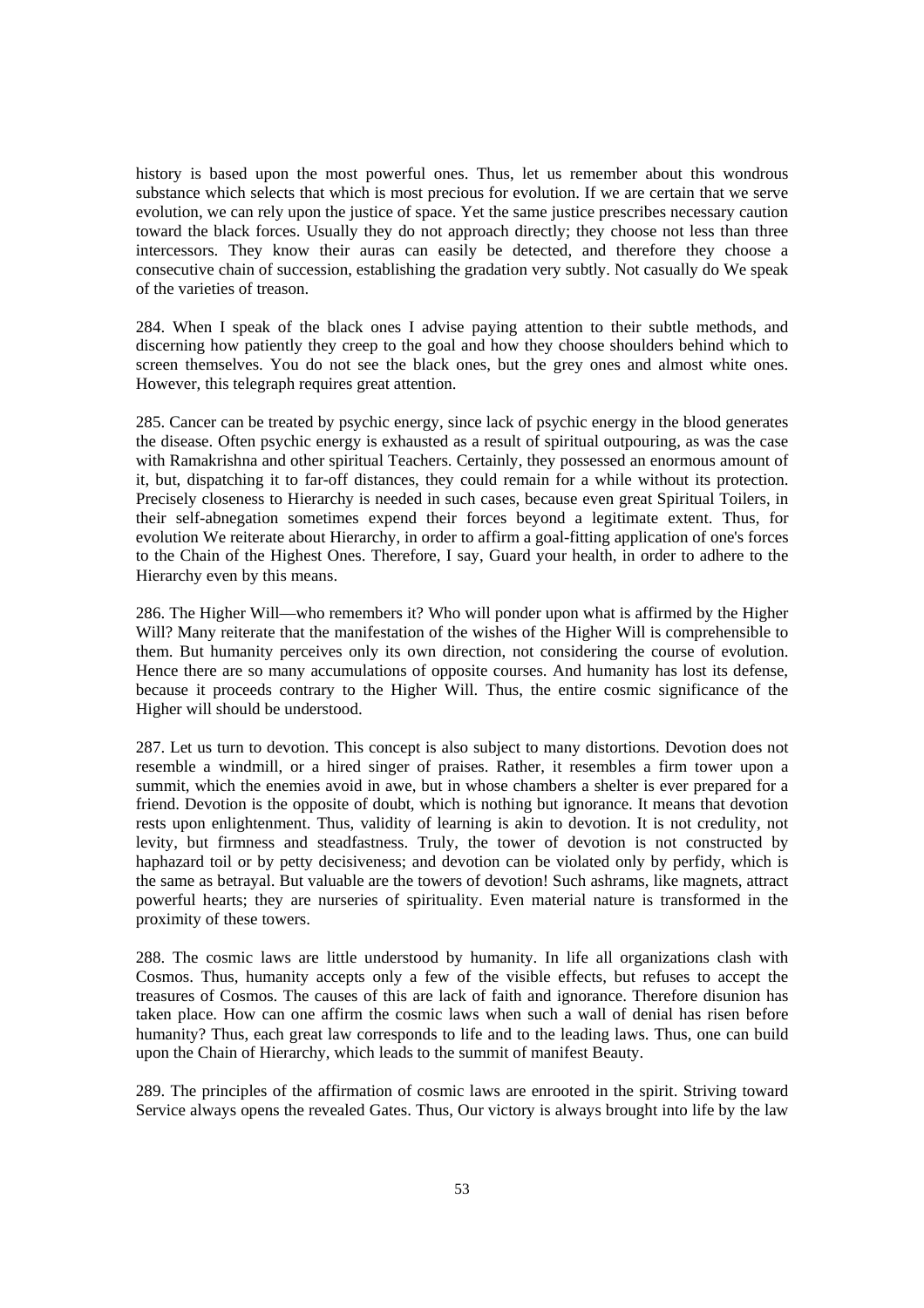history is based upon the most powerful ones. Thus, let us remember about this wondrous substance which selects that which is most precious for evolution. If we are certain that we serve evolution, we can rely upon the justice of space. Yet the same justice prescribes necessary caution toward the black forces. Usually they do not approach directly; they choose not less than three intercessors. They know their auras can easily be detected, and therefore they choose a consecutive chain of succession, establishing the gradation very subtly. Not casually do We speak of the varieties of treason.

284. When I speak of the black ones I advise paying attention to their subtle methods, and discerning how patiently they creep to the goal and how they choose shoulders behind which to screen themselves. You do not see the black ones, but the grey ones and almost white ones. However, this telegraph requires great attention.

285. Cancer can be treated by psychic energy, since lack of psychic energy in the blood generates the disease. Often psychic energy is exhausted as a result of spiritual outpouring, as was the case with Ramakrishna and other spiritual Teachers. Certainly, they possessed an enormous amount of it, but, dispatching it to far-off distances, they could remain for a while without its protection. Precisely closeness to Hierarchy is needed in such cases, because even great Spiritual Toilers, in their self-abnegation sometimes expend their forces beyond a legitimate extent. Thus, for evolution We reiterate about Hierarchy, in order to affirm a goal-fitting application of one's forces to the Chain of the Highest Ones. Therefore, I say, Guard your health, in order to adhere to the Hierarchy even by this means.

286. The Higher Will—who remembers it? Who will ponder upon what is affirmed by the Higher Will? Many reiterate that the manifestation of the wishes of the Higher Will is comprehensible to them. But humanity perceives only its own direction, not considering the course of evolution. Hence there are so many accumulations of opposite courses. And humanity has lost its defense, because it proceeds contrary to the Higher Will. Thus, the entire cosmic significance of the Higher will should be understood.

287. Let us turn to devotion. This concept is also subject to many distortions. Devotion does not resemble a windmill, or a hired singer of praises. Rather, it resembles a firm tower upon a summit, which the enemies avoid in awe, but in whose chambers a shelter is ever prepared for a friend. Devotion is the opposite of doubt, which is nothing but ignorance. It means that devotion rests upon enlightenment. Thus, validity of learning is akin to devotion. It is not credulity, not levity, but firmness and steadfastness. Truly, the tower of devotion is not constructed by haphazard toil or by petty decisiveness; and devotion can be violated only by perfidy, which is the same as betrayal. But valuable are the towers of devotion! Such ashrams, like magnets, attract powerful hearts; they are nurseries of spirituality. Even material nature is transformed in the proximity of these towers.

288. The cosmic laws are little understood by humanity. In life all organizations clash with Cosmos. Thus, humanity accepts only a few of the visible effects, but refuses to accept the treasures of Cosmos. The causes of this are lack of faith and ignorance. Therefore disunion has taken place. How can one affirm the cosmic laws when such a wall of denial has risen before humanity? Thus, each great law corresponds to life and to the leading laws. Thus, one can build upon the Chain of Hierarchy, which leads to the summit of manifest Beauty.

289. The principles of the affirmation of cosmic laws are enrooted in the spirit. Striving toward Service always opens the revealed Gates. Thus, Our victory is always brought into life by the law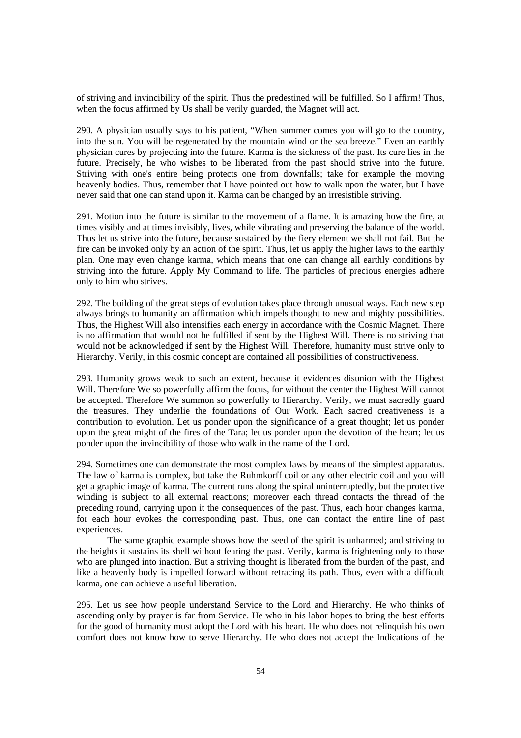of striving and invincibility of the spirit. Thus the predestined will be fulfilled. So I affirm! Thus, when the focus affirmed by Us shall be verily guarded, the Magnet will act.

290. A physician usually says to his patient, "When summer comes you will go to the country, into the sun. You will be regenerated by the mountain wind or the sea breeze." Even an earthly physician cures by projecting into the future. Karma is the sickness of the past. Its cure lies in the future. Precisely, he who wishes to be liberated from the past should strive into the future. Striving with one's entire being protects one from downfalls; take for example the moving heavenly bodies. Thus, remember that I have pointed out how to walk upon the water, but I have never said that one can stand upon it. Karma can be changed by an irresistible striving.

291. Motion into the future is similar to the movement of a flame. It is amazing how the fire, at times visibly and at times invisibly, lives, while vibrating and preserving the balance of the world. Thus let us strive into the future, because sustained by the fiery element we shall not fail. But the fire can be invoked only by an action of the spirit. Thus, let us apply the higher laws to the earthly plan. One may even change karma, which means that one can change all earthly conditions by striving into the future. Apply My Command to life. The particles of precious energies adhere only to him who strives.

292. The building of the great steps of evolution takes place through unusual ways. Each new step always brings to humanity an affirmation which impels thought to new and mighty possibilities. Thus, the Highest Will also intensifies each energy in accordance with the Cosmic Magnet. There is no affirmation that would not be fulfilled if sent by the Highest Will. There is no striving that would not be acknowledged if sent by the Highest Will. Therefore, humanity must strive only to Hierarchy. Verily, in this cosmic concept are contained all possibilities of constructiveness.

293. Humanity grows weak to such an extent, because it evidences disunion with the Highest Will. Therefore We so powerfully affirm the focus, for without the center the Highest Will cannot be accepted. Therefore We summon so powerfully to Hierarchy. Verily, we must sacredly guard the treasures. They underlie the foundations of Our Work. Each sacred creativeness is a contribution to evolution. Let us ponder upon the significance of a great thought; let us ponder upon the great might of the fires of the Tara; let us ponder upon the devotion of the heart; let us ponder upon the invincibility of those who walk in the name of the Lord.

294. Sometimes one can demonstrate the most complex laws by means of the simplest apparatus. The law of karma is complex, but take the Ruhmkorff coil or any other electric coil and you will get a graphic image of karma. The current runs along the spiral uninterruptedly, but the protective winding is subject to all external reactions; moreover each thread contacts the thread of the preceding round, carrying upon it the consequences of the past. Thus, each hour changes karma, for each hour evokes the corresponding past. Thus, one can contact the entire line of past experiences.

The same graphic example shows how the seed of the spirit is unharmed; and striving to the heights it sustains its shell without fearing the past. Verily, karma is frightening only to those who are plunged into inaction. But a striving thought is liberated from the burden of the past, and like a heavenly body is impelled forward without retracing its path. Thus, even with a difficult karma, one can achieve a useful liberation.

295. Let us see how people understand Service to the Lord and Hierarchy. He who thinks of ascending only by prayer is far from Service. He who in his labor hopes to bring the best efforts for the good of humanity must adopt the Lord with his heart. He who does not relinquish his own comfort does not know how to serve Hierarchy. He who does not accept the Indications of the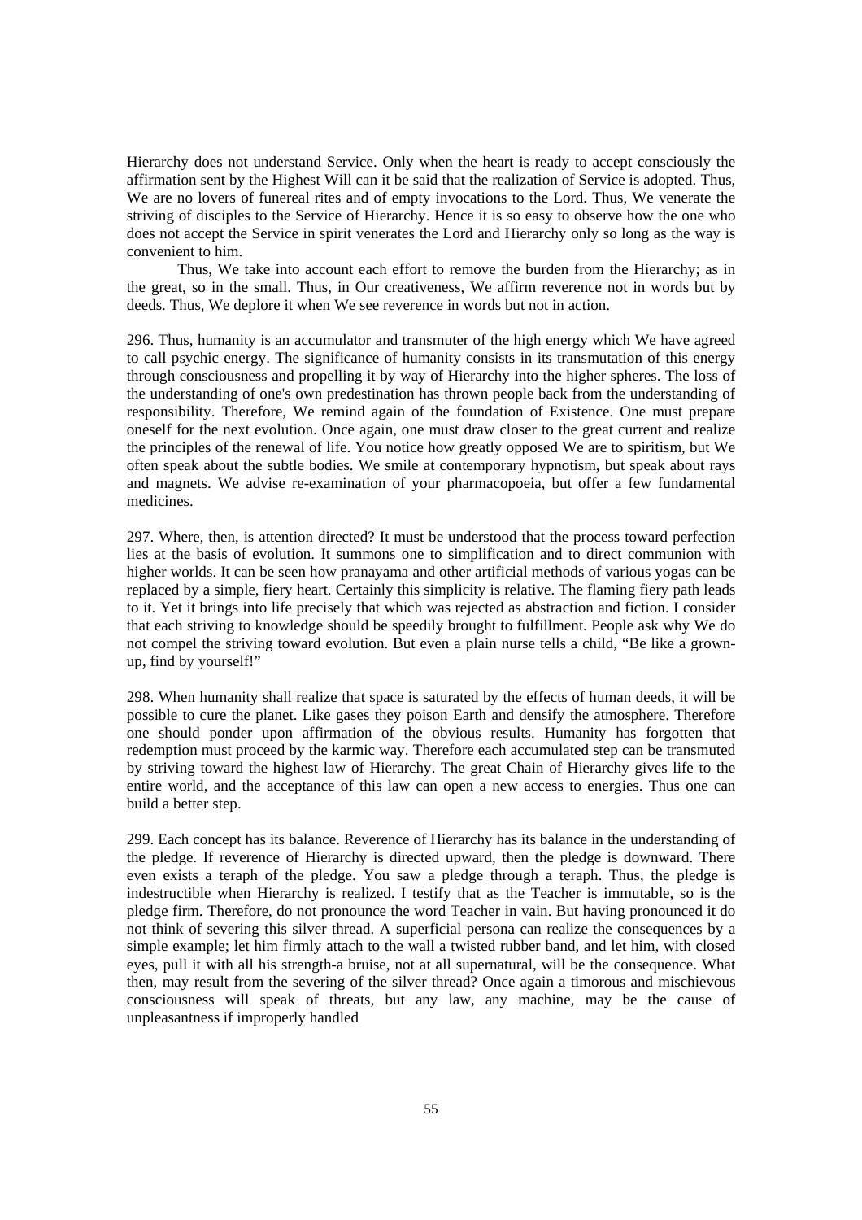Hierarchy does not understand Service. Only when the heart is ready to accept consciously the affirmation sent by the Highest Will can it be said that the realization of Service is adopted. Thus, We are no lovers of funereal rites and of empty invocations to the Lord. Thus, We venerate the striving of disciples to the Service of Hierarchy. Hence it is so easy to observe how the one who does not accept the Service in spirit venerates the Lord and Hierarchy only so long as the way is convenient to him.

Thus, We take into account each effort to remove the burden from the Hierarchy; as in the great, so in the small. Thus, in Our creativeness, We affirm reverence not in words but by deeds. Thus, We deplore it when We see reverence in words but not in action.

296. Thus, humanity is an accumulator and transmuter of the high energy which We have agreed to call psychic energy. The significance of humanity consists in its transmutation of this energy through consciousness and propelling it by way of Hierarchy into the higher spheres. The loss of the understanding of one's own predestination has thrown people back from the understanding of responsibility. Therefore, We remind again of the foundation of Existence. One must prepare oneself for the next evolution. Once again, one must draw closer to the great current and realize the principles of the renewal of life. You notice how greatly opposed We are to spiritism, but We often speak about the subtle bodies. We smile at contemporary hypnotism, but speak about rays and magnets. We advise re-examination of your pharmacopoeia, but offer a few fundamental medicines.

297. Where, then, is attention directed? It must be understood that the process toward perfection lies at the basis of evolution. It summons one to simplification and to direct communion with higher worlds. It can be seen how pranayama and other artificial methods of various yogas can be replaced by a simple, fiery heart. Certainly this simplicity is relative. The flaming fiery path leads to it. Yet it brings into life precisely that which was rejected as abstraction and fiction. I consider that each striving to knowledge should be speedily brought to fulfillment. People ask why We do not compel the striving toward evolution. But even a plain nurse tells a child, "Be like a grown-up, find by yourself!"

298. When humanity shall realize that space is saturated by the effects of human deeds, it will be possible to cure the planet. Like gases they poison Earth and densify the atmosphere. Therefore one should ponder upon affirmation of the obvious results. Humanity has forgotten that redemption must proceed by the karmic way. Therefore each accumulated step can be transmuted by striving toward the highest law of Hierarchy. The great Chain of Hierarchy gives life to the entire world, and the acceptance of this law can open a new access to energies. Thus one can build a better step.

299. Each concept has its balance. Reverence of Hierarchy has its balance in the understanding of the pledge. If reverence of Hierarchy is directed upward, then the pledge is downward. There even exists a teraph of the pledge. You saw a pledge through a teraph. Thus, the pledge is indestructible when Hierarchy is realized. I testify that as the Teacher is immutable, so is the pledge firm. Therefore, do not pronounce the word Teacher in vain. But having pronounced it do not think of severing this silver thread. A superficial persona can realize the consequences by a simple example; let him firmly attach to the wall a twisted rubber band, and let him, with closed eyes, pull it with all his strength-a bruise, not at all supernatural, will be the consequence. What then, may result from the severing of the silver thread? Once again a timorous and mischievous consciousness will speak of threats, but any law, any machine, may be the cause of unpleasantness if improperly handled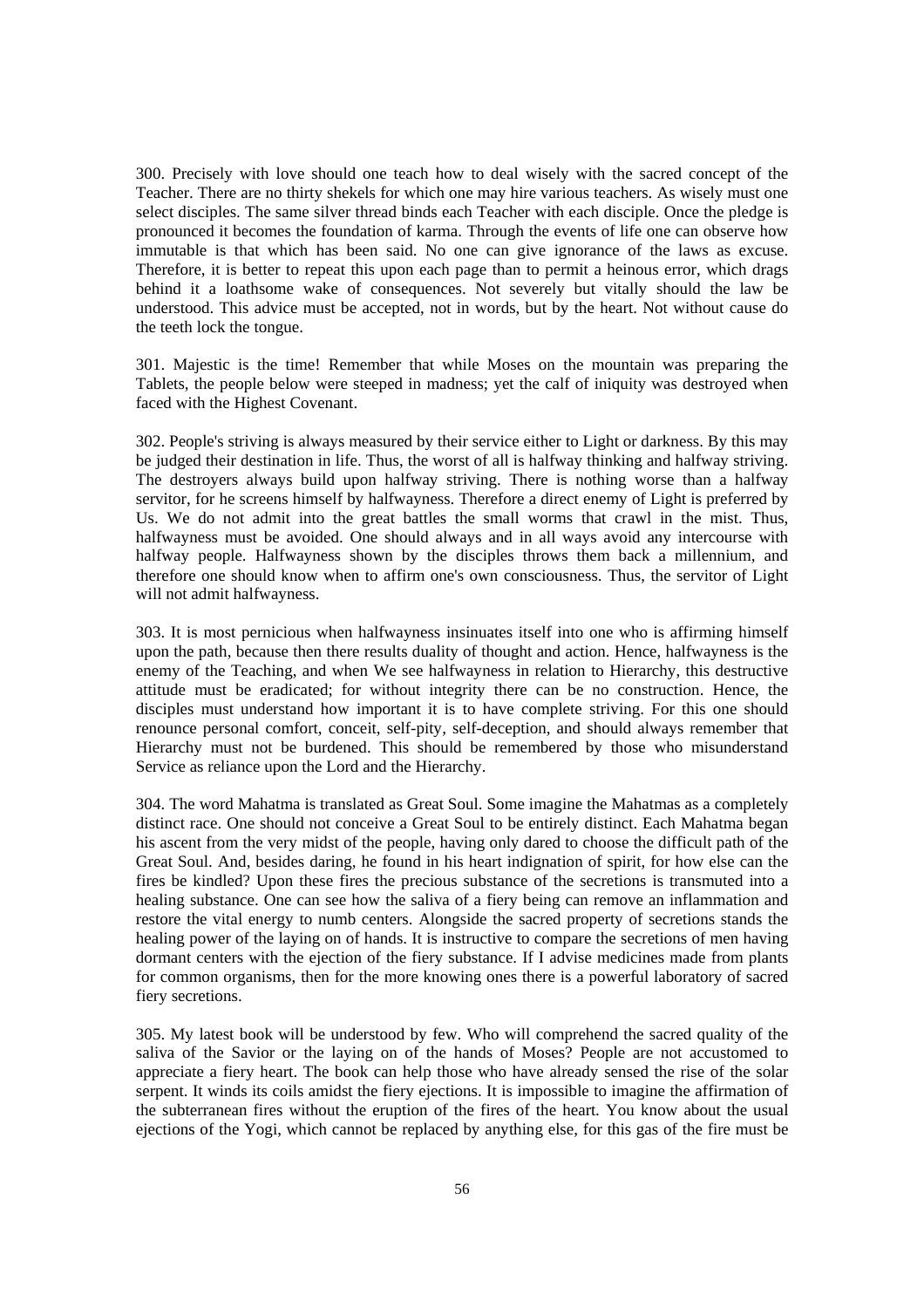300. Precisely with love should one teach how to deal wisely with the sacred concept of the Teacher. There are no thirty shekels for which one may hire various teachers. As wisely must one select disciples. The same silver thread binds each Teacher with each disciple. Once the pledge is pronounced it becomes the foundation of karma. Through the events of life one can observe how immutable is that which has been said. No one can give ignorance of the laws as excuse. Therefore, it is better to repeat this upon each page than to permit a heinous error, which drags behind it a loathsome wake of consequences. Not severely but vitally should the law be understood. This advice must be accepted, not in words, but by the heart. Not without cause do the teeth lock the tongue.

301. Majestic is the time! Remember that while Moses on the mountain was preparing the Tablets, the people below were steeped in madness; yet the calf of iniquity was destroyed when faced with the Highest Covenant.

302. People's striving is always measured by their service either to Light or darkness. By this may be judged their destination in life. Thus, the worst of all is halfway thinking and halfway striving. The destroyers always build upon halfway striving. There is nothing worse than a halfway servitor, for he screens himself by halfwayness. Therefore a direct enemy of Light is preferred by Us. We do not admit into the great battles the small worms that crawl in the mist. Thus, halfwayness must be avoided. One should always and in all ways avoid any intercourse with halfway people. Halfwayness shown by the disciples throws them back a millennium, and therefore one should know when to affirm one's own consciousness. Thus, the servitor of Light will not admit halfwayness.

303. It is most pernicious when halfwayness insinuates itself into one who is affirming himself upon the path, because then there results duality of thought and action. Hence, halfwayness is the enemy of the Teaching, and when We see halfwayness in relation to Hierarchy, this destructive attitude must be eradicated; for without integrity there can be no construction. Hence, the disciples must understand how important it is to have complete striving. For this one should renounce personal comfort, conceit, self-pity, self-deception, and should always remember that Hierarchy must not be burdened. This should be remembered by those who misunderstand Service as reliance upon the Lord and the Hierarchy.

304. The word Mahatma is translated as Great Soul. Some imagine the Mahatmas as a completely distinct race. One should not conceive a Great Soul to be entirely distinct. Each Mahatma began his ascent from the very midst of the people, having only dared to choose the difficult path of the Great Soul. And, besides daring, he found in his heart indignation of spirit, for how else can the fires be kindled? Upon these fires the precious substance of the secretions is transmuted into a healing substance. One can see how the saliva of a fiery being can remove an inflammation and restore the vital energy to numb centers. Alongside the sacred property of secretions stands the healing power of the laying on of hands. It is instructive to compare the secretions of men having dormant centers with the ejection of the fiery substance. If I advise medicines made from plants for common organisms, then for the more knowing ones there is a powerful laboratory of sacred fiery secretions.

305. My latest book will be understood by few. Who will comprehend the sacred quality of the saliva of the Savior or the laying on of the hands of Moses? People are not accustomed to appreciate a fiery heart. The book can help those who have already sensed the rise of the solar serpent. It winds its coils amidst the fiery ejections. It is impossible to imagine the affirmation of the subterranean fires without the eruption of the fires of the heart. You know about the usual ejections of the Yogi, which cannot be replaced by anything else, for this gas of the fire must be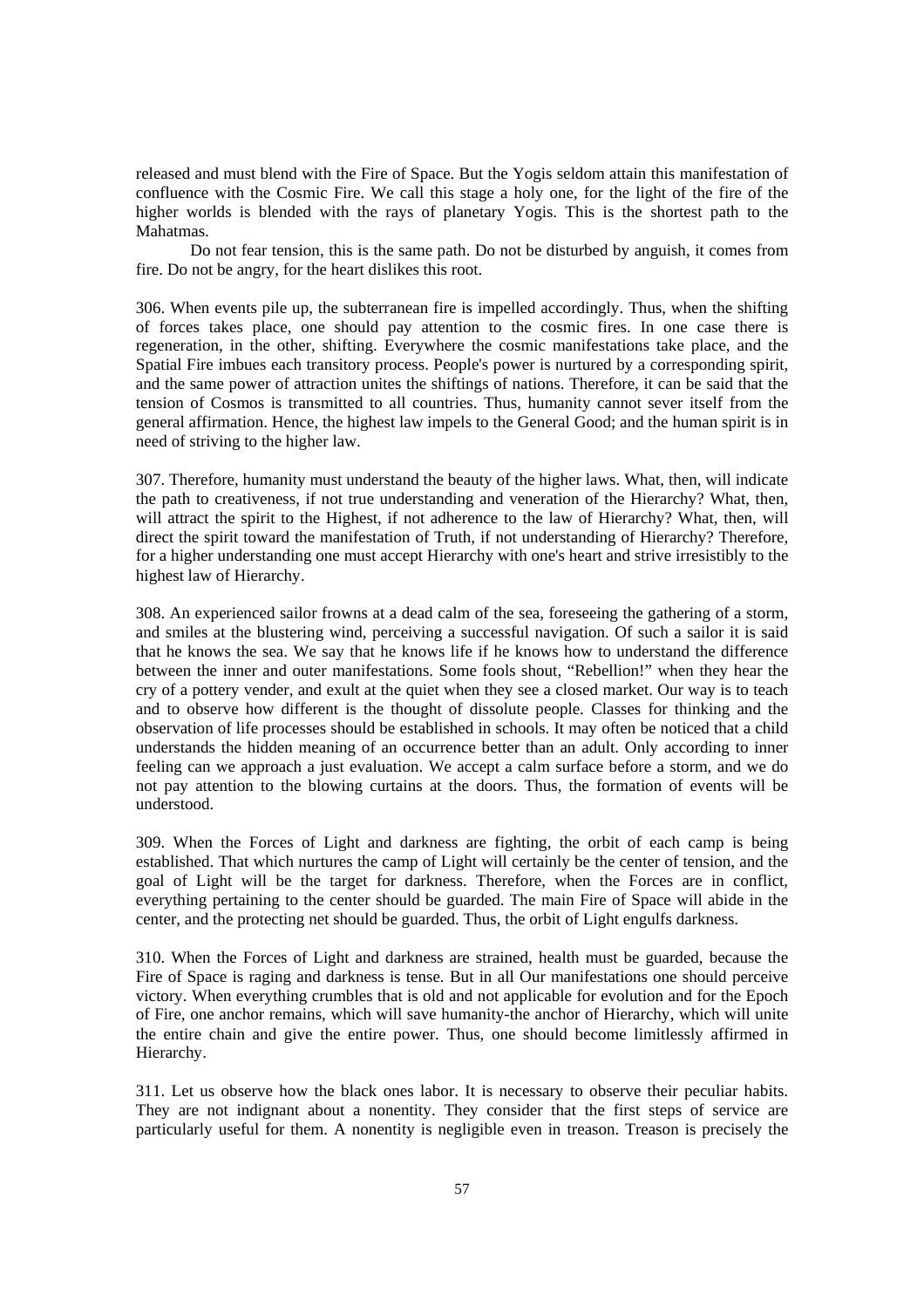released and must blend with the Fire of Space. But the Yogis seldom attain this manifestation of confluence with the Cosmic Fire. We call this stage a holy one, for the light of the fire of the higher worlds is blended with the rays of planetary Yogis. This is the shortest path to the Mahatmas.

Do not fear tension, this is the same path. Do not be disturbed by anguish, it comes from fire. Do not be angry, for the heart dislikes this root.

306. When events pile up, the subterranean fire is impelled accordingly. Thus, when the shifting of forces takes place, one should pay attention to the cosmic fires. In one case there is regeneration, in the other, shifting. Everywhere the cosmic manifestations take place, and the Spatial Fire imbues each transitory process. People's power is nurtured by a corresponding spirit, and the same power of attraction unites the shiftings of nations. Therefore, it can be said that the tension of Cosmos is transmitted to all countries. Thus, humanity cannot sever itself from the general affirmation. Hence, the highest law impels to the General Good; and the human spirit is in need of striving to the higher law.

307. Therefore, humanity must understand the beauty of the higher laws. What, then, will indicate the path to creativeness, if not true understanding and veneration of the Hierarchy? What, then, will attract the spirit to the Highest, if not adherence to the law of Hierarchy? What, then, will direct the spirit toward the manifestation of Truth, if not understanding of Hierarchy? Therefore, for a higher understanding one must accept Hierarchy with one's heart and strive irresistibly to the highest law of Hierarchy.

308. An experienced sailor frowns at a dead calm of the sea, foreseeing the gathering of a storm, and smiles at the blustering wind, perceiving a successful navigation. Of such a sailor it is said that he knows the sea. We say that he knows life if he knows how to understand the difference between the inner and outer manifestations. Some fools shout, "Rebellion!" when they hear the cry of a pottery vender, and exult at the quiet when they see a closed market. Our way is to teach and to observe how different is the thought of dissolute people. Classes for thinking and the observation of life processes should be established in schools. It may often be noticed that a child understands the hidden meaning of an occurrence better than an adult. Only according to inner feeling can we approach a just evaluation. We accept a calm surface before a storm, and we do not pay attention to the blowing curtains at the doors. Thus, the formation of events will be understood.

309. When the Forces of Light and darkness are fighting, the orbit of each camp is being established. That which nurtures the camp of Light will certainly be the center of tension, and the goal of Light will be the target for darkness. Therefore, when the Forces are in conflict, everything pertaining to the center should be guarded. The main Fire of Space will abide in the center, and the protecting net should be guarded. Thus, the orbit of Light engulfs darkness.

310. When the Forces of Light and darkness are strained, health must be guarded, because the Fire of Space is raging and darkness is tense. But in all Our manifestations one should perceive victory. When everything crumbles that is old and not applicable for evolution and for the Epoch of Fire, one anchor remains, which will save humanity-the anchor of Hierarchy, which will unite the entire chain and give the entire power. Thus, one should become limitlessly affirmed in Hierarchy.

311. Let us observe how the black ones labor. It is necessary to observe their peculiar habits. They are not indignant about a nonentity. They consider that the first steps of service are particularly useful for them. A nonentity is negligible even in treason. Treason is precisely the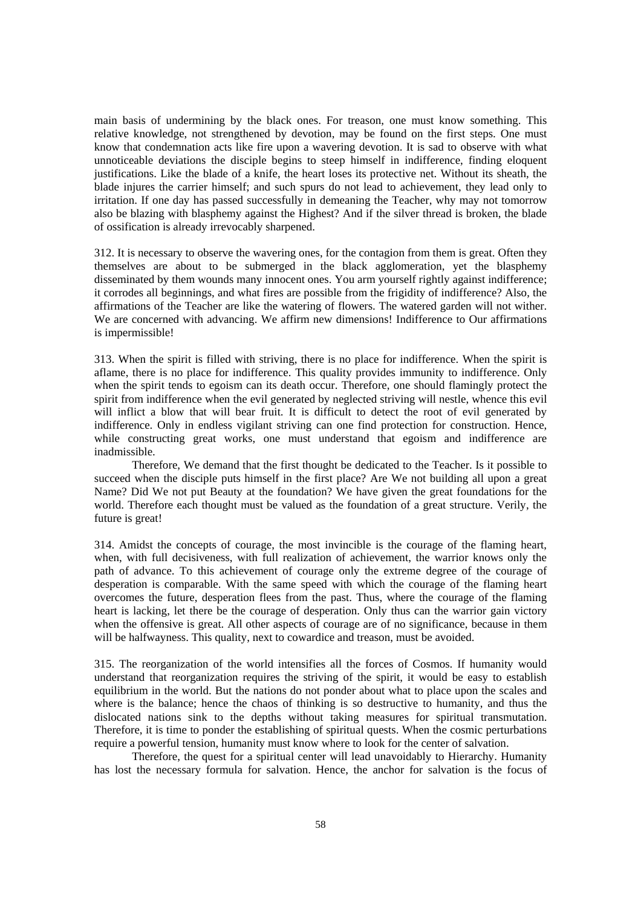main basis of undermining by the black ones. For treason, one must know something. This relative knowledge, not strengthened by devotion, may be found on the first steps. One must know that condemnation acts like fire upon a wavering devotion. It is sad to observe with what unnoticeable deviations the disciple begins to steep himself in indifference, finding eloquent justifications. Like the blade of a knife, the heart loses its protective net. Without its sheath, the blade injures the carrier himself; and such spurs do not lead to achievement, they lead only to irritation. If one day has passed successfully in demeaning the Teacher, why may not tomorrow also be blazing with blasphemy against the Highest? And if the silver thread is broken, the blade of ossification is already irrevocably sharpened.

312. It is necessary to observe the wavering ones, for the contagion from them is great. Often they themselves are about to be submerged in the black agglomeration, yet the blasphemy disseminated by them wounds many innocent ones. You arm yourself rightly against indifference; it corrodes all beginnings, and what fires are possible from the frigidity of indifference? Also, the affirmations of the Teacher are like the watering of flowers. The watered garden will not wither. We are concerned with advancing. We affirm new dimensions! Indifference to Our affirmations is impermissible!

313. When the spirit is filled with striving, there is no place for indifference. When the spirit is aflame, there is no place for indifference. This quality provides immunity to indifference. Only when the spirit tends to egoism can its death occur. Therefore, one should flamingly protect the spirit from indifference when the evil generated by neglected striving will nestle, whence this evil will inflict a blow that will bear fruit. It is difficult to detect the root of evil generated by indifference. Only in endless vigilant striving can one find protection for construction. Hence, while constructing great works, one must understand that egoism and indifference are inadmissible.

Therefore, We demand that the first thought be dedicated to the Teacher. Is it possible to succeed when the disciple puts himself in the first place? Are We not building all upon a great Name? Did We not put Beauty at the foundation? We have given the great foundations for the world. Therefore each thought must be valued as the foundation of a great structure. Verily, the future is great!

314. Amidst the concepts of courage, the most invincible is the courage of the flaming heart, when, with full decisiveness, with full realization of achievement, the warrior knows only the path of advance. To this achievement of courage only the extreme degree of the courage of desperation is comparable. With the same speed with which the courage of the flaming heart overcomes the future, desperation flees from the past. Thus, where the courage of the flaming heart is lacking, let there be the courage of desperation. Only thus can the warrior gain victory when the offensive is great. All other aspects of courage are of no significance, because in them will be halfwayness. This quality, next to cowardice and treason, must be avoided.

315. The reorganization of the world intensifies all the forces of Cosmos. If humanity would understand that reorganization requires the striving of the spirit, it would be easy to establish equilibrium in the world. But the nations do not ponder about what to place upon the scales and where is the balance; hence the chaos of thinking is so destructive to humanity, and thus the dislocated nations sink to the depths without taking measures for spiritual transmutation. Therefore, it is time to ponder the establishing of spiritual quests. When the cosmic perturbations require a powerful tension, humanity must know where to look for the center of salvation.

Therefore, the quest for a spiritual center will lead unavoidably to Hierarchy. Humanity has lost the necessary formula for salvation. Hence, the anchor for salvation is the focus of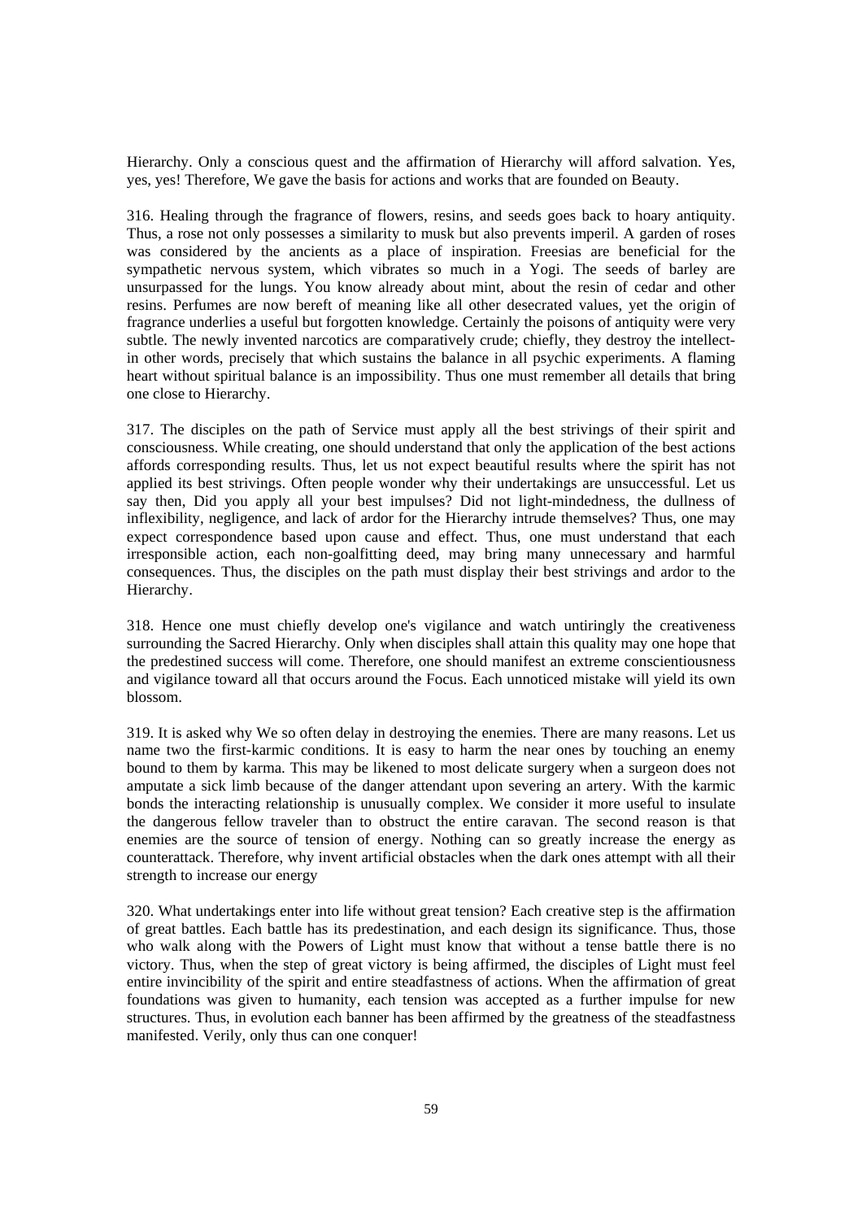Hierarchy. Only a conscious quest and the affirmation of Hierarchy will afford salvation. Yes, yes, yes! Therefore, We gave the basis for actions and works that are founded on Beauty.

316. Healing through the fragrance of flowers, resins, and seeds goes back to hoary antiquity. Thus, a rose not only possesses a similarity to musk but also prevents imperil. A garden of roses was considered by the ancients as a place of inspiration. Freesias are beneficial for the sympathetic nervous system, which vibrates so much in a Yogi. The seeds of barley are unsurpassed for the lungs. You know already about mint, about the resin of cedar and other resins. Perfumes are now bereft of meaning like all other desecrated values, yet the origin of fragrance underlies a useful but forgotten knowledge. Certainly the poisons of antiquity were very subtle. The newly invented narcotics are comparatively crude; chiefly, they destroy the intellect-in other words, precisely that which sustains the balance in all psychic experiments. A flaming heart without spiritual balance is an impossibility. Thus one must remember all details that bring one close to Hierarchy.

317. The disciples on the path of Service must apply all the best strivings of their spirit and consciousness. While creating, one should understand that only the application of the best actions affords corresponding results. Thus, let us not expect beautiful results where the spirit has not applied its best strivings. Often people wonder why their undertakings are unsuccessful. Let us say then, Did you apply all your best impulses? Did not light-mindedness, the dullness of inflexibility, negligence, and lack of ardor for the Hierarchy intrude themselves? Thus, one may expect correspondence based upon cause and effect. Thus, one must understand that each irresponsible action, each non-goalfitting deed, may bring many unnecessary and harmful consequences. Thus, the disciples on the path must display their best strivings and ardor to the Hierarchy.

318. Hence one must chiefly develop one's vigilance and watch untiringly the creativeness surrounding the Sacred Hierarchy. Only when disciples shall attain this quality may one hope that the predestined success will come. Therefore, one should manifest an extreme conscientiousness and vigilance toward all that occurs around the Focus. Each unnoticed mistake will yield its own blossom.

319. It is asked why We so often delay in destroying the enemies. There are many reasons. Let us name two the first-karmic conditions. It is easy to harm the near ones by touching an enemy bound to them by karma. This may be likened to most delicate surgery when a surgeon does not amputate a sick limb because of the danger attendant upon severing an artery. With the karmic bonds the interacting relationship is unusually complex. We consider it more useful to insulate the dangerous fellow traveler than to obstruct the entire caravan. The second reason is that enemies are the source of tension of energy. Nothing can so greatly increase the energy as counterattack. Therefore, why invent artificial obstacles when the dark ones attempt with all their strength to increase our energy

320. What undertakings enter into life without great tension? Each creative step is the affirmation of great battles. Each battle has its predestination, and each design its significance. Thus, those who walk along with the Powers of Light must know that without a tense battle there is no victory. Thus, when the step of great victory is being affirmed, the disciples of Light must feel entire invincibility of the spirit and entire steadfastness of actions. When the affirmation of great foundations was given to humanity, each tension was accepted as a further impulse for new structures. Thus, in evolution each banner has been affirmed by the greatness of the steadfastness manifested. Verily, only thus can one conquer!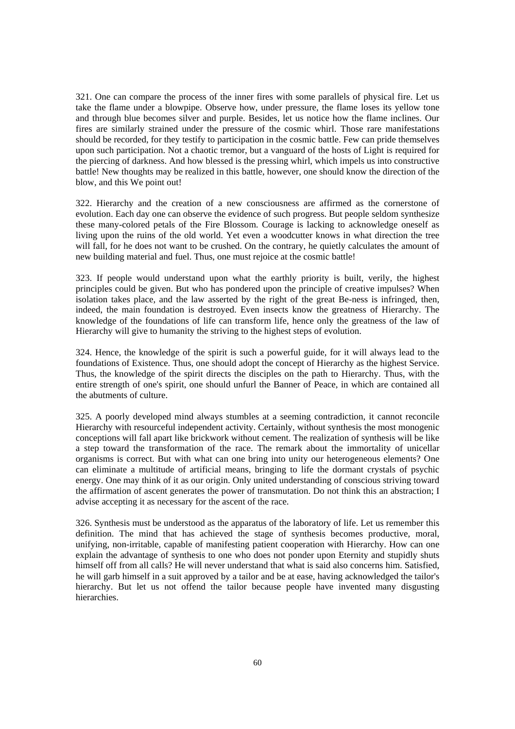321. One can compare the process of the inner fires with some parallels of physical fire. Let us take the flame under a blowpipe. Observe how, under pressure, the flame loses its yellow tone and through blue becomes silver and purple. Besides, let us notice how the flame inclines. Our fires are similarly strained under the pressure of the cosmic whirl. Those rare manifestations should be recorded, for they testify to participation in the cosmic battle. Few can pride themselves upon such participation. Not a chaotic tremor, but a vanguard of the hosts of Light is required for the piercing of darkness. And how blessed is the pressing whirl, which impels us into constructive battle! New thoughts may be realized in this battle, however, one should know the direction of the blow, and this We point out!

322. Hierarchy and the creation of a new consciousness are affirmed as the cornerstone of evolution. Each day one can observe the evidence of such progress. But people seldom synthesize these many-colored petals of the Fire Blossom. Courage is lacking to acknowledge oneself as living upon the ruins of the old world. Yet even a woodcutter knows in what direction the tree will fall, for he does not want to be crushed. On the contrary, he quietly calculates the amount of new building material and fuel. Thus, one must rejoice at the cosmic battle!

323. If people would understand upon what the earthly priority is built, verily, the highest principles could be given. But who has pondered upon the principle of creative impulses? When isolation takes place, and the law asserted by the right of the great Be-ness is infringed, then, indeed, the main foundation is destroyed. Even insects know the greatness of Hierarchy. The knowledge of the foundations of life can transform life, hence only the greatness of the law of Hierarchy will give to humanity the striving to the highest steps of evolution.

324. Hence, the knowledge of the spirit is such a powerful guide, for it will always lead to the foundations of Existence. Thus, one should adopt the concept of Hierarchy as the highest Service. Thus, the knowledge of the spirit directs the disciples on the path to Hierarchy. Thus, with the entire strength of one's spirit, one should unfurl the Banner of Peace, in which are contained all the abutments of culture.

325. A poorly developed mind always stumbles at a seeming contradiction, it cannot reconcile Hierarchy with resourceful independent activity. Certainly, without synthesis the most monogenic conceptions will fall apart like brickwork without cement. The realization of synthesis will be like a step toward the transformation of the race. The remark about the immortality of unicellar organisms is correct. But with what can one bring into unity our heterogeneous elements? One can eliminate a multitude of artificial means, bringing to life the dormant crystals of psychic energy. One may think of it as our origin. Only united understanding of conscious striving toward the affirmation of ascent generates the power of transmutation. Do not think this an abstraction; I advise accepting it as necessary for the ascent of the race.

326. Synthesis must be understood as the apparatus of the laboratory of life. Let us remember this definition. The mind that has achieved the stage of synthesis becomes productive, moral, unifying, non-irritable, capable of manifesting patient cooperation with Hierarchy. How can one explain the advantage of synthesis to one who does not ponder upon Eternity and stupidly shuts himself off from all calls? He will never understand that what is said also concerns him. Satisfied, he will garb himself in a suit approved by a tailor and be at ease, having acknowledged the tailor's hierarchy. But let us not offend the tailor because people have invented many disgusting hierarchies.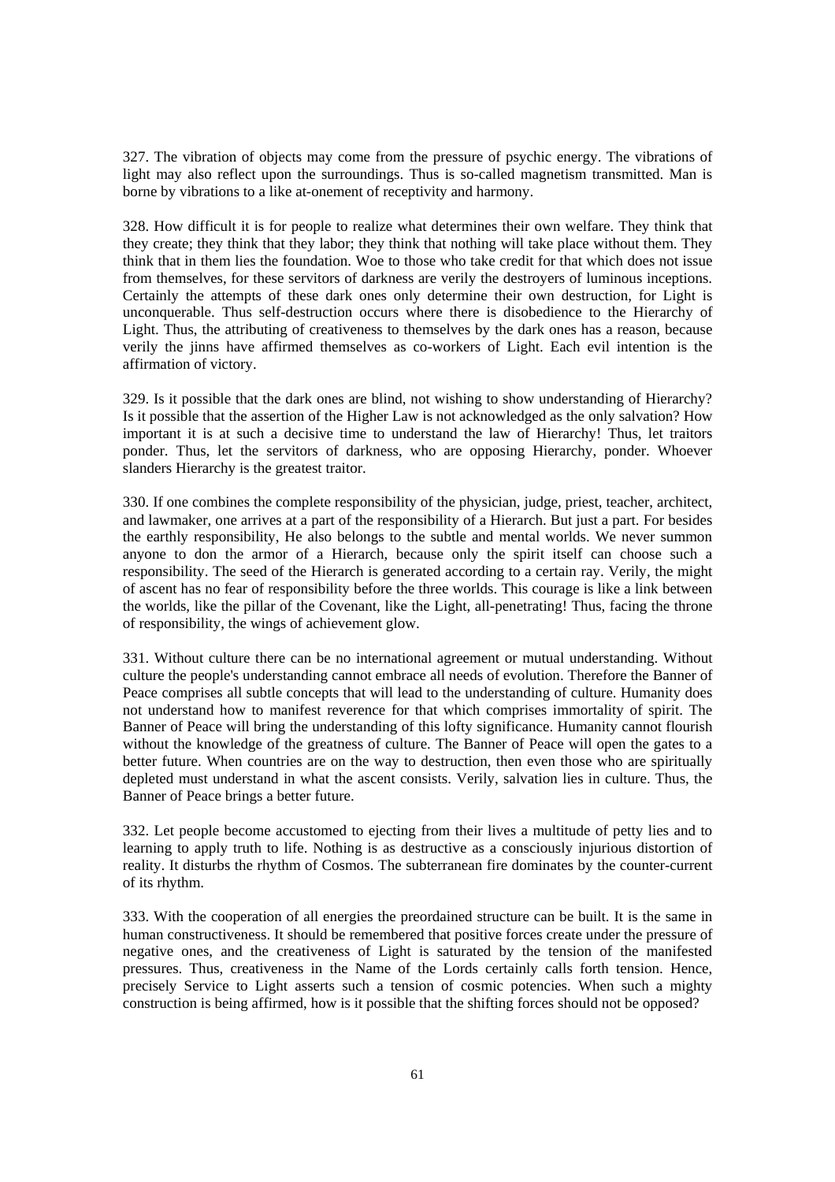327. The vibration of objects may come from the pressure of psychic energy. The vibrations of light may also reflect upon the surroundings. Thus is so-called magnetism transmitted. Man is borne by vibrations to a like at-onement of receptivity and harmony.

328. How difficult it is for people to realize what determines their own welfare. They think that they create; they think that they labor; they think that nothing will take place without them. They think that in them lies the foundation. Woe to those who take credit for that which does not issue from themselves, for these servitors of darkness are verily the destroyers of luminous inceptions. Certainly the attempts of these dark ones only determine their own destruction, for Light is unconquerable. Thus self-destruction occurs where there is disobedience to the Hierarchy of Light. Thus, the attributing of creativeness to themselves by the dark ones has a reason, because verily the jinns have affirmed themselves as co-workers of Light. Each evil intention is the affirmation of victory.

329. Is it possible that the dark ones are blind, not wishing to show understanding of Hierarchy? Is it possible that the assertion of the Higher Law is not acknowledged as the only salvation? How important it is at such a decisive time to understand the law of Hierarchy! Thus, let traitors ponder. Thus, let the servitors of darkness, who are opposing Hierarchy, ponder. Whoever slanders Hierarchy is the greatest traitor.

330. If one combines the complete responsibility of the physician, judge, priest, teacher, architect, and lawmaker, one arrives at a part of the responsibility of a Hierarch. But just a part. For besides the earthly responsibility, He also belongs to the subtle and mental worlds. We never summon anyone to don the armor of a Hierarch, because only the spirit itself can choose such a responsibility. The seed of the Hierarch is generated according to a certain ray. Verily, the might of ascent has no fear of responsibility before the three worlds. This courage is like a link between the worlds, like the pillar of the Covenant, like the Light, all-penetrating! Thus, facing the throne of responsibility, the wings of achievement glow.

331. Without culture there can be no international agreement or mutual understanding. Without culture the people's understanding cannot embrace all needs of evolution. Therefore the Banner of Peace comprises all subtle concepts that will lead to the understanding of culture. Humanity does not understand how to manifest reverence for that which comprises immortality of spirit. The Banner of Peace will bring the understanding of this lofty significance. Humanity cannot flourish without the knowledge of the greatness of culture. The Banner of Peace will open the gates to a better future. When countries are on the way to destruction, then even those who are spiritually depleted must understand in what the ascent consists. Verily, salvation lies in culture. Thus, the Banner of Peace brings a better future.

332. Let people become accustomed to ejecting from their lives a multitude of petty lies and to learning to apply truth to life. Nothing is as destructive as a consciously injurious distortion of reality. It disturbs the rhythm of Cosmos. The subterranean fire dominates by the counter-current of its rhythm.

333. With the cooperation of all energies the preordained structure can be built. It is the same in human constructiveness. It should be remembered that positive forces create under the pressure of negative ones, and the creativeness of Light is saturated by the tension of the manifested pressures. Thus, creativeness in the Name of the Lords certainly calls forth tension. Hence, precisely Service to Light asserts such a tension of cosmic potencies. When such a mighty construction is being affirmed, how is it possible that the shifting forces should not be opposed?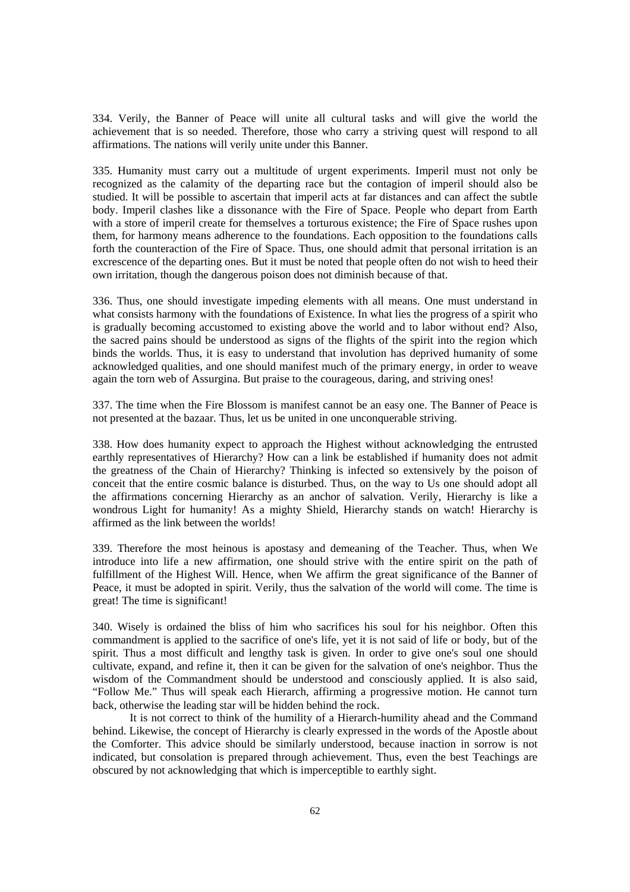334. Verily, the Banner of Peace will unite all cultural tasks and will give the world the achievement that is so needed. Therefore, those who carry a striving quest will respond to all affirmations. The nations will verily unite under this Banner.

335. Humanity must carry out a multitude of urgent experiments. Imperil must not only be recognized as the calamity of the departing race but the contagion of imperil should also be studied. It will be possible to ascertain that imperil acts at far distances and can affect the subtle body. Imperil clashes like a dissonance with the Fire of Space. People who depart from Earth with a store of imperil create for themselves a torturous existence; the Fire of Space rushes upon them, for harmony means adherence to the foundations. Each opposition to the foundations calls forth the counteraction of the Fire of Space. Thus, one should admit that personal irritation is an excrescence of the departing ones. But it must be noted that people often do not wish to heed their own irritation, though the dangerous poison does not diminish because of that.

336. Thus, one should investigate impeding elements with all means. One must understand in what consists harmony with the foundations of Existence. In what lies the progress of a spirit who is gradually becoming accustomed to existing above the world and to labor without end? Also, the sacred pains should be understood as signs of the flights of the spirit into the region which binds the worlds. Thus, it is easy to understand that involution has deprived humanity of some acknowledged qualities, and one should manifest much of the primary energy, in order to weave again the torn web of Assurgina. But praise to the courageous, daring, and striving ones!

337. The time when the Fire Blossom is manifest cannot be an easy one. The Banner of Peace is not presented at the bazaar. Thus, let us be united in one unconquerable striving.

338. How does humanity expect to approach the Highest without acknowledging the entrusted earthly representatives of Hierarchy? How can a link be established if humanity does not admit the greatness of the Chain of Hierarchy? Thinking is infected so extensively by the poison of conceit that the entire cosmic balance is disturbed. Thus, on the way to Us one should adopt all the affirmations concerning Hierarchy as an anchor of salvation. Verily, Hierarchy is like a wondrous Light for humanity! As a mighty Shield, Hierarchy stands on watch! Hierarchy is affirmed as the link between the worlds!

339. Therefore the most heinous is apostasy and demeaning of the Teacher. Thus, when We introduce into life a new affirmation, one should strive with the entire spirit on the path of fulfillment of the Highest Will. Hence, when We affirm the great significance of the Banner of Peace, it must be adopted in spirit. Verily, thus the salvation of the world will come. The time is great! The time is significant!

340. Wisely is ordained the bliss of him who sacrifices his soul for his neighbor. Often this commandment is applied to the sacrifice of one's life, yet it is not said of life or body, but of the spirit. Thus a most difficult and lengthy task is given. In order to give one's soul one should cultivate, expand, and refine it, then it can be given for the salvation of one's neighbor. Thus the wisdom of the Commandment should be understood and consciously applied. It is also said, "Follow Me." Thus will speak each Hierarch, affirming a progressive motion. He cannot turn back, otherwise the leading star will be hidden behind the rock.

It is not correct to think of the humility of a Hierarch-humility ahead and the Command behind. Likewise, the concept of Hierarchy is clearly expressed in the words of the Apostle about the Comforter. This advice should be similarly understood, because inaction in sorrow is not indicated, but consolation is prepared through achievement. Thus, even the best Teachings are obscured by not acknowledging that which is imperceptible to earthly sight.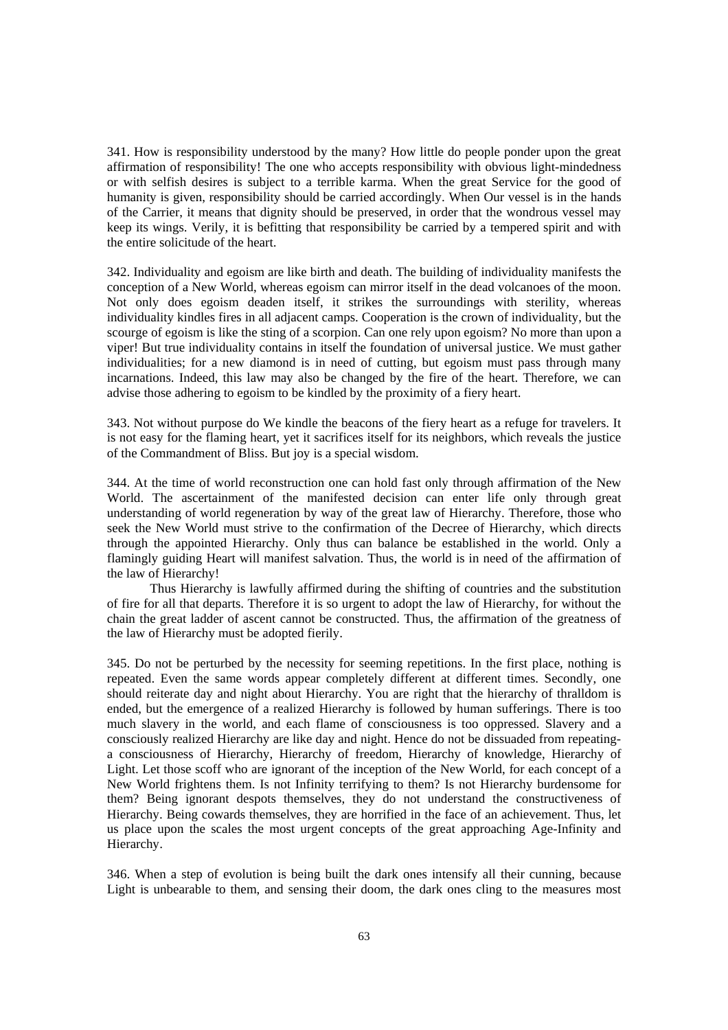341. How is responsibility understood by the many? How little do people ponder upon the great affirmation of responsibility! The one who accepts responsibility with obvious light-mindedness or with selfish desires is subject to a terrible karma. When the great Service for the good of humanity is given, responsibility should be carried accordingly. When Our vessel is in the hands of the Carrier, it means that dignity should be preserved, in order that the wondrous vessel may keep its wings. Verily, it is befitting that responsibility be carried by a tempered spirit and with the entire solicitude of the heart.

342. Individuality and egoism are like birth and death. The building of individuality manifests the conception of a New World, whereas egoism can mirror itself in the dead volcanoes of the moon. Not only does egoism deaden itself, it strikes the surroundings with sterility, whereas individuality kindles fires in all adjacent camps. Cooperation is the crown of individuality, but the scourge of egoism is like the sting of a scorpion. Can one rely upon egoism? No more than upon a viper! But true individuality contains in itself the foundation of universal justice. We must gather individualities; for a new diamond is in need of cutting, but egoism must pass through many incarnations. Indeed, this law may also be changed by the fire of the heart. Therefore, we can advise those adhering to egoism to be kindled by the proximity of a fiery heart.

343. Not without purpose do We kindle the beacons of the fiery heart as a refuge for travelers. It is not easy for the flaming heart, yet it sacrifices itself for its neighbors, which reveals the justice of the Commandment of Bliss. But joy is a special wisdom.

344. At the time of world reconstruction one can hold fast only through affirmation of the New World. The ascertainment of the manifested decision can enter life only through great understanding of world regeneration by way of the great law of Hierarchy. Therefore, those who seek the New World must strive to the confirmation of the Decree of Hierarchy, which directs through the appointed Hierarchy. Only thus can balance be established in the world. Only a flamingly guiding Heart will manifest salvation. Thus, the world is in need of the affirmation of the law of Hierarchy!

Thus Hierarchy is lawfully affirmed during the shifting of countries and the substitution of fire for all that departs. Therefore it is so urgent to adopt the law of Hierarchy, for without the chain the great ladder of ascent cannot be constructed. Thus, the affirmation of the greatness of the law of Hierarchy must be adopted fierily.

345. Do not be perturbed by the necessity for seeming repetitions. In the first place, nothing is repeated. Even the same words appear completely different at different times. Secondly, one should reiterate day and night about Hierarchy. You are right that the hierarchy of thralldom is ended, but the emergence of a realized Hierarchy is followed by human sufferings. There is too much slavery in the world, and each flame of consciousness is too oppressed. Slavery and a consciously realized Hierarchy are like day and night. Hence do not be dissuaded from repeating-a consciousness of Hierarchy, Hierarchy of freedom, Hierarchy of knowledge, Hierarchy of Light. Let those scoff who are ignorant of the inception of the New World, for each concept of a New World frightens them. Is not Infinity terrifying to them? Is not Hierarchy burdensome for them? Being ignorant despots themselves, they do not understand the constructiveness of Hierarchy. Being cowards themselves, they are horrified in the face of an achievement. Thus, let us place upon the scales the most urgent concepts of the great approaching Age-Infinity and Hierarchy.

346. When a step of evolution is being built the dark ones intensify all their cunning, because Light is unbearable to them, and sensing their doom, the dark ones cling to the measures most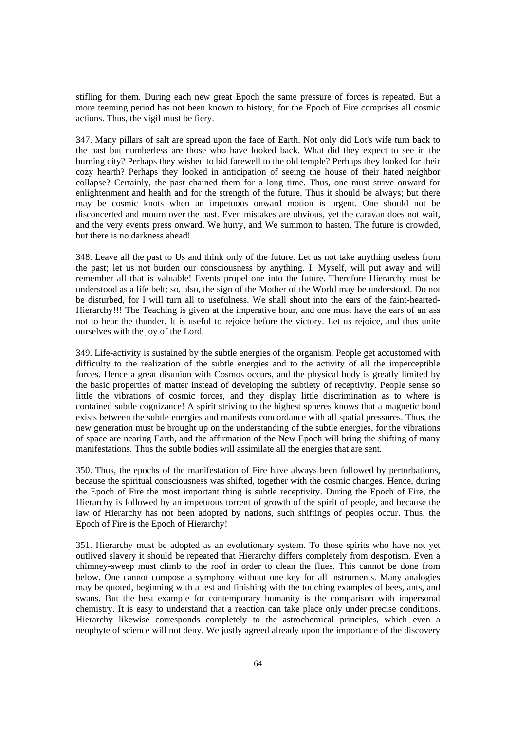stifling for them. During each new great Epoch the same pressure of forces is repeated. But a more teeming period has not been known to history, for the Epoch of Fire comprises all cosmic actions. Thus, the vigil must be fiery.

347. Many pillars of salt are spread upon the face of Earth. Not only did Lot's wife turn back to the past but numberless are those who have looked back. What did they expect to see in the burning city? Perhaps they wished to bid farewell to the old temple? Perhaps they looked for their cozy hearth? Perhaps they looked in anticipation of seeing the house of their hated neighbor collapse? Certainly, the past chained them for a long time. Thus, one must strive onward for enlightenment and health and for the strength of the future. Thus it should be always; but there may be cosmic knots when an impetuous onward motion is urgent. One should not be disconcerted and mourn over the past. Even mistakes are obvious, yet the caravan does not wait, and the very events press onward. We hurry, and We summon to hasten. The future is crowded, but there is no darkness ahead!

348. Leave all the past to Us and think only of the future. Let us not take anything useless from the past; let us not burden our consciousness by anything. I, Myself, will put away and will remember all that is valuable! Events propel one into the future. Therefore Hierarchy must be understood as a life belt; so, also, the sign of the Mother of the World may be understood. Do not be disturbed, for I will turn all to usefulness. We shall shout into the ears of the faint-hearted- Hierarchy!!! The Teaching is given at the imperative hour, and one must have the ears of an ass not to hear the thunder. It is useful to rejoice before the victory. Let us rejoice, and thus unite ourselves with the joy of the Lord.

349. Life-activity is sustained by the subtle energies of the organism. People get accustomed with difficulty to the realization of the subtle energies and to the activity of all the imperceptible forces. Hence a great disunion with Cosmos occurs, and the physical body is greatly limited by the basic properties of matter instead of developing the subtlety of receptivity. People sense so little the vibrations of cosmic forces, and they display little discrimination as to where is contained subtle cognizance! A spirit striving to the highest spheres knows that a magnetic bond exists between the subtle energies and manifests concordance with all spatial pressures. Thus, the new generation must be brought up on the understanding of the subtle energies, for the vibrations of space are nearing Earth, and the affirmation of the New Epoch will bring the shifting of many manifestations. Thus the subtle bodies will assimilate all the energies that are sent.

350. Thus, the epochs of the manifestation of Fire have always been followed by perturbations, because the spiritual consciousness was shifted, together with the cosmic changes. Hence, during the Epoch of Fire the most important thing is subtle receptivity. During the Epoch of Fire, the Hierarchy is followed by an impetuous torrent of growth of the spirit of people, and because the law of Hierarchy has not been adopted by nations, such shiftings of peoples occur. Thus, the Epoch of Fire is the Epoch of Hierarchy!

351. Hierarchy must be adopted as an evolutionary system. To those spirits who have not yet outlived slavery it should be repeated that Hierarchy differs completely from despotism. Even a chimney-sweep must climb to the roof in order to clean the flues. This cannot be done from below. One cannot compose a symphony without one key for all instruments. Many analogies may be quoted, beginning with a jest and finishing with the touching examples of bees, ants, and swans. But the best example for contemporary humanity is the comparison with impersonal chemistry. It is easy to understand that a reaction can take place only under precise conditions. Hierarchy likewise corresponds completely to the astrochemical principles, which even a neophyte of science will not deny. We justly agreed already upon the importance of the discovery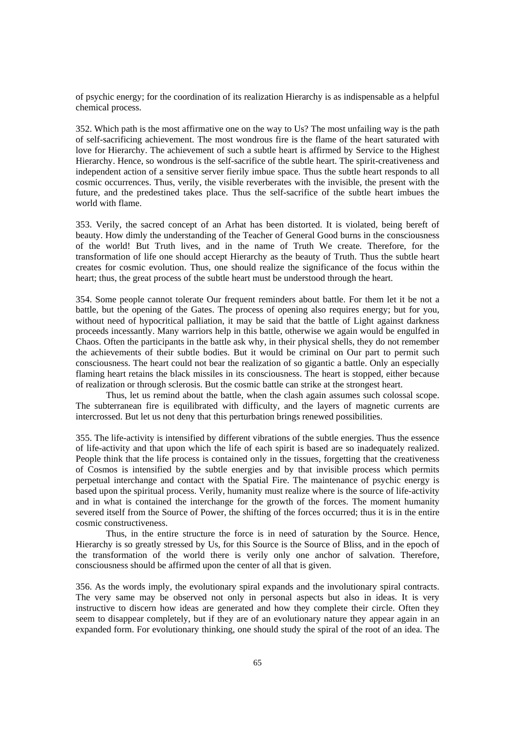of psychic energy; for the coordination of its realization Hierarchy is as indispensable as a helpful chemical process.

352. Which path is the most affirmative one on the way to Us? The most unfailing way is the path of self-sacrificing achievement. The most wondrous fire is the flame of the heart saturated with love for Hierarchy. The achievement of such a subtle heart is affirmed by Service to the Highest Hierarchy. Hence, so wondrous is the self-sacrifice of the subtle heart. The spirit-creativeness and independent action of a sensitive server fierily imbue space. Thus the subtle heart responds to all cosmic occurrences. Thus, verily, the visible reverberates with the invisible, the present with the future, and the predestined takes place. Thus the self-sacrifice of the subtle heart imbues the world with flame.

353. Verily, the sacred concept of an Arhat has been distorted. It is violated, being bereft of beauty. How dimly the understanding of the Teacher of General Good burns in the consciousness of the world! But Truth lives, and in the name of Truth We create. Therefore, for the transformation of life one should accept Hierarchy as the beauty of Truth. Thus the subtle heart creates for cosmic evolution. Thus, one should realize the significance of the focus within the heart; thus, the great process of the subtle heart must be understood through the heart.

354. Some people cannot tolerate Our frequent reminders about battle. For them let it be not a battle, but the opening of the Gates. The process of opening also requires energy; but for you, without need of hypocritical palliation, it may be said that the battle of Light against darkness proceeds incessantly. Many warriors help in this battle, otherwise we again would be engulfed in Chaos. Often the participants in the battle ask why, in their physical shells, they do not remember the achievements of their subtle bodies. But it would be criminal on Our part to permit such consciousness. The heart could not bear the realization of so gigantic a battle. Only an especially flaming heart retains the black missiles in its consciousness. The heart is stopped, either because of realization or through sclerosis. But the cosmic battle can strike at the strongest heart.

Thus, let us remind about the battle, when the clash again assumes such colossal scope. The subterranean fire is equilibrated with difficulty, and the layers of magnetic currents are intercrossed. But let us not deny that this perturbation brings renewed possibilities.

355. The life-activity is intensified by different vibrations of the subtle energies. Thus the essence of life-activity and that upon which the life of each spirit is based are so inadequately realized. People think that the life process is contained only in the tissues, forgetting that the creativeness of Cosmos is intensified by the subtle energies and by that invisible process which permits perpetual interchange and contact with the Spatial Fire. The maintenance of psychic energy is based upon the spiritual process. Verily, humanity must realize where is the source of life-activity and in what is contained the interchange for the growth of the forces. The moment humanity severed itself from the Source of Power, the shifting of the forces occurred; thus it is in the entire cosmic constructiveness.

Thus, in the entire structure the force is in need of saturation by the Source. Hence, Hierarchy is so greatly stressed by Us, for this Source is the Source of Bliss, and in the epoch of the transformation of the world there is verily only one anchor of salvation. Therefore, consciousness should be affirmed upon the center of all that is given.

356. As the words imply, the evolutionary spiral expands and the involutionary spiral contracts. The very same may be observed not only in personal aspects but also in ideas. It is very instructive to discern how ideas are generated and how they complete their circle. Often they seem to disappear completely, but if they are of an evolutionary nature they appear again in an expanded form. For evolutionary thinking, one should study the spiral of the root of an idea. The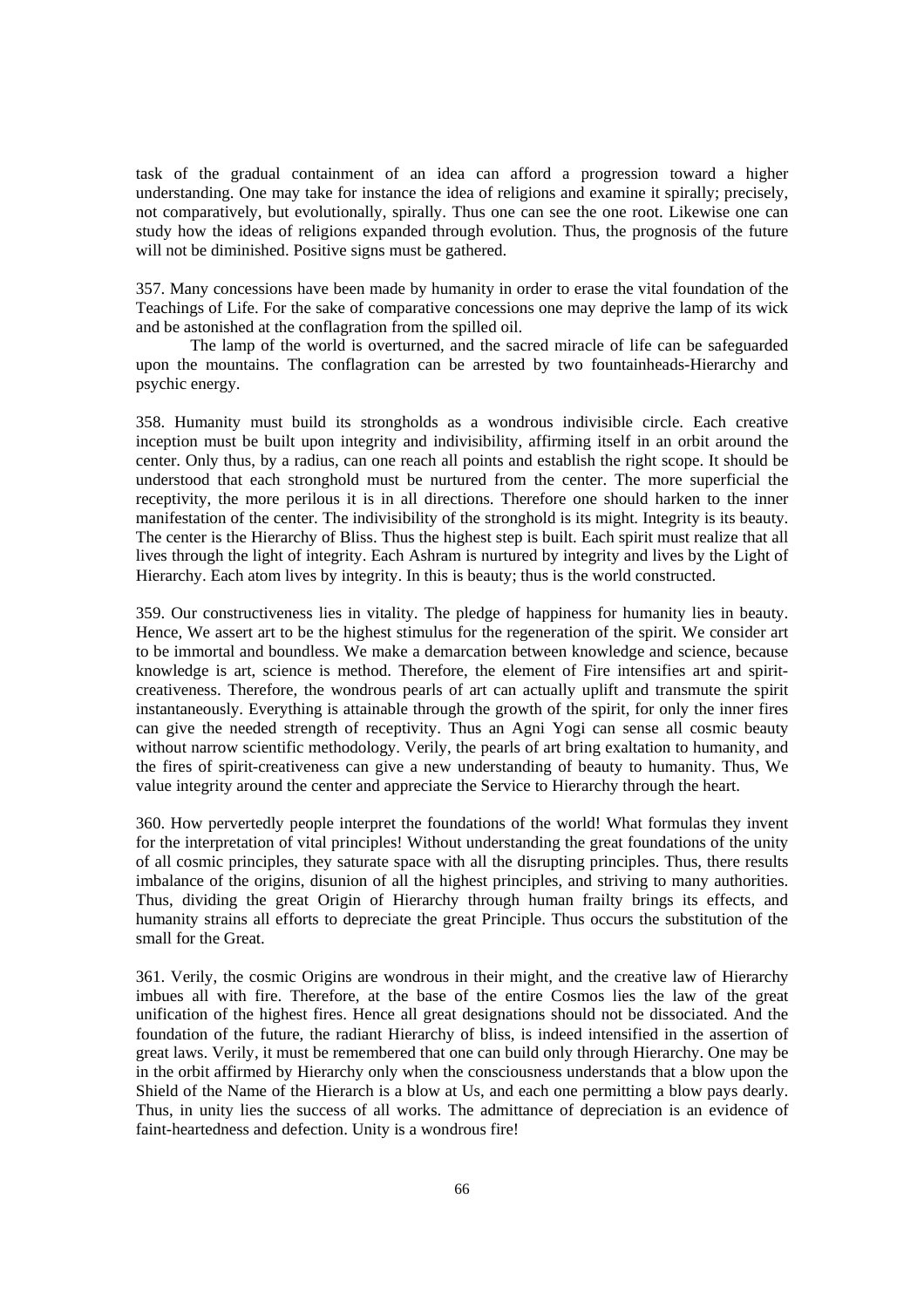task of the gradual containment of an idea can afford a progression toward a higher understanding. One may take for instance the idea of religions and examine it spirally; precisely, not comparatively, but evolutionally, spirally. Thus one can see the one root. Likewise one can study how the ideas of religions expanded through evolution. Thus, the prognosis of the future will not be diminished. Positive signs must be gathered.

357. Many concessions have been made by humanity in order to erase the vital foundation of the Teachings of Life. For the sake of comparative concessions one may deprive the lamp of its wick and be astonished at the conflagration from the spilled oil.

The lamp of the world is overturned, and the sacred miracle of life can be safeguarded upon the mountains. The conflagration can be arrested by two fountainheads-Hierarchy and psychic energy.

358. Humanity must build its strongholds as a wondrous indivisible circle. Each creative inception must be built upon integrity and indivisibility, affirming itself in an orbit around the center. Only thus, by a radius, can one reach all points and establish the right scope. It should be understood that each stronghold must be nurtured from the center. The more superficial the receptivity, the more perilous it is in all directions. Therefore one should harken to the inner manifestation of the center. The indivisibility of the stronghold is its might. Integrity is its beauty. The center is the Hierarchy of Bliss. Thus the highest step is built. Each spirit must realize that all lives through the light of integrity. Each Ashram is nurtured by integrity and lives by the Light of Hierarchy. Each atom lives by integrity. In this is beauty; thus is the world constructed.

359. Our constructiveness lies in vitality. The pledge of happiness for humanity lies in beauty. Hence, We assert art to be the highest stimulus for the regeneration of the spirit. We consider art to be immortal and boundless. We make a demarcation between knowledge and science, because knowledge is art, science is method. Therefore, the element of Fire intensifies art and spirit-creativeness. Therefore, the wondrous pearls of art can actually uplift and transmute the spirit instantaneously. Everything is attainable through the growth of the spirit, for only the inner fires can give the needed strength of receptivity. Thus an Agni Yogi can sense all cosmic beauty without narrow scientific methodology. Verily, the pearls of art bring exaltation to humanity, and the fires of spirit-creativeness can give a new understanding of beauty to humanity. Thus, We value integrity around the center and appreciate the Service to Hierarchy through the heart.

360. How pervertedly people interpret the foundations of the world! What formulas they invent for the interpretation of vital principles! Without understanding the great foundations of the unity of all cosmic principles, they saturate space with all the disrupting principles. Thus, there results imbalance of the origins, disunion of all the highest principles, and striving to many authorities. Thus, dividing the great Origin of Hierarchy through human frailty brings its effects, and humanity strains all efforts to depreciate the great Principle. Thus occurs the substitution of the small for the Great.

361. Verily, the cosmic Origins are wondrous in their might, and the creative law of Hierarchy imbues all with fire. Therefore, at the base of the entire Cosmos lies the law of the great unification of the highest fires. Hence all great designations should not be dissociated. And the foundation of the future, the radiant Hierarchy of bliss, is indeed intensified in the assertion of great laws. Verily, it must be remembered that one can build only through Hierarchy. One may be in the orbit affirmed by Hierarchy only when the consciousness understands that a blow upon the Shield of the Name of the Hierarch is a blow at Us, and each one permitting a blow pays dearly. Thus, in unity lies the success of all works. The admittance of depreciation is an evidence of faint-heartedness and defection. Unity is a wondrous fire!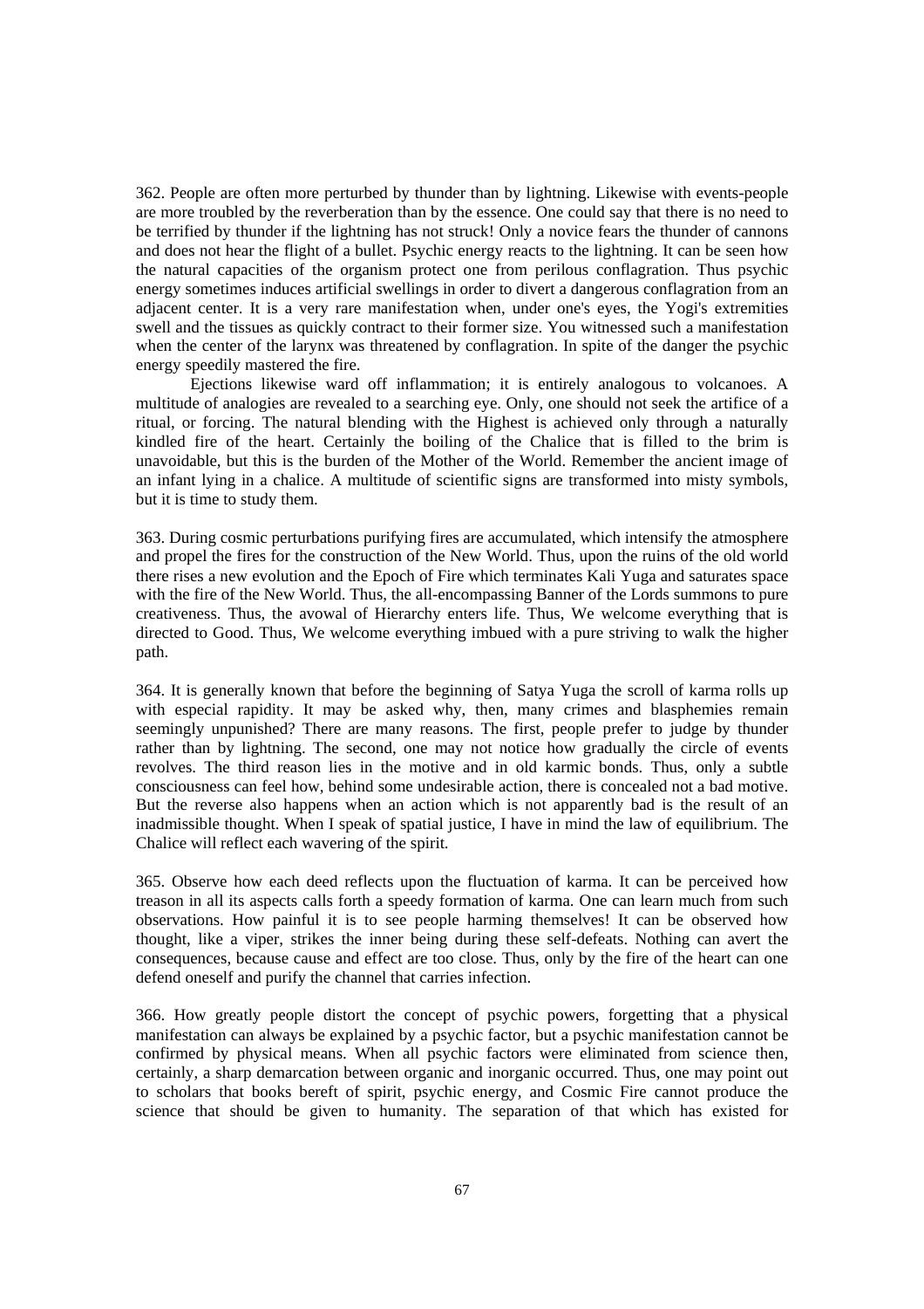362. People are often more perturbed by thunder than by lightning. Likewise with events-people are more troubled by the reverberation than by the essence. One could say that there is no need to be terrified by thunder if the lightning has not struck! Only a novice fears the thunder of cannons and does not hear the flight of a bullet. Psychic energy reacts to the lightning. It can be seen how the natural capacities of the organism protect one from perilous conflagration. Thus psychic energy sometimes induces artificial swellings in order to divert a dangerous conflagration from an adjacent center. It is a very rare manifestation when, under one's eyes, the Yogi's extremities swell and the tissues as quickly contract to their former size. You witnessed such a manifestation when the center of the larynx was threatened by conflagration. In spite of the danger the psychic energy speedily mastered the fire.

Ejections likewise ward off inflammation; it is entirely analogous to volcanoes. A multitude of analogies are revealed to a searching eye. Only, one should not seek the artifice of a ritual, or forcing. The natural blending with the Highest is achieved only through a naturally kindled fire of the heart. Certainly the boiling of the Chalice that is filled to the brim is unavoidable, but this is the burden of the Mother of the World. Remember the ancient image of an infant lying in a chalice. A multitude of scientific signs are transformed into misty symbols, but it is time to study them.

363. During cosmic perturbations purifying fires are accumulated, which intensify the atmosphere and propel the fires for the construction of the New World. Thus, upon the ruins of the old world there rises a new evolution and the Epoch of Fire which terminates Kali Yuga and saturates space with the fire of the New World. Thus, the all-encompassing Banner of the Lords summons to pure creativeness. Thus, the avowal of Hierarchy enters life. Thus, We welcome everything that is directed to Good. Thus, We welcome everything imbued with a pure striving to walk the higher path.

364. It is generally known that before the beginning of Satya Yuga the scroll of karma rolls up with especial rapidity. It may be asked why, then, many crimes and blasphemies remain seemingly unpunished? There are many reasons. The first, people prefer to judge by thunder rather than by lightning. The second, one may not notice how gradually the circle of events revolves. The third reason lies in the motive and in old karmic bonds. Thus, only a subtle consciousness can feel how, behind some undesirable action, there is concealed not a bad motive. But the reverse also happens when an action which is not apparently bad is the result of an inadmissible thought. When I speak of spatial justice, I have in mind the law of equilibrium. The Chalice will reflect each wavering of the spirit.

365. Observe how each deed reflects upon the fluctuation of karma. It can be perceived how treason in all its aspects calls forth a speedy formation of karma. One can learn much from such observations. How painful it is to see people harming themselves! It can be observed how thought, like a viper, strikes the inner being during these self-defeats. Nothing can avert the consequences, because cause and effect are too close. Thus, only by the fire of the heart can one defend oneself and purify the channel that carries infection.

366. How greatly people distort the concept of psychic powers, forgetting that a physical manifestation can always be explained by a psychic factor, but a psychic manifestation cannot be confirmed by physical means. When all psychic factors were eliminated from science then, certainly, a sharp demarcation between organic and inorganic occurred. Thus, one may point out to scholars that books bereft of spirit, psychic energy, and Cosmic Fire cannot produce the science that should be given to humanity. The separation of that which has existed for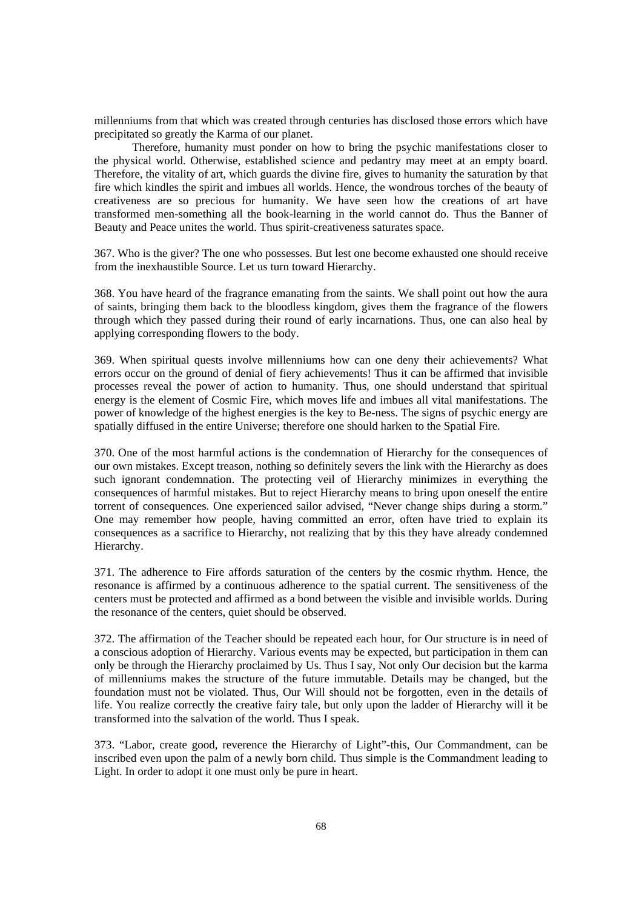millenniums from that which was created through centuries has disclosed those errors which have precipitated so greatly the Karma of our planet.

Therefore, humanity must ponder on how to bring the psychic manifestations closer to the physical world. Otherwise, established science and pedantry may meet at an empty board. Therefore, the vitality of art, which guards the divine fire, gives to humanity the saturation by that fire which kindles the spirit and imbues all worlds. Hence, the wondrous torches of the beauty of creativeness are so precious for humanity. We have seen how the creations of art have transformed men-something all the book-learning in the world cannot do. Thus the Banner of Beauty and Peace unites the world. Thus spirit-creativeness saturates space.

367. Who is the giver? The one who possesses. But lest one become exhausted one should receive from the inexhaustible Source. Let us turn toward Hierarchy.

368. You have heard of the fragrance emanating from the saints. We shall point out how the aura of saints, bringing them back to the bloodless kingdom, gives them the fragrance of the flowers through which they passed during their round of early incarnations. Thus, one can also heal by applying corresponding flowers to the body.

369. When spiritual quests involve millenniums how can one deny their achievements? What errors occur on the ground of denial of fiery achievements! Thus it can be affirmed that invisible processes reveal the power of action to humanity. Thus, one should understand that spiritual energy is the element of Cosmic Fire, which moves life and imbues all vital manifestations. The power of knowledge of the highest energies is the key to Be-ness. The signs of psychic energy are spatially diffused in the entire Universe; therefore one should harken to the Spatial Fire.

370. One of the most harmful actions is the condemnation of Hierarchy for the consequences of our own mistakes. Except treason, nothing so definitely severs the link with the Hierarchy as does such ignorant condemnation. The protecting veil of Hierarchy minimizes in everything the consequences of harmful mistakes. But to reject Hierarchy means to bring upon oneself the entire torrent of consequences. One experienced sailor advised, "Never change ships during a storm." One may remember how people, having committed an error, often have tried to explain its consequences as a sacrifice to Hierarchy, not realizing that by this they have already condemned Hierarchy.

371. The adherence to Fire affords saturation of the centers by the cosmic rhythm. Hence, the resonance is affirmed by a continuous adherence to the spatial current. The sensitiveness of the centers must be protected and affirmed as a bond between the visible and invisible worlds. During the resonance of the centers, quiet should be observed.

372. The affirmation of the Teacher should be repeated each hour, for Our structure is in need of a conscious adoption of Hierarchy. Various events may be expected, but participation in them can only be through the Hierarchy proclaimed by Us. Thus I say, Not only Our decision but the karma of millenniums makes the structure of the future immutable. Details may be changed, but the foundation must not be violated. Thus, Our Will should not be forgotten, even in the details of life. You realize correctly the creative fairy tale, but only upon the ladder of Hierarchy will it be transformed into the salvation of the world. Thus I speak.

373. "Labor, create good, reverence the Hierarchy of Light"-this, Our Commandment, can be inscribed even upon the palm of a newly born child. Thus simple is the Commandment leading to Light. In order to adopt it one must only be pure in heart.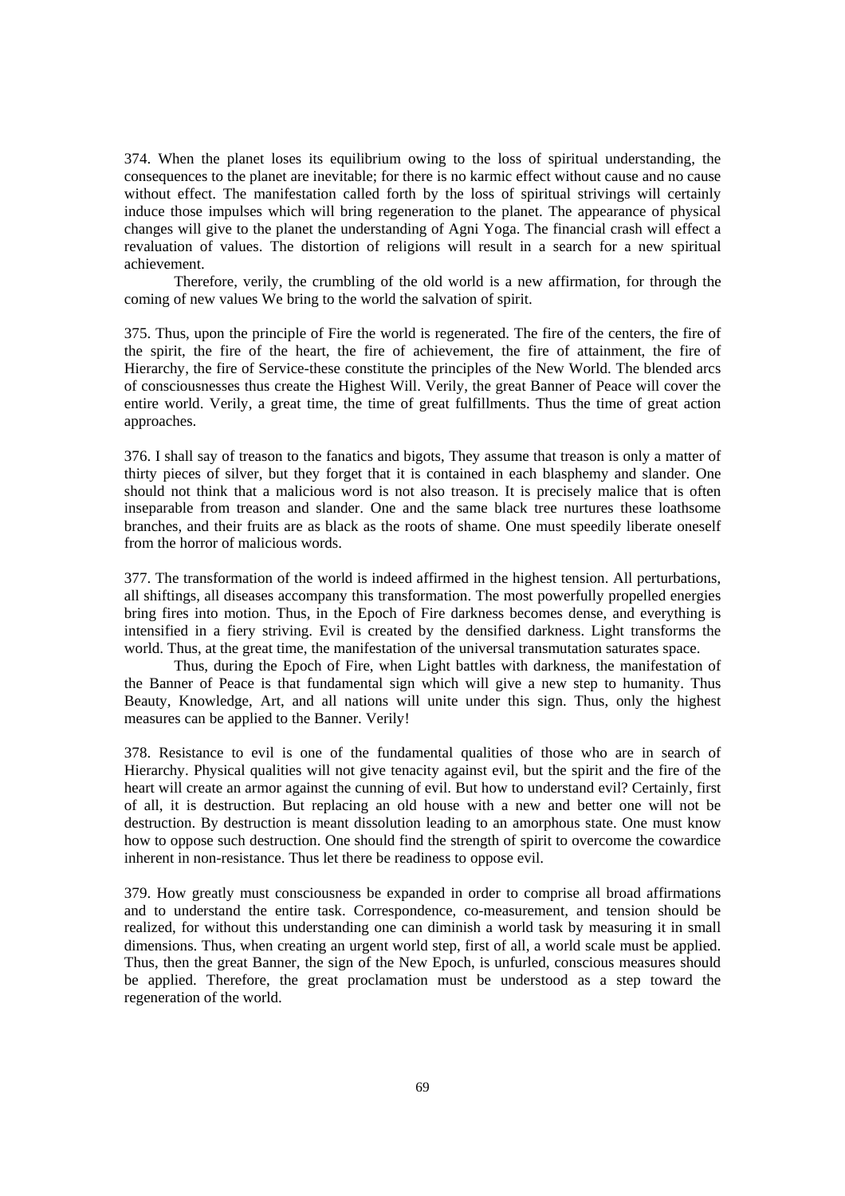374. When the planet loses its equilibrium owing to the loss of spiritual understanding, the consequences to the planet are inevitable; for there is no karmic effect without cause and no cause without effect. The manifestation called forth by the loss of spiritual strivings will certainly induce those impulses which will bring regeneration to the planet. The appearance of physical changes will give to the planet the understanding of Agni Yoga. The financial crash will effect a revaluation of values. The distortion of religions will result in a search for a new spiritual achievement.

Therefore, verily, the crumbling of the old world is a new affirmation, for through the coming of new values We bring to the world the salvation of spirit.

375. Thus, upon the principle of Fire the world is regenerated. The fire of the centers, the fire of the spirit, the fire of the heart, the fire of achievement, the fire of attainment, the fire of Hierarchy, the fire of Service-these constitute the principles of the New World. The blended arcs of consciousnesses thus create the Highest Will. Verily, the great Banner of Peace will cover the entire world. Verily, a great time, the time of great fulfillments. Thus the time of great action approaches.

376. I shall say of treason to the fanatics and bigots, They assume that treason is only a matter of thirty pieces of silver, but they forget that it is contained in each blasphemy and slander. One should not think that a malicious word is not also treason. It is precisely malice that is often inseparable from treason and slander. One and the same black tree nurtures these loathsome branches, and their fruits are as black as the roots of shame. One must speedily liberate oneself from the horror of malicious words.

377. The transformation of the world is indeed affirmed in the highest tension. All perturbations, all shiftings, all diseases accompany this transformation. The most powerfully propelled energies bring fires into motion. Thus, in the Epoch of Fire darkness becomes dense, and everything is intensified in a fiery striving. Evil is created by the densified darkness. Light transforms the world. Thus, at the great time, the manifestation of the universal transmutation saturates space.

Thus, during the Epoch of Fire, when Light battles with darkness, the manifestation of the Banner of Peace is that fundamental sign which will give a new step to humanity. Thus Beauty, Knowledge, Art, and all nations will unite under this sign. Thus, only the highest measures can be applied to the Banner. Verily!

378. Resistance to evil is one of the fundamental qualities of those who are in search of Hierarchy. Physical qualities will not give tenacity against evil, but the spirit and the fire of the heart will create an armor against the cunning of evil. But how to understand evil? Certainly, first of all, it is destruction. But replacing an old house with a new and better one will not be destruction. By destruction is meant dissolution leading to an amorphous state. One must know how to oppose such destruction. One should find the strength of spirit to overcome the cowardice inherent in non-resistance. Thus let there be readiness to oppose evil.

379. How greatly must consciousness be expanded in order to comprise all broad affirmations and to understand the entire task. Correspondence, co-measurement, and tension should be realized, for without this understanding one can diminish a world task by measuring it in small dimensions. Thus, when creating an urgent world step, first of all, a world scale must be applied. Thus, then the great Banner, the sign of the New Epoch, is unfurled, conscious measures should be applied. Therefore, the great proclamation must be understood as a step toward the regeneration of the world.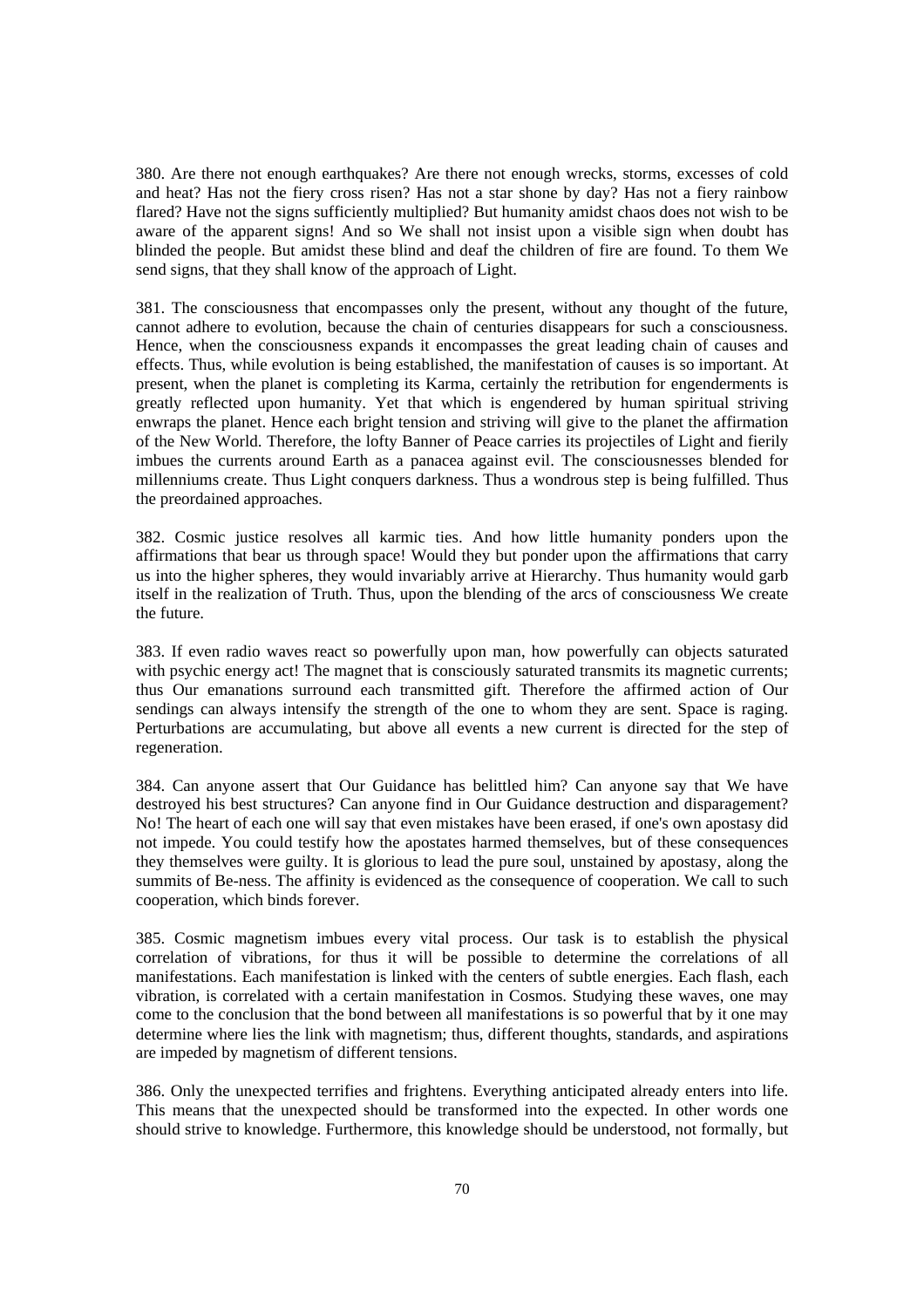380. Are there not enough earthquakes? Are there not enough wrecks, storms, excesses of cold and heat? Has not the fiery cross risen? Has not a star shone by day? Has not a fiery rainbow flared? Have not the signs sufficiently multiplied? But humanity amidst chaos does not wish to be aware of the apparent signs! And so We shall not insist upon a visible sign when doubt has blinded the people. But amidst these blind and deaf the children of fire are found. To them We send signs, that they shall know of the approach of Light.

381. The consciousness that encompasses only the present, without any thought of the future, cannot adhere to evolution, because the chain of centuries disappears for such a consciousness. Hence, when the consciousness expands it encompasses the great leading chain of causes and effects. Thus, while evolution is being established, the manifestation of causes is so important. At present, when the planet is completing its Karma, certainly the retribution for engenderments is greatly reflected upon humanity. Yet that which is engendered by human spiritual striving enwraps the planet. Hence each bright tension and striving will give to the planet the affirmation of the New World. Therefore, the lofty Banner of Peace carries its projectiles of Light and fierily imbues the currents around Earth as a panacea against evil. The consciousnesses blended for millenniums create. Thus Light conquers darkness. Thus a wondrous step is being fulfilled. Thus the preordained approaches.

382. Cosmic justice resolves all karmic ties. And how little humanity ponders upon the affirmations that bear us through space! Would they but ponder upon the affirmations that carry us into the higher spheres, they would invariably arrive at Hierarchy. Thus humanity would garb itself in the realization of Truth. Thus, upon the blending of the arcs of consciousness We create the future.

383. If even radio waves react so powerfully upon man, how powerfully can objects saturated with psychic energy act! The magnet that is consciously saturated transmits its magnetic currents; thus Our emanations surround each transmitted gift. Therefore the affirmed action of Our sendings can always intensify the strength of the one to whom they are sent. Space is raging. Perturbations are accumulating, but above all events a new current is directed for the step of regeneration.

384. Can anyone assert that Our Guidance has belittled him? Can anyone say that We have destroyed his best structures? Can anyone find in Our Guidance destruction and disparagement? No! The heart of each one will say that even mistakes have been erased, if one's own apostasy did not impede. You could testify how the apostates harmed themselves, but of these consequences they themselves were guilty. It is glorious to lead the pure soul, unstained by apostasy, along the summits of Be-ness. The affinity is evidenced as the consequence of cooperation. We call to such cooperation, which binds forever.

385. Cosmic magnetism imbues every vital process. Our task is to establish the physical correlation of vibrations, for thus it will be possible to determine the correlations of all manifestations. Each manifestation is linked with the centers of subtle energies. Each flash, each vibration, is correlated with a certain manifestation in Cosmos. Studying these waves, one may come to the conclusion that the bond between all manifestations is so powerful that by it one may determine where lies the link with magnetism; thus, different thoughts, standards, and aspirations are impeded by magnetism of different tensions.

386. Only the unexpected terrifies and frightens. Everything anticipated already enters into life. This means that the unexpected should be transformed into the expected. In other words one should strive to knowledge. Furthermore, this knowledge should be understood, not formally, but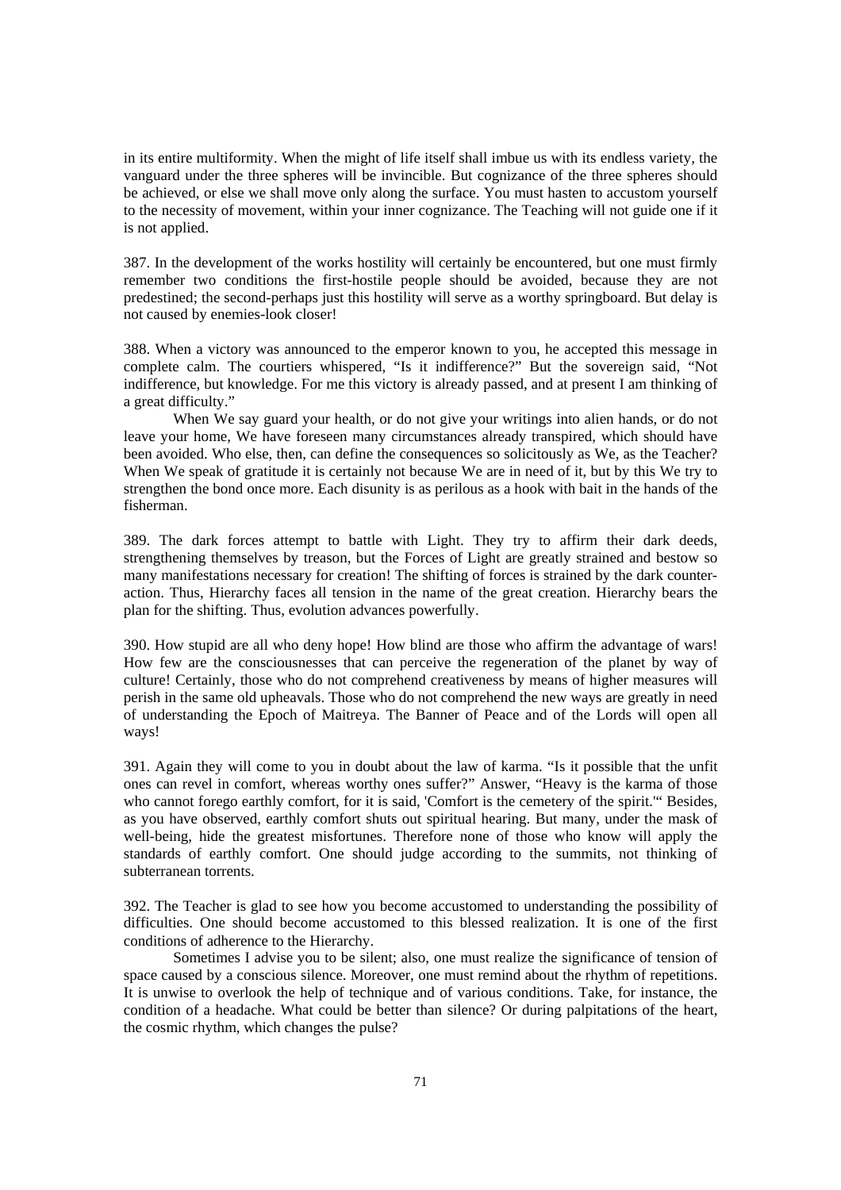in its entire multiformity. When the might of life itself shall imbue us with its endless variety, the vanguard under the three spheres will be invincible. But cognizance of the three spheres should be achieved, or else we shall move only along the surface. You must hasten to accustom yourself to the necessity of movement, within your inner cognizance. The Teaching will not guide one if it is not applied.

387. In the development of the works hostility will certainly be encountered, but one must firmly remember two conditions the first-hostile people should be avoided, because they are not predestined; the second-perhaps just this hostility will serve as a worthy springboard. But delay is not caused by enemies-look closer!

388. When a victory was announced to the emperor known to you, he accepted this message in complete calm. The courtiers whispered, "Is it indifference?" But the sovereign said, "Not indifference, but knowledge. For me this victory is already passed, and at present I am thinking of a great difficulty."

When We say guard your health, or do not give your writings into alien hands, or do not leave your home, We have foreseen many circumstances already transpired, which should have been avoided. Who else, then, can define the consequences so solicitously as We, as the Teacher? When We speak of gratitude it is certainly not because We are in need of it, but by this We try to strengthen the bond once more. Each disunity is as perilous as a hook with bait in the hands of the fisherman.

389. The dark forces attempt to battle with Light. They try to affirm their dark deeds, strengthening themselves by treason, but the Forces of Light are greatly strained and bestow so many manifestations necessary for creation! The shifting of forces is strained by the dark counter-action. Thus, Hierarchy faces all tension in the name of the great creation. Hierarchy bears the plan for the shifting. Thus, evolution advances powerfully.

390. How stupid are all who deny hope! How blind are those who affirm the advantage of wars! How few are the consciousnesses that can perceive the regeneration of the planet by way of culture! Certainly, those who do not comprehend creativeness by means of higher measures will perish in the same old upheavals. Those who do not comprehend the new ways are greatly in need of understanding the Epoch of Maitreya. The Banner of Peace and of the Lords will open all ways!

391. Again they will come to you in doubt about the law of karma. "Is it possible that the unfit ones can revel in comfort, whereas worthy ones suffer?" Answer, "Heavy is the karma of those who cannot forego earthly comfort, for it is said, 'Comfort is the cemetery of the spirit.'" Besides, as you have observed, earthly comfort shuts out spiritual hearing. But many, under the mask of well-being, hide the greatest misfortunes. Therefore none of those who know will apply the standards of earthly comfort. One should judge according to the summits, not thinking of subterranean torrents.

392. The Teacher is glad to see how you become accustomed to understanding the possibility of difficulties. One should become accustomed to this blessed realization. It is one of the first conditions of adherence to the Hierarchy.

Sometimes I advise you to be silent; also, one must realize the significance of tension of space caused by a conscious silence. Moreover, one must remind about the rhythm of repetitions. It is unwise to overlook the help of technique and of various conditions. Take, for instance, the condition of a headache. What could be better than silence? Or during palpitations of the heart, the cosmic rhythm, which changes the pulse?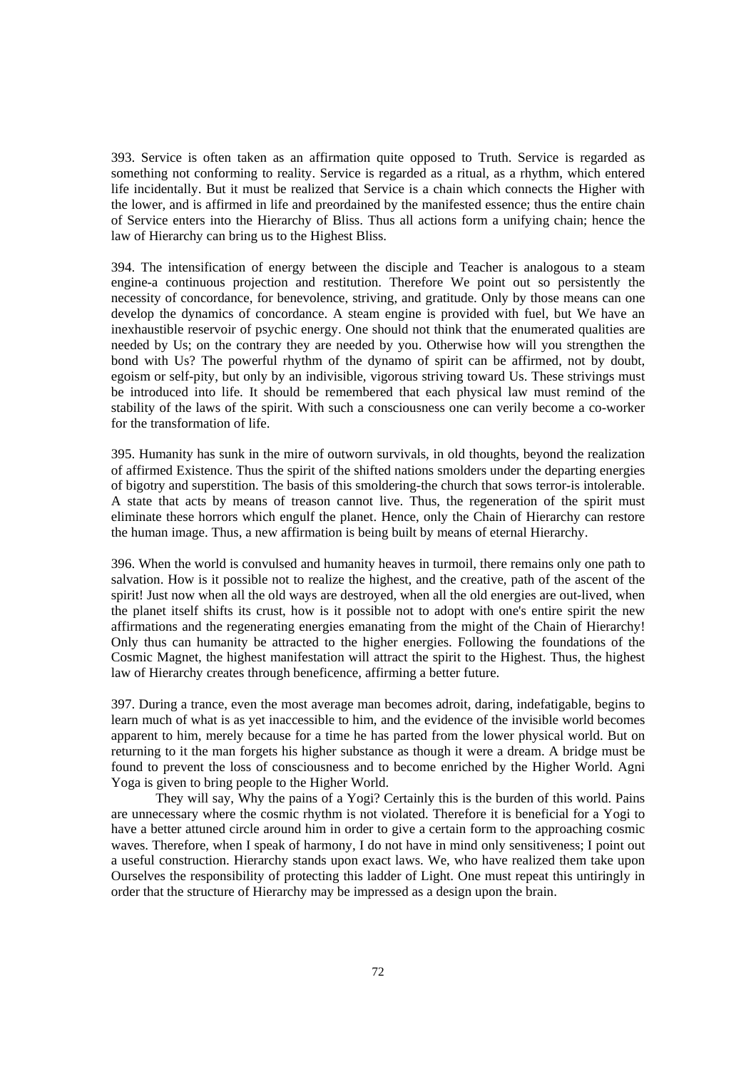393. Service is often taken as an affirmation quite opposed to Truth. Service is regarded as something not conforming to reality. Service is regarded as a ritual, as a rhythm, which entered life incidentally. But it must be realized that Service is a chain which connects the Higher with the lower, and is affirmed in life and preordained by the manifested essence; thus the entire chain of Service enters into the Hierarchy of Bliss. Thus all actions form a unifying chain; hence the law of Hierarchy can bring us to the Highest Bliss.

394. The intensification of energy between the disciple and Teacher is analogous to a steam engine-a continuous projection and restitution. Therefore We point out so persistently the necessity of concordance, for benevolence, striving, and gratitude. Only by those means can one develop the dynamics of concordance. A steam engine is provided with fuel, but We have an inexhaustible reservoir of psychic energy. One should not think that the enumerated qualities are needed by Us; on the contrary they are needed by you. Otherwise how will you strengthen the bond with Us? The powerful rhythm of the dynamo of spirit can be affirmed, not by doubt, egoism or self-pity, but only by an indivisible, vigorous striving toward Us. These strivings must be introduced into life. It should be remembered that each physical law must remind of the stability of the laws of the spirit. With such a consciousness one can verily become a co-worker for the transformation of life.

395. Humanity has sunk in the mire of outworn survivals, in old thoughts, beyond the realization of affirmed Existence. Thus the spirit of the shifted nations smolders under the departing energies of bigotry and superstition. The basis of this smoldering-the church that sows terror-is intolerable. A state that acts by means of treason cannot live. Thus, the regeneration of the spirit must eliminate these horrors which engulf the planet. Hence, only the Chain of Hierarchy can restore the human image. Thus, a new affirmation is being built by means of eternal Hierarchy.

396. When the world is convulsed and humanity heaves in turmoil, there remains only one path to salvation. How is it possible not to realize the highest, and the creative, path of the ascent of the spirit! Just now when all the old ways are destroyed, when all the old energies are out-lived, when the planet itself shifts its crust, how is it possible not to adopt with one's entire spirit the new affirmations and the regenerating energies emanating from the might of the Chain of Hierarchy! Only thus can humanity be attracted to the higher energies. Following the foundations of the Cosmic Magnet, the highest manifestation will attract the spirit to the Highest. Thus, the highest law of Hierarchy creates through beneficence, affirming a better future.

397. During a trance, even the most average man becomes adroit, daring, indefatigable, begins to learn much of what is as yet inaccessible to him, and the evidence of the invisible world becomes apparent to him, merely because for a time he has parted from the lower physical world. But on returning to it the man forgets his higher substance as though it were a dream. A bridge must be found to prevent the loss of consciousness and to become enriched by the Higher World. Agni Yoga is given to bring people to the Higher World.

They will say, Why the pains of a Yogi? Certainly this is the burden of this world. Pains are unnecessary where the cosmic rhythm is not violated. Therefore it is beneficial for a Yogi to have a better attuned circle around him in order to give a certain form to the approaching cosmic waves. Therefore, when I speak of harmony, I do not have in mind only sensitiveness; I point out a useful construction. Hierarchy stands upon exact laws. We, who have realized them take upon Ourselves the responsibility of protecting this ladder of Light. One must repeat this untiringly in order that the structure of Hierarchy may be impressed as a design upon the brain.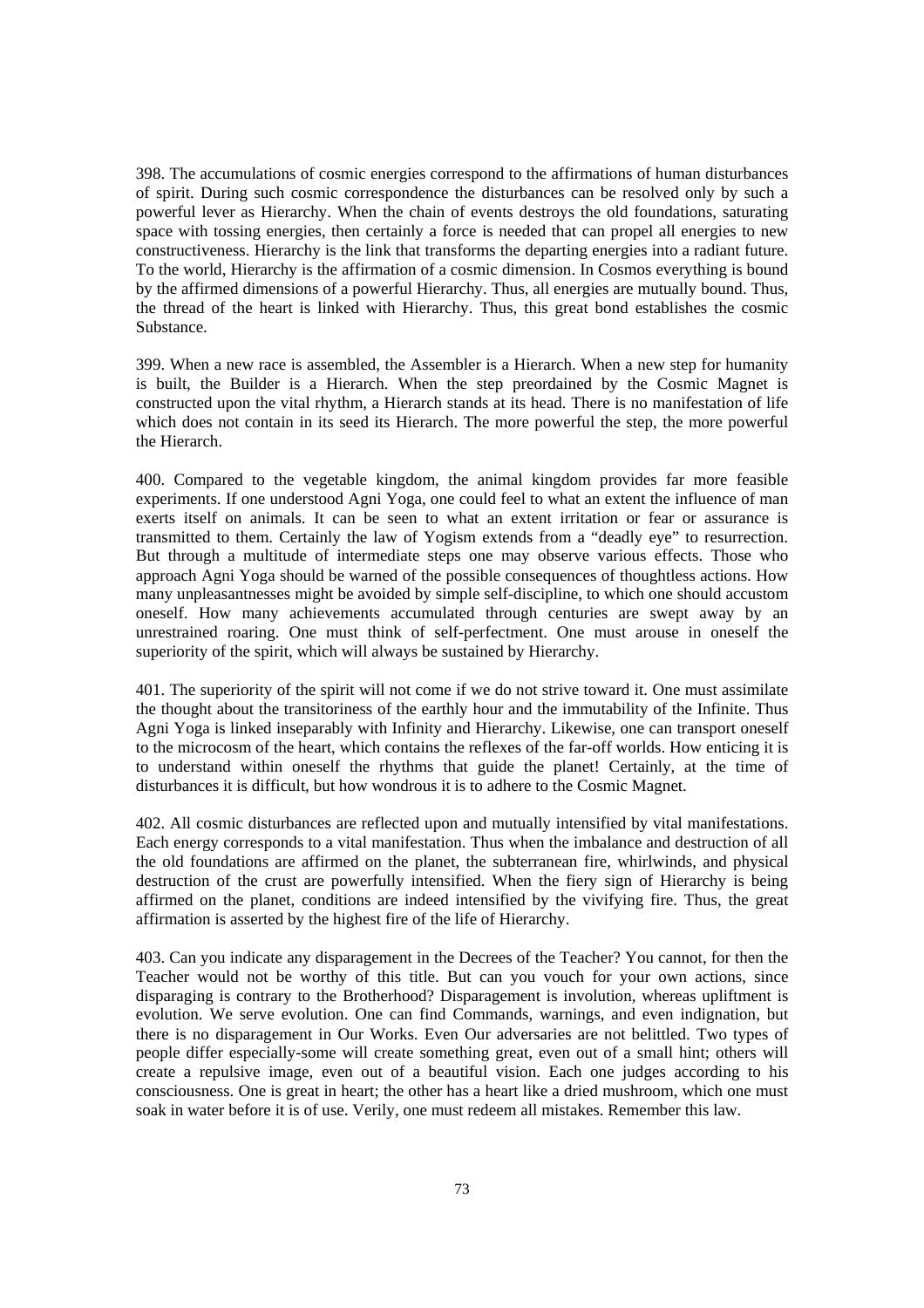398. The accumulations of cosmic energies correspond to the affirmations of human disturbances of spirit. During such cosmic correspondence the disturbances can be resolved only by such a powerful lever as Hierarchy. When the chain of events destroys the old foundations, saturating space with tossing energies, then certainly a force is needed that can propel all energies to new constructiveness. Hierarchy is the link that transforms the departing energies into a radiant future. To the world, Hierarchy is the affirmation of a cosmic dimension. In Cosmos everything is bound by the affirmed dimensions of a powerful Hierarchy. Thus, all energies are mutually bound. Thus, the thread of the heart is linked with Hierarchy. Thus, this great bond establishes the cosmic Substance.

399. When a new race is assembled, the Assembler is a Hierarch. When a new step for humanity is built, the Builder is a Hierarch. When the step preordained by the Cosmic Magnet is constructed upon the vital rhythm, a Hierarch stands at its head. There is no manifestation of life which does not contain in its seed its Hierarch. The more powerful the step, the more powerful the Hierarch.

400. Compared to the vegetable kingdom, the animal kingdom provides far more feasible experiments. If one understood Agni Yoga, one could feel to what an extent the influence of man exerts itself on animals. It can be seen to what an extent irritation or fear or assurance is transmitted to them. Certainly the law of Yogism extends from a "deadly eye" to resurrection. But through a multitude of intermediate steps one may observe various effects. Those who approach Agni Yoga should be warned of the possible consequences of thoughtless actions. How many unpleasantnesses might be avoided by simple self-discipline, to which one should accustom oneself. How many achievements accumulated through centuries are swept away by an unrestrained roaring. One must think of self-perfectment. One must arouse in oneself the superiority of the spirit, which will always be sustained by Hierarchy.

401. The superiority of the spirit will not come if we do not strive toward it. One must assimilate the thought about the transitoriness of the earthly hour and the immutability of the Infinite. Thus Agni Yoga is linked inseparably with Infinity and Hierarchy. Likewise, one can transport oneself to the microcosm of the heart, which contains the reflexes of the far-off worlds. How enticing it is to understand within oneself the rhythms that guide the planet! Certainly, at the time of disturbances it is difficult, but how wondrous it is to adhere to the Cosmic Magnet.

402. All cosmic disturbances are reflected upon and mutually intensified by vital manifestations. Each energy corresponds to a vital manifestation. Thus when the imbalance and destruction of all the old foundations are affirmed on the planet, the subterranean fire, whirlwinds, and physical destruction of the crust are powerfully intensified. When the fiery sign of Hierarchy is being affirmed on the planet, conditions are indeed intensified by the vivifying fire. Thus, the great affirmation is asserted by the highest fire of the life of Hierarchy.

403. Can you indicate any disparagement in the Decrees of the Teacher? You cannot, for then the Teacher would not be worthy of this title. But can you vouch for your own actions, since disparaging is contrary to the Brotherhood? Disparagement is involution, whereas upliftment is evolution. We serve evolution. One can find Commands, warnings, and even indignation, but there is no disparagement in Our Works. Even Our adversaries are not belittled. Two types of people differ especially-some will create something great, even out of a small hint; others will create a repulsive image, even out of a beautiful vision. Each one judges according to his consciousness. One is great in heart; the other has a heart like a dried mushroom, which one must soak in water before it is of use. Verily, one must redeem all mistakes. Remember this law.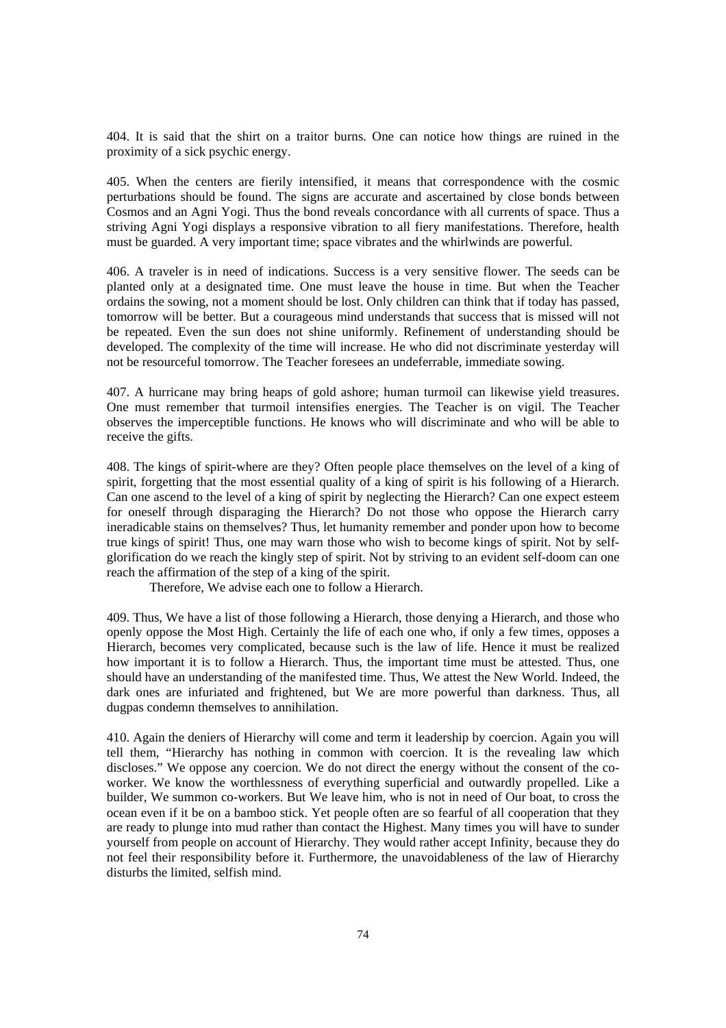404. It is said that the shirt on a traitor burns. One can notice how things are ruined in the proximity of a sick psychic energy.

405. When the centers are fierily intensified, it means that correspondence with the cosmic perturbations should be found. The signs are accurate and ascertained by close bonds between Cosmos and an Agni Yogi. Thus the bond reveals concordance with all currents of space. Thus a striving Agni Yogi displays a responsive vibration to all fiery manifestations. Therefore, health must be guarded. A very important time; space vibrates and the whirlwinds are powerful.

406. A traveler is in need of indications. Success is a very sensitive flower. The seeds can be planted only at a designated time. One must leave the house in time. But when the Teacher ordains the sowing, not a moment should be lost. Only children can think that if today has passed, tomorrow will be better. But a courageous mind understands that success that is missed will not be repeated. Even the sun does not shine uniformly. Refinement of understanding should be developed. The complexity of the time will increase. He who did not discriminate yesterday will not be resourceful tomorrow. The Teacher foresees an undeferrable, immediate sowing.

407. A hurricane may bring heaps of gold ashore; human turmoil can likewise yield treasures. One must remember that turmoil intensifies energies. The Teacher is on vigil. The Teacher observes the imperceptible functions. He knows who will discriminate and who will be able to receive the gifts.

408. The kings of spirit-where are they? Often people place themselves on the level of a king of spirit, forgetting that the most essential quality of a king of spirit is his following of a Hierarch. Can one ascend to the level of a king of spirit by neglecting the Hierarch? Can one expect esteem for oneself through disparaging the Hierarch? Do not those who oppose the Hierarch carry ineradicable stains on themselves? Thus, let humanity remember and ponder upon how to become true kings of spirit! Thus, one may warn those who wish to become kings of spirit. Not by self-glorification do we reach the kingly step of spirit. Not by striving to an evident self-doom can one reach the affirmation of the step of a king of the spirit.

Therefore, We advise each one to follow a Hierarch.

409. Thus, We have a list of those following a Hierarch, those denying a Hierarch, and those who openly oppose the Most High. Certainly the life of each one who, if only a few times, opposes a Hierarch, becomes very complicated, because such is the law of life. Hence it must be realized how important it is to follow a Hierarch. Thus, the important time must be attested. Thus, one should have an understanding of the manifested time. Thus, We attest the New World. Indeed, the dark ones are infuriated and frightened, but We are more powerful than darkness. Thus, all dugpas condemn themselves to annihilation.

410. Again the deniers of Hierarchy will come and term it leadership by coercion. Again you will tell them, "Hierarchy has nothing in common with coercion. It is the revealing law which discloses." We oppose any coercion. We do not direct the energy without the consent of the co-worker. We know the worthlessness of everything superficial and outwardly propelled. Like a builder, We summon co-workers. But We leave him, who is not in need of Our boat, to cross the ocean even if it be on a bamboo stick. Yet people often are so fearful of all cooperation that they are ready to plunge into mud rather than contact the Highest. Many times you will have to sunder yourself from people on account of Hierarchy. They would rather accept Infinity, because they do not feel their responsibility before it. Furthermore, the unavoidableness of the law of Hierarchy disturbs the limited, selfish mind.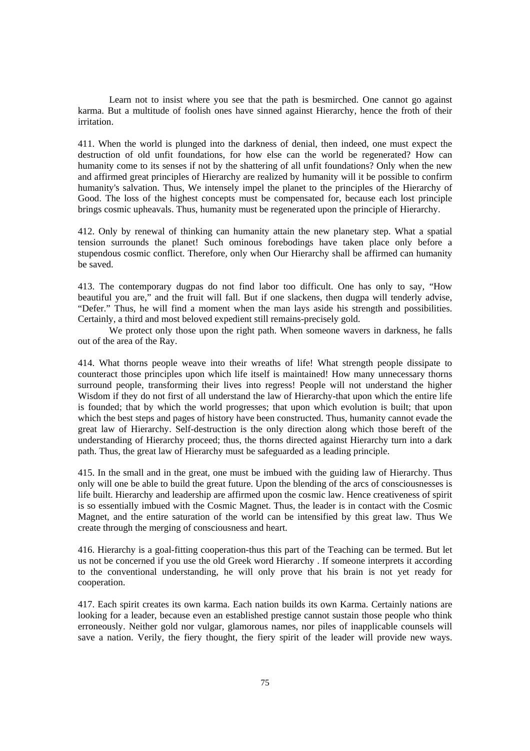Learn not to insist where you see that the path is besmirched. One cannot go against karma. But a multitude of foolish ones have sinned against Hierarchy, hence the froth of their irritation.

411. When the world is plunged into the darkness of denial, then indeed, one must expect the destruction of old unfit foundations, for how else can the world be regenerated? How can humanity come to its senses if not by the shattering of all unfit foundations? Only when the new and affirmed great principles of Hierarchy are realized by humanity will it be possible to confirm humanity's salvation. Thus, We intensely impel the planet to the principles of the Hierarchy of Good. The loss of the highest concepts must be compensated for, because each lost principle brings cosmic upheavals. Thus, humanity must be regenerated upon the principle of Hierarchy.

412. Only by renewal of thinking can humanity attain the new planetary step. What a spatial tension surrounds the planet! Such ominous forebodings have taken place only before a stupendous cosmic conflict. Therefore, only when Our Hierarchy shall be affirmed can humanity be saved.

413. The contemporary dugpas do not find labor too difficult. One has only to say, "How beautiful you are," and the fruit will fall. But if one slackens, then dugpa will tenderly advise, "Defer." Thus, he will find a moment when the man lays aside his strength and possibilities. Certainly, a third and most beloved expedient still remains-precisely gold.

We protect only those upon the right path. When someone wavers in darkness, he falls out of the area of the Ray.

414. What thorns people weave into their wreaths of life! What strength people dissipate to counteract those principles upon which life itself is maintained! How many unnecessary thorns surround people, transforming their lives into regress! People will not understand the higher Wisdom if they do not first of all understand the law of Hierarchy-that upon which the entire life is founded; that by which the world progresses; that upon which evolution is built; that upon which the best steps and pages of history have been constructed. Thus, humanity cannot evade the great law of Hierarchy. Self-destruction is the only direction along which those bereft of the understanding of Hierarchy proceed; thus, the thorns directed against Hierarchy turn into a dark path. Thus, the great law of Hierarchy must be safeguarded as a leading principle.

415. In the small and in the great, one must be imbued with the guiding law of Hierarchy. Thus only will one be able to build the great future. Upon the blending of the arcs of consciousnesses is life built. Hierarchy and leadership are affirmed upon the cosmic law. Hence creativeness of spirit is so essentially imbued with the Cosmic Magnet. Thus, the leader is in contact with the Cosmic Magnet, and the entire saturation of the world can be intensified by this great law. Thus We create through the merging of consciousness and heart.

416. Hierarchy is a goal-fitting cooperation-thus this part of the Teaching can be termed. But let us not be concerned if you use the old Greek word Hierarchy . If someone interprets it according to the conventional understanding, he will only prove that his brain is not yet ready for cooperation.

417. Each spirit creates its own karma. Each nation builds its own Karma. Certainly nations are looking for a leader, because even an established prestige cannot sustain those people who think erroneously. Neither gold nor vulgar, glamorous names, nor piles of inapplicable counsels will save a nation. Verily, the fiery thought, the fiery spirit of the leader will provide new ways.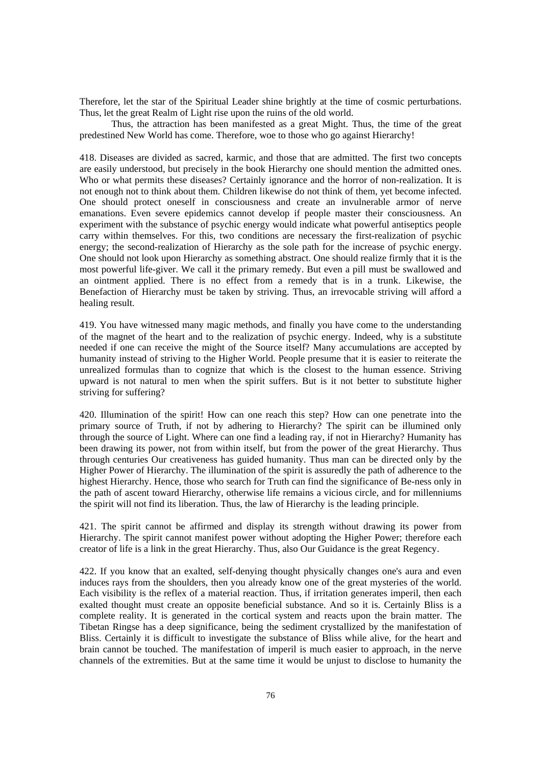Therefore, let the star of the Spiritual Leader shine brightly at the time of cosmic perturbations. Thus, let the great Realm of Light rise upon the ruins of the old world.

Thus, the attraction has been manifested as a great Might. Thus, the time of the great predestined New World has come. Therefore, woe to those who go against Hierarchy!

418. Diseases are divided as sacred, karmic, and those that are admitted. The first two concepts are easily understood, but precisely in the book Hierarchy one should mention the admitted ones. Who or what permits these diseases? Certainly ignorance and the horror of non-realization. It is not enough not to think about them. Children likewise do not think of them, yet become infected. One should protect oneself in consciousness and create an invulnerable armor of nerve emanations. Even severe epidemics cannot develop if people master their consciousness. An experiment with the substance of psychic energy would indicate what powerful antiseptics people carry within themselves. For this, two conditions are necessary the first-realization of psychic energy; the second-realization of Hierarchy as the sole path for the increase of psychic energy. One should not look upon Hierarchy as something abstract. One should realize firmly that it is the most powerful life-giver. We call it the primary remedy. But even a pill must be swallowed and an ointment applied. There is no effect from a remedy that is in a trunk. Likewise, the Benefaction of Hierarchy must be taken by striving. Thus, an irrevocable striving will afford a healing result.

419. You have witnessed many magic methods, and finally you have come to the understanding of the magnet of the heart and to the realization of psychic energy. Indeed, why is a substitute needed if one can receive the might of the Source itself? Many accumulations are accepted by humanity instead of striving to the Higher World. People presume that it is easier to reiterate the unrealized formulas than to cognize that which is the closest to the human essence. Striving upward is not natural to men when the spirit suffers. But is it not better to substitute higher striving for suffering?

420. Illumination of the spirit! How can one reach this step? How can one penetrate into the primary source of Truth, if not by adhering to Hierarchy? The spirit can be illumined only through the source of Light. Where can one find a leading ray, if not in Hierarchy? Humanity has been drawing its power, not from within itself, but from the power of the great Hierarchy. Thus through centuries Our creativeness has guided humanity. Thus man can be directed only by the Higher Power of Hierarchy. The illumination of the spirit is assuredly the path of adherence to the highest Hierarchy. Hence, those who search for Truth can find the significance of Be-ness only in the path of ascent toward Hierarchy, otherwise life remains a vicious circle, and for millenniums the spirit will not find its liberation. Thus, the law of Hierarchy is the leading principle.

421. The spirit cannot be affirmed and display its strength without drawing its power from Hierarchy. The spirit cannot manifest power without adopting the Higher Power; therefore each creator of life is a link in the great Hierarchy. Thus, also Our Guidance is the great Regency.

422. If you know that an exalted, self-denying thought physically changes one's aura and even induces rays from the shoulders, then you already know one of the great mysteries of the world. Each visibility is the reflex of a material reaction. Thus, if irritation generates imperil, then each exalted thought must create an opposite beneficial substance. And so it is. Certainly Bliss is a complete reality. It is generated in the cortical system and reacts upon the brain matter. The Tibetan Ringse has a deep significance, being the sediment crystallized by the manifestation of Bliss. Certainly it is difficult to investigate the substance of Bliss while alive, for the heart and brain cannot be touched. The manifestation of imperil is much easier to approach, in the nerve channels of the extremities. But at the same time it would be unjust to disclose to humanity the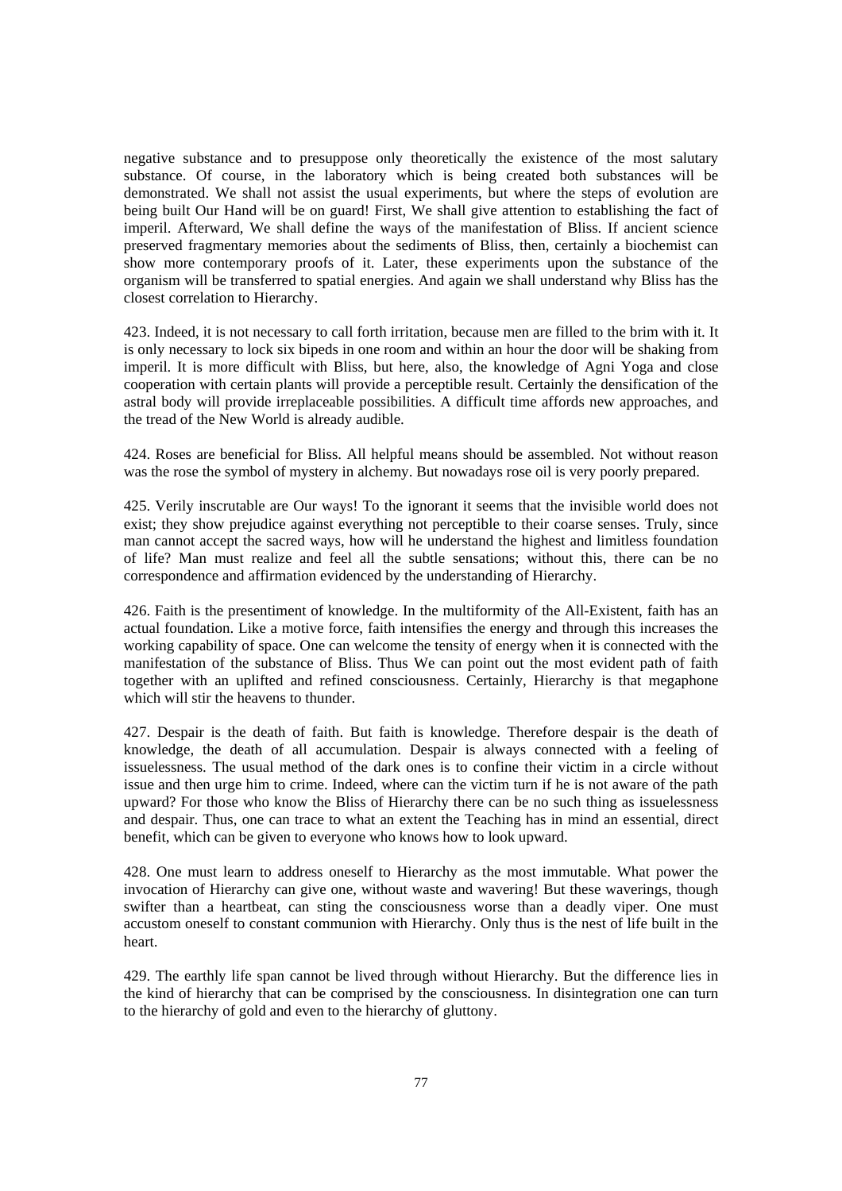negative substance and to presuppose only theoretically the existence of the most salutary substance. Of course, in the laboratory which is being created both substances will be demonstrated. We shall not assist the usual experiments, but where the steps of evolution are being built Our Hand will be on guard! First, We shall give attention to establishing the fact of imperil. Afterward, We shall define the ways of the manifestation of Bliss. If ancient science preserved fragmentary memories about the sediments of Bliss, then, certainly a biochemist can show more contemporary proofs of it. Later, these experiments upon the substance of the organism will be transferred to spatial energies. And again we shall understand why Bliss has the closest correlation to Hierarchy.

423. Indeed, it is not necessary to call forth irritation, because men are filled to the brim with it. It is only necessary to lock six bipeds in one room and within an hour the door will be shaking from imperil. It is more difficult with Bliss, but here, also, the knowledge of Agni Yoga and close cooperation with certain plants will provide a perceptible result. Certainly the densification of the astral body will provide irreplaceable possibilities. A difficult time affords new approaches, and the tread of the New World is already audible.

424. Roses are beneficial for Bliss. All helpful means should be assembled. Not without reason was the rose the symbol of mystery in alchemy. But nowadays rose oil is very poorly prepared.

425. Verily inscrutable are Our ways! To the ignorant it seems that the invisible world does not exist; they show prejudice against everything not perceptible to their coarse senses. Truly, since man cannot accept the sacred ways, how will he understand the highest and limitless foundation of life? Man must realize and feel all the subtle sensations; without this, there can be no correspondence and affirmation evidenced by the understanding of Hierarchy.

426. Faith is the presentiment of knowledge. In the multiformity of the All-Existent, faith has an actual foundation. Like a motive force, faith intensifies the energy and through this increases the working capability of space. One can welcome the tensity of energy when it is connected with the manifestation of the substance of Bliss. Thus We can point out the most evident path of faith together with an uplifted and refined consciousness. Certainly, Hierarchy is that megaphone which will stir the heavens to thunder.

427. Despair is the death of faith. But faith is knowledge. Therefore despair is the death of knowledge, the death of all accumulation. Despair is always connected with a feeling of issuelessness. The usual method of the dark ones is to confine their victim in a circle without issue and then urge him to crime. Indeed, where can the victim turn if he is not aware of the path upward? For those who know the Bliss of Hierarchy there can be no such thing as issuelessness and despair. Thus, one can trace to what an extent the Teaching has in mind an essential, direct benefit, which can be given to everyone who knows how to look upward.

428. One must learn to address oneself to Hierarchy as the most immutable. What power the invocation of Hierarchy can give one, without waste and wavering! But these waverings, though swifter than a heartbeat, can sting the consciousness worse than a deadly viper. One must accustom oneself to constant communion with Hierarchy. Only thus is the nest of life built in the heart.

429. The earthly life span cannot be lived through without Hierarchy. But the difference lies in the kind of hierarchy that can be comprised by the consciousness. In disintegration one can turn to the hierarchy of gold and even to the hierarchy of gluttony.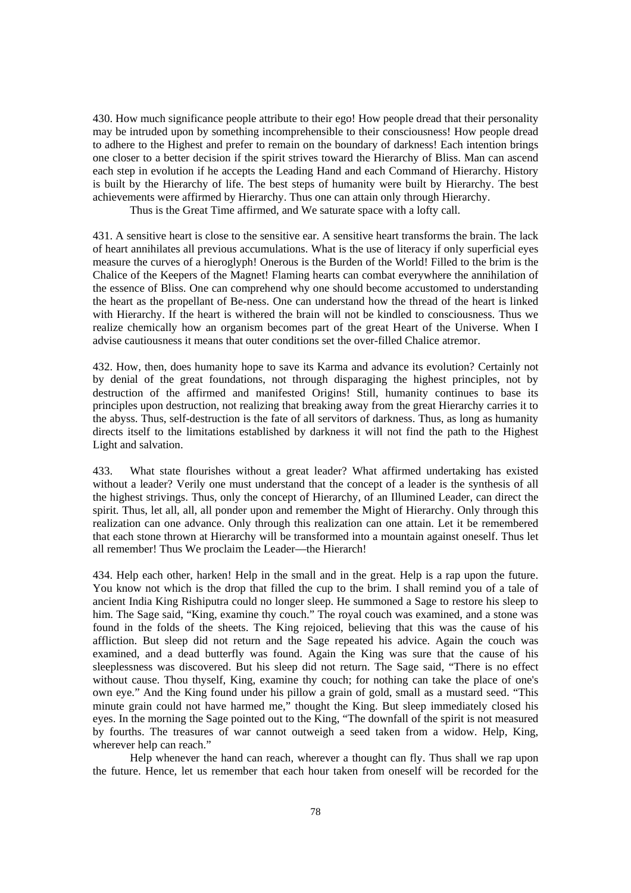430. How much significance people attribute to their ego! How people dread that their personality may be intruded upon by something incomprehensible to their consciousness! How people dread to adhere to the Highest and prefer to remain on the boundary of darkness! Each intention brings one closer to a better decision if the spirit strives toward the Hierarchy of Bliss. Man can ascend each step in evolution if he accepts the Leading Hand and each Command of Hierarchy. History is built by the Hierarchy of life. The best steps of humanity were built by Hierarchy. The best achievements were affirmed by Hierarchy. Thus one can attain only through Hierarchy.

Thus is the Great Time affirmed, and We saturate space with a lofty call.

431. A sensitive heart is close to the sensitive ear. A sensitive heart transforms the brain. The lack of heart annihilates all previous accumulations. What is the use of literacy if only superficial eyes measure the curves of a hieroglyph! Onerous is the Burden of the World! Filled to the brim is the Chalice of the Keepers of the Magnet! Flaming hearts can combat everywhere the annihilation of the essence of Bliss. One can comprehend why one should become accustomed to understanding the heart as the propellant of Be-ness. One can understand how the thread of the heart is linked with Hierarchy. If the heart is withered the brain will not be kindled to consciousness. Thus we realize chemically how an organism becomes part of the great Heart of the Universe. When I advise cautiousness it means that outer conditions set the over-filled Chalice atremor.

432. How, then, does humanity hope to save its Karma and advance its evolution? Certainly not by denial of the great foundations, not through disparaging the highest principles, not by destruction of the affirmed and manifested Origins! Still, humanity continues to base its principles upon destruction, not realizing that breaking away from the great Hierarchy carries it to the abyss. Thus, self-destruction is the fate of all servitors of darkness. Thus, as long as humanity directs itself to the limitations established by darkness it will not find the path to the Highest Light and salvation.

433. What state flourishes without a great leader? What affirmed undertaking has existed without a leader? Verily one must understand that the concept of a leader is the synthesis of all the highest strivings. Thus, only the concept of Hierarchy, of an Illumined Leader, can direct the spirit. Thus, let all, all, all ponder upon and remember the Might of Hierarchy. Only through this realization can one advance. Only through this realization can one attain. Let it be remembered that each stone thrown at Hierarchy will be transformed into a mountain against oneself. Thus let all remember! Thus We proclaim the Leader—the Hierarch!

434. Help each other, harken! Help in the small and in the great. Help is a rap upon the future. You know not which is the drop that filled the cup to the brim. I shall remind you of a tale of ancient India King Rishiputra could no longer sleep. He summoned a Sage to restore his sleep to him. The Sage said, "King, examine thy couch." The royal couch was examined, and a stone was found in the folds of the sheets. The King rejoiced, believing that this was the cause of his affliction. But sleep did not return and the Sage repeated his advice. Again the couch was examined, and a dead butterfly was found. Again the King was sure that the cause of his sleeplessness was discovered. But his sleep did not return. The Sage said, "There is no effect without cause. Thou thyself, King, examine thy couch; for nothing can take the place of one's own eye." And the King found under his pillow a grain of gold, small as a mustard seed. "This minute grain could not have harmed me," thought the King. But sleep immediately closed his eyes. In the morning the Sage pointed out to the King, "The downfall of the spirit is not measured by fourths. The treasures of war cannot outweigh a seed taken from a widow. Help, King, wherever help can reach."

Help whenever the hand can reach, wherever a thought can fly. Thus shall we rap upon the future. Hence, let us remember that each hour taken from oneself will be recorded for the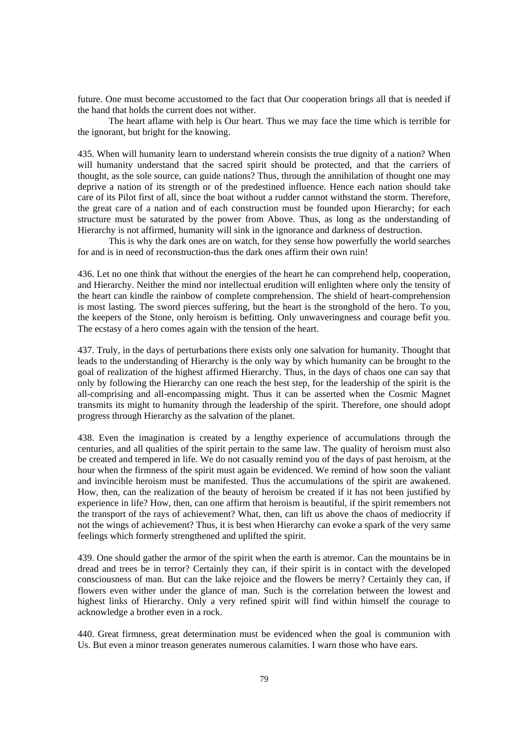future. One must become accustomed to the fact that Our cooperation brings all that is needed if the hand that holds the current does not wither.

The heart aflame with help is Our heart. Thus we may face the time which is terrible for the ignorant, but bright for the knowing.

435. When will humanity learn to understand wherein consists the true dignity of a nation? When will humanity understand that the sacred spirit should be protected, and that the carriers of thought, as the sole source, can guide nations? Thus, through the annihilation of thought one may deprive a nation of its strength or of the predestined influence. Hence each nation should take care of its Pilot first of all, since the boat without a rudder cannot withstand the storm. Therefore, the great care of a nation and of each construction must be founded upon Hierarchy; for each structure must be saturated by the power from Above. Thus, as long as the understanding of Hierarchy is not affirmed, humanity will sink in the ignorance and darkness of destruction.

This is why the dark ones are on watch, for they sense how powerfully the world searches for and is in need of reconstruction-thus the dark ones affirm their own ruin!

436. Let no one think that without the energies of the heart he can comprehend help, cooperation, and Hierarchy. Neither the mind nor intellectual erudition will enlighten where only the tensity of the heart can kindle the rainbow of complete comprehension. The shield of heart-comprehension is most lasting. The sword pierces suffering, but the heart is the stronghold of the hero. To you, the keepers of the Stone, only heroism is befitting. Only unwaveringness and courage befit you. The ecstasy of a hero comes again with the tension of the heart.

437. Truly, in the days of perturbations there exists only one salvation for humanity. Thought that leads to the understanding of Hierarchy is the only way by which humanity can be brought to the goal of realization of the highest affirmed Hierarchy. Thus, in the days of chaos one can say that only by following the Hierarchy can one reach the best step, for the leadership of the spirit is the all-comprising and all-encompassing might. Thus it can be asserted when the Cosmic Magnet transmits its might to humanity through the leadership of the spirit. Therefore, one should adopt progress through Hierarchy as the salvation of the planet.

438. Even the imagination is created by a lengthy experience of accumulations through the centuries, and all qualities of the spirit pertain to the same law. The quality of heroism must also be created and tempered in life. We do not casually remind you of the days of past heroism, at the hour when the firmness of the spirit must again be evidenced. We remind of how soon the valiant and invincible heroism must be manifested. Thus the accumulations of the spirit are awakened. How, then, can the realization of the beauty of heroism be created if it has not been justified by experience in life? How, then, can one affirm that heroism is beautiful, if the spirit remembers not the transport of the rays of achievement? What, then, can lift us above the chaos of mediocrity if not the wings of achievement? Thus, it is best when Hierarchy can evoke a spark of the very same feelings which formerly strengthened and uplifted the spirit.

439. One should gather the armor of the spirit when the earth is atremor. Can the mountains be in dread and trees be in terror? Certainly they can, if their spirit is in contact with the developed consciousness of man. But can the lake rejoice and the flowers be merry? Certainly they can, if flowers even wither under the glance of man. Such is the correlation between the lowest and highest links of Hierarchy. Only a very refined spirit will find within himself the courage to acknowledge a brother even in a rock.

440. Great firmness, great determination must be evidenced when the goal is communion with Us. But even a minor treason generates numerous calamities. I warn those who have ears.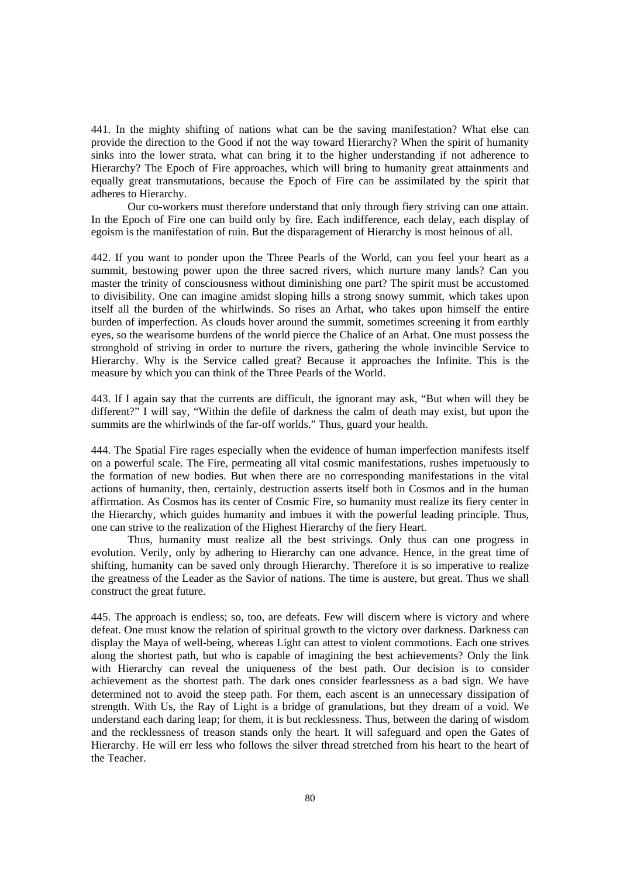441. In the mighty shifting of nations what can be the saving manifestation? What else can provide the direction to the Good if not the way toward Hierarchy? When the spirit of humanity sinks into the lower strata, what can bring it to the higher understanding if not adherence to Hierarchy? The Epoch of Fire approaches, which will bring to humanity great attainments and equally great transmutations, because the Epoch of Fire can be assimilated by the spirit that adheres to Hierarchy.

Our co-workers must therefore understand that only through fiery striving can one attain. In the Epoch of Fire one can build only by fire. Each indifference, each delay, each display of egoism is the manifestation of ruin. But the disparagement of Hierarchy is most heinous of all.

442. If you want to ponder upon the Three Pearls of the World, can you feel your heart as a summit, bestowing power upon the three sacred rivers, which nurture many lands? Can you master the trinity of consciousness without diminishing one part? The spirit must be accustomed to divisibility. One can imagine amidst sloping hills a strong snowy summit, which takes upon itself all the burden of the whirlwinds. So rises an Arhat, who takes upon himself the entire burden of imperfection. As clouds hover around the summit, sometimes screening it from earthly eyes, so the wearisome burdens of the world pierce the Chalice of an Arhat. One must possess the stronghold of striving in order to nurture the rivers, gathering the whole invincible Service to Hierarchy. Why is the Service called great? Because it approaches the Infinite. This is the measure by which you can think of the Three Pearls of the World.

443. If I again say that the currents are difficult, the ignorant may ask, "But when will they be different?" I will say, "Within the defile of darkness the calm of death may exist, but upon the summits are the whirlwinds of the far-off worlds." Thus, guard your health.

444. The Spatial Fire rages especially when the evidence of human imperfection manifests itself on a powerful scale. The Fire, permeating all vital cosmic manifestations, rushes impetuously to the formation of new bodies. But when there are no corresponding manifestations in the vital actions of humanity, then, certainly, destruction asserts itself both in Cosmos and in the human affirmation. As Cosmos has its center of Cosmic Fire, so humanity must realize its fiery center in the Hierarchy, which guides humanity and imbues it with the powerful leading principle. Thus, one can strive to the realization of the Highest Hierarchy of the fiery Heart.

Thus, humanity must realize all the best strivings. Only thus can one progress in evolution. Verily, only by adhering to Hierarchy can one advance. Hence, in the great time of shifting, humanity can be saved only through Hierarchy. Therefore it is so imperative to realize the greatness of the Leader as the Savior of nations. The time is austere, but great. Thus we shall construct the great future.

445. The approach is endless; so, too, are defeats. Few will discern where is victory and where defeat. One must know the relation of spiritual growth to the victory over darkness. Darkness can display the Maya of well-being, whereas Light can attest to violent commotions. Each one strives along the shortest path, but who is capable of imagining the best achievements? Only the link with Hierarchy can reveal the uniqueness of the best path. Our decision is to consider achievement as the shortest path. The dark ones consider fearlessness as a bad sign. We have determined not to avoid the steep path. For them, each ascent is an unnecessary dissipation of strength. With Us, the Ray of Light is a bridge of granulations, but they dream of a void. We understand each daring leap; for them, it is but recklessness. Thus, between the daring of wisdom and the recklessness of treason stands only the heart. It will safeguard and open the Gates of Hierarchy. He will err less who follows the silver thread stretched from his heart to the heart of the Teacher.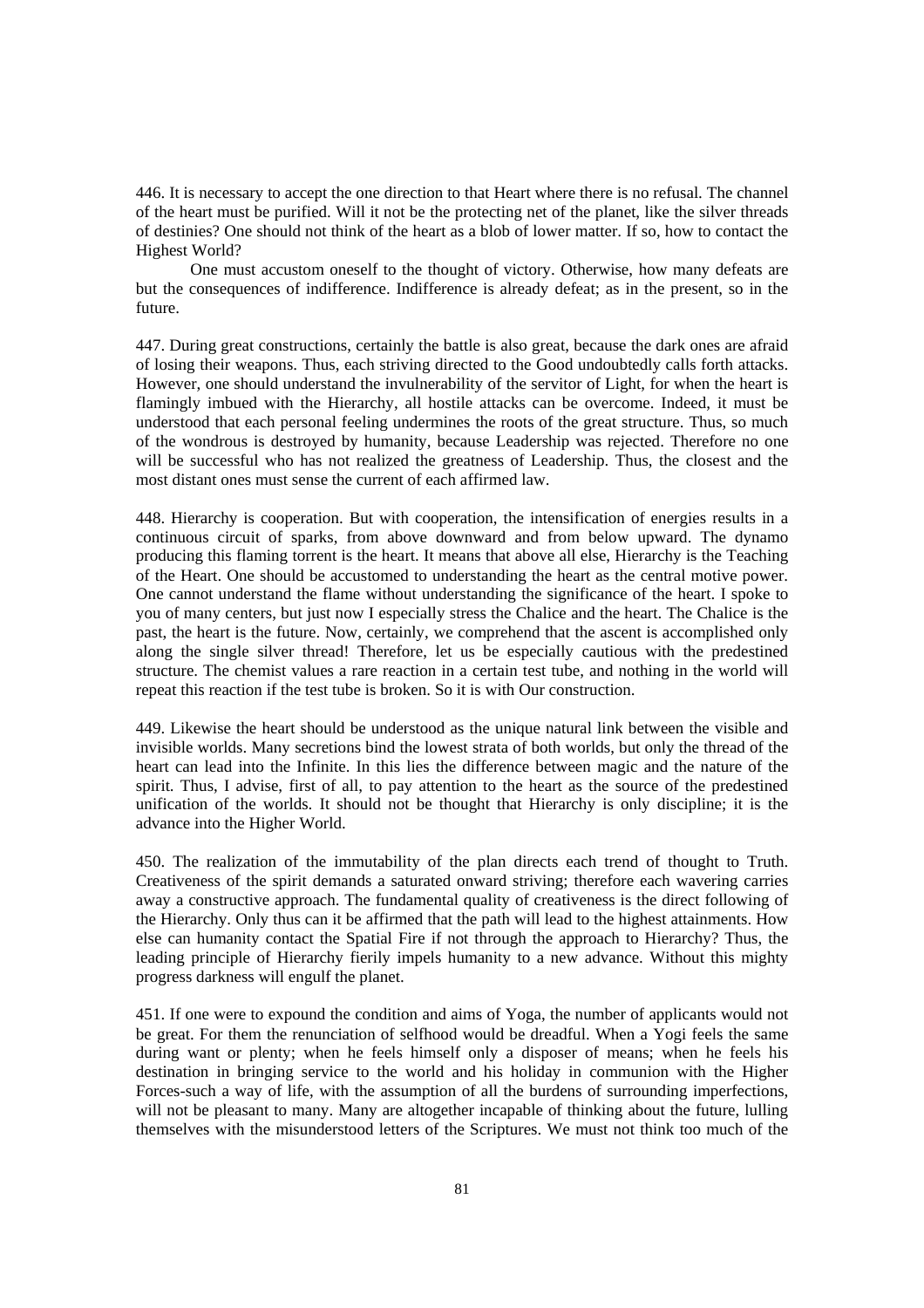446. It is necessary to accept the one direction to that Heart where there is no refusal. The channel of the heart must be purified. Will it not be the protecting net of the planet, like the silver threads of destinies? One should not think of the heart as a blob of lower matter. If so, how to contact the Highest World?

One must accustom oneself to the thought of victory. Otherwise, how many defeats are but the consequences of indifference. Indifference is already defeat; as in the present, so in the future.

447. During great constructions, certainly the battle is also great, because the dark ones are afraid of losing their weapons. Thus, each striving directed to the Good undoubtedly calls forth attacks. However, one should understand the invulnerability of the servitor of Light, for when the heart is flamingly imbued with the Hierarchy, all hostile attacks can be overcome. Indeed, it must be understood that each personal feeling undermines the roots of the great structure. Thus, so much of the wondrous is destroyed by humanity, because Leadership was rejected. Therefore no one will be successful who has not realized the greatness of Leadership. Thus, the closest and the most distant ones must sense the current of each affirmed law.

448. Hierarchy is cooperation. But with cooperation, the intensification of energies results in a continuous circuit of sparks, from above downward and from below upward. The dynamo producing this flaming torrent is the heart. It means that above all else, Hierarchy is the Teaching of the Heart. One should be accustomed to understanding the heart as the central motive power. One cannot understand the flame without understanding the significance of the heart. I spoke to you of many centers, but just now I especially stress the Chalice and the heart. The Chalice is the past, the heart is the future. Now, certainly, we comprehend that the ascent is accomplished only along the single silver thread! Therefore, let us be especially cautious with the predestined structure. The chemist values a rare reaction in a certain test tube, and nothing in the world will repeat this reaction if the test tube is broken. So it is with Our construction.

449. Likewise the heart should be understood as the unique natural link between the visible and invisible worlds. Many secretions bind the lowest strata of both worlds, but only the thread of the heart can lead into the Infinite. In this lies the difference between magic and the nature of the spirit. Thus, I advise, first of all, to pay attention to the heart as the source of the predestined unification of the worlds. It should not be thought that Hierarchy is only discipline; it is the advance into the Higher World.

450. The realization of the immutability of the plan directs each trend of thought to Truth. Creativeness of the spirit demands a saturated onward striving; therefore each wavering carries away a constructive approach. The fundamental quality of creativeness is the direct following of the Hierarchy. Only thus can it be affirmed that the path will lead to the highest attainments. How else can humanity contact the Spatial Fire if not through the approach to Hierarchy? Thus, the leading principle of Hierarchy fierily impels humanity to a new advance. Without this mighty progress darkness will engulf the planet.

451. If one were to expound the condition and aims of Yoga, the number of applicants would not be great. For them the renunciation of selfhood would be dreadful. When a Yogi feels the same during want or plenty; when he feels himself only a disposer of means; when he feels his destination in bringing service to the world and his holiday in communion with the Higher Forces-such a way of life, with the assumption of all the burdens of surrounding imperfections, will not be pleasant to many. Many are altogether incapable of thinking about the future, lulling themselves with the misunderstood letters of the Scriptures. We must not think too much of the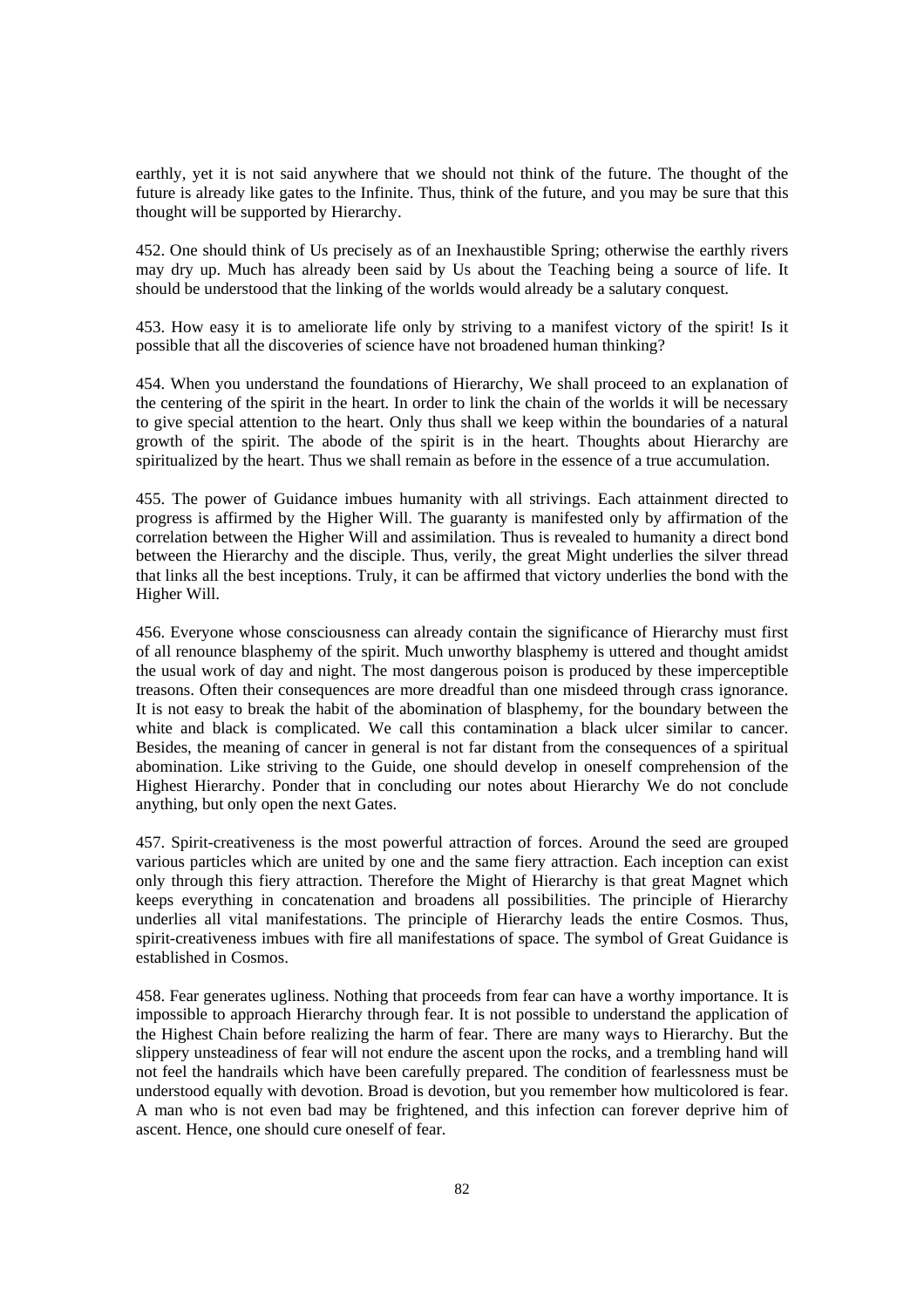earthly, yet it is not said anywhere that we should not think of the future. The thought of the future is already like gates to the Infinite. Thus, think of the future, and you may be sure that this thought will be supported by Hierarchy.

452. One should think of Us precisely as of an Inexhaustible Spring; otherwise the earthly rivers may dry up. Much has already been said by Us about the Teaching being a source of life. It should be understood that the linking of the worlds would already be a salutary conquest.

453. How easy it is to ameliorate life only by striving to a manifest victory of the spirit! Is it possible that all the discoveries of science have not broadened human thinking?

454. When you understand the foundations of Hierarchy, We shall proceed to an explanation of the centering of the spirit in the heart. In order to link the chain of the worlds it will be necessary to give special attention to the heart. Only thus shall we keep within the boundaries of a natural growth of the spirit. The abode of the spirit is in the heart. Thoughts about Hierarchy are spiritualized by the heart. Thus we shall remain as before in the essence of a true accumulation.

455. The power of Guidance imbues humanity with all strivings. Each attainment directed to progress is affirmed by the Higher Will. The guaranty is manifested only by affirmation of the correlation between the Higher Will and assimilation. Thus is revealed to humanity a direct bond between the Hierarchy and the disciple. Thus, verily, the great Might underlies the silver thread that links all the best inceptions. Truly, it can be affirmed that victory underlies the bond with the Higher Will.

456. Everyone whose consciousness can already contain the significance of Hierarchy must first of all renounce blasphemy of the spirit. Much unworthy blasphemy is uttered and thought amidst the usual work of day and night. The most dangerous poison is produced by these imperceptible treasons. Often their consequences are more dreadful than one misdeed through crass ignorance. It is not easy to break the habit of the abomination of blasphemy, for the boundary between the white and black is complicated. We call this contamination a black ulcer similar to cancer. Besides, the meaning of cancer in general is not far distant from the consequences of a spiritual abomination. Like striving to the Guide, one should develop in oneself comprehension of the Highest Hierarchy. Ponder that in concluding our notes about Hierarchy We do not conclude anything, but only open the next Gates.

457. Spirit-creativeness is the most powerful attraction of forces. Around the seed are grouped various particles which are united by one and the same fiery attraction. Each inception can exist only through this fiery attraction. Therefore the Might of Hierarchy is that great Magnet which keeps everything in concatenation and broadens all possibilities. The principle of Hierarchy underlies all vital manifestations. The principle of Hierarchy leads the entire Cosmos. Thus, spirit-creativeness imbues with fire all manifestations of space. The symbol of Great Guidance is established in Cosmos.

458. Fear generates ugliness. Nothing that proceeds from fear can have a worthy importance. It is impossible to approach Hierarchy through fear. It is not possible to understand the application of the Highest Chain before realizing the harm of fear. There are many ways to Hierarchy. But the slippery unsteadiness of fear will not endure the ascent upon the rocks, and a trembling hand will not feel the handrails which have been carefully prepared. The condition of fearlessness must be understood equally with devotion. Broad is devotion, but you remember how multicolored is fear. A man who is not even bad may be frightened, and this infection can forever deprive him of ascent. Hence, one should cure oneself of fear.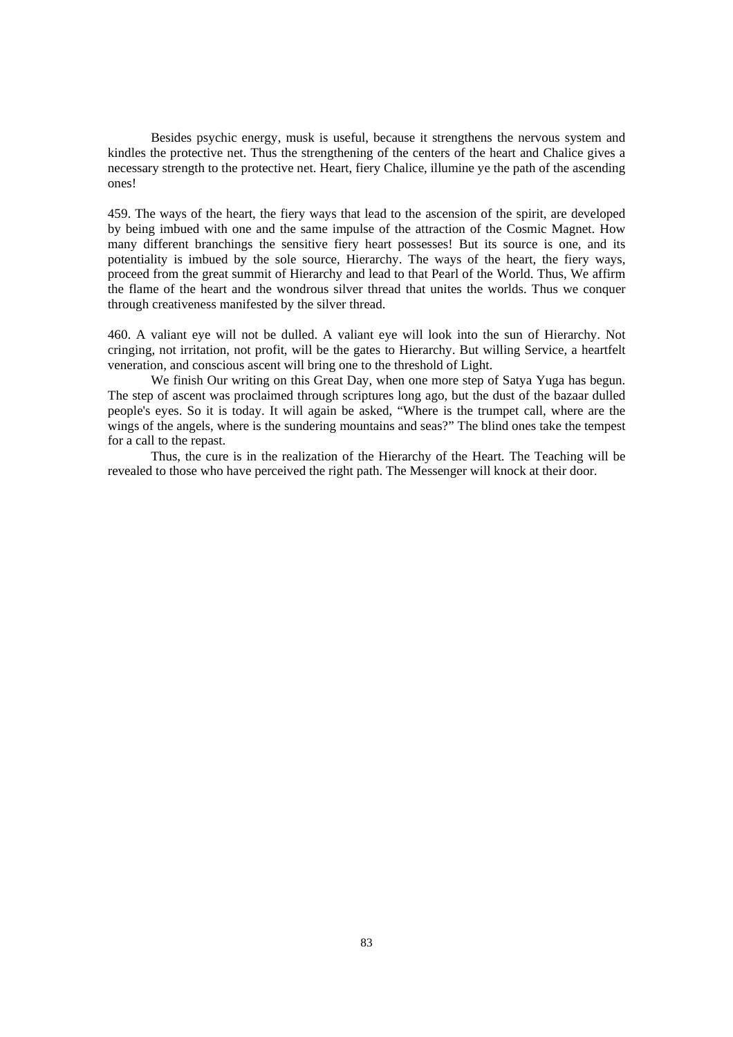Besides psychic energy, musk is useful, because it strengthens the nervous system and kindles the protective net. Thus the strengthening of the centers of the heart and Chalice gives a necessary strength to the protective net. Heart, fiery Chalice, illumine ye the path of the ascending ones!

459. The ways of the heart, the fiery ways that lead to the ascension of the spirit, are developed by being imbued with one and the same impulse of the attraction of the Cosmic Magnet. How many different branchings the sensitive fiery heart possesses! But its source is one, and its potentiality is imbued by the sole source, Hierarchy. The ways of the heart, the fiery ways, proceed from the great summit of Hierarchy and lead to that Pearl of the World. Thus, We affirm the flame of the heart and the wondrous silver thread that unites the worlds. Thus we conquer through creativeness manifested by the silver thread.

460. A valiant eye will not be dulled. A valiant eye will look into the sun of Hierarchy. Not cringing, not irritation, not profit, will be the gates to Hierarchy. But willing Service, a heartfelt veneration, and conscious ascent will bring one to the threshold of Light.

We finish Our writing on this Great Day, when one more step of Satya Yuga has begun. The step of ascent was proclaimed through scriptures long ago, but the dust of the bazaar dulled people's eyes. So it is today. It will again be asked, "Where is the trumpet call, where are the wings of the angels, where is the sundering mountains and seas?" The blind ones take the tempest for a call to the repast.

Thus, the cure is in the realization of the Hierarchy of the Heart. The Teaching will be revealed to those who have perceived the right path. The Messenger will knock at their door.